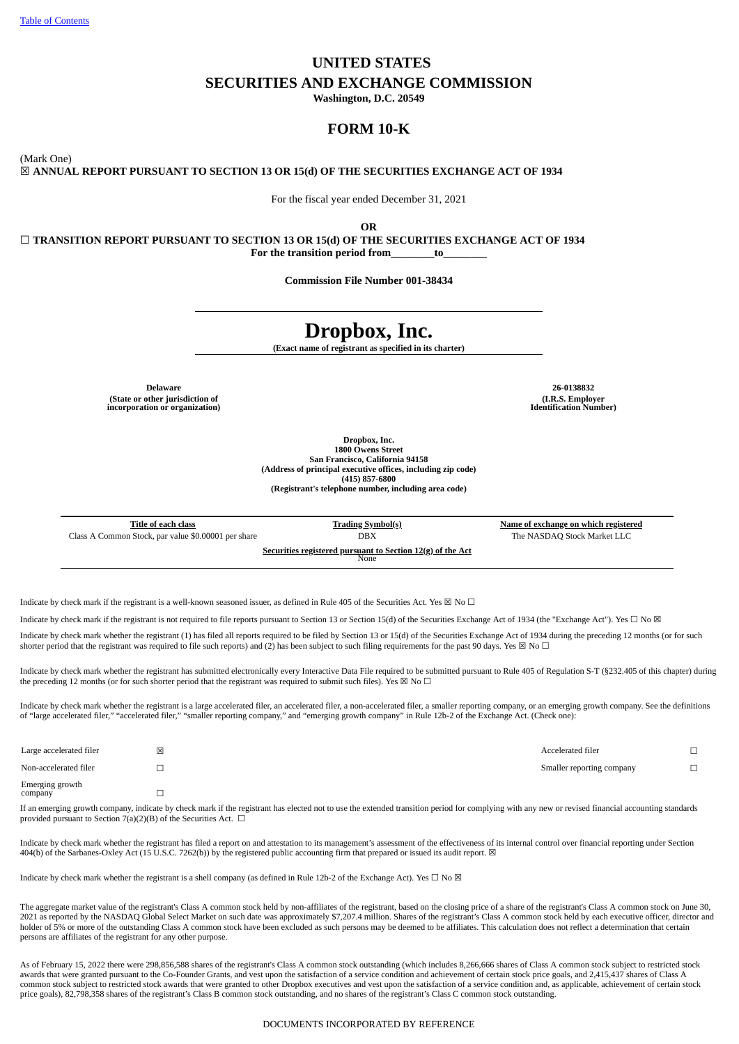[Table of Contents](#)

# UNITED STATES
# SECURITIES AND EXCHANGE COMMISSION
**Washington, D.C. 20549**

## FORM 10-K

(Mark One)

☒ **ANNUAL REPORT PURSUANT TO SECTION 13 OR 15(d) OF THE SECURITIES EXCHANGE ACT OF 1934**

For the fiscal year ended December 31, 2021

**OR**

☐ **TRANSITION REPORT PURSUANT TO SECTION 13 OR 15(d) OF THE SECURITIES EXCHANGE ACT OF 1934**
**For the transition period from________to________**

**Commission File Number 001-38434**

# Dropbox, Inc.
**(Exact name of registrant as specified in its charter)**

| **Delaware** | **26-0138832** |
|---|---|
| **(State or other jurisdiction of incorporation or organization)** | **(I.R.S. Employer Identification Number)** |

**Dropbox, Inc.**
**1800 Owens Street**
**San Francisco, California 94158**
**(Address of principal executive offices, including zip code)**
**(415) 857-6800**
**(Registrant's telephone number, including area code)**

| Title of each class | Trading Symbol(s) | Name of exchange on which registered |
|---|---|---|
| Class A Common Stock, par value $0.00001 per share | DBX | The NASDAQ Stock Market LLC |

**Securities registered pursuant to Section 12(g) of the Act**
None

Indicate by check mark if the registrant is a well-known seasoned issuer, as defined in Rule 405 of the Securities Act. Yes ☒ No ☐

Indicate by check mark if the registrant is not required to file reports pursuant to Section 13 or Section 15(d) of the Securities Exchange Act of 1934 (the "Exchange Act"). Yes ☐ No ☒

Indicate by check mark whether the registrant (1) has filed all reports required to be filed by Section 13 or 15(d) of the Securities Exchange Act of 1934 during the preceding 12 months (or for such shorter period that the registrant was required to file such reports) and (2) has been subject to such filing requirements for the past 90 days. Yes ☒ No ☐

Indicate by check mark whether the registrant has submitted electronically every Interactive Data File required to be submitted pursuant to Rule 405 of Regulation S-T (§232.405 of this chapter) during the preceding 12 months (or for such shorter period that the registrant was required to submit such files). Yes ☒ No ☐

Indicate by check mark whether the registrant is a large accelerated filer, an accelerated filer, a non-accelerated filer, a smaller reporting company, or an emerging growth company. See the definitions of "large accelerated filer," "accelerated filer," "smaller reporting company," and "emerging growth company" in Rule 12b-2 of the Exchange Act. (Check one):

| | | | |
|---|---|---|---|
| Large accelerated filer | ☒ | Accelerated filer | ☐ |
| Non-accelerated filer | ☐ | Smaller reporting company | ☐ |
| Emerging growth company | ☐ | | |

If an emerging growth company, indicate by check mark if the registrant has elected not to use the extended transition period for complying with any new or revised financial accounting standards provided pursuant to Section 7(a)(2)(B) of the Securities Act. ☐

Indicate by check mark whether the registrant has filed a report on and attestation to its management's assessment of the effectiveness of its internal control over financial reporting under Section 404(b) of the Sarbanes-Oxley Act (15 U.S.C. 7262(b)) by the registered public accounting firm that prepared or issued its audit report. ☒

Indicate by check mark whether the registrant is a shell company (as defined in Rule 12b-2 of the Exchange Act). Yes ☐ No ☒

The aggregate market value of the registrant's Class A common stock held by non-affiliates of the registrant, based on the closing price of a share of the registrant's Class A common stock on June 30, 2021 as reported by the NASDAQ Global Select Market on such date was approximately $7,207.4 million. Shares of the registrant's Class A common stock held by each executive officer, director and holder of 5% or more of the outstanding Class A common stock have been excluded as such persons may be deemed to be affiliates. This calculation does not reflect a determination that certain persons are affiliates of the registrant for any other purpose.

As of February 15, 2022 there were 298,856,588 shares of the registrant's Class A common stock outstanding (which includes 8,266,666 shares of Class A common stock subject to restricted stock awards that were granted pursuant to the Co-Founder Grants, and vest upon the satisfaction of a service condition and achievement of certain stock price goals, and 2,415,437 shares of Class A common stock subject to restricted stock awards that were granted to other Dropbox executives and vest upon the satisfaction of a service condition and, as applicable, achievement of certain stock price goals), 82,798,358 shares of the registrant's Class B common stock outstanding, and no shares of the registrant's Class C common stock outstanding.

DOCUMENTS INCORPORATED BY REFERENCE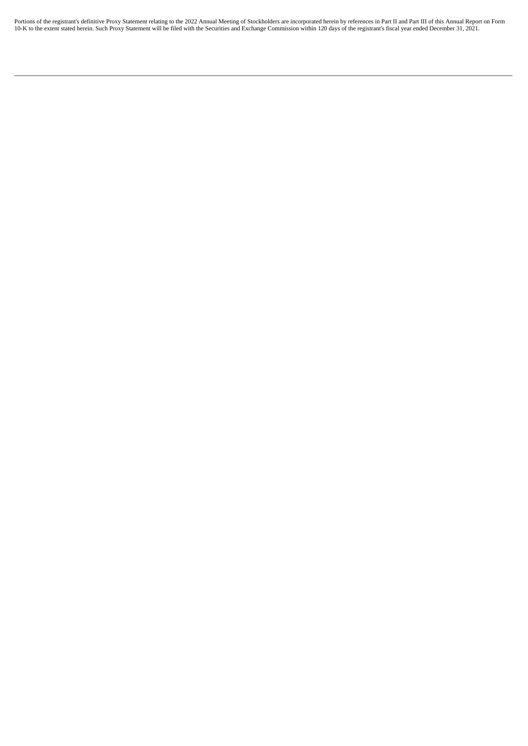Portions of the registrant's definitive Proxy Statement relating to the 2022 Annual Meeting of Stockholders are incorporated herein by references in Part II and Part III of this Annual Report on Form 10-K to the extent stated herein. Such Proxy Statement will be filed with the Securities and Exchange Commission within 120 days of the registrant's fiscal year ended December 31, 2021.

---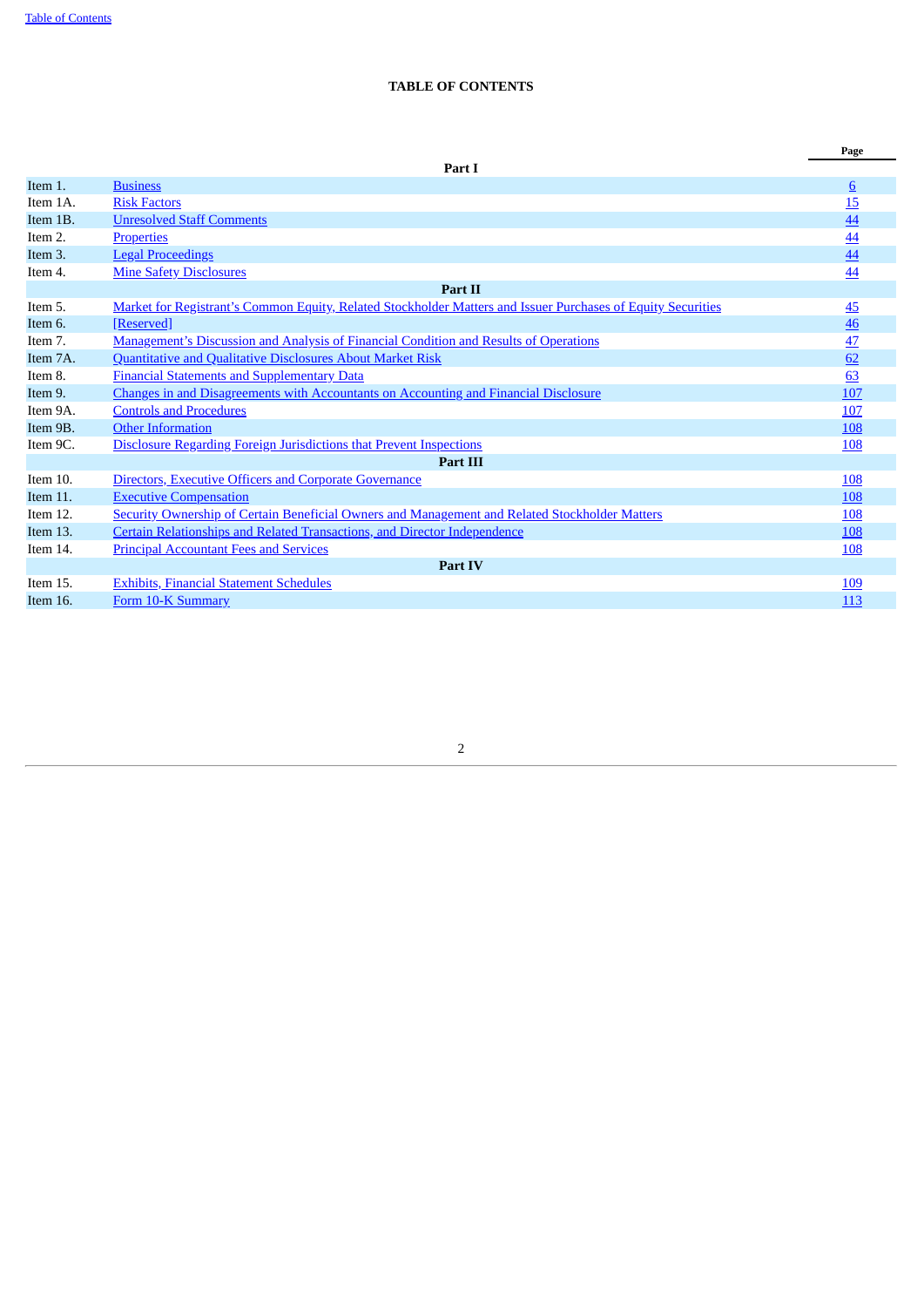# TABLE OF CONTENTS

| | | Page |
|---|---|---|
| | **Part I** | |
| Item 1. | Business | 6 |
| Item 1A. | Risk Factors | 15 |
| Item 1B. | Unresolved Staff Comments | 44 |
| Item 2. | Properties | 44 |
| Item 3. | Legal Proceedings | 44 |
| Item 4. | Mine Safety Disclosures | 44 |
| | **Part II** | |
| Item 5. | Market for Registrant's Common Equity, Related Stockholder Matters and Issuer Purchases of Equity Securities | 45 |
| Item 6. | [Reserved] | 46 |
| Item 7. | Management's Discussion and Analysis of Financial Condition and Results of Operations | 47 |
| Item 7A. | Quantitative and Qualitative Disclosures About Market Risk | 62 |
| Item 8. | Financial Statements and Supplementary Data | 63 |
| Item 9. | Changes in and Disagreements with Accountants on Accounting and Financial Disclosure | 107 |
| Item 9A. | Controls and Procedures | 107 |
| Item 9B. | Other Information | 108 |
| Item 9C. | Disclosure Regarding Foreign Jurisdictions that Prevent Inspections | 108 |
| | **Part III** | |
| Item 10. | Directors, Executive Officers and Corporate Governance | 108 |
| Item 11. | Executive Compensation | 108 |
| Item 12. | Security Ownership of Certain Beneficial Owners and Management and Related Stockholder Matters | 108 |
| Item 13. | Certain Relationships and Related Transactions, and Director Independence | 108 |
| Item 14. | Principal Accountant Fees and Services | 108 |
| | **Part IV** | |
| Item 15. | Exhibits, Financial Statement Schedules | 109 |
| Item 16. | Form 10-K Summary | 113 |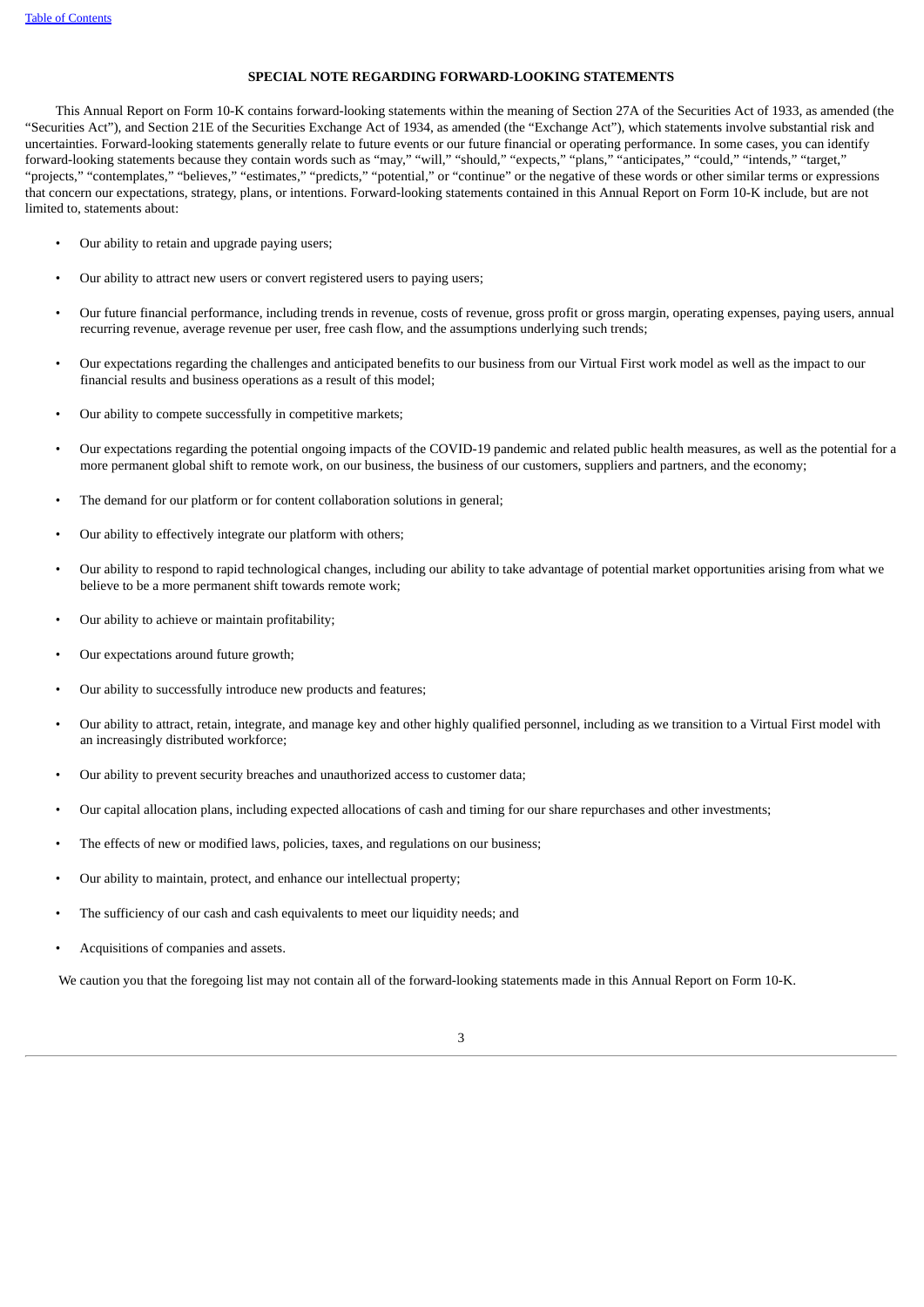## SPECIAL NOTE REGARDING FORWARD-LOOKING STATEMENTS

This Annual Report on Form 10-K contains forward-looking statements within the meaning of Section 27A of the Securities Act of 1933, as amended (the "Securities Act"), and Section 21E of the Securities Exchange Act of 1934, as amended (the "Exchange Act"), which statements involve substantial risk and uncertainties. Forward-looking statements generally relate to future events or our future financial or operating performance. In some cases, you can identify forward-looking statements because they contain words such as "may," "will," "should," "expects," "plans," "anticipates," "could," "intends," "target," "projects," "contemplates," "believes," "estimates," "predicts," "potential," or "continue" or the negative of these words or other similar terms or expressions that concern our expectations, strategy, plans, or intentions. Forward-looking statements contained in this Annual Report on Form 10-K include, but are not limited to, statements about:

- Our ability to retain and upgrade paying users;
- Our ability to attract new users or convert registered users to paying users;
- Our future financial performance, including trends in revenue, costs of revenue, gross profit or gross margin, operating expenses, paying users, annual recurring revenue, average revenue per user, free cash flow, and the assumptions underlying such trends;
- Our expectations regarding the challenges and anticipated benefits to our business from our Virtual First work model as well as the impact to our financial results and business operations as a result of this model;
- Our ability to compete successfully in competitive markets;
- Our expectations regarding the potential ongoing impacts of the COVID-19 pandemic and related public health measures, as well as the potential for a more permanent global shift to remote work, on our business, the business of our customers, suppliers and partners, and the economy;
- The demand for our platform or for content collaboration solutions in general;
- Our ability to effectively integrate our platform with others;
- Our ability to respond to rapid technological changes, including our ability to take advantage of potential market opportunities arising from what we believe to be a more permanent shift towards remote work;
- Our ability to achieve or maintain profitability;
- Our expectations around future growth;
- Our ability to successfully introduce new products and features;
- Our ability to attract, retain, integrate, and manage key and other highly qualified personnel, including as we transition to a Virtual First model with an increasingly distributed workforce;
- Our ability to prevent security breaches and unauthorized access to customer data;
- Our capital allocation plans, including expected allocations of cash and timing for our share repurchases and other investments;
- The effects of new or modified laws, policies, taxes, and regulations on our business;
- Our ability to maintain, protect, and enhance our intellectual property;
- The sufficiency of our cash and cash equivalents to meet our liquidity needs; and
- Acquisitions of companies and assets.

We caution you that the foregoing list may not contain all of the forward-looking statements made in this Annual Report on Form 10-K.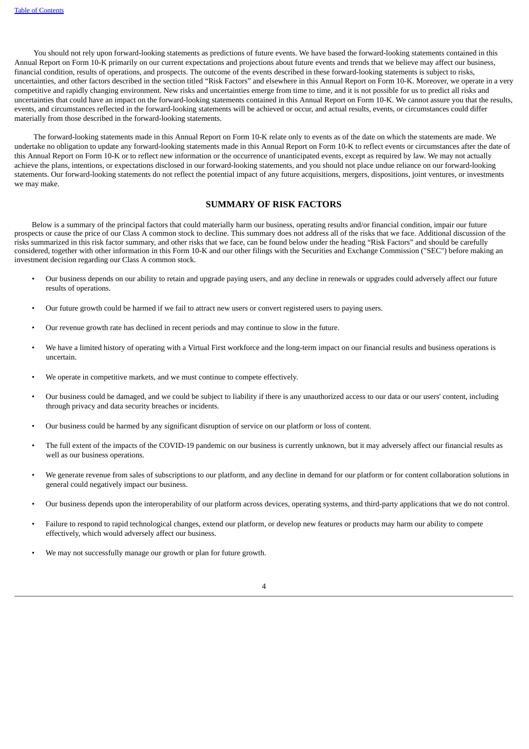You should not rely upon forward-looking statements as predictions of future events. We have based the forward-looking statements contained in this Annual Report on Form 10-K primarily on our current expectations and projections about future events and trends that we believe may affect our business, financial condition, results of operations, and prospects. The outcome of the events described in these forward-looking statements is subject to risks, uncertainties, and other factors described in the section titled "Risk Factors" and elsewhere in this Annual Report on Form 10-K. Moreover, we operate in a very competitive and rapidly changing environment. New risks and uncertainties emerge from time to time, and it is not possible for us to predict all risks and uncertainties that could have an impact on the forward-looking statements contained in this Annual Report on Form 10-K. We cannot assure you that the results, events, and circumstances reflected in the forward-looking statements will be achieved or occur, and actual results, events, or circumstances could differ materially from those described in the forward-looking statements.

The forward-looking statements made in this Annual Report on Form 10-K relate only to events as of the date on which the statements are made. We undertake no obligation to update any forward-looking statements made in this Annual Report on Form 10-K to reflect events or circumstances after the date of this Annual Report on Form 10-K or to reflect new information or the occurrence of unanticipated events, except as required by law. We may not actually achieve the plans, intentions, or expectations disclosed in our forward-looking statements, and you should not place undue reliance on our forward-looking statements. Our forward-looking statements do not reflect the potential impact of any future acquisitions, mergers, dispositions, joint ventures, or investments we may make.

## SUMMARY OF RISK FACTORS

Below is a summary of the principal factors that could materially harm our business, operating results and/or financial condition, impair our future prospects or cause the price of our Class A common stock to decline. This summary does not address all of the risks that we face. Additional discussion of the risks summarized in this risk factor summary, and other risks that we face, can be found below under the heading "Risk Factors" and should be carefully considered, together with other information in this Form 10-K and our other filings with the Securities and Exchange Commission ("SEC") before making an investment decision regarding our Class A common stock.

- Our business depends on our ability to retain and upgrade paying users, and any decline in renewals or upgrades could adversely affect our future results of operations.
- Our future growth could be harmed if we fail to attract new users or convert registered users to paying users.
- Our revenue growth rate has declined in recent periods and may continue to slow in the future.
- We have a limited history of operating with a Virtual First workforce and the long-term impact on our financial results and business operations is uncertain.
- We operate in competitive markets, and we must continue to compete effectively.
- Our business could be damaged, and we could be subject to liability if there is any unauthorized access to our data or our users' content, including through privacy and data security breaches or incidents.
- Our business could be harmed by any significant disruption of service on our platform or loss of content.
- The full extent of the impacts of the COVID-19 pandemic on our business is currently unknown, but it may adversely affect our financial results as well as our business operations.
- We generate revenue from sales of subscriptions to our platform, and any decline in demand for our platform or for content collaboration solutions in general could negatively impact our business.
- Our business depends upon the interoperability of our platform across devices, operating systems, and third-party applications that we do not control.
- Failure to respond to rapid technological changes, extend our platform, or develop new features or products may harm our ability to compete effectively, which would adversely affect our business.
- We may not successfully manage our growth or plan for future growth.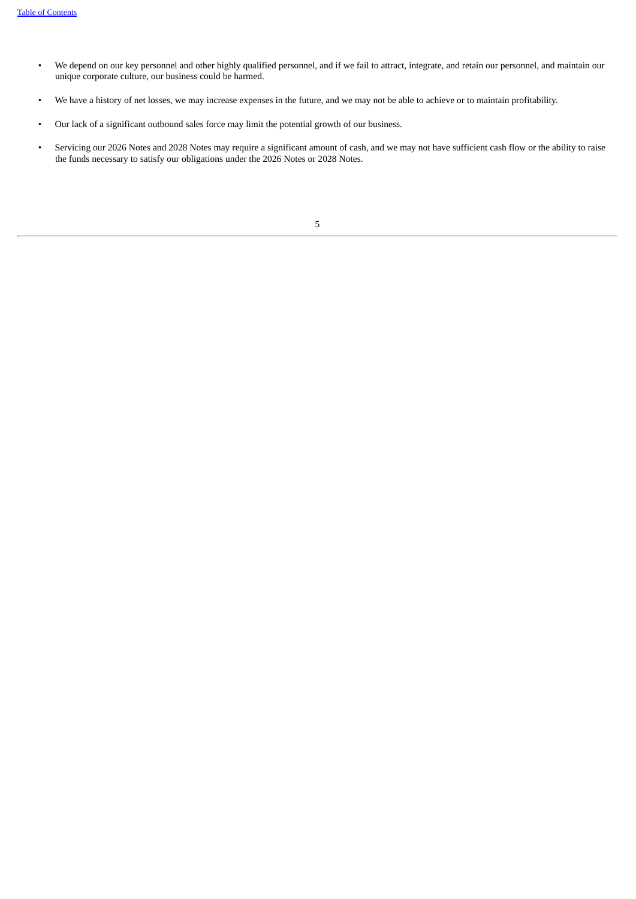- We depend on our key personnel and other highly qualified personnel, and if we fail to attract, integrate, and retain our personnel, and maintain our unique corporate culture, our business could be harmed.
- We have a history of net losses, we may increase expenses in the future, and we may not be able to achieve or to maintain profitability.
- Our lack of a significant outbound sales force may limit the potential growth of our business.
- Servicing our 2026 Notes and 2028 Notes may require a significant amount of cash, and we may not have sufficient cash flow or the ability to raise the funds necessary to satisfy our obligations under the 2026 Notes or 2028 Notes.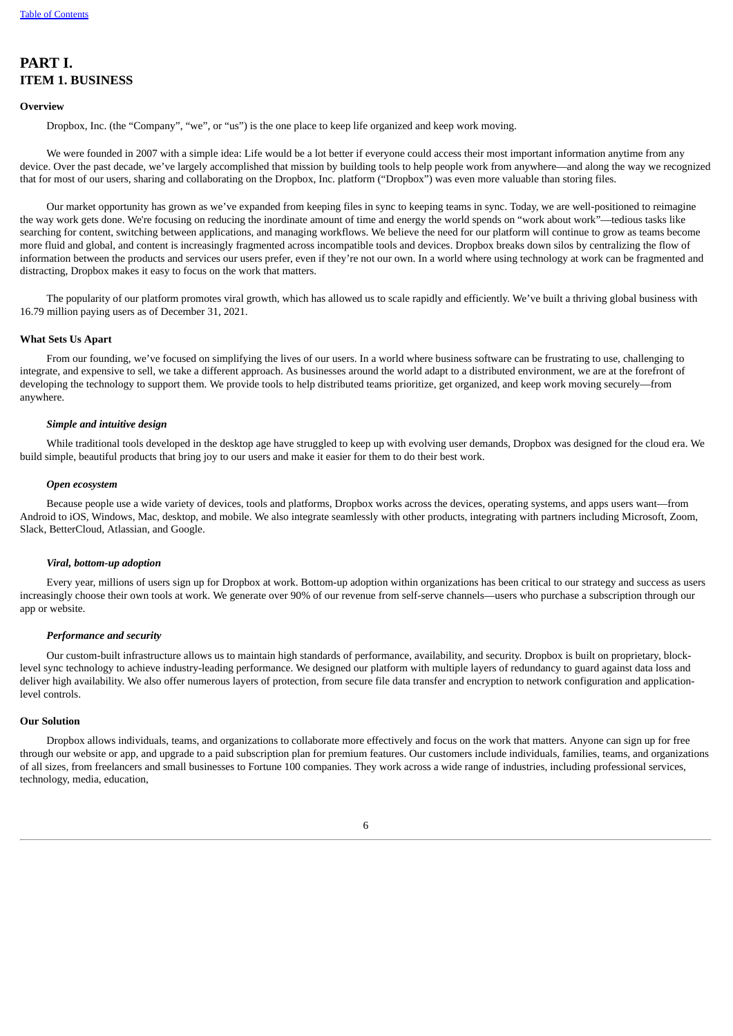# PART I.
# ITEM 1. BUSINESS

### Overview

Dropbox, Inc. (the "Company", "we", or "us") is the one place to keep life organized and keep work moving.

We were founded in 2007 with a simple idea: Life would be a lot better if everyone could access their most important information anytime from any device. Over the past decade, we've largely accomplished that mission by building tools to help people work from anywhere—and along the way we recognized that for most of our users, sharing and collaborating on the Dropbox, Inc. platform ("Dropbox") was even more valuable than storing files.

Our market opportunity has grown as we've expanded from keeping files in sync to keeping teams in sync. Today, we are well-positioned to reimagine the way work gets done. We're focusing on reducing the inordinate amount of time and energy the world spends on "work about work"—tedious tasks like searching for content, switching between applications, and managing workflows. We believe the need for our platform will continue to grow as teams become more fluid and global, and content is increasingly fragmented across incompatible tools and devices. Dropbox breaks down silos by centralizing the flow of information between the products and services our users prefer, even if they're not our own. In a world where using technology at work can be fragmented and distracting, Dropbox makes it easy to focus on the work that matters.

The popularity of our platform promotes viral growth, which has allowed us to scale rapidly and efficiently. We've built a thriving global business with 16.79 million paying users as of December 31, 2021.

### What Sets Us Apart

From our founding, we've focused on simplifying the lives of our users. In a world where business software can be frustrating to use, challenging to integrate, and expensive to sell, we take a different approach. As businesses around the world adapt to a distributed environment, we are at the forefront of developing the technology to support them. We provide tools to help distributed teams prioritize, get organized, and keep work moving securely—from anywhere.

#### *Simple and intuitive design*

While traditional tools developed in the desktop age have struggled to keep up with evolving user demands, Dropbox was designed for the cloud era. We build simple, beautiful products that bring joy to our users and make it easier for them to do their best work.

#### *Open ecosystem*

Because people use a wide variety of devices, tools and platforms, Dropbox works across the devices, operating systems, and apps users want—from Android to iOS, Windows, Mac, desktop, and mobile. We also integrate seamlessly with other products, integrating with partners including Microsoft, Zoom, Slack, BetterCloud, Atlassian, and Google.

#### *Viral, bottom-up adoption*

Every year, millions of users sign up for Dropbox at work. Bottom-up adoption within organizations has been critical to our strategy and success as users increasingly choose their own tools at work. We generate over 90% of our revenue from self-serve channels—users who purchase a subscription through our app or website.

#### *Performance and security*

Our custom-built infrastructure allows us to maintain high standards of performance, availability, and security. Dropbox is built on proprietary, block-level sync technology to achieve industry-leading performance. We designed our platform with multiple layers of redundancy to guard against data loss and deliver high availability. We also offer numerous layers of protection, from secure file data transfer and encryption to network configuration and application-level controls.

### Our Solution

Dropbox allows individuals, teams, and organizations to collaborate more effectively and focus on the work that matters. Anyone can sign up for free through our website or app, and upgrade to a paid subscription plan for premium features. Our customers include individuals, families, teams, and organizations of all sizes, from freelancers and small businesses to Fortune 100 companies. They work across a wide range of industries, including professional services, technology, media, education,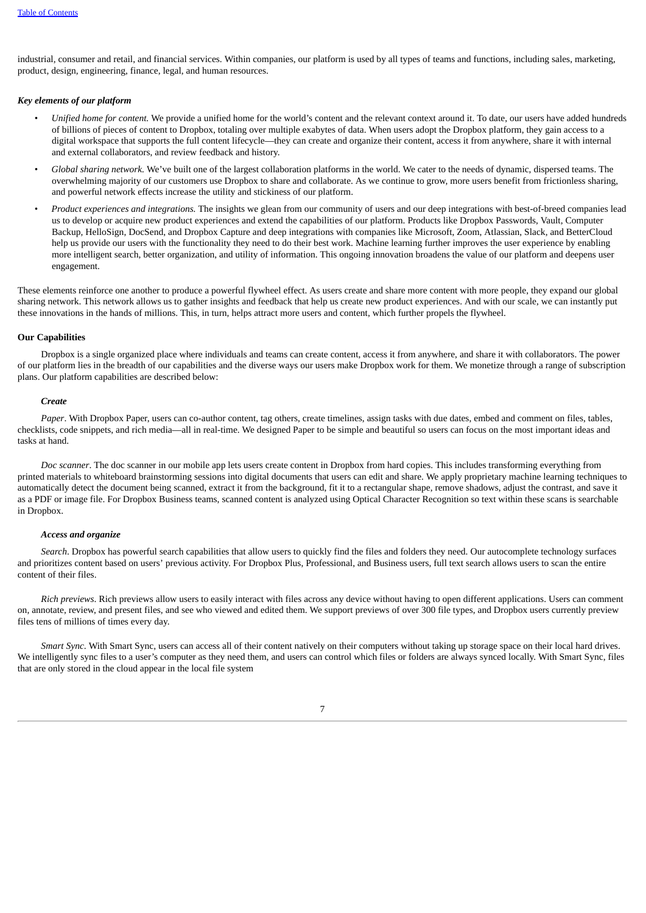industrial, consumer and retail, and financial services. Within companies, our platform is used by all types of teams and functions, including sales, marketing, product, design, engineering, finance, legal, and human resources.

***Key elements of our platform***

- *Unified home for content.* We provide a unified home for the world's content and the relevant context around it. To date, our users have added hundreds of billions of pieces of content to Dropbox, totaling over multiple exabytes of data. When users adopt the Dropbox platform, they gain access to a digital workspace that supports the full content lifecycle—they can create and organize their content, access it from anywhere, share it with internal and external collaborators, and review feedback and history.
- *Global sharing network.* We've built one of the largest collaboration platforms in the world. We cater to the needs of dynamic, dispersed teams. The overwhelming majority of our customers use Dropbox to share and collaborate. As we continue to grow, more users benefit from frictionless sharing, and powerful network effects increase the utility and stickiness of our platform.
- *Product experiences and integrations.* The insights we glean from our community of users and our deep integrations with best-of-breed companies lead us to develop or acquire new product experiences and extend the capabilities of our platform. Products like Dropbox Passwords, Vault, Computer Backup, HelloSign, DocSend, and Dropbox Capture and deep integrations with companies like Microsoft, Zoom, Atlassian, Slack, and BetterCloud help us provide our users with the functionality they need to do their best work. Machine learning further improves the user experience by enabling more intelligent search, better organization, and utility of information. This ongoing innovation broadens the value of our platform and deepens user engagement.

These elements reinforce one another to produce a powerful flywheel effect. As users create and share more content with more people, they expand our global sharing network. This network allows us to gather insights and feedback that help us create new product experiences. And with our scale, we can instantly put these innovations in the hands of millions. This, in turn, helps attract more users and content, which further propels the flywheel.

**Our Capabilities**

Dropbox is a single organized place where individuals and teams can create content, access it from anywhere, and share it with collaborators. The power of our platform lies in the breadth of our capabilities and the diverse ways our users make Dropbox work for them. We monetize through a range of subscription plans. Our platform capabilities are described below:

***Create***

*Paper*. With Dropbox Paper, users can co-author content, tag others, create timelines, assign tasks with due dates, embed and comment on files, tables, checklists, code snippets, and rich media—all in real-time. We designed Paper to be simple and beautiful so users can focus on the most important ideas and tasks at hand.

*Doc scanner*. The doc scanner in our mobile app lets users create content in Dropbox from hard copies. This includes transforming everything from printed materials to whiteboard brainstorming sessions into digital documents that users can edit and share. We apply proprietary machine learning techniques to automatically detect the document being scanned, extract it from the background, fit it to a rectangular shape, remove shadows, adjust the contrast, and save it as a PDF or image file. For Dropbox Business teams, scanned content is analyzed using Optical Character Recognition so text within these scans is searchable in Dropbox.

***Access and organize***

*Search*. Dropbox has powerful search capabilities that allow users to quickly find the files and folders they need. Our autocomplete technology surfaces and prioritizes content based on users' previous activity. For Dropbox Plus, Professional, and Business users, full text search allows users to scan the entire content of their files.

*Rich previews*. Rich previews allow users to easily interact with files across any device without having to open different applications. Users can comment on, annotate, review, and present files, and see who viewed and edited them. We support previews of over 300 file types, and Dropbox users currently preview files tens of millions of times every day.

*Smart Sync*. With Smart Sync, users can access all of their content natively on their computers without taking up storage space on their local hard drives. We intelligently sync files to a user's computer as they need them, and users can control which files or folders are always synced locally. With Smart Sync, files that are only stored in the cloud appear in the local file system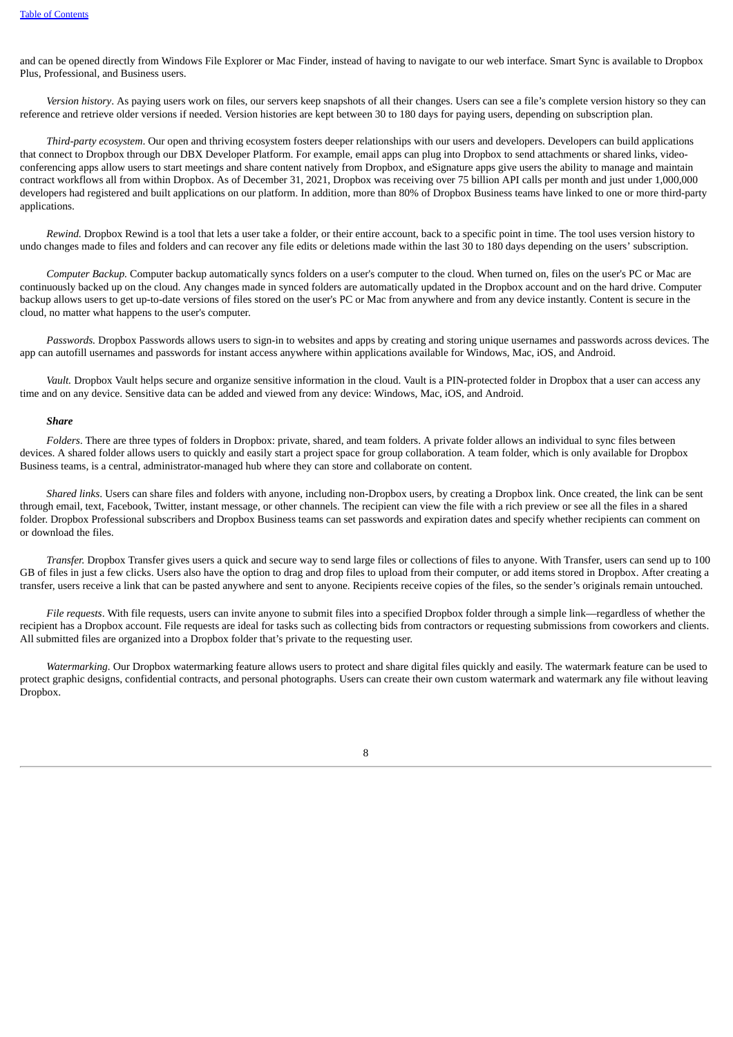and can be opened directly from Windows File Explorer or Mac Finder, instead of having to navigate to our web interface. Smart Sync is available to Dropbox Plus, Professional, and Business users.

*Version history*. As paying users work on files, our servers keep snapshots of all their changes. Users can see a file's complete version history so they can reference and retrieve older versions if needed. Version histories are kept between 30 to 180 days for paying users, depending on subscription plan.

*Third-party ecosystem*. Our open and thriving ecosystem fosters deeper relationships with our users and developers. Developers can build applications that connect to Dropbox through our DBX Developer Platform. For example, email apps can plug into Dropbox to send attachments or shared links, video-conferencing apps allow users to start meetings and share content natively from Dropbox, and eSignature apps give users the ability to manage and maintain contract workflows all from within Dropbox. As of December 31, 2021, Dropbox was receiving over 75 billion API calls per month and just under 1,000,000 developers had registered and built applications on our platform. In addition, more than 80% of Dropbox Business teams have linked to one or more third-party applications.

*Rewind.* Dropbox Rewind is a tool that lets a user take a folder, or their entire account, back to a specific point in time. The tool uses version history to undo changes made to files and folders and can recover any file edits or deletions made within the last 30 to 180 days depending on the users' subscription.

*Computer Backup.* Computer backup automatically syncs folders on a user's computer to the cloud. When turned on, files on the user's PC or Mac are continuously backed up on the cloud. Any changes made in synced folders are automatically updated in the Dropbox account and on the hard drive. Computer backup allows users to get up-to-date versions of files stored on the user's PC or Mac from anywhere and from any device instantly. Content is secure in the cloud, no matter what happens to the user's computer.

*Passwords.* Dropbox Passwords allows users to sign-in to websites and apps by creating and storing unique usernames and passwords across devices. The app can autofill usernames and passwords for instant access anywhere within applications available for Windows, Mac, iOS, and Android.

*Vault.* Dropbox Vault helps secure and organize sensitive information in the cloud. Vault is a PIN-protected folder in Dropbox that a user can access any time and on any device. Sensitive data can be added and viewed from any device: Windows, Mac, iOS, and Android.

***Share***

*Folders*. There are three types of folders in Dropbox: private, shared, and team folders. A private folder allows an individual to sync files between devices. A shared folder allows users to quickly and easily start a project space for group collaboration. A team folder, which is only available for Dropbox Business teams, is a central, administrator-managed hub where they can store and collaborate on content.

*Shared links*. Users can share files and folders with anyone, including non-Dropbox users, by creating a Dropbox link. Once created, the link can be sent through email, text, Facebook, Twitter, instant message, or other channels. The recipient can view the file with a rich preview or see all the files in a shared folder. Dropbox Professional subscribers and Dropbox Business teams can set passwords and expiration dates and specify whether recipients can comment on or download the files.

*Transfer.* Dropbox Transfer gives users a quick and secure way to send large files or collections of files to anyone. With Transfer, users can send up to 100 GB of files in just a few clicks. Users also have the option to drag and drop files to upload from their computer, or add items stored in Dropbox. After creating a transfer, users receive a link that can be pasted anywhere and sent to anyone. Recipients receive copies of the files, so the sender's originals remain untouched.

*File requests*. With file requests, users can invite anyone to submit files into a specified Dropbox folder through a simple link—regardless of whether the recipient has a Dropbox account. File requests are ideal for tasks such as collecting bids from contractors or requesting submissions from coworkers and clients. All submitted files are organized into a Dropbox folder that's private to the requesting user.

*Watermarking.* Our Dropbox watermarking feature allows users to protect and share digital files quickly and easily. The watermark feature can be used to protect graphic designs, confidential contracts, and personal photographs. Users can create their own custom watermark and watermark any file without leaving Dropbox.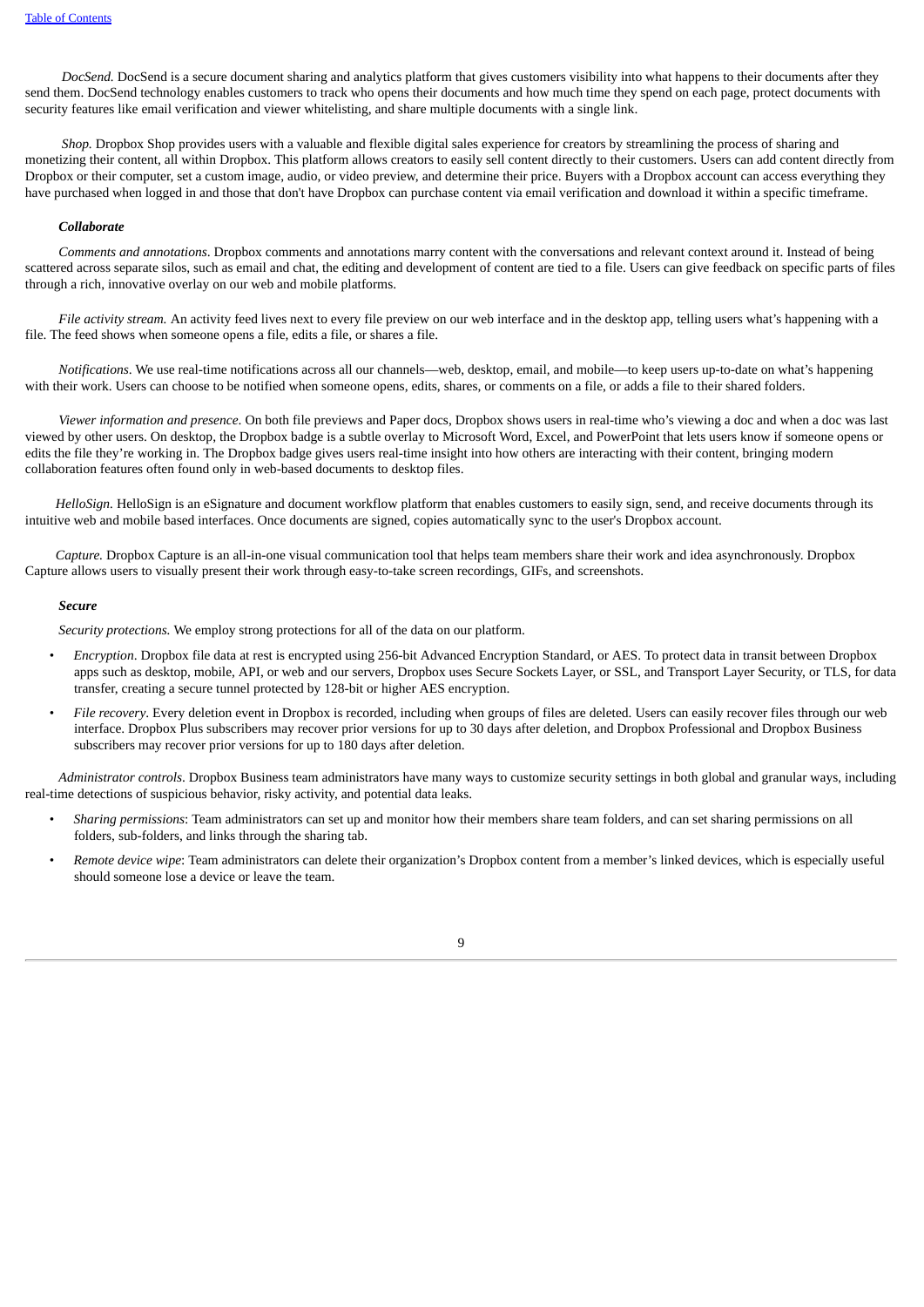*DocSend.* DocSend is a secure document sharing and analytics platform that gives customers visibility into what happens to their documents after they send them. DocSend technology enables customers to track who opens their documents and how much time they spend on each page, protect documents with security features like email verification and viewer whitelisting, and share multiple documents with a single link.

*Shop.* Dropbox Shop provides users with a valuable and flexible digital sales experience for creators by streamlining the process of sharing and monetizing their content, all within Dropbox. This platform allows creators to easily sell content directly to their customers. Users can add content directly from Dropbox or their computer, set a custom image, audio, or video preview, and determine their price. Buyers with a Dropbox account can access everything they have purchased when logged in and those that don't have Dropbox can purchase content via email verification and download it within a specific timeframe.

***Collaborate***

*Comments and annotations*. Dropbox comments and annotations marry content with the conversations and relevant context around it. Instead of being scattered across separate silos, such as email and chat, the editing and development of content are tied to a file. Users can give feedback on specific parts of files through a rich, innovative overlay on our web and mobile platforms.

*File activity stream.* An activity feed lives next to every file preview on our web interface and in the desktop app, telling users what's happening with a file. The feed shows when someone opens a file, edits a file, or shares a file.

*Notifications*. We use real-time notifications across all our channels—web, desktop, email, and mobile—to keep users up-to-date on what's happening with their work. Users can choose to be notified when someone opens, edits, shares, or comments on a file, or adds a file to their shared folders.

*Viewer information and presence*. On both file previews and Paper docs, Dropbox shows users in real-time who's viewing a doc and when a doc was last viewed by other users. On desktop, the Dropbox badge is a subtle overlay to Microsoft Word, Excel, and PowerPoint that lets users know if someone opens or edits the file they're working in. The Dropbox badge gives users real-time insight into how others are interacting with their content, bringing modern collaboration features often found only in web-based documents to desktop files.

*HelloSign.* HelloSign is an eSignature and document workflow platform that enables customers to easily sign, send, and receive documents through its intuitive web and mobile based interfaces. Once documents are signed, copies automatically sync to the user's Dropbox account.

*Capture.* Dropbox Capture is an all-in-one visual communication tool that helps team members share their work and idea asynchronously. Dropbox Capture allows users to visually present their work through easy-to-take screen recordings, GIFs, and screenshots.

***Secure***

*Security protections.* We employ strong protections for all of the data on our platform.

- *Encryption*. Dropbox file data at rest is encrypted using 256-bit Advanced Encryption Standard, or AES. To protect data in transit between Dropbox apps such as desktop, mobile, API, or web and our servers, Dropbox uses Secure Sockets Layer, or SSL, and Transport Layer Security, or TLS, for data transfer, creating a secure tunnel protected by 128-bit or higher AES encryption.
- *File recovery*. Every deletion event in Dropbox is recorded, including when groups of files are deleted. Users can easily recover files through our web interface. Dropbox Plus subscribers may recover prior versions for up to 30 days after deletion, and Dropbox Professional and Dropbox Business subscribers may recover prior versions for up to 180 days after deletion.

*Administrator controls*. Dropbox Business team administrators have many ways to customize security settings in both global and granular ways, including real-time detections of suspicious behavior, risky activity, and potential data leaks.

- *Sharing permissions*: Team administrators can set up and monitor how their members share team folders, and can set sharing permissions on all folders, sub-folders, and links through the sharing tab.
- *Remote device wipe*: Team administrators can delete their organization's Dropbox content from a member's linked devices, which is especially useful should someone lose a device or leave the team.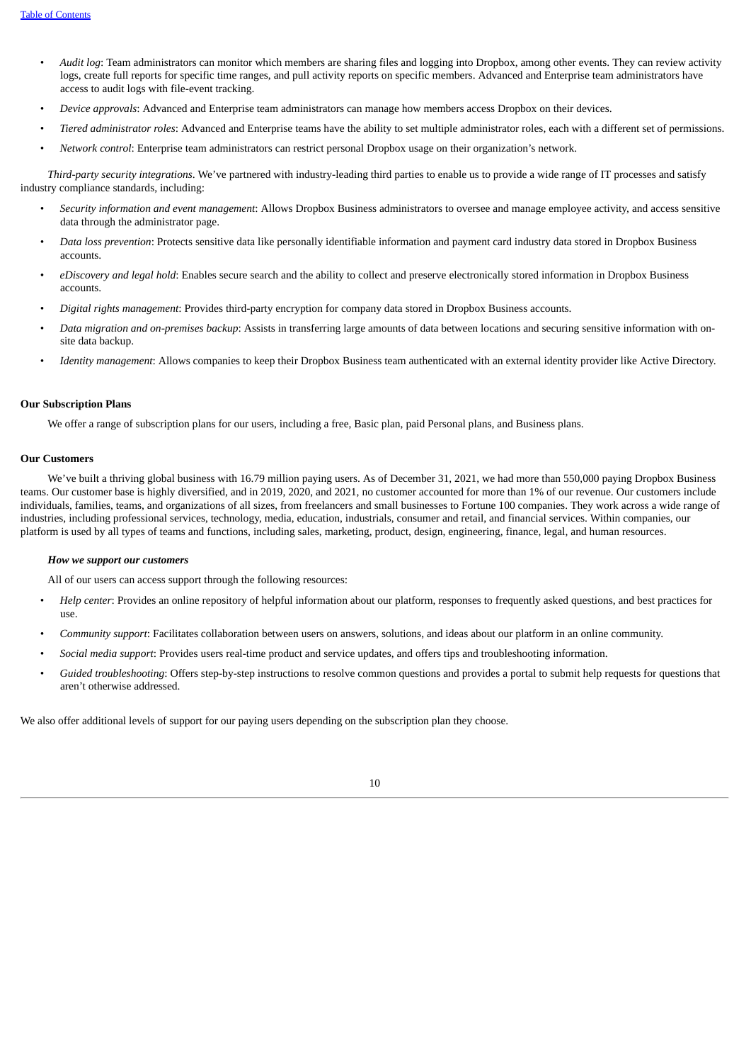- *Audit log*: Team administrators can monitor which members are sharing files and logging into Dropbox, among other events. They can review activity logs, create full reports for specific time ranges, and pull activity reports on specific members. Advanced and Enterprise team administrators have access to audit logs with file-event tracking.
- *Device approvals*: Advanced and Enterprise team administrators can manage how members access Dropbox on their devices.
- *Tiered administrator roles*: Advanced and Enterprise teams have the ability to set multiple administrator roles, each with a different set of permissions.
- *Network control*: Enterprise team administrators can restrict personal Dropbox usage on their organization's network.

*Third-party security integrations*. We've partnered with industry-leading third parties to enable us to provide a wide range of IT processes and satisfy industry compliance standards, including:

- *Security information and event management*: Allows Dropbox Business administrators to oversee and manage employee activity, and access sensitive data through the administrator page.
- *Data loss prevention*: Protects sensitive data like personally identifiable information and payment card industry data stored in Dropbox Business accounts.
- *eDiscovery and legal hold*: Enables secure search and the ability to collect and preserve electronically stored information in Dropbox Business accounts.
- *Digital rights management*: Provides third-party encryption for company data stored in Dropbox Business accounts.
- *Data migration and on-premises backup*: Assists in transferring large amounts of data between locations and securing sensitive information with on-site data backup.
- *Identity management*: Allows companies to keep their Dropbox Business team authenticated with an external identity provider like Active Directory.

**Our Subscription Plans**

We offer a range of subscription plans for our users, including a free, Basic plan, paid Personal plans, and Business plans.

**Our Customers**

We've built a thriving global business with 16.79 million paying users. As of December 31, 2021, we had more than 550,000 paying Dropbox Business teams. Our customer base is highly diversified, and in 2019, 2020, and 2021, no customer accounted for more than 1% of our revenue. Our customers include individuals, families, teams, and organizations of all sizes, from freelancers and small businesses to Fortune 100 companies. They work across a wide range of industries, including professional services, technology, media, education, industrials, consumer and retail, and financial services. Within companies, our platform is used by all types of teams and functions, including sales, marketing, product, design, engineering, finance, legal, and human resources.

***How we support our customers***

All of our users can access support through the following resources:

- *Help center*: Provides an online repository of helpful information about our platform, responses to frequently asked questions, and best practices for use.
- *Community support*: Facilitates collaboration between users on answers, solutions, and ideas about our platform in an online community.
- *Social media support*: Provides users real-time product and service updates, and offers tips and troubleshooting information.
- *Guided troubleshooting*: Offers step-by-step instructions to resolve common questions and provides a portal to submit help requests for questions that aren't otherwise addressed.

We also offer additional levels of support for our paying users depending on the subscription plan they choose.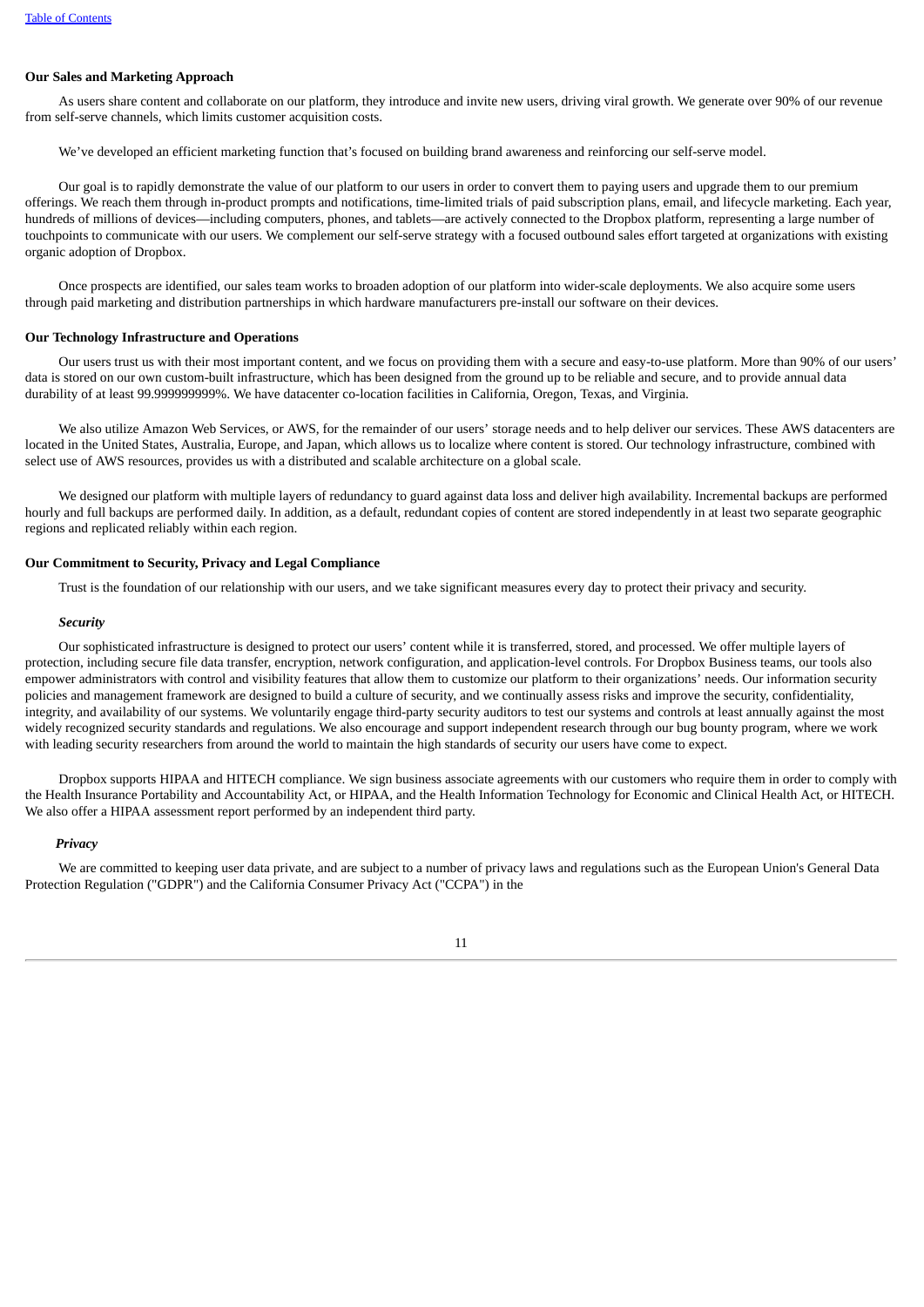### Our Sales and Marketing Approach

As users share content and collaborate on our platform, they introduce and invite new users, driving viral growth. We generate over 90% of our revenue from self-serve channels, which limits customer acquisition costs.

We've developed an efficient marketing function that's focused on building brand awareness and reinforcing our self-serve model.

Our goal is to rapidly demonstrate the value of our platform to our users in order to convert them to paying users and upgrade them to our premium offerings. We reach them through in-product prompts and notifications, time-limited trials of paid subscription plans, email, and lifecycle marketing. Each year, hundreds of millions of devices—including computers, phones, and tablets—are actively connected to the Dropbox platform, representing a large number of touchpoints to communicate with our users. We complement our self-serve strategy with a focused outbound sales effort targeted at organizations with existing organic adoption of Dropbox.

Once prospects are identified, our sales team works to broaden adoption of our platform into wider-scale deployments. We also acquire some users through paid marketing and distribution partnerships in which hardware manufacturers pre-install our software on their devices.

### Our Technology Infrastructure and Operations

Our users trust us with their most important content, and we focus on providing them with a secure and easy-to-use platform. More than 90% of our users' data is stored on our own custom-built infrastructure, which has been designed from the ground up to be reliable and secure, and to provide annual data durability of at least 99.999999999%. We have datacenter co-location facilities in California, Oregon, Texas, and Virginia.

We also utilize Amazon Web Services, or AWS, for the remainder of our users' storage needs and to help deliver our services. These AWS datacenters are located in the United States, Australia, Europe, and Japan, which allows us to localize where content is stored. Our technology infrastructure, combined with select use of AWS resources, provides us with a distributed and scalable architecture on a global scale.

We designed our platform with multiple layers of redundancy to guard against data loss and deliver high availability. Incremental backups are performed hourly and full backups are performed daily. In addition, as a default, redundant copies of content are stored independently in at least two separate geographic regions and replicated reliably within each region.

### Our Commitment to Security, Privacy and Legal Compliance

Trust is the foundation of our relationship with our users, and we take significant measures every day to protect their privacy and security.

#### *Security*

Our sophisticated infrastructure is designed to protect our users' content while it is transferred, stored, and processed. We offer multiple layers of protection, including secure file data transfer, encryption, network configuration, and application-level controls. For Dropbox Business teams, our tools also empower administrators with control and visibility features that allow them to customize our platform to their organizations' needs. Our information security policies and management framework are designed to build a culture of security, and we continually assess risks and improve the security, confidentiality, integrity, and availability of our systems. We voluntarily engage third-party security auditors to test our systems and controls at least annually against the most widely recognized security standards and regulations. We also encourage and support independent research through our bug bounty program, where we work with leading security researchers from around the world to maintain the high standards of security our users have come to expect.

Dropbox supports HIPAA and HITECH compliance. We sign business associate agreements with our customers who require them in order to comply with the Health Insurance Portability and Accountability Act, or HIPAA, and the Health Information Technology for Economic and Clinical Health Act, or HITECH. We also offer a HIPAA assessment report performed by an independent third party.

#### *Privacy*

We are committed to keeping user data private, and are subject to a number of privacy laws and regulations such as the European Union's General Data Protection Regulation ("GDPR") and the California Consumer Privacy Act ("CCPA") in the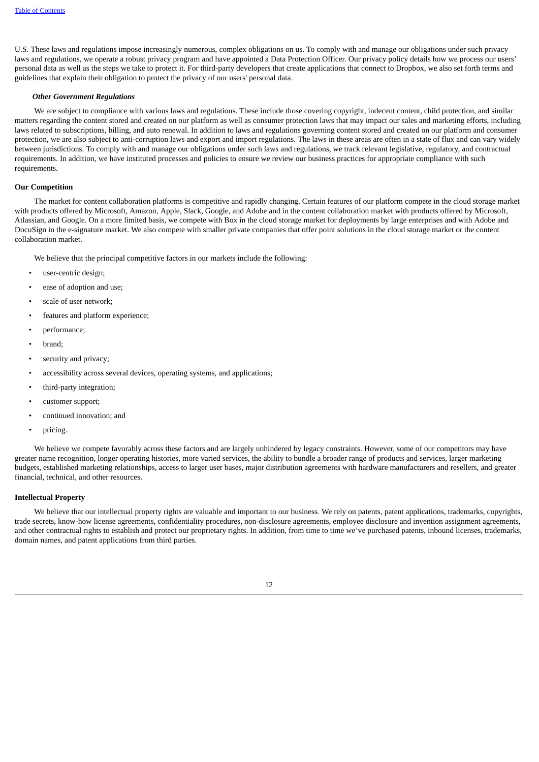U.S. These laws and regulations impose increasingly numerous, complex obligations on us. To comply with and manage our obligations under such privacy laws and regulations, we operate a robust privacy program and have appointed a Data Protection Officer. Our privacy policy details how we process our users' personal data as well as the steps we take to protect it. For third-party developers that create applications that connect to Dropbox, we also set forth terms and guidelines that explain their obligation to protect the privacy of our users' personal data.

### *Other Government Regulations*

We are subject to compliance with various laws and regulations. These include those covering copyright, indecent content, child protection, and similar matters regarding the content stored and created on our platform as well as consumer protection laws that may impact our sales and marketing efforts, including laws related to subscriptions, billing, and auto renewal. In addition to laws and regulations governing content stored and created on our platform and consumer protection, we are also subject to anti-corruption laws and export and import regulations. The laws in these areas are often in a state of flux and can vary widely between jurisdictions. To comply with and manage our obligations under such laws and regulations, we track relevant legislative, regulatory, and contractual requirements. In addition, we have instituted processes and policies to ensure we review our business practices for appropriate compliance with such requirements.

## Our Competition

The market for content collaboration platforms is competitive and rapidly changing. Certain features of our platform compete in the cloud storage market with products offered by Microsoft, Amazon, Apple, Slack, Google, and Adobe and in the content collaboration market with products offered by Microsoft, Atlassian, and Google. On a more limited basis, we compete with Box in the cloud storage market for deployments by large enterprises and with Adobe and DocuSign in the e-signature market. We also compete with smaller private companies that offer point solutions in the cloud storage market or the content collaboration market.

We believe that the principal competitive factors in our markets include the following:

- user-centric design;
- ease of adoption and use;
- scale of user network;
- features and platform experience;
- performance;
- brand;
- security and privacy;
- accessibility across several devices, operating systems, and applications;
- third-party integration;
- customer support;
- continued innovation; and
- pricing.

We believe we compete favorably across these factors and are largely unhindered by legacy constraints. However, some of our competitors may have greater name recognition, longer operating histories, more varied services, the ability to bundle a broader range of products and services, larger marketing budgets, established marketing relationships, access to larger user bases, major distribution agreements with hardware manufacturers and resellers, and greater financial, technical, and other resources.

## Intellectual Property

We believe that our intellectual property rights are valuable and important to our business. We rely on patents, patent applications, trademarks, copyrights, trade secrets, know-how license agreements, confidentiality procedures, non-disclosure agreements, employee disclosure and invention assignment agreements, and other contractual rights to establish and protect our proprietary rights. In addition, from time to time we've purchased patents, inbound licenses, trademarks, domain names, and patent applications from third parties.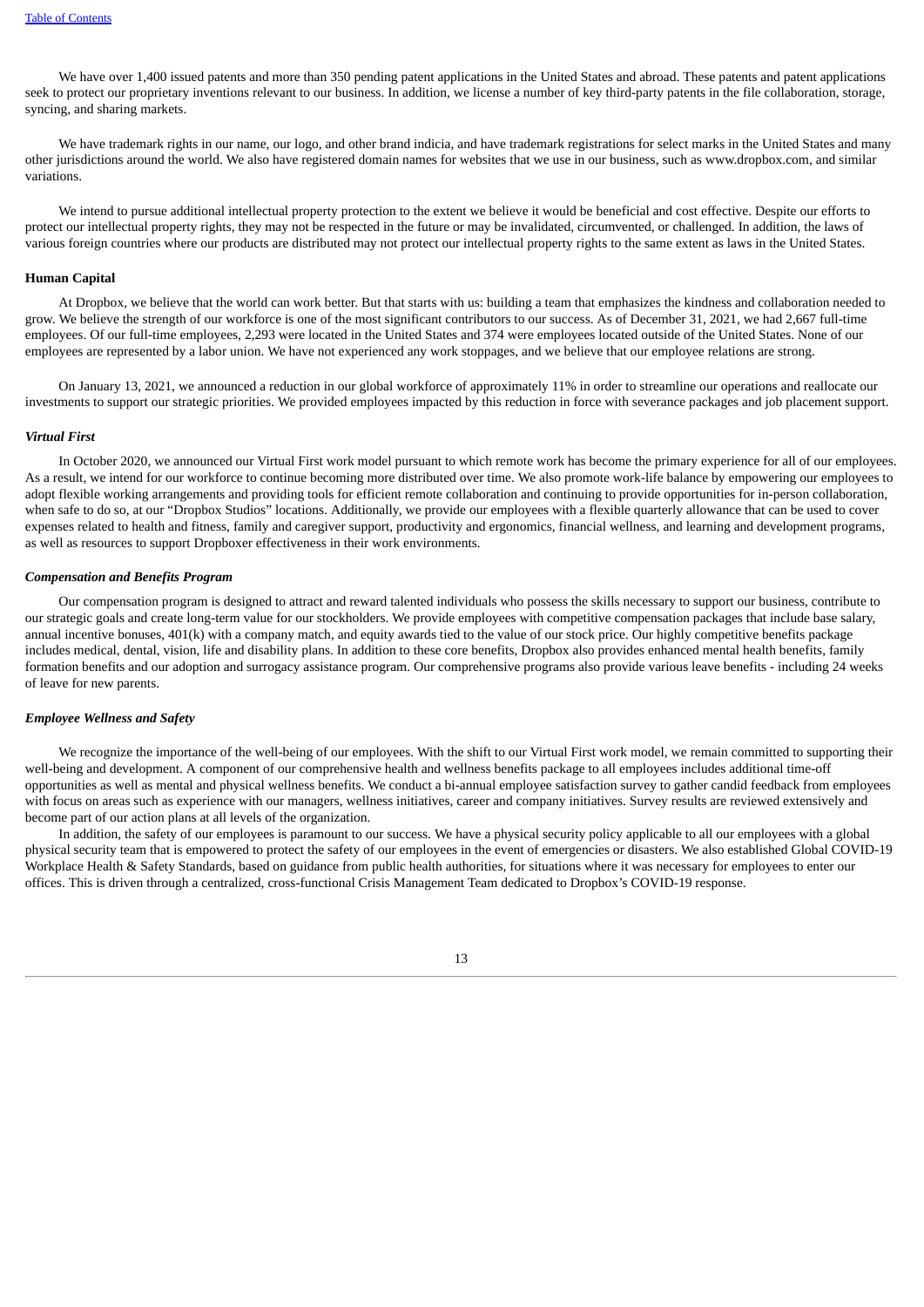We have over 1,400 issued patents and more than 350 pending patent applications in the United States and abroad. These patents and patent applications seek to protect our proprietary inventions relevant to our business. In addition, we license a number of key third-party patents in the file collaboration, storage, syncing, and sharing markets.

We have trademark rights in our name, our logo, and other brand indicia, and have trademark registrations for select marks in the United States and many other jurisdictions around the world. We also have registered domain names for websites that we use in our business, such as www.dropbox.com, and similar variations.

We intend to pursue additional intellectual property protection to the extent we believe it would be beneficial and cost effective. Despite our efforts to protect our intellectual property rights, they may not be respected in the future or may be invalidated, circumvented, or challenged. In addition, the laws of various foreign countries where our products are distributed may not protect our intellectual property rights to the same extent as laws in the United States.

**Human Capital**

At Dropbox, we believe that the world can work better. But that starts with us: building a team that emphasizes the kindness and collaboration needed to grow. We believe the strength of our workforce is one of the most significant contributors to our success. As of December 31, 2021, we had 2,667 full-time employees. Of our full-time employees, 2,293 were located in the United States and 374 were employees located outside of the United States. None of our employees are represented by a labor union. We have not experienced any work stoppages, and we believe that our employee relations are strong.

On January 13, 2021, we announced a reduction in our global workforce of approximately 11% in order to streamline our operations and reallocate our investments to support our strategic priorities. We provided employees impacted by this reduction in force with severance packages and job placement support.

***Virtual First***

In October 2020, we announced our Virtual First work model pursuant to which remote work has become the primary experience for all of our employees. As a result, we intend for our workforce to continue becoming more distributed over time. We also promote work-life balance by empowering our employees to adopt flexible working arrangements and providing tools for efficient remote collaboration and continuing to provide opportunities for in-person collaboration, when safe to do so, at our "Dropbox Studios" locations. Additionally, we provide our employees with a flexible quarterly allowance that can be used to cover expenses related to health and fitness, family and caregiver support, productivity and ergonomics, financial wellness, and learning and development programs, as well as resources to support Dropboxer effectiveness in their work environments.

***Compensation and Benefits Program***

Our compensation program is designed to attract and reward talented individuals who possess the skills necessary to support our business, contribute to our strategic goals and create long-term value for our stockholders. We provide employees with competitive compensation packages that include base salary, annual incentive bonuses, 401(k) with a company match, and equity awards tied to the value of our stock price. Our highly competitive benefits package includes medical, dental, vision, life and disability plans. In addition to these core benefits, Dropbox also provides enhanced mental health benefits, family formation benefits and our adoption and surrogacy assistance program. Our comprehensive programs also provide various leave benefits - including 24 weeks of leave for new parents.

***Employee Wellness and Safety***

We recognize the importance of the well-being of our employees. With the shift to our Virtual First work model, we remain committed to supporting their well-being and development. A component of our comprehensive health and wellness benefits package to all employees includes additional time-off opportunities as well as mental and physical wellness benefits. We conduct a bi-annual employee satisfaction survey to gather candid feedback from employees with focus on areas such as experience with our managers, wellness initiatives, career and company initiatives. Survey results are reviewed extensively and become part of our action plans at all levels of the organization.

In addition, the safety of our employees is paramount to our success. We have a physical security policy applicable to all our employees with a global physical security team that is empowered to protect the safety of our employees in the event of emergencies or disasters. We also established Global COVID-19 Workplace Health & Safety Standards, based on guidance from public health authorities, for situations where it was necessary for employees to enter our offices. This is driven through a centralized, cross-functional Crisis Management Team dedicated to Dropbox's COVID-19 response.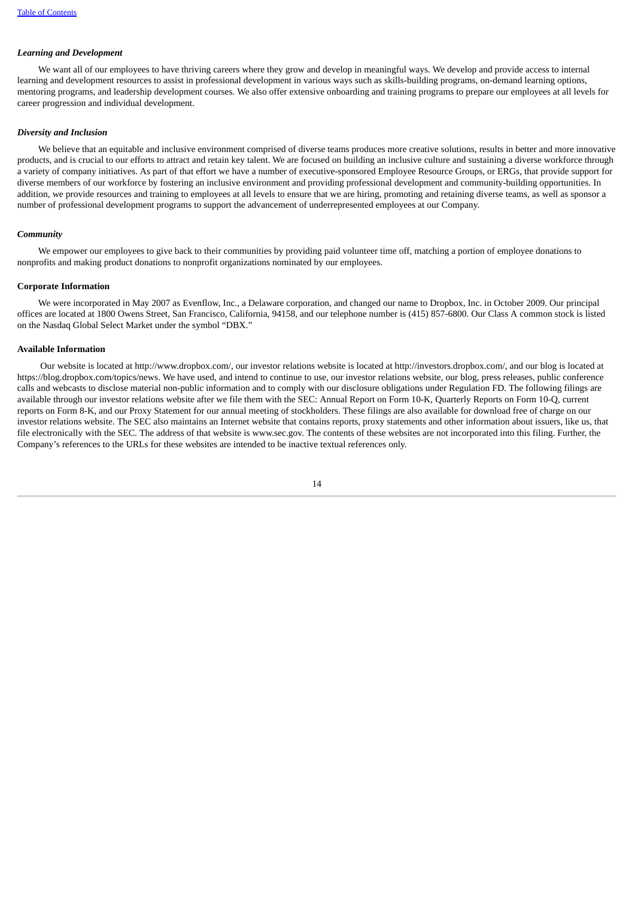*Learning and Development*

We want all of our employees to have thriving careers where they grow and develop in meaningful ways. We develop and provide access to internal learning and development resources to assist in professional development in various ways such as skills-building programs, on-demand learning options, mentoring programs, and leadership development courses. We also offer extensive onboarding and training programs to prepare our employees at all levels for career progression and individual development.

*Diversity and Inclusion*

We believe that an equitable and inclusive environment comprised of diverse teams produces more creative solutions, results in better and more innovative products, and is crucial to our efforts to attract and retain key talent. We are focused on building an inclusive culture and sustaining a diverse workforce through a variety of company initiatives. As part of that effort we have a number of executive-sponsored Employee Resource Groups, or ERGs, that provide support for diverse members of our workforce by fostering an inclusive environment and providing professional development and community-building opportunities. In addition, we provide resources and training to employees at all levels to ensure that we are hiring, promoting and retaining diverse teams, as well as sponsor a number of professional development programs to support the advancement of underrepresented employees at our Company.

*Community*

We empower our employees to give back to their communities by providing paid volunteer time off, matching a portion of employee donations to nonprofits and making product donations to nonprofit organizations nominated by our employees.

**Corporate Information**

We were incorporated in May 2007 as Evenflow, Inc., a Delaware corporation, and changed our name to Dropbox, Inc. in October 2009. Our principal offices are located at 1800 Owens Street, San Francisco, California, 94158, and our telephone number is (415) 857-6800. Our Class A common stock is listed on the Nasdaq Global Select Market under the symbol "DBX."

**Available Information**

Our website is located at http://www.dropbox.com/, our investor relations website is located at http://investors.dropbox.com/, and our blog is located at https://blog.dropbox.com/topics/news. We have used, and intend to continue to use, our investor relations website, our blog, press releases, public conference calls and webcasts to disclose material non-public information and to comply with our disclosure obligations under Regulation FD. The following filings are available through our investor relations website after we file them with the SEC: Annual Report on Form 10-K, Quarterly Reports on Form 10-Q, current reports on Form 8-K, and our Proxy Statement for our annual meeting of stockholders. These filings are also available for download free of charge on our investor relations website. The SEC also maintains an Internet website that contains reports, proxy statements and other information about issuers, like us, that file electronically with the SEC. The address of that website is www.sec.gov. The contents of these websites are not incorporated into this filing. Further, the Company's references to the URLs for these websites are intended to be inactive textual references only.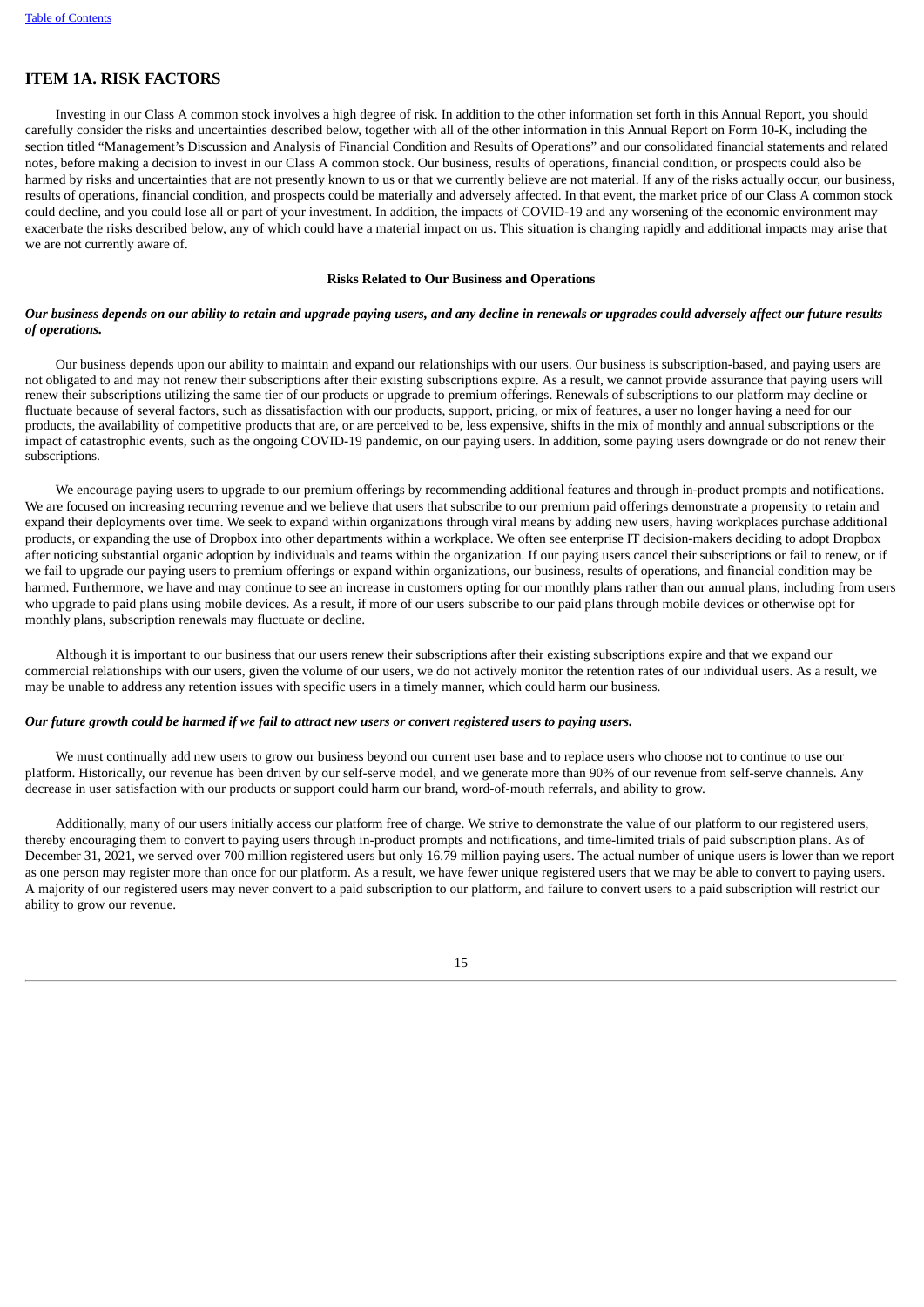## ITEM 1A. RISK FACTORS

Investing in our Class A common stock involves a high degree of risk. In addition to the other information set forth in this Annual Report, you should carefully consider the risks and uncertainties described below, together with all of the other information in this Annual Report on Form 10-K, including the section titled "Management's Discussion and Analysis of Financial Condition and Results of Operations" and our consolidated financial statements and related notes, before making a decision to invest in our Class A common stock. Our business, results of operations, financial condition, or prospects could also be harmed by risks and uncertainties that are not presently known to us or that we currently believe are not material. If any of the risks actually occur, our business, results of operations, financial condition, and prospects could be materially and adversely affected. In that event, the market price of our Class A common stock could decline, and you could lose all or part of your investment. In addition, the impacts of COVID-19 and any worsening of the economic environment may exacerbate the risks described below, any of which could have a material impact on us. This situation is changing rapidly and additional impacts may arise that we are not currently aware of.

**Risks Related to Our Business and Operations**

***Our business depends on our ability to retain and upgrade paying users, and any decline in renewals or upgrades could adversely affect our future results of operations.***

Our business depends upon our ability to maintain and expand our relationships with our users. Our business is subscription-based, and paying users are not obligated to and may not renew their subscriptions after their existing subscriptions expire. As a result, we cannot provide assurance that paying users will renew their subscriptions utilizing the same tier of our products or upgrade to premium offerings. Renewals of subscriptions to our platform may decline or fluctuate because of several factors, such as dissatisfaction with our products, support, pricing, or mix of features, a user no longer having a need for our products, the availability of competitive products that are, or are perceived to be, less expensive, shifts in the mix of monthly and annual subscriptions or the impact of catastrophic events, such as the ongoing COVID-19 pandemic, on our paying users. In addition, some paying users downgrade or do not renew their subscriptions.

We encourage paying users to upgrade to our premium offerings by recommending additional features and through in-product prompts and notifications. We are focused on increasing recurring revenue and we believe that users that subscribe to our premium paid offerings demonstrate a propensity to retain and expand their deployments over time. We seek to expand within organizations through viral means by adding new users, having workplaces purchase additional products, or expanding the use of Dropbox into other departments within a workplace. We often see enterprise IT decision-makers deciding to adopt Dropbox after noticing substantial organic adoption by individuals and teams within the organization. If our paying users cancel their subscriptions or fail to renew, or if we fail to upgrade our paying users to premium offerings or expand within organizations, our business, results of operations, and financial condition may be harmed. Furthermore, we have and may continue to see an increase in customers opting for our monthly plans rather than our annual plans, including from users who upgrade to paid plans using mobile devices. As a result, if more of our users subscribe to our paid plans through mobile devices or otherwise opt for monthly plans, subscription renewals may fluctuate or decline.

Although it is important to our business that our users renew their subscriptions after their existing subscriptions expire and that we expand our commercial relationships with our users, given the volume of our users, we do not actively monitor the retention rates of our individual users. As a result, we may be unable to address any retention issues with specific users in a timely manner, which could harm our business.

***Our future growth could be harmed if we fail to attract new users or convert registered users to paying users.***

We must continually add new users to grow our business beyond our current user base and to replace users who choose not to continue to use our platform. Historically, our revenue has been driven by our self-serve model, and we generate more than 90% of our revenue from self-serve channels. Any decrease in user satisfaction with our products or support could harm our brand, word-of-mouth referrals, and ability to grow.

Additionally, many of our users initially access our platform free of charge. We strive to demonstrate the value of our platform to our registered users, thereby encouraging them to convert to paying users through in-product prompts and notifications, and time-limited trials of paid subscription plans. As of December 31, 2021, we served over 700 million registered users but only 16.79 million paying users. The actual number of unique users is lower than we report as one person may register more than once for our platform. As a result, we have fewer unique registered users that we may be able to convert to paying users. A majority of our registered users may never convert to a paid subscription to our platform, and failure to convert users to a paid subscription will restrict our ability to grow our revenue.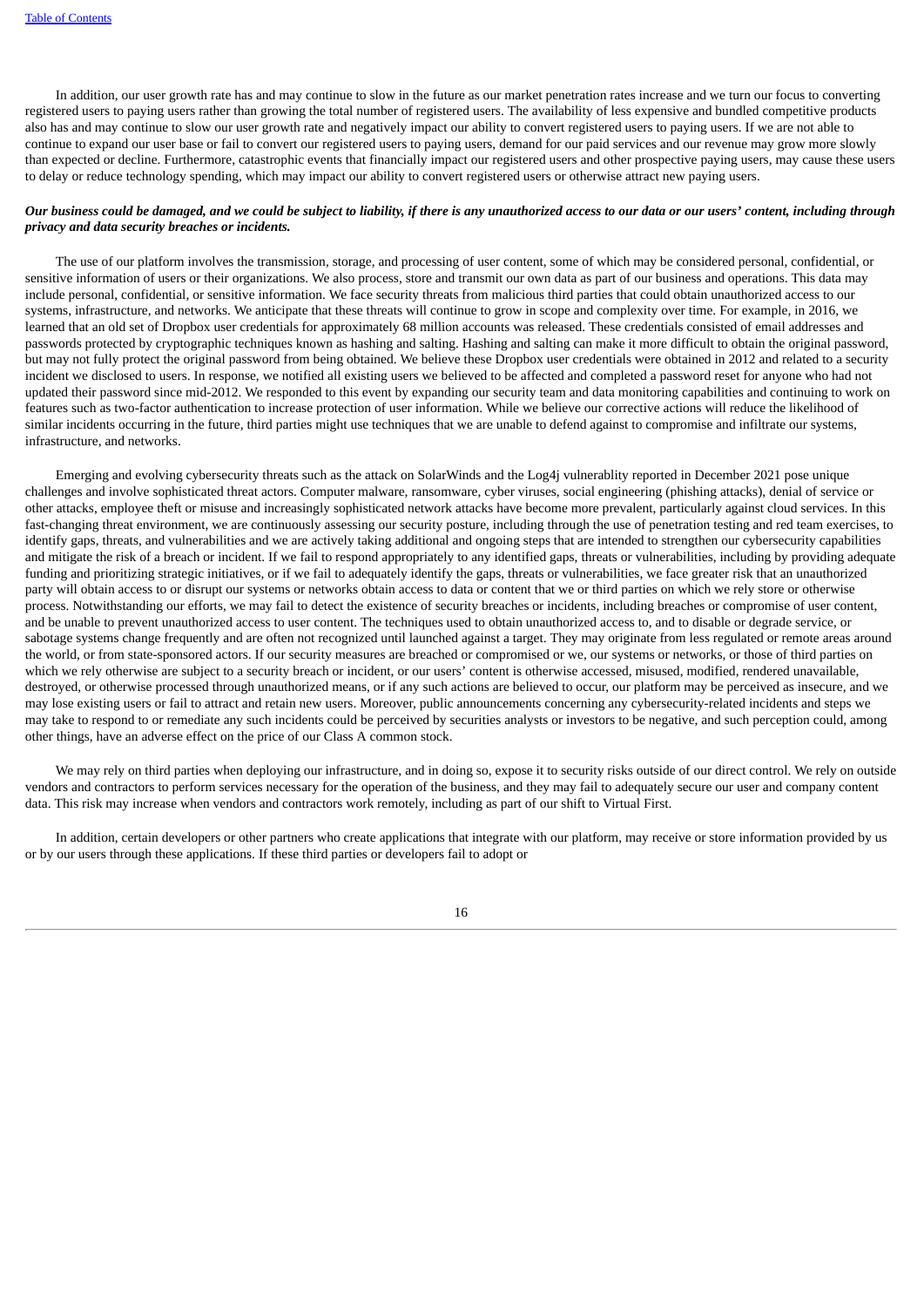In addition, our user growth rate has and may continue to slow in the future as our market penetration rates increase and we turn our focus to converting registered users to paying users rather than growing the total number of registered users. The availability of less expensive and bundled competitive products also has and may continue to slow our user growth rate and negatively impact our ability to convert registered users to paying users. If we are not able to continue to expand our user base or fail to convert our registered users to paying users, demand for our paid services and our revenue may grow more slowly than expected or decline. Furthermore, catastrophic events that financially impact our registered users and other prospective paying users, may cause these users to delay or reduce technology spending, which may impact our ability to convert registered users or otherwise attract new paying users.

***Our business could be damaged, and we could be subject to liability, if there is any unauthorized access to our data or our users' content, including through privacy and data security breaches or incidents.***

The use of our platform involves the transmission, storage, and processing of user content, some of which may be considered personal, confidential, or sensitive information of users or their organizations. We also process, store and transmit our own data as part of our business and operations. This data may include personal, confidential, or sensitive information. We face security threats from malicious third parties that could obtain unauthorized access to our systems, infrastructure, and networks. We anticipate that these threats will continue to grow in scope and complexity over time. For example, in 2016, we learned that an old set of Dropbox user credentials for approximately 68 million accounts was released. These credentials consisted of email addresses and passwords protected by cryptographic techniques known as hashing and salting. Hashing and salting can make it more difficult to obtain the original password, but may not fully protect the original password from being obtained. We believe these Dropbox user credentials were obtained in 2012 and related to a security incident we disclosed to users. In response, we notified all existing users we believed to be affected and completed a password reset for anyone who had not updated their password since mid-2012. We responded to this event by expanding our security team and data monitoring capabilities and continuing to work on features such as two-factor authentication to increase protection of user information. While we believe our corrective actions will reduce the likelihood of similar incidents occurring in the future, third parties might use techniques that we are unable to defend against to compromise and infiltrate our systems, infrastructure, and networks.

Emerging and evolving cybersecurity threats such as the attack on SolarWinds and the Log4j vulnerablity reported in December 2021 pose unique challenges and involve sophisticated threat actors. Computer malware, ransomware, cyber viruses, social engineering (phishing attacks), denial of service or other attacks, employee theft or misuse and increasingly sophisticated network attacks have become more prevalent, particularly against cloud services. In this fast-changing threat environment, we are continuously assessing our security posture, including through the use of penetration testing and red team exercises, to identify gaps, threats, and vulnerabilities and we are actively taking additional and ongoing steps that are intended to strengthen our cybersecurity capabilities and mitigate the risk of a breach or incident. If we fail to respond appropriately to any identified gaps, threats or vulnerabilities, including by providing adequate funding and prioritizing strategic initiatives, or if we fail to adequately identify the gaps, threats or vulnerabilities, we face greater risk that an unauthorized party will obtain access to or disrupt our systems or networks obtain access to data or content that we or third parties on which we rely store or otherwise process. Notwithstanding our efforts, we may fail to detect the existence of security breaches or incidents, including breaches or compromise of user content, and be unable to prevent unauthorized access to user content. The techniques used to obtain unauthorized access to, and to disable or degrade service, or sabotage systems change frequently and are often not recognized until launched against a target. They may originate from less regulated or remote areas around the world, or from state-sponsored actors. If our security measures are breached or compromised or we, our systems or networks, or those of third parties on which we rely otherwise are subject to a security breach or incident, or our users' content is otherwise accessed, misused, modified, rendered unavailable, destroyed, or otherwise processed through unauthorized means, or if any such actions are believed to occur, our platform may be perceived as insecure, and we may lose existing users or fail to attract and retain new users. Moreover, public announcements concerning any cybersecurity-related incidents and steps we may take to respond to or remediate any such incidents could be perceived by securities analysts or investors to be negative, and such perception could, among other things, have an adverse effect on the price of our Class A common stock.

We may rely on third parties when deploying our infrastructure, and in doing so, expose it to security risks outside of our direct control. We rely on outside vendors and contractors to perform services necessary for the operation of the business, and they may fail to adequately secure our user and company content data. This risk may increase when vendors and contractors work remotely, including as part of our shift to Virtual First.

In addition, certain developers or other partners who create applications that integrate with our platform, may receive or store information provided by us or by our users through these applications. If these third parties or developers fail to adopt or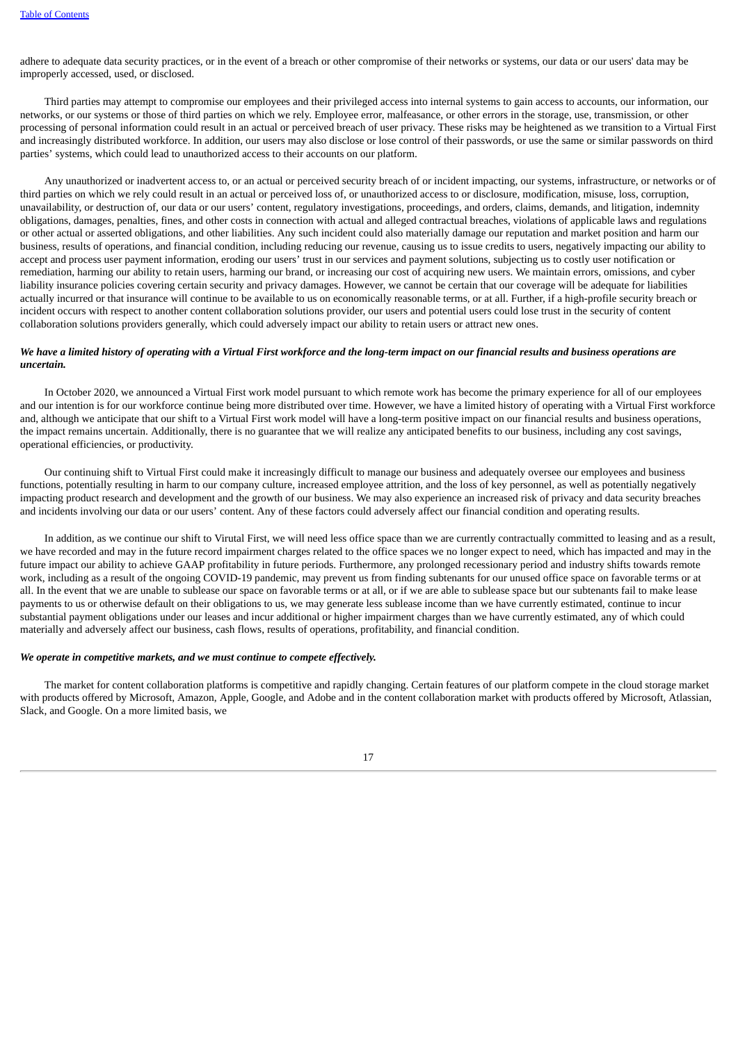adhere to adequate data security practices, or in the event of a breach or other compromise of their networks or systems, our data or our users' data may be improperly accessed, used, or disclosed.

Third parties may attempt to compromise our employees and their privileged access into internal systems to gain access to accounts, our information, our networks, or our systems or those of third parties on which we rely. Employee error, malfeasance, or other errors in the storage, use, transmission, or other processing of personal information could result in an actual or perceived breach of user privacy. These risks may be heightened as we transition to a Virtual First and increasingly distributed workforce. In addition, our users may also disclose or lose control of their passwords, or use the same or similar passwords on third parties' systems, which could lead to unauthorized access to their accounts on our platform.

Any unauthorized or inadvertent access to, or an actual or perceived security breach of or incident impacting, our systems, infrastructure, or networks or of third parties on which we rely could result in an actual or perceived loss of, or unauthorized access to or disclosure, modification, misuse, loss, corruption, unavailability, or destruction of, our data or our users' content, regulatory investigations, proceedings, and orders, claims, demands, and litigation, indemnity obligations, damages, penalties, fines, and other costs in connection with actual and alleged contractual breaches, violations of applicable laws and regulations or other actual or asserted obligations, and other liabilities. Any such incident could also materially damage our reputation and market position and harm our business, results of operations, and financial condition, including reducing our revenue, causing us to issue credits to users, negatively impacting our ability to accept and process user payment information, eroding our users' trust in our services and payment solutions, subjecting us to costly user notification or remediation, harming our ability to retain users, harming our brand, or increasing our cost of acquiring new users. We maintain errors, omissions, and cyber liability insurance policies covering certain security and privacy damages. However, we cannot be certain that our coverage will be adequate for liabilities actually incurred or that insurance will continue to be available to us on economically reasonable terms, or at all. Further, if a high-profile security breach or incident occurs with respect to another content collaboration solutions provider, our users and potential users could lose trust in the security of content collaboration solutions providers generally, which could adversely impact our ability to retain users or attract new ones.

***We have a limited history of operating with a Virtual First workforce and the long-term impact on our financial results and business operations are uncertain.***

In October 2020, we announced a Virtual First work model pursuant to which remote work has become the primary experience for all of our employees and our intention is for our workforce continue being more distributed over time. However, we have a limited history of operating with a Virtual First workforce and, although we anticipate that our shift to a Virtual First work model will have a long-term positive impact on our financial results and business operations, the impact remains uncertain. Additionally, there is no guarantee that we will realize any anticipated benefits to our business, including any cost savings, operational efficiencies, or productivity.

Our continuing shift to Virtual First could make it increasingly difficult to manage our business and adequately oversee our employees and business functions, potentially resulting in harm to our company culture, increased employee attrition, and the loss of key personnel, as well as potentially negatively impacting product research and development and the growth of our business. We may also experience an increased risk of privacy and data security breaches and incidents involving our data or our users' content. Any of these factors could adversely affect our financial condition and operating results.

In addition, as we continue our shift to Virutal First, we will need less office space than we are currently contractually committed to leasing and as a result, we have recorded and may in the future record impairment charges related to the office spaces we no longer expect to need, which has impacted and may in the future impact our ability to achieve GAAP profitability in future periods. Furthermore, any prolonged recessionary period and industry shifts towards remote work, including as a result of the ongoing COVID-19 pandemic, may prevent us from finding subtenants for our unused office space on favorable terms or at all. In the event that we are unable to sublease our space on favorable terms or at all, or if we are able to sublease space but our subtenants fail to make lease payments to us or otherwise default on their obligations to us, we may generate less sublease income than we have currently estimated, continue to incur substantial payment obligations under our leases and incur additional or higher impairment charges than we have currently estimated, any of which could materially and adversely affect our business, cash flows, results of operations, profitability, and financial condition.

***We operate in competitive markets, and we must continue to compete effectively.***

The market for content collaboration platforms is competitive and rapidly changing. Certain features of our platform compete in the cloud storage market with products offered by Microsoft, Amazon, Apple, Google, and Adobe and in the content collaboration market with products offered by Microsoft, Atlassian, Slack, and Google. On a more limited basis, we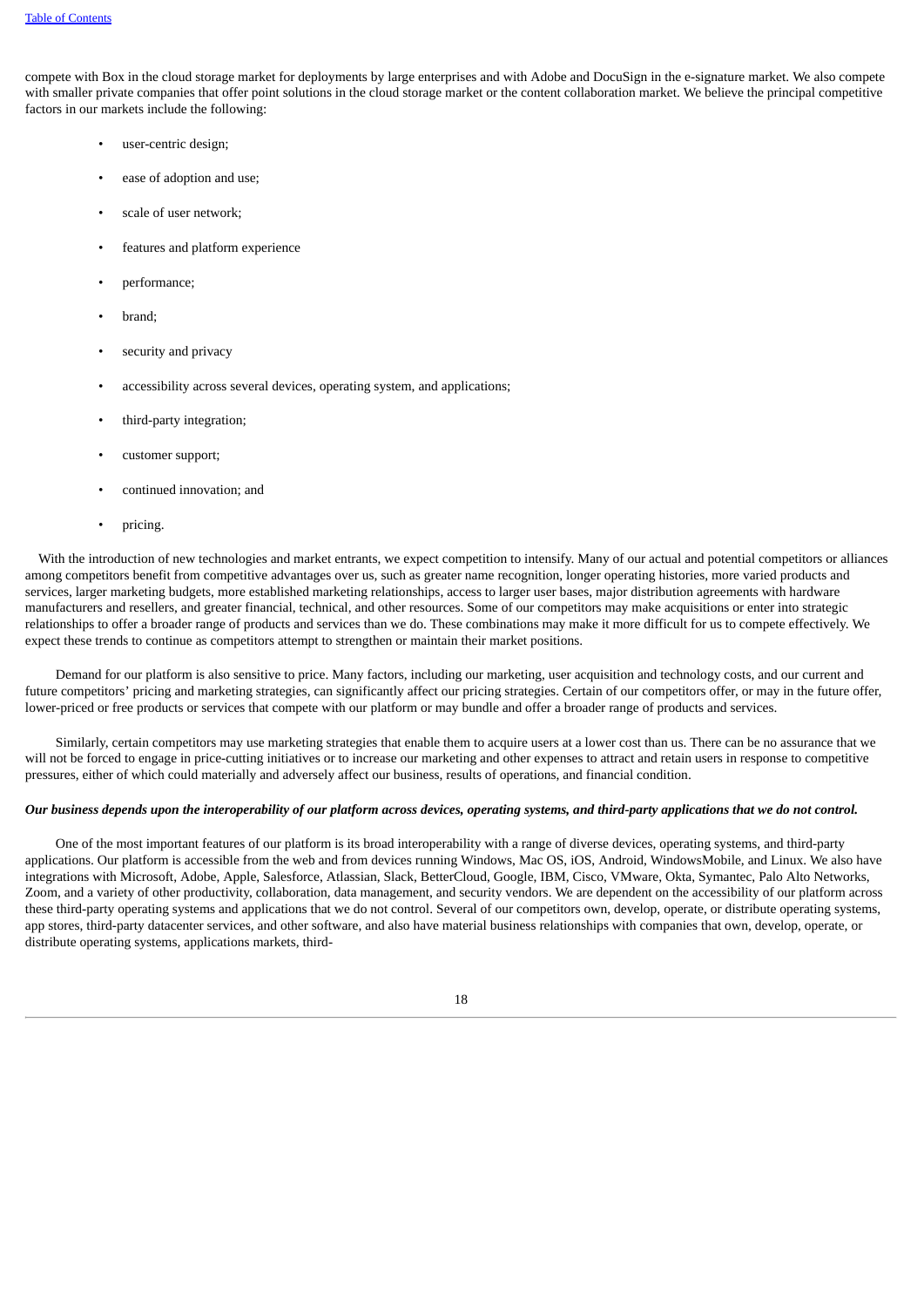compete with Box in the cloud storage market for deployments by large enterprises and with Adobe and DocuSign in the e-signature market. We also compete with smaller private companies that offer point solutions in the cloud storage market or the content collaboration market. We believe the principal competitive factors in our markets include the following:

- user-centric design;
- ease of adoption and use;
- scale of user network;
- features and platform experience
- performance;
- brand;
- security and privacy
- accessibility across several devices, operating system, and applications;
- third-party integration;
- customer support;
- continued innovation; and
- pricing.

With the introduction of new technologies and market entrants, we expect competition to intensify. Many of our actual and potential competitors or alliances among competitors benefit from competitive advantages over us, such as greater name recognition, longer operating histories, more varied products and services, larger marketing budgets, more established marketing relationships, access to larger user bases, major distribution agreements with hardware manufacturers and resellers, and greater financial, technical, and other resources. Some of our competitors may make acquisitions or enter into strategic relationships to offer a broader range of products and services than we do. These combinations may make it more difficult for us to compete effectively. We expect these trends to continue as competitors attempt to strengthen or maintain their market positions.

Demand for our platform is also sensitive to price. Many factors, including our marketing, user acquisition and technology costs, and our current and future competitors' pricing and marketing strategies, can significantly affect our pricing strategies. Certain of our competitors offer, or may in the future offer, lower-priced or free products or services that compete with our platform or may bundle and offer a broader range of products and services.

Similarly, certain competitors may use marketing strategies that enable them to acquire users at a lower cost than us. There can be no assurance that we will not be forced to engage in price-cutting initiatives or to increase our marketing and other expenses to attract and retain users in response to competitive pressures, either of which could materially and adversely affect our business, results of operations, and financial condition.

***Our business depends upon the interoperability of our platform across devices, operating systems, and third-party applications that we do not control.***

One of the most important features of our platform is its broad interoperability with a range of diverse devices, operating systems, and third-party applications. Our platform is accessible from the web and from devices running Windows, Mac OS, iOS, Android, WindowsMobile, and Linux. We also have integrations with Microsoft, Adobe, Apple, Salesforce, Atlassian, Slack, BetterCloud, Google, IBM, Cisco, VMware, Okta, Symantec, Palo Alto Networks, Zoom, and a variety of other productivity, collaboration, data management, and security vendors. We are dependent on the accessibility of our platform across these third-party operating systems and applications that we do not control. Several of our competitors own, develop, operate, or distribute operating systems, app stores, third-party datacenter services, and other software, and also have material business relationships with companies that own, develop, operate, or distribute operating systems, applications markets, third-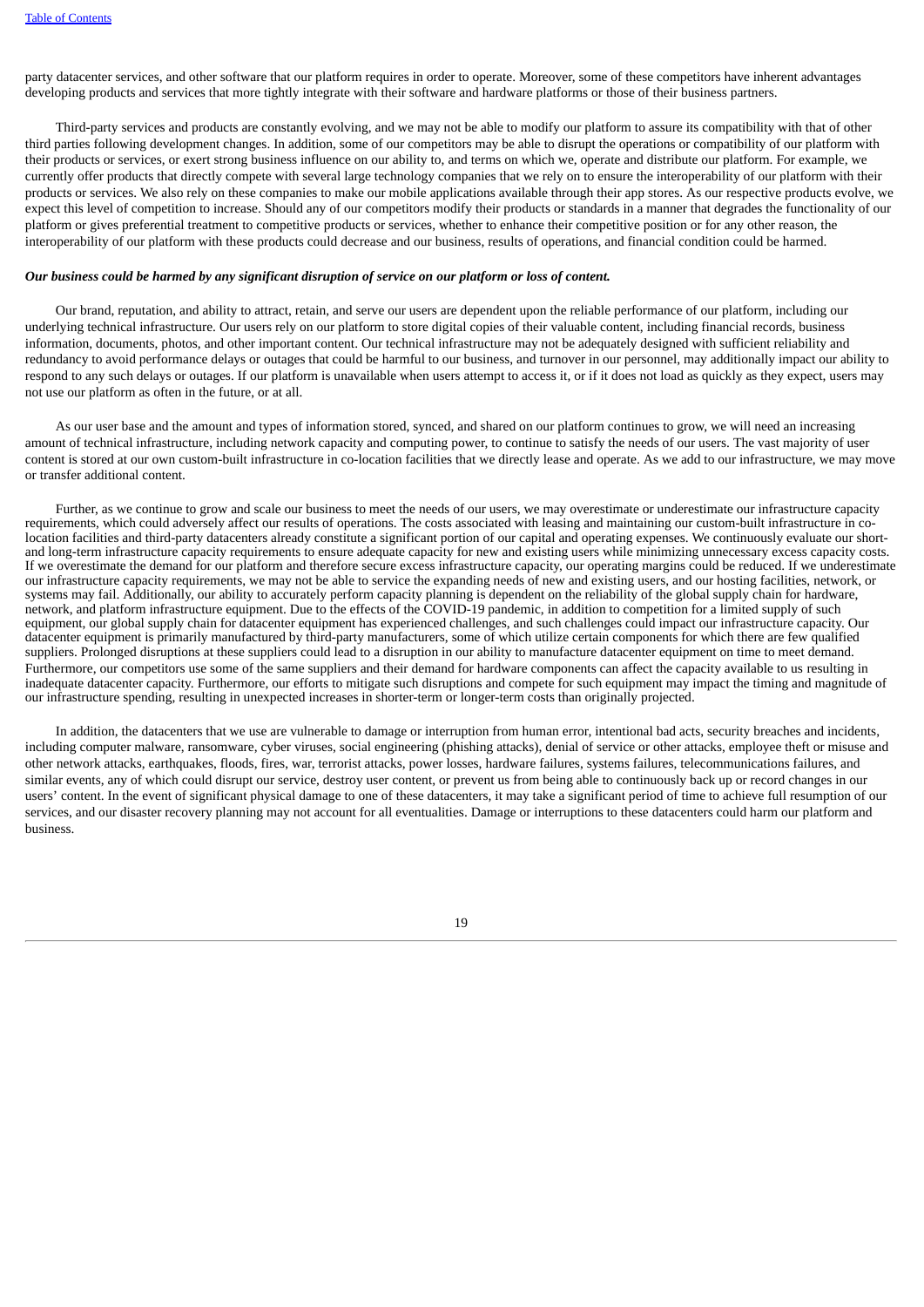party datacenter services, and other software that our platform requires in order to operate. Moreover, some of these competitors have inherent advantages developing products and services that more tightly integrate with their software and hardware platforms or those of their business partners.

Third-party services and products are constantly evolving, and we may not be able to modify our platform to assure its compatibility with that of other third parties following development changes. In addition, some of our competitors may be able to disrupt the operations or compatibility of our platform with their products or services, or exert strong business influence on our ability to, and terms on which we, operate and distribute our platform. For example, we currently offer products that directly compete with several large technology companies that we rely on to ensure the interoperability of our platform with their products or services. We also rely on these companies to make our mobile applications available through their app stores. As our respective products evolve, we expect this level of competition to increase. Should any of our competitors modify their products or standards in a manner that degrades the functionality of our platform or gives preferential treatment to competitive products or services, whether to enhance their competitive position or for any other reason, the interoperability of our platform with these products could decrease and our business, results of operations, and financial condition could be harmed.

***Our business could be harmed by any significant disruption of service on our platform or loss of content.***

Our brand, reputation, and ability to attract, retain, and serve our users are dependent upon the reliable performance of our platform, including our underlying technical infrastructure. Our users rely on our platform to store digital copies of their valuable content, including financial records, business information, documents, photos, and other important content. Our technical infrastructure may not be adequately designed with sufficient reliability and redundancy to avoid performance delays or outages that could be harmful to our business, and turnover in our personnel, may additionally impact our ability to respond to any such delays or outages. If our platform is unavailable when users attempt to access it, or if it does not load as quickly as they expect, users may not use our platform as often in the future, or at all.

As our user base and the amount and types of information stored, synced, and shared on our platform continues to grow, we will need an increasing amount of technical infrastructure, including network capacity and computing power, to continue to satisfy the needs of our users. The vast majority of user content is stored at our own custom-built infrastructure in co-location facilities that we directly lease and operate. As we add to our infrastructure, we may move or transfer additional content.

Further, as we continue to grow and scale our business to meet the needs of our users, we may overestimate or underestimate our infrastructure capacity requirements, which could adversely affect our results of operations. The costs associated with leasing and maintaining our custom-built infrastructure in co-location facilities and third-party datacenters already constitute a significant portion of our capital and operating expenses. We continuously evaluate our short- and long-term infrastructure capacity requirements to ensure adequate capacity for new and existing users while minimizing unnecessary excess capacity costs. If we overestimate the demand for our platform and therefore secure excess infrastructure capacity, our operating margins could be reduced. If we underestimate our infrastructure capacity requirements, we may not be able to service the expanding needs of new and existing users, and our hosting facilities, network, or systems may fail. Additionally, our ability to accurately perform capacity planning is dependent on the reliability of the global supply chain for hardware, network, and platform infrastructure equipment. Due to the effects of the COVID-19 pandemic, in addition to competition for a limited supply of such equipment, our global supply chain for datacenter equipment has experienced challenges, and such challenges could impact our infrastructure capacity. Our datacenter equipment is primarily manufactured by third-party manufacturers, some of which utilize certain components for which there are few qualified suppliers. Prolonged disruptions at these suppliers could lead to a disruption in our ability to manufacture datacenter equipment on time to meet demand. Furthermore, our competitors use some of the same suppliers and their demand for hardware components can affect the capacity available to us resulting in inadequate datacenter capacity. Furthermore, our efforts to mitigate such disruptions and compete for such equipment may impact the timing and magnitude of our infrastructure spending, resulting in unexpected increases in shorter-term or longer-term costs than originally projected.

In addition, the datacenters that we use are vulnerable to damage or interruption from human error, intentional bad acts, security breaches and incidents, including computer malware, ransomware, cyber viruses, social engineering (phishing attacks), denial of service or other attacks, employee theft or misuse and other network attacks, earthquakes, floods, fires, war, terrorist attacks, power losses, hardware failures, systems failures, telecommunications failures, and similar events, any of which could disrupt our service, destroy user content, or prevent us from being able to continuously back up or record changes in our users' content. In the event of significant physical damage to one of these datacenters, it may take a significant period of time to achieve full resumption of our services, and our disaster recovery planning may not account for all eventualities. Damage or interruptions to these datacenters could harm our platform and business.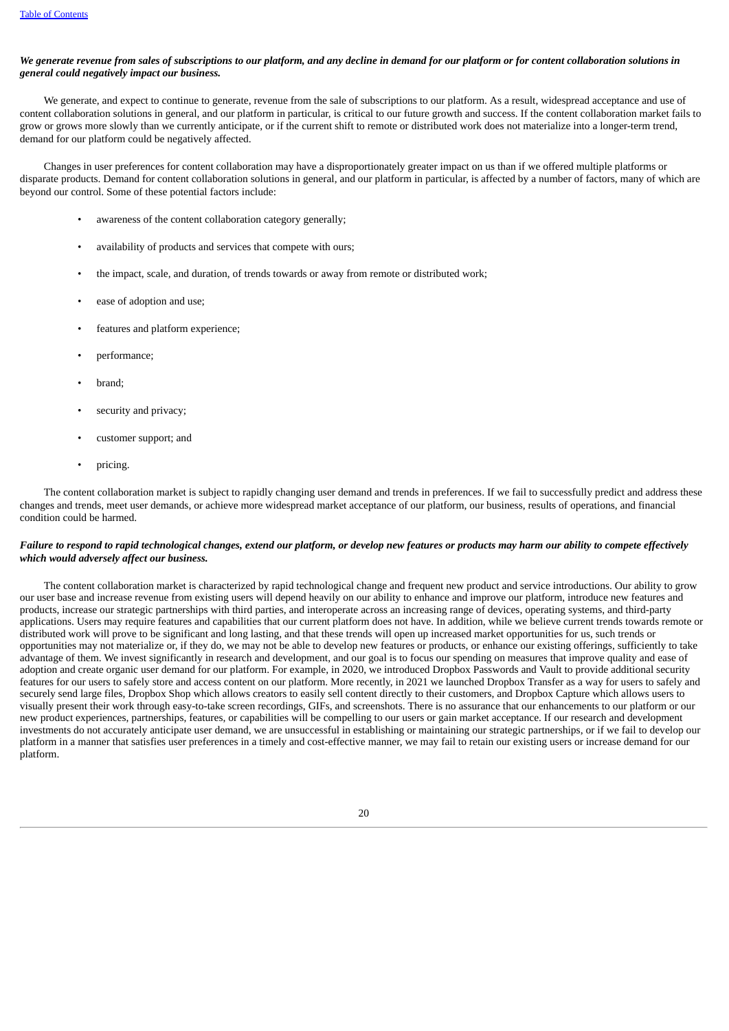***We generate revenue from sales of subscriptions to our platform, and any decline in demand for our platform or for content collaboration solutions in general could negatively impact our business.***

We generate, and expect to continue to generate, revenue from the sale of subscriptions to our platform. As a result, widespread acceptance and use of content collaboration solutions in general, and our platform in particular, is critical to our future growth and success. If the content collaboration market fails to grow or grows more slowly than we currently anticipate, or if the current shift to remote or distributed work does not materialize into a longer-term trend, demand for our platform could be negatively affected.

Changes in user preferences for content collaboration may have a disproportionately greater impact on us than if we offered multiple platforms or disparate products. Demand for content collaboration solutions in general, and our platform in particular, is affected by a number of factors, many of which are beyond our control. Some of these potential factors include:

- awareness of the content collaboration category generally;
- availability of products and services that compete with ours;
- the impact, scale, and duration, of trends towards or away from remote or distributed work;
- ease of adoption and use;
- features and platform experience;
- performance;
- brand;
- security and privacy;
- customer support; and
- pricing.

The content collaboration market is subject to rapidly changing user demand and trends in preferences. If we fail to successfully predict and address these changes and trends, meet user demands, or achieve more widespread market acceptance of our platform, our business, results of operations, and financial condition could be harmed.

***Failure to respond to rapid technological changes, extend our platform, or develop new features or products may harm our ability to compete effectively which would adversely affect our business.***

The content collaboration market is characterized by rapid technological change and frequent new product and service introductions. Our ability to grow our user base and increase revenue from existing users will depend heavily on our ability to enhance and improve our platform, introduce new features and products, increase our strategic partnerships with third parties, and interoperate across an increasing range of devices, operating systems, and third-party applications. Users may require features and capabilities that our current platform does not have. In addition, while we believe current trends towards remote or distributed work will prove to be significant and long lasting, and that these trends will open up increased market opportunities for us, such trends or opportunities may not materialize or, if they do, we may not be able to develop new features or products, or enhance our existing offerings, sufficiently to take advantage of them. We invest significantly in research and development, and our goal is to focus our spending on measures that improve quality and ease of adoption and create organic user demand for our platform. For example, in 2020, we introduced Dropbox Passwords and Vault to provide additional security features for our users to safely store and access content on our platform. More recently, in 2021 we launched Dropbox Transfer as a way for users to safely and securely send large files, Dropbox Shop which allows creators to easily sell content directly to their customers, and Dropbox Capture which allows users to visually present their work through easy-to-take screen recordings, GIFs, and screenshots. There is no assurance that our enhancements to our platform or our new product experiences, partnerships, features, or capabilities will be compelling to our users or gain market acceptance. If our research and development investments do not accurately anticipate user demand, we are unsuccessful in establishing or maintaining our strategic partnerships, or if we fail to develop our platform in a manner that satisfies user preferences in a timely and cost-effective manner, we may fail to retain our existing users or increase demand for our platform.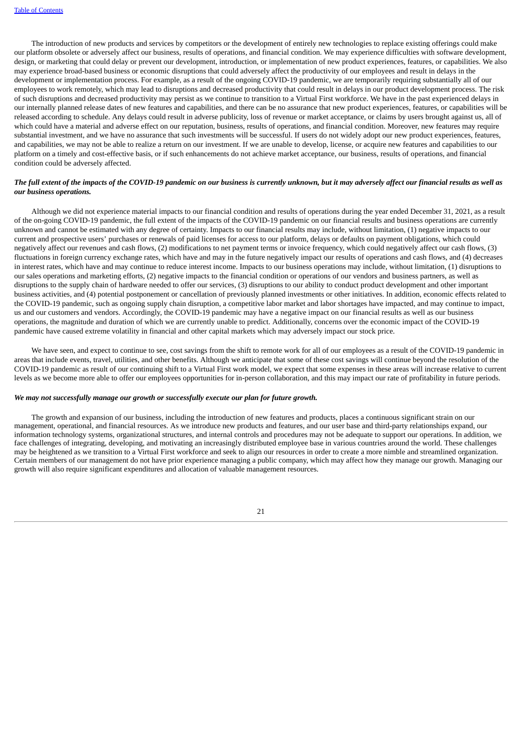The introduction of new products and services by competitors or the development of entirely new technologies to replace existing offerings could make our platform obsolete or adversely affect our business, results of operations, and financial condition. We may experience difficulties with software development, design, or marketing that could delay or prevent our development, introduction, or implementation of new product experiences, features, or capabilities. We also may experience broad-based business or economic disruptions that could adversely affect the productivity of our employees and result in delays in the development or implementation process. For example, as a result of the ongoing COVID-19 pandemic, we are temporarily requiring substantially all of our employees to work remotely, which may lead to disruptions and decreased productivity that could result in delays in our product development process. The risk of such disruptions and decreased productivity may persist as we continue to transition to a Virtual First workforce. We have in the past experienced delays in our internally planned release dates of new features and capabilities, and there can be no assurance that new product experiences, features, or capabilities will be released according to schedule. Any delays could result in adverse publicity, loss of revenue or market acceptance, or claims by users brought against us, all of which could have a material and adverse effect on our reputation, business, results of operations, and financial condition. Moreover, new features may require substantial investment, and we have no assurance that such investments will be successful. If users do not widely adopt our new product experiences, features, and capabilities, we may not be able to realize a return on our investment. If we are unable to develop, license, or acquire new features and capabilities to our platform on a timely and cost-effective basis, or if such enhancements do not achieve market acceptance, our business, results of operations, and financial condition could be adversely affected.

***The full extent of the impacts of the COVID-19 pandemic on our business is currently unknown, but it may adversely affect our financial results as well as our business operations.***

Although we did not experience material impacts to our financial condition and results of operations during the year ended December 31, 2021, as a result of the on-going COVID-19 pandemic, the full extent of the impacts of the COVID-19 pandemic on our financial results and business operations are currently unknown and cannot be estimated with any degree of certainty. Impacts to our financial results may include, without limitation, (1) negative impacts to our current and prospective users' purchases or renewals of paid licenses for access to our platform, delays or defaults on payment obligations, which could negatively affect our revenues and cash flows, (2) modifications to net payment terms or invoice frequency, which could negatively affect our cash flows, (3) fluctuations in foreign currency exchange rates, which have and may in the future negatively impact our results of operations and cash flows, and (4) decreases in interest rates, which have and may continue to reduce interest income. Impacts to our business operations may include, without limitation, (1) disruptions to our sales operations and marketing efforts, (2) negative impacts to the financial condition or operations of our vendors and business partners, as well as disruptions to the supply chain of hardware needed to offer our services, (3) disruptions to our ability to conduct product development and other important business activities, and (4) potential postponement or cancellation of previously planned investments or other initiatives. In addition, economic effects related to the COVID-19 pandemic, such as ongoing supply chain disruption, a competitive labor market and labor shortages have impacted, and may continue to impact, us and our customers and vendors. Accordingly, the COVID-19 pandemic may have a negative impact on our financial results as well as our business operations, the magnitude and duration of which we are currently unable to predict. Additionally, concerns over the economic impact of the COVID-19 pandemic have caused extreme volatility in financial and other capital markets which may adversely impact our stock price.

We have seen, and expect to continue to see, cost savings from the shift to remote work for all of our employees as a result of the COVID-19 pandemic in areas that include events, travel, utilities, and other benefits. Although we anticipate that some of these cost savings will continue beyond the resolution of the COVID-19 pandemic as result of our continuing shift to a Virtual First work model, we expect that some expenses in these areas will increase relative to current levels as we become more able to offer our employees opportunities for in-person collaboration, and this may impact our rate of profitability in future periods.

***We may not successfully manage our growth or successfully execute our plan for future growth.***

The growth and expansion of our business, including the introduction of new features and products, places a continuous significant strain on our management, operational, and financial resources. As we introduce new products and features, and our user base and third-party relationships expand, our information technology systems, organizational structures, and internal controls and procedures may not be adequate to support our operations. In addition, we face challenges of integrating, developing, and motivating an increasingly distributed employee base in various countries around the world. These challenges may be heightened as we transition to a Virtual First workforce and seek to align our resources in order to create a more nimble and streamlined organization. Certain members of our management do not have prior experience managing a public company, which may affect how they manage our growth. Managing our growth will also require significant expenditures and allocation of valuable management resources.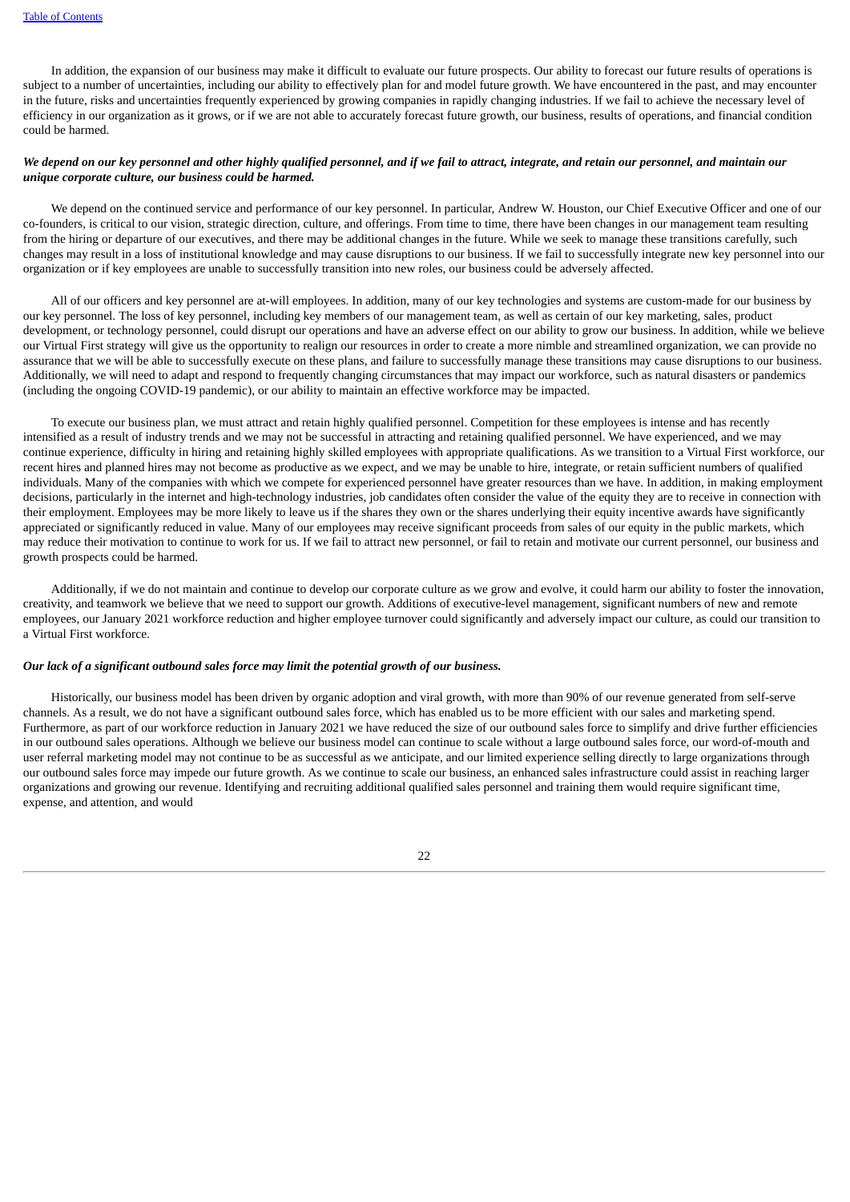In addition, the expansion of our business may make it difficult to evaluate our future prospects. Our ability to forecast our future results of operations is subject to a number of uncertainties, including our ability to effectively plan for and model future growth. We have encountered in the past, and may encounter in the future, risks and uncertainties frequently experienced by growing companies in rapidly changing industries. If we fail to achieve the necessary level of efficiency in our organization as it grows, or if we are not able to accurately forecast future growth, our business, results of operations, and financial condition could be harmed.

***We depend on our key personnel and other highly qualified personnel, and if we fail to attract, integrate, and retain our personnel, and maintain our unique corporate culture, our business could be harmed.***

We depend on the continued service and performance of our key personnel. In particular, Andrew W. Houston, our Chief Executive Officer and one of our co-founders, is critical to our vision, strategic direction, culture, and offerings. From time to time, there have been changes in our management team resulting from the hiring or departure of our executives, and there may be additional changes in the future. While we seek to manage these transitions carefully, such changes may result in a loss of institutional knowledge and may cause disruptions to our business. If we fail to successfully integrate new key personnel into our organization or if key employees are unable to successfully transition into new roles, our business could be adversely affected.

All of our officers and key personnel are at-will employees. In addition, many of our key technologies and systems are custom-made for our business by our key personnel. The loss of key personnel, including key members of our management team, as well as certain of our key marketing, sales, product development, or technology personnel, could disrupt our operations and have an adverse effect on our ability to grow our business. In addition, while we believe our Virtual First strategy will give us the opportunity to realign our resources in order to create a more nimble and streamlined organization, we can provide no assurance that we will be able to successfully execute on these plans, and failure to successfully manage these transitions may cause disruptions to our business. Additionally, we will need to adapt and respond to frequently changing circumstances that may impact our workforce, such as natural disasters or pandemics (including the ongoing COVID-19 pandemic), or our ability to maintain an effective workforce may be impacted.

To execute our business plan, we must attract and retain highly qualified personnel. Competition for these employees is intense and has recently intensified as a result of industry trends and we may not be successful in attracting and retaining qualified personnel. We have experienced, and we may continue experience, difficulty in hiring and retaining highly skilled employees with appropriate qualifications. As we transition to a Virtual First workforce, our recent hires and planned hires may not become as productive as we expect, and we may be unable to hire, integrate, or retain sufficient numbers of qualified individuals. Many of the companies with which we compete for experienced personnel have greater resources than we have. In addition, in making employment decisions, particularly in the internet and high-technology industries, job candidates often consider the value of the equity they are to receive in connection with their employment. Employees may be more likely to leave us if the shares they own or the shares underlying their equity incentive awards have significantly appreciated or significantly reduced in value. Many of our employees may receive significant proceeds from sales of our equity in the public markets, which may reduce their motivation to continue to work for us. If we fail to attract new personnel, or fail to retain and motivate our current personnel, our business and growth prospects could be harmed.

Additionally, if we do not maintain and continue to develop our corporate culture as we grow and evolve, it could harm our ability to foster the innovation, creativity, and teamwork we believe that we need to support our growth. Additions of executive-level management, significant numbers of new and remote employees, our January 2021 workforce reduction and higher employee turnover could significantly and adversely impact our culture, as could our transition to a Virtual First workforce.

***Our lack of a significant outbound sales force may limit the potential growth of our business.***

Historically, our business model has been driven by organic adoption and viral growth, with more than 90% of our revenue generated from self-serve channels. As a result, we do not have a significant outbound sales force, which has enabled us to be more efficient with our sales and marketing spend. Furthermore, as part of our workforce reduction in January 2021 we have reduced the size of our outbound sales force to simplify and drive further efficiencies in our outbound sales operations. Although we believe our business model can continue to scale without a large outbound sales force, our word-of-mouth and user referral marketing model may not continue to be as successful as we anticipate, and our limited experience selling directly to large organizations through our outbound sales force may impede our future growth. As we continue to scale our business, an enhanced sales infrastructure could assist in reaching larger organizations and growing our revenue. Identifying and recruiting additional qualified sales personnel and training them would require significant time, expense, and attention, and would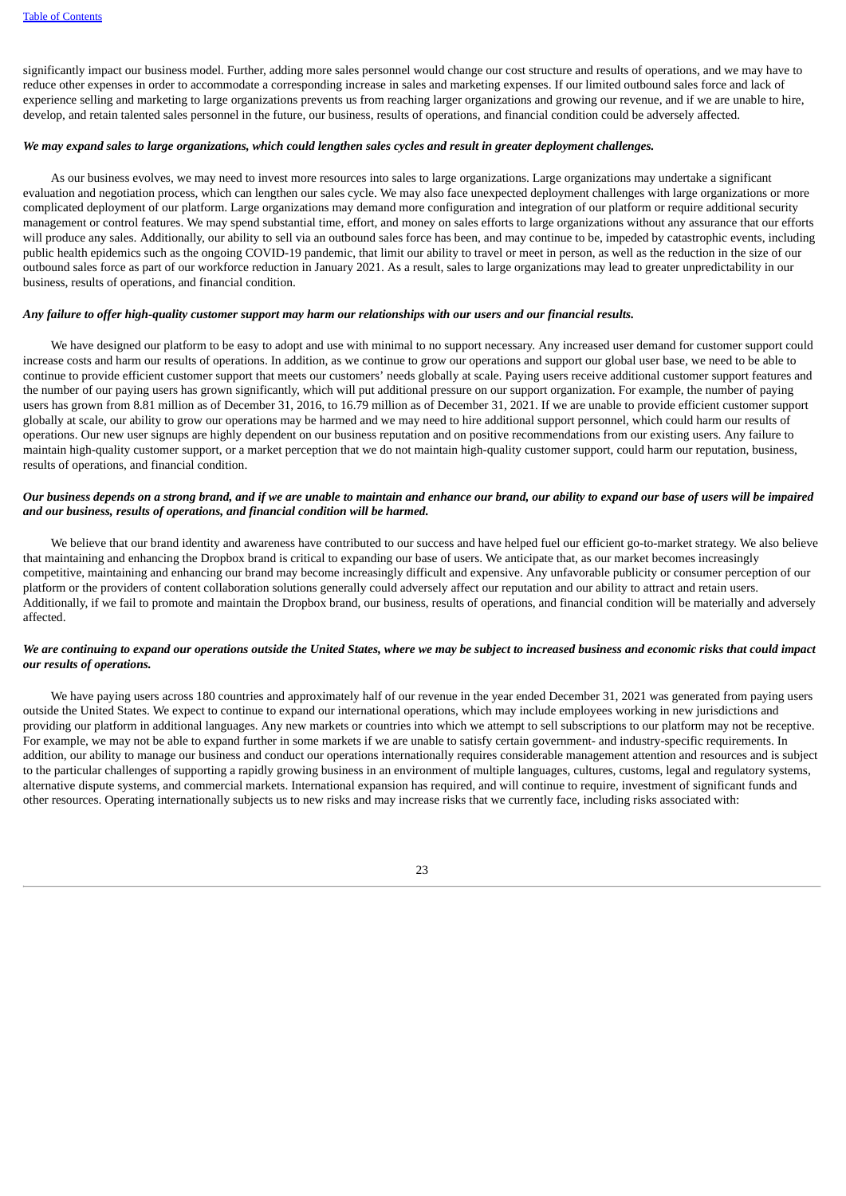significantly impact our business model. Further, adding more sales personnel would change our cost structure and results of operations, and we may have to reduce other expenses in order to accommodate a corresponding increase in sales and marketing expenses. If our limited outbound sales force and lack of experience selling and marketing to large organizations prevents us from reaching larger organizations and growing our revenue, and if we are unable to hire, develop, and retain talented sales personnel in the future, our business, results of operations, and financial condition could be adversely affected.

***We may expand sales to large organizations, which could lengthen sales cycles and result in greater deployment challenges.***

As our business evolves, we may need to invest more resources into sales to large organizations. Large organizations may undertake a significant evaluation and negotiation process, which can lengthen our sales cycle. We may also face unexpected deployment challenges with large organizations or more complicated deployment of our platform. Large organizations may demand more configuration and integration of our platform or require additional security management or control features. We may spend substantial time, effort, and money on sales efforts to large organizations without any assurance that our efforts will produce any sales. Additionally, our ability to sell via an outbound sales force has been, and may continue to be, impeded by catastrophic events, including public health epidemics such as the ongoing COVID-19 pandemic, that limit our ability to travel or meet in person, as well as the reduction in the size of our outbound sales force as part of our workforce reduction in January 2021. As a result, sales to large organizations may lead to greater unpredictability in our business, results of operations, and financial condition.

***Any failure to offer high-quality customer support may harm our relationships with our users and our financial results.***

We have designed our platform to be easy to adopt and use with minimal to no support necessary. Any increased user demand for customer support could increase costs and harm our results of operations. In addition, as we continue to grow our operations and support our global user base, we need to be able to continue to provide efficient customer support that meets our customers' needs globally at scale. Paying users receive additional customer support features and the number of our paying users has grown significantly, which will put additional pressure on our support organization. For example, the number of paying users has grown from 8.81 million as of December 31, 2016, to 16.79 million as of December 31, 2021. If we are unable to provide efficient customer support globally at scale, our ability to grow our operations may be harmed and we may need to hire additional support personnel, which could harm our results of operations. Our new user signups are highly dependent on our business reputation and on positive recommendations from our existing users. Any failure to maintain high-quality customer support, or a market perception that we do not maintain high-quality customer support, could harm our reputation, business, results of operations, and financial condition.

***Our business depends on a strong brand, and if we are unable to maintain and enhance our brand, our ability to expand our base of users will be impaired and our business, results of operations, and financial condition will be harmed.***

We believe that our brand identity and awareness have contributed to our success and have helped fuel our efficient go-to-market strategy. We also believe that maintaining and enhancing the Dropbox brand is critical to expanding our base of users. We anticipate that, as our market becomes increasingly competitive, maintaining and enhancing our brand may become increasingly difficult and expensive. Any unfavorable publicity or consumer perception of our platform or the providers of content collaboration solutions generally could adversely affect our reputation and our ability to attract and retain users. Additionally, if we fail to promote and maintain the Dropbox brand, our business, results of operations, and financial condition will be materially and adversely affected.

***We are continuing to expand our operations outside the United States, where we may be subject to increased business and economic risks that could impact our results of operations.***

We have paying users across 180 countries and approximately half of our revenue in the year ended December 31, 2021 was generated from paying users outside the United States. We expect to continue to expand our international operations, which may include employees working in new jurisdictions and providing our platform in additional languages. Any new markets or countries into which we attempt to sell subscriptions to our platform may not be receptive. For example, we may not be able to expand further in some markets if we are unable to satisfy certain government- and industry-specific requirements. In addition, our ability to manage our business and conduct our operations internationally requires considerable management attention and resources and is subject to the particular challenges of supporting a rapidly growing business in an environment of multiple languages, cultures, customs, legal and regulatory systems, alternative dispute systems, and commercial markets. International expansion has required, and will continue to require, investment of significant funds and other resources. Operating internationally subjects us to new risks and may increase risks that we currently face, including risks associated with: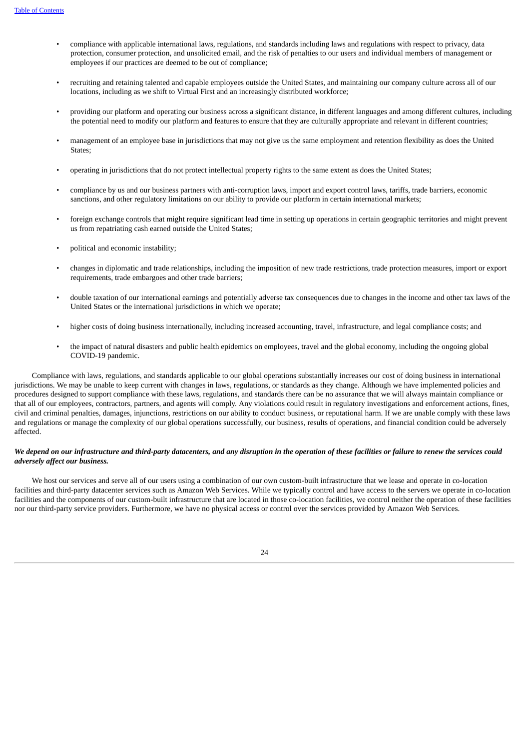- compliance with applicable international laws, regulations, and standards including laws and regulations with respect to privacy, data protection, consumer protection, and unsolicited email, and the risk of penalties to our users and individual members of management or employees if our practices are deemed to be out of compliance;
- recruiting and retaining talented and capable employees outside the United States, and maintaining our company culture across all of our locations, including as we shift to Virtual First and an increasingly distributed workforce;
- providing our platform and operating our business across a significant distance, in different languages and among different cultures, including the potential need to modify our platform and features to ensure that they are culturally appropriate and relevant in different countries;
- management of an employee base in jurisdictions that may not give us the same employment and retention flexibility as does the United States;
- operating in jurisdictions that do not protect intellectual property rights to the same extent as does the United States;
- compliance by us and our business partners with anti-corruption laws, import and export control laws, tariffs, trade barriers, economic sanctions, and other regulatory limitations on our ability to provide our platform in certain international markets;
- foreign exchange controls that might require significant lead time in setting up operations in certain geographic territories and might prevent us from repatriating cash earned outside the United States;
- political and economic instability;
- changes in diplomatic and trade relationships, including the imposition of new trade restrictions, trade protection measures, import or export requirements, trade embargoes and other trade barriers;
- double taxation of our international earnings and potentially adverse tax consequences due to changes in the income and other tax laws of the United States or the international jurisdictions in which we operate;
- higher costs of doing business internationally, including increased accounting, travel, infrastructure, and legal compliance costs; and
- the impact of natural disasters and public health epidemics on employees, travel and the global economy, including the ongoing global COVID-19 pandemic.

Compliance with laws, regulations, and standards applicable to our global operations substantially increases our cost of doing business in international jurisdictions. We may be unable to keep current with changes in laws, regulations, or standards as they change. Although we have implemented policies and procedures designed to support compliance with these laws, regulations, and standards there can be no assurance that we will always maintain compliance or that all of our employees, contractors, partners, and agents will comply. Any violations could result in regulatory investigations and enforcement actions, fines, civil and criminal penalties, damages, injunctions, restrictions on our ability to conduct business, or reputational harm. If we are unable comply with these laws and regulations or manage the complexity of our global operations successfully, our business, results of operations, and financial condition could be adversely affected.

***We depend on our infrastructure and third-party datacenters, and any disruption in the operation of these facilities or failure to renew the services could adversely affect our business.***

We host our services and serve all of our users using a combination of our own custom-built infrastructure that we lease and operate in co-location facilities and third-party datacenter services such as Amazon Web Services. While we typically control and have access to the servers we operate in co-location facilities and the components of our custom-built infrastructure that are located in those co-location facilities, we control neither the operation of these facilities nor our third-party service providers. Furthermore, we have no physical access or control over the services provided by Amazon Web Services.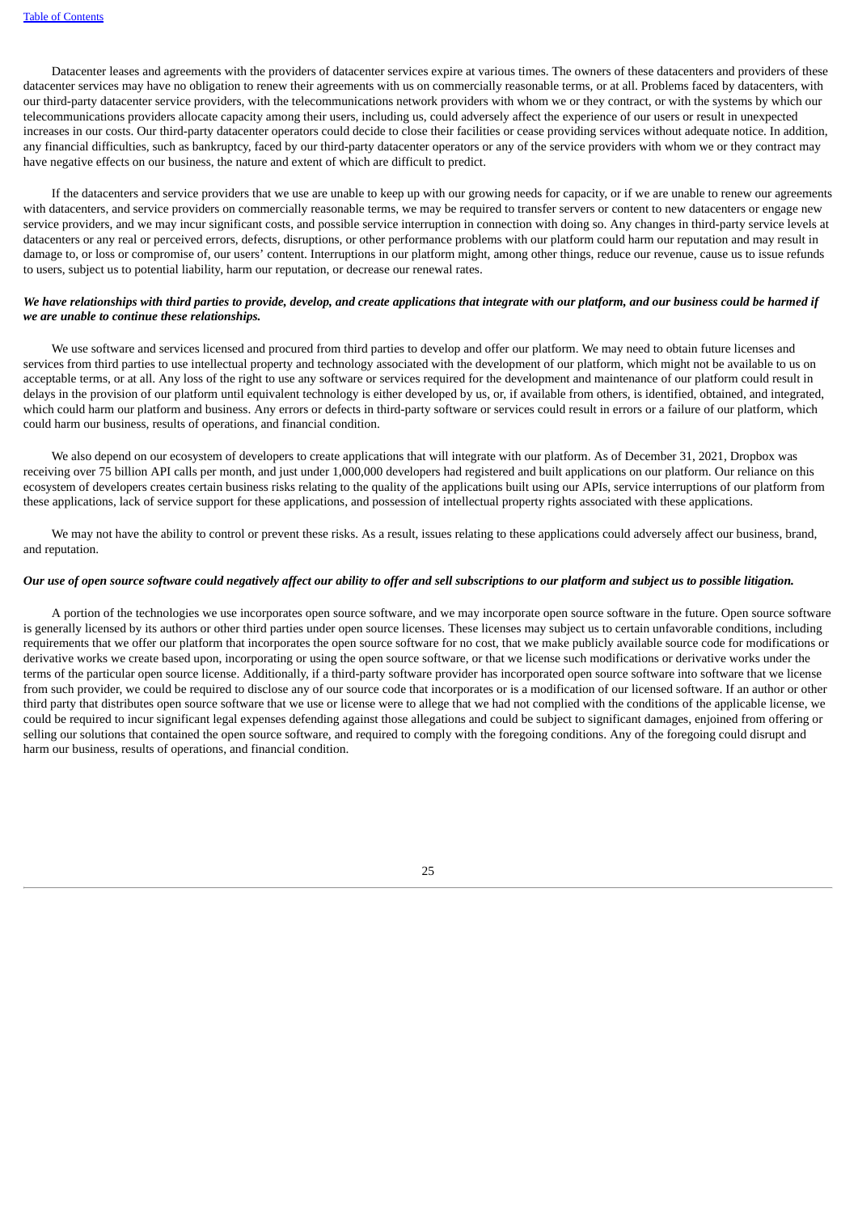Datacenter leases and agreements with the providers of datacenter services expire at various times. The owners of these datacenters and providers of these datacenter services may have no obligation to renew their agreements with us on commercially reasonable terms, or at all. Problems faced by datacenters, with our third-party datacenter service providers, with the telecommunications network providers with whom we or they contract, or with the systems by which our telecommunications providers allocate capacity among their users, including us, could adversely affect the experience of our users or result in unexpected increases in our costs. Our third-party datacenter operators could decide to close their facilities or cease providing services without adequate notice. In addition, any financial difficulties, such as bankruptcy, faced by our third-party datacenter operators or any of the service providers with whom we or they contract may have negative effects on our business, the nature and extent of which are difficult to predict.

If the datacenters and service providers that we use are unable to keep up with our growing needs for capacity, or if we are unable to renew our agreements with datacenters, and service providers on commercially reasonable terms, we may be required to transfer servers or content to new datacenters or engage new service providers, and we may incur significant costs, and possible service interruption in connection with doing so. Any changes in third-party service levels at datacenters or any real or perceived errors, defects, disruptions, or other performance problems with our platform could harm our reputation and may result in damage to, or loss or compromise of, our users' content. Interruptions in our platform might, among other things, reduce our revenue, cause us to issue refunds to users, subject us to potential liability, harm our reputation, or decrease our renewal rates.

***We have relationships with third parties to provide, develop, and create applications that integrate with our platform, and our business could be harmed if we are unable to continue these relationships.***

We use software and services licensed and procured from third parties to develop and offer our platform. We may need to obtain future licenses and services from third parties to use intellectual property and technology associated with the development of our platform, which might not be available to us on acceptable terms, or at all. Any loss of the right to use any software or services required for the development and maintenance of our platform could result in delays in the provision of our platform until equivalent technology is either developed by us, or, if available from others, is identified, obtained, and integrated, which could harm our platform and business. Any errors or defects in third-party software or services could result in errors or a failure of our platform, which could harm our business, results of operations, and financial condition.

We also depend on our ecosystem of developers to create applications that will integrate with our platform. As of December 31, 2021, Dropbox was receiving over 75 billion API calls per month, and just under 1,000,000 developers had registered and built applications on our platform. Our reliance on this ecosystem of developers creates certain business risks relating to the quality of the applications built using our APIs, service interruptions of our platform from these applications, lack of service support for these applications, and possession of intellectual property rights associated with these applications.

We may not have the ability to control or prevent these risks. As a result, issues relating to these applications could adversely affect our business, brand, and reputation.

***Our use of open source software could negatively affect our ability to offer and sell subscriptions to our platform and subject us to possible litigation.***

A portion of the technologies we use incorporates open source software, and we may incorporate open source software in the future. Open source software is generally licensed by its authors or other third parties under open source licenses. These licenses may subject us to certain unfavorable conditions, including requirements that we offer our platform that incorporates the open source software for no cost, that we make publicly available source code for modifications or derivative works we create based upon, incorporating or using the open source software, or that we license such modifications or derivative works under the terms of the particular open source license. Additionally, if a third-party software provider has incorporated open source software into software that we license from such provider, we could be required to disclose any of our source code that incorporates or is a modification of our licensed software. If an author or other third party that distributes open source software that we use or license were to allege that we had not complied with the conditions of the applicable license, we could be required to incur significant legal expenses defending against those allegations and could be subject to significant damages, enjoined from offering or selling our solutions that contained the open source software, and required to comply with the foregoing conditions. Any of the foregoing could disrupt and harm our business, results of operations, and financial condition.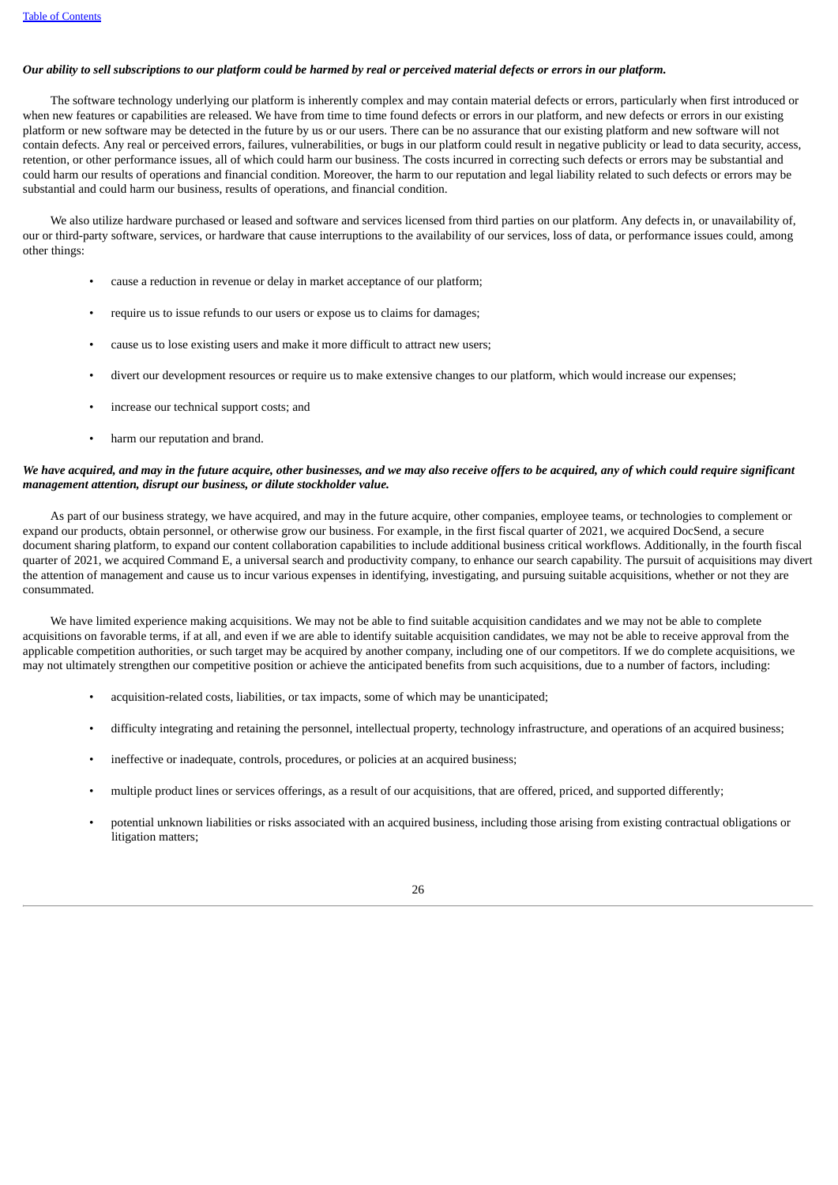***Our ability to sell subscriptions to our platform could be harmed by real or perceived material defects or errors in our platform.***

The software technology underlying our platform is inherently complex and may contain material defects or errors, particularly when first introduced or when new features or capabilities are released. We have from time to time found defects or errors in our platform, and new defects or errors in our existing platform or new software may be detected in the future by us or our users. There can be no assurance that our existing platform and new software will not contain defects. Any real or perceived errors, failures, vulnerabilities, or bugs in our platform could result in negative publicity or lead to data security, access, retention, or other performance issues, all of which could harm our business. The costs incurred in correcting such defects or errors may be substantial and could harm our results of operations and financial condition. Moreover, the harm to our reputation and legal liability related to such defects or errors may be substantial and could harm our business, results of operations, and financial condition.

We also utilize hardware purchased or leased and software and services licensed from third parties on our platform. Any defects in, or unavailability of, our or third-party software, services, or hardware that cause interruptions to the availability of our services, loss of data, or performance issues could, among other things:

- cause a reduction in revenue or delay in market acceptance of our platform;
- require us to issue refunds to our users or expose us to claims for damages;
- cause us to lose existing users and make it more difficult to attract new users;
- divert our development resources or require us to make extensive changes to our platform, which would increase our expenses;
- increase our technical support costs; and
- harm our reputation and brand.

***We have acquired, and may in the future acquire, other businesses, and we may also receive offers to be acquired, any of which could require significant management attention, disrupt our business, or dilute stockholder value.***

As part of our business strategy, we have acquired, and may in the future acquire, other companies, employee teams, or technologies to complement or expand our products, obtain personnel, or otherwise grow our business. For example, in the first fiscal quarter of 2021, we acquired DocSend, a secure document sharing platform, to expand our content collaboration capabilities to include additional business critical workflows. Additionally, in the fourth fiscal quarter of 2021, we acquired Command E, a universal search and productivity company, to enhance our search capability. The pursuit of acquisitions may divert the attention of management and cause us to incur various expenses in identifying, investigating, and pursuing suitable acquisitions, whether or not they are consummated.

We have limited experience making acquisitions. We may not be able to find suitable acquisition candidates and we may not be able to complete acquisitions on favorable terms, if at all, and even if we are able to identify suitable acquisition candidates, we may not be able to receive approval from the applicable competition authorities, or such target may be acquired by another company, including one of our competitors. If we do complete acquisitions, we may not ultimately strengthen our competitive position or achieve the anticipated benefits from such acquisitions, due to a number of factors, including:

- acquisition-related costs, liabilities, or tax impacts, some of which may be unanticipated;
- difficulty integrating and retaining the personnel, intellectual property, technology infrastructure, and operations of an acquired business;
- ineffective or inadequate, controls, procedures, or policies at an acquired business;
- multiple product lines or services offerings, as a result of our acquisitions, that are offered, priced, and supported differently;
- potential unknown liabilities or risks associated with an acquired business, including those arising from existing contractual obligations or litigation matters;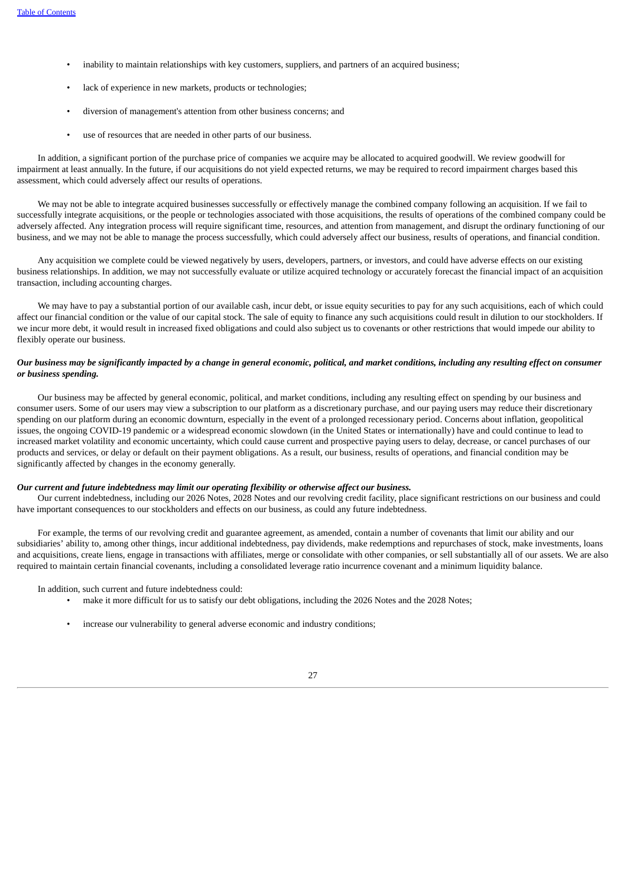- inability to maintain relationships with key customers, suppliers, and partners of an acquired business;
- lack of experience in new markets, products or technologies;
- diversion of management's attention from other business concerns; and
- use of resources that are needed in other parts of our business.

In addition, a significant portion of the purchase price of companies we acquire may be allocated to acquired goodwill. We review goodwill for impairment at least annually. In the future, if our acquisitions do not yield expected returns, we may be required to record impairment charges based this assessment, which could adversely affect our results of operations.

We may not be able to integrate acquired businesses successfully or effectively manage the combined company following an acquisition. If we fail to successfully integrate acquisitions, or the people or technologies associated with those acquisitions, the results of operations of the combined company could be adversely affected. Any integration process will require significant time, resources, and attention from management, and disrupt the ordinary functioning of our business, and we may not be able to manage the process successfully, which could adversely affect our business, results of operations, and financial condition.

Any acquisition we complete could be viewed negatively by users, developers, partners, or investors, and could have adverse effects on our existing business relationships. In addition, we may not successfully evaluate or utilize acquired technology or accurately forecast the financial impact of an acquisition transaction, including accounting charges.

We may have to pay a substantial portion of our available cash, incur debt, or issue equity securities to pay for any such acquisitions, each of which could affect our financial condition or the value of our capital stock. The sale of equity to finance any such acquisitions could result in dilution to our stockholders. If we incur more debt, it would result in increased fixed obligations and could also subject us to covenants or other restrictions that would impede our ability to flexibly operate our business.

***Our business may be significantly impacted by a change in general economic, political, and market conditions, including any resulting effect on consumer or business spending.***

Our business may be affected by general economic, political, and market conditions, including any resulting effect on spending by our business and consumer users. Some of our users may view a subscription to our platform as a discretionary purchase, and our paying users may reduce their discretionary spending on our platform during an economic downturn, especially in the event of a prolonged recessionary period. Concerns about inflation, geopolitical issues, the ongoing COVID-19 pandemic or a widespread economic slowdown (in the United States or internationally) have and could continue to lead to increased market volatility and economic uncertainty, which could cause current and prospective paying users to delay, decrease, or cancel purchases of our products and services, or delay or default on their payment obligations. As a result, our business, results of operations, and financial condition may be significantly affected by changes in the economy generally.

***Our current and future indebtedness may limit our operating flexibility or otherwise affect our business.***

Our current indebtedness, including our 2026 Notes, 2028 Notes and our revolving credit facility, place significant restrictions on our business and could have important consequences to our stockholders and effects on our business, as could any future indebtedness.

For example, the terms of our revolving credit and guarantee agreement, as amended, contain a number of covenants that limit our ability and our subsidiaries' ability to, among other things, incur additional indebtedness, pay dividends, make redemptions and repurchases of stock, make investments, loans and acquisitions, create liens, engage in transactions with affiliates, merge or consolidate with other companies, or sell substantially all of our assets. We are also required to maintain certain financial covenants, including a consolidated leverage ratio incurrence covenant and a minimum liquidity balance.

In addition, such current and future indebtedness could:

- make it more difficult for us to satisfy our debt obligations, including the 2026 Notes and the 2028 Notes;
- increase our vulnerability to general adverse economic and industry conditions;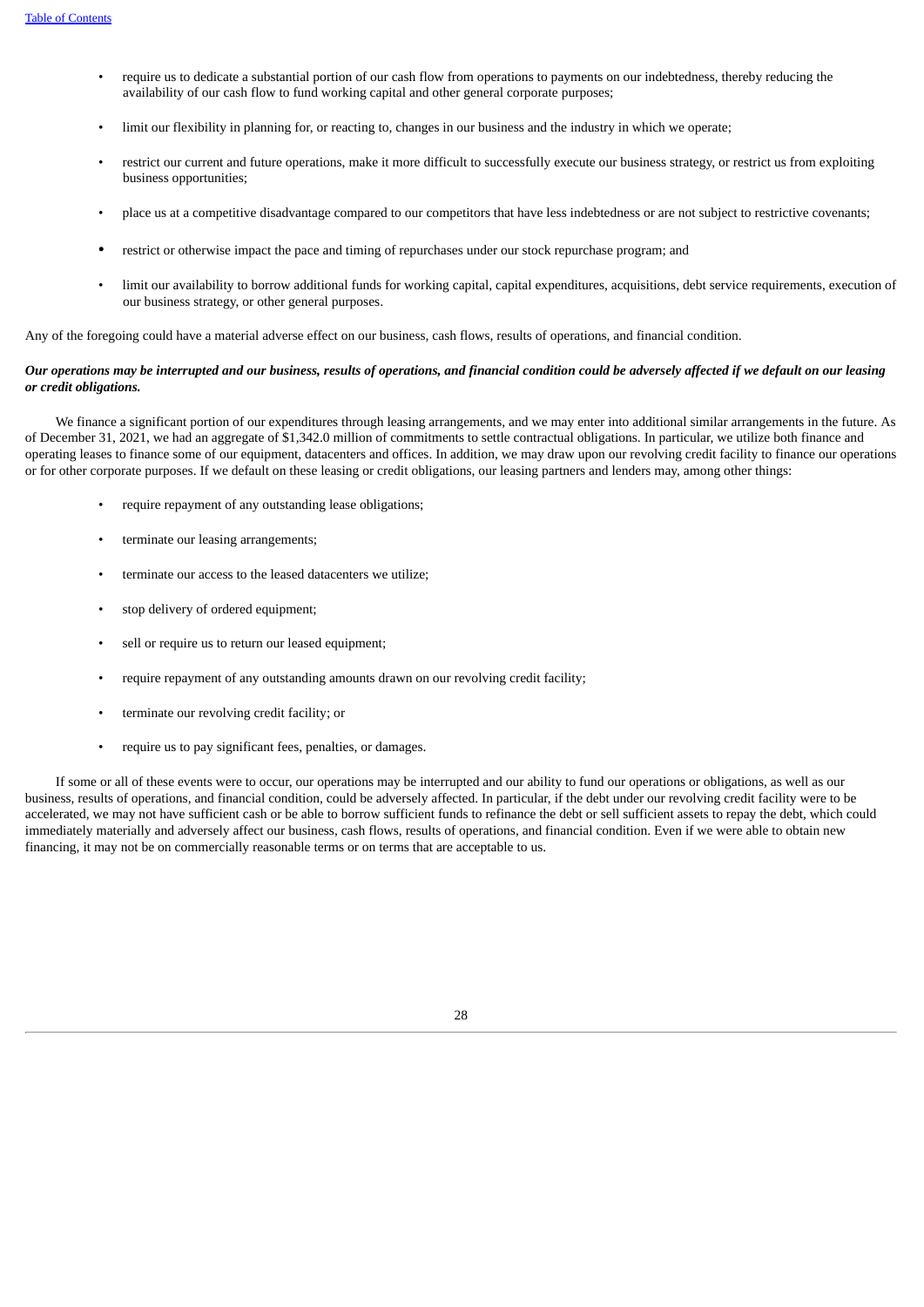- require us to dedicate a substantial portion of our cash flow from operations to payments on our indebtedness, thereby reducing the availability of our cash flow to fund working capital and other general corporate purposes;
- limit our flexibility in planning for, or reacting to, changes in our business and the industry in which we operate;
- restrict our current and future operations, make it more difficult to successfully execute our business strategy, or restrict us from exploiting business opportunities;
- place us at a competitive disadvantage compared to our competitors that have less indebtedness or are not subject to restrictive covenants;
- restrict or otherwise impact the pace and timing of repurchases under our stock repurchase program; and
- limit our availability to borrow additional funds for working capital, capital expenditures, acquisitions, debt service requirements, execution of our business strategy, or other general purposes.

Any of the foregoing could have a material adverse effect on our business, cash flows, results of operations, and financial condition.

***Our operations may be interrupted and our business, results of operations, and financial condition could be adversely affected if we default on our leasing or credit obligations.***

We finance a significant portion of our expenditures through leasing arrangements, and we may enter into additional similar arrangements in the future. As of December 31, 2021, we had an aggregate of $1,342.0 million of commitments to settle contractual obligations. In particular, we utilize both finance and operating leases to finance some of our equipment, datacenters and offices. In addition, we may draw upon our revolving credit facility to finance our operations or for other corporate purposes. If we default on these leasing or credit obligations, our leasing partners and lenders may, among other things:

- require repayment of any outstanding lease obligations;
- terminate our leasing arrangements;
- terminate our access to the leased datacenters we utilize;
- stop delivery of ordered equipment;
- sell or require us to return our leased equipment;
- require repayment of any outstanding amounts drawn on our revolving credit facility;
- terminate our revolving credit facility; or
- require us to pay significant fees, penalties, or damages.

If some or all of these events were to occur, our operations may be interrupted and our ability to fund our operations or obligations, as well as our business, results of operations, and financial condition, could be adversely affected. In particular, if the debt under our revolving credit facility were to be accelerated, we may not have sufficient cash or be able to borrow sufficient funds to refinance the debt or sell sufficient assets to repay the debt, which could immediately materially and adversely affect our business, cash flows, results of operations, and financial condition. Even if we were able to obtain new financing, it may not be on commercially reasonable terms or on terms that are acceptable to us.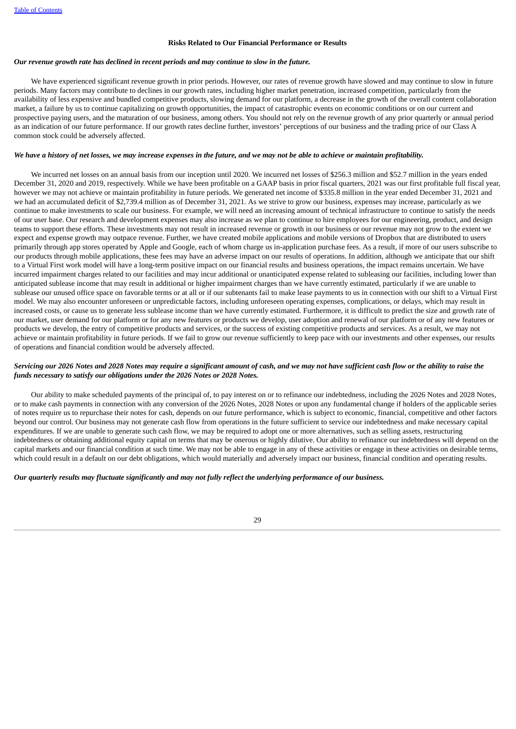### Risks Related to Our Financial Performance or Results

***Our revenue growth rate has declined in recent periods and may continue to slow in the future.***

We have experienced significant revenue growth in prior periods. However, our rates of revenue growth have slowed and may continue to slow in future periods. Many factors may contribute to declines in our growth rates, including higher market penetration, increased competition, particularly from the availability of less expensive and bundled competitive products, slowing demand for our platform, a decrease in the growth of the overall content collaboration market, a failure by us to continue capitalizing on growth opportunities, the impact of catastrophic events on economic conditions or on our current and prospective paying users, and the maturation of our business, among others. You should not rely on the revenue growth of any prior quarterly or annual period as an indication of our future performance. If our growth rates decline further, investors' perceptions of our business and the trading price of our Class A common stock could be adversely affected.

***We have a history of net losses, we may increase expenses in the future, and we may not be able to achieve or maintain profitability.***

We incurred net losses on an annual basis from our inception until 2020. We incurred net losses of $256.3 million and $52.7 million in the years ended December 31, 2020 and 2019, respectively. While we have been profitable on a GAAP basis in prior fiscal quarters, 2021 was our first profitable full fiscal year, however we may not achieve or maintain profitability in future periods. We generated net income of $335.8 million in the year ended December 31, 2021 and we had an accumulated deficit of $2,739.4 million as of December 31, 2021. As we strive to grow our business, expenses may increase, particularly as we continue to make investments to scale our business. For example, we will need an increasing amount of technical infrastructure to continue to satisfy the needs of our user base. Our research and development expenses may also increase as we plan to continue to hire employees for our engineering, product, and design teams to support these efforts. These investments may not result in increased revenue or growth in our business or our revenue may not grow to the extent we expect and expense growth may outpace revenue. Further, we have created mobile applications and mobile versions of Dropbox that are distributed to users primarily through app stores operated by Apple and Google, each of whom charge us in-application purchase fees. As a result, if more of our users subscribe to our products through mobile applications, these fees may have an adverse impact on our results of operations. In addition, although we anticipate that our shift to a Virtual First work model will have a long-term positive impact on our financial results and business operations, the impact remains uncertain. We have incurred impairment charges related to our facilities and may incur additional or unanticipated expense related to subleasing our facilities, including lower than anticipated sublease income that may result in additional or higher impairment charges than we have currently estimated, particularly if we are unable to sublease our unused office space on favorable terms or at all or if our subtenants fail to make lease payments to us in connection with our shift to a Virtual First model. We may also encounter unforeseen or unpredictable factors, including unforeseen operating expenses, complications, or delays, which may result in increased costs, or cause us to generate less sublease income than we have currently estimated. Furthermore, it is difficult to predict the size and growth rate of our market, user demand for our platform or for any new features or products we develop, user adoption and renewal of our platform or of any new features or products we develop, the entry of competitive products and services, or the success of existing competitive products and services. As a result, we may not achieve or maintain profitability in future periods. If we fail to grow our revenue sufficiently to keep pace with our investments and other expenses, our results of operations and financial condition would be adversely affected.

***Servicing our 2026 Notes and 2028 Notes may require a significant amount of cash, and we may not have sufficient cash flow or the ability to raise the funds necessary to satisfy our obligations under the 2026 Notes or 2028 Notes.***

Our ability to make scheduled payments of the principal of, to pay interest on or to refinance our indebtedness, including the 2026 Notes and 2028 Notes, or to make cash payments in connection with any conversion of the 2026 Notes, 2028 Notes or upon any fundamental change if holders of the applicable series of notes require us to repurchase their notes for cash, depends on our future performance, which is subject to economic, financial, competitive and other factors beyond our control. Our business may not generate cash flow from operations in the future sufficient to service our indebtedness and make necessary capital expenditures. If we are unable to generate such cash flow, we may be required to adopt one or more alternatives, such as selling assets, restructuring indebtedness or obtaining additional equity capital on terms that may be onerous or highly dilutive. Our ability to refinance our indebtedness will depend on the capital markets and our financial condition at such time. We may not be able to engage in any of these activities or engage in these activities on desirable terms, which could result in a default on our debt obligations, which would materially and adversely impact our business, financial condition and operating results.

***Our quarterly results may fluctuate significantly and may not fully reflect the underlying performance of our business.***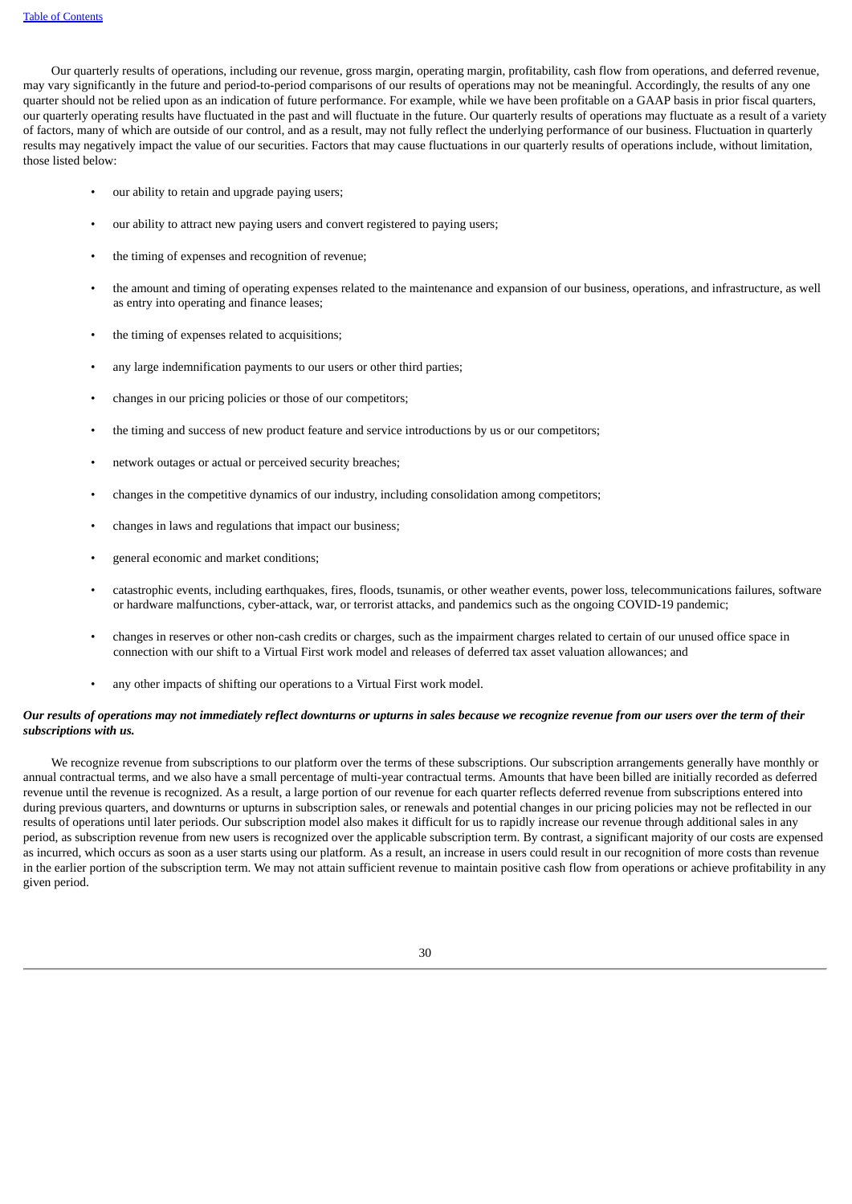Our quarterly results of operations, including our revenue, gross margin, operating margin, profitability, cash flow from operations, and deferred revenue, may vary significantly in the future and period-to-period comparisons of our results of operations may not be meaningful. Accordingly, the results of any one quarter should not be relied upon as an indication of future performance. For example, while we have been profitable on a GAAP basis in prior fiscal quarters, our quarterly operating results have fluctuated in the past and will fluctuate in the future. Our quarterly results of operations may fluctuate as a result of a variety of factors, many of which are outside of our control, and as a result, may not fully reflect the underlying performance of our business. Fluctuation in quarterly results may negatively impact the value of our securities. Factors that may cause fluctuations in our quarterly results of operations include, without limitation, those listed below:

- our ability to retain and upgrade paying users;
- our ability to attract new paying users and convert registered to paying users;
- the timing of expenses and recognition of revenue;
- the amount and timing of operating expenses related to the maintenance and expansion of our business, operations, and infrastructure, as well as entry into operating and finance leases;
- the timing of expenses related to acquisitions;
- any large indemnification payments to our users or other third parties;
- changes in our pricing policies or those of our competitors;
- the timing and success of new product feature and service introductions by us or our competitors;
- network outages or actual or perceived security breaches;
- changes in the competitive dynamics of our industry, including consolidation among competitors;
- changes in laws and regulations that impact our business;
- general economic and market conditions;
- catastrophic events, including earthquakes, fires, floods, tsunamis, or other weather events, power loss, telecommunications failures, software or hardware malfunctions, cyber-attack, war, or terrorist attacks, and pandemics such as the ongoing COVID-19 pandemic;
- changes in reserves or other non-cash credits or charges, such as the impairment charges related to certain of our unused office space in connection with our shift to a Virtual First work model and releases of deferred tax asset valuation allowances; and
- any other impacts of shifting our operations to a Virtual First work model.

***Our results of operations may not immediately reflect downturns or upturns in sales because we recognize revenue from our users over the term of their subscriptions with us.***

We recognize revenue from subscriptions to our platform over the terms of these subscriptions. Our subscription arrangements generally have monthly or annual contractual terms, and we also have a small percentage of multi-year contractual terms. Amounts that have been billed are initially recorded as deferred revenue until the revenue is recognized. As a result, a large portion of our revenue for each quarter reflects deferred revenue from subscriptions entered into during previous quarters, and downturns or upturns in subscription sales, or renewals and potential changes in our pricing policies may not be reflected in our results of operations until later periods. Our subscription model also makes it difficult for us to rapidly increase our revenue through additional sales in any period, as subscription revenue from new users is recognized over the applicable subscription term. By contrast, a significant majority of our costs are expensed as incurred, which occurs as soon as a user starts using our platform. As a result, an increase in users could result in our recognition of more costs than revenue in the earlier portion of the subscription term. We may not attain sufficient revenue to maintain positive cash flow from operations or achieve profitability in any given period.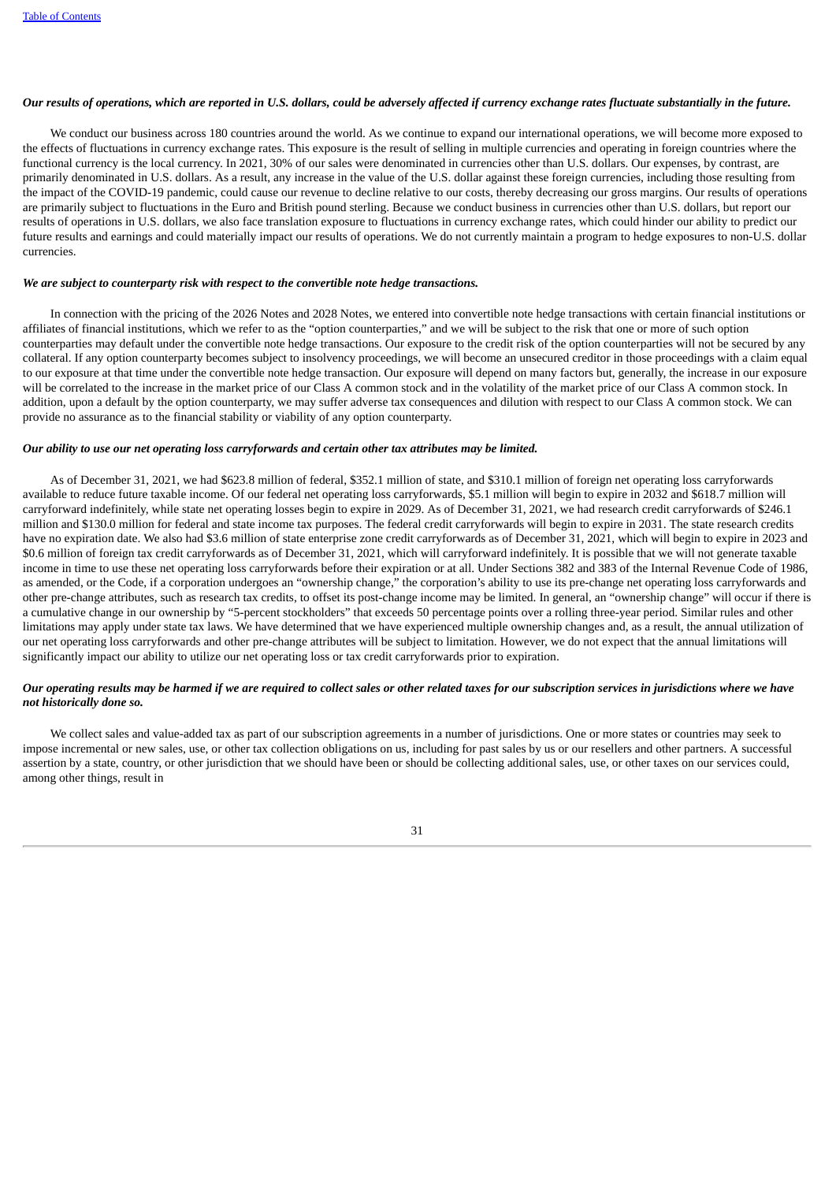***Our results of operations, which are reported in U.S. dollars, could be adversely affected if currency exchange rates fluctuate substantially in the future.***

We conduct our business across 180 countries around the world. As we continue to expand our international operations, we will become more exposed to the effects of fluctuations in currency exchange rates. This exposure is the result of selling in multiple currencies and operating in foreign countries where the functional currency is the local currency. In 2021, 30% of our sales were denominated in currencies other than U.S. dollars. Our expenses, by contrast, are primarily denominated in U.S. dollars. As a result, any increase in the value of the U.S. dollar against these foreign currencies, including those resulting from the impact of the COVID-19 pandemic, could cause our revenue to decline relative to our costs, thereby decreasing our gross margins. Our results of operations are primarily subject to fluctuations in the Euro and British pound sterling. Because we conduct business in currencies other than U.S. dollars, but report our results of operations in U.S. dollars, we also face translation exposure to fluctuations in currency exchange rates, which could hinder our ability to predict our future results and earnings and could materially impact our results of operations. We do not currently maintain a program to hedge exposures to non-U.S. dollar currencies.

***We are subject to counterparty risk with respect to the convertible note hedge transactions.***

In connection with the pricing of the 2026 Notes and 2028 Notes, we entered into convertible note hedge transactions with certain financial institutions or affiliates of financial institutions, which we refer to as the "option counterparties," and we will be subject to the risk that one or more of such option counterparties may default under the convertible note hedge transactions. Our exposure to the credit risk of the option counterparties will not be secured by any collateral. If any option counterparty becomes subject to insolvency proceedings, we will become an unsecured creditor in those proceedings with a claim equal to our exposure at that time under the convertible note hedge transaction. Our exposure will depend on many factors but, generally, the increase in our exposure will be correlated to the increase in the market price of our Class A common stock and in the volatility of the market price of our Class A common stock. In addition, upon a default by the option counterparty, we may suffer adverse tax consequences and dilution with respect to our Class A common stock. We can provide no assurance as to the financial stability or viability of any option counterparty.

***Our ability to use our net operating loss carryforwards and certain other tax attributes may be limited.***

As of December 31, 2021, we had $623.8 million of federal, $352.1 million of state, and $310.1 million of foreign net operating loss carryforwards available to reduce future taxable income. Of our federal net operating loss carryforwards, $5.1 million will begin to expire in 2032 and $618.7 million will carryforward indefinitely, while state net operating losses begin to expire in 2029. As of December 31, 2021, we had research credit carryforwards of $246.1 million and $130.0 million for federal and state income tax purposes. The federal credit carryforwards will begin to expire in 2031. The state research credits have no expiration date. We also had $3.6 million of state enterprise zone credit carryforwards as of December 31, 2021, which will begin to expire in 2023 and $0.6 million of foreign tax credit carryforwards as of December 31, 2021, which will carryforward indefinitely. It is possible that we will not generate taxable income in time to use these net operating loss carryforwards before their expiration or at all. Under Sections 382 and 383 of the Internal Revenue Code of 1986, as amended, or the Code, if a corporation undergoes an "ownership change," the corporation's ability to use its pre-change net operating loss carryforwards and other pre-change attributes, such as research tax credits, to offset its post-change income may be limited. In general, an "ownership change" will occur if there is a cumulative change in our ownership by "5-percent stockholders" that exceeds 50 percentage points over a rolling three-year period. Similar rules and other limitations may apply under state tax laws. We have determined that we have experienced multiple ownership changes and, as a result, the annual utilization of our net operating loss carryforwards and other pre-change attributes will be subject to limitation. However, we do not expect that the annual limitations will significantly impact our ability to utilize our net operating loss or tax credit carryforwards prior to expiration.

***Our operating results may be harmed if we are required to collect sales or other related taxes for our subscription services in jurisdictions where we have not historically done so.***

We collect sales and value-added tax as part of our subscription agreements in a number of jurisdictions. One or more states or countries may seek to impose incremental or new sales, use, or other tax collection obligations on us, including for past sales by us or our resellers and other partners. A successful assertion by a state, country, or other jurisdiction that we should have been or should be collecting additional sales, use, or other taxes on our services could, among other things, result in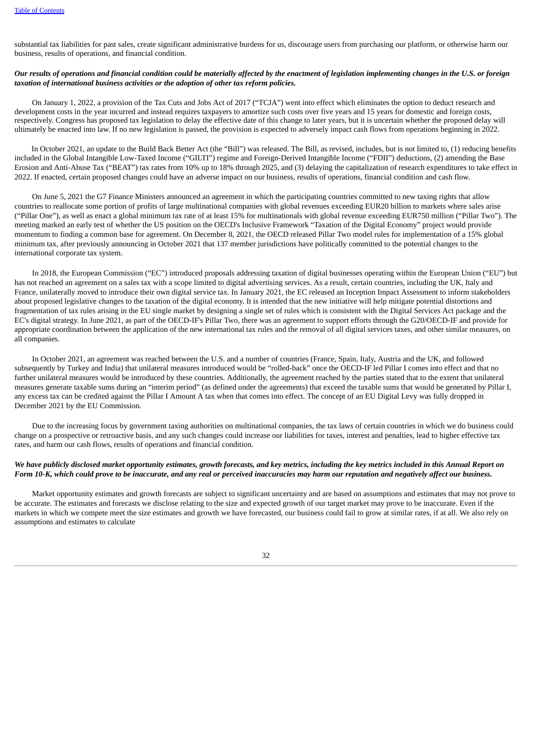substantial tax liabilities for past sales, create significant administrative burdens for us, discourage users from purchasing our platform, or otherwise harm our business, results of operations, and financial condition.

***Our results of operations and financial condition could be materially affected by the enactment of legislation implementing changes in the U.S. or foreign taxation of international business activities or the adoption of other tax reform policies.***

On January 1, 2022, a provision of the Tax Cuts and Jobs Act of 2017 ("TCJA") went into effect which eliminates the option to deduct research and development costs in the year incurred and instead requires taxpayers to amortize such costs over five years and 15 years for domestic and foreign costs, respectively. Congress has proposed tax legislation to delay the effective date of this change to later years, but it is uncertain whether the proposed delay will ultimately be enacted into law. If no new legislation is passed, the provision is expected to adversely impact cash flows from operations beginning in 2022.

In October 2021, an update to the Build Back Better Act (the "Bill") was released. The Bill, as revised, includes, but is not limited to, (1) reducing benefits included in the Global Intangible Low-Taxed Income ("GILTI") regime and Foreign-Derived Intangible Income ("FDII") deductions, (2) amending the Base Erosion and Anti-Abuse Tax ("BEAT") tax rates from 10% up to 18% through 2025, and (3) delaying the capitalization of research expenditures to take effect in 2022. If enacted, certain proposed changes could have an adverse impact on our business, results of operations, financial condition and cash flow.

On June 5, 2021 the G7 Finance Ministers announced an agreement in which the participating countries committed to new taxing rights that allow countries to reallocate some portion of profits of large multinational companies with global revenues exceeding EUR20 billion to markets where sales arise ("Pillar One"), as well as enact a global minimum tax rate of at least 15% for multinationals with global revenue exceeding EUR750 million ("Pillar Two"). The meeting marked an early test of whether the US position on the OECD's Inclusive Framework "Taxation of the Digital Economy" project would provide momentum to finding a common base for agreement. On December 8, 2021, the OECD released Pillar Two model rules for implementation of a 15% global minimum tax, after previously announcing in October 2021 that 137 member jurisdictions have politically committed to the potential changes to the international corporate tax system.

In 2018, the European Commission ("EC") introduced proposals addressing taxation of digital businesses operating within the European Union ("EU") but has not reached an agreement on a sales tax with a scope limited to digital advertising services. As a result, certain countries, including the UK, Italy and France, unilaterally moved to introduce their own digital service tax. In January 2021, the EC released an Inception Impact Assessment to inform stakeholders about proposed legislative changes to the taxation of the digital economy. It is intended that the new initiative will help mitigate potential distortions and fragmentation of tax rules arising in the EU single market by designing a single set of rules which is consistent with the Digital Services Act package and the EC's digital strategy. In June 2021, as part of the OECD-IF's Pillar Two, there was an agreement to support efforts through the G20/OECD-IF and provide for appropriate coordination between the application of the new international tax rules and the removal of all digital services taxes, and other similar measures, on all companies.

In October 2021, an agreement was reached between the U.S. and a number of countries (France, Spain, Italy, Austria and the UK, and followed subsequently by Turkey and India) that unilateral measures introduced would be "rolled-back" once the OECD-IF led Pillar I comes into effect and that no further unilateral measures would be introduced by these countries. Additionally, the agreement reached by the parties stated that to the extent that unilateral measures generate taxable sums during an "interim period" (as defined under the agreements) that exceed the taxable sums that would be generated by Pillar I, any excess tax can be credited against the Pillar I Amount A tax when that comes into effect. The concept of an EU Digital Levy was fully dropped in December 2021 by the EU Commission.

Due to the increasing focus by government taxing authorities on multinational companies, the tax laws of certain countries in which we do business could change on a prospective or retroactive basis, and any such changes could increase our liabilities for taxes, interest and penalties, lead to higher effective tax rates, and harm our cash flows, results of operations and financial condition.

***We have publicly disclosed market opportunity estimates, growth forecasts, and key metrics, including the key metrics included in this Annual Report on Form 10-K, which could prove to be inaccurate, and any real or perceived inaccuracies may harm our reputation and negatively affect our business.***

Market opportunity estimates and growth forecasts are subject to significant uncertainty and are based on assumptions and estimates that may not prove to be accurate. The estimates and forecasts we disclose relating to the size and expected growth of our target market may prove to be inaccurate. Even if the markets in which we compete meet the size estimates and growth we have forecasted, our business could fail to grow at similar rates, if at all. We also rely on assumptions and estimates to calculate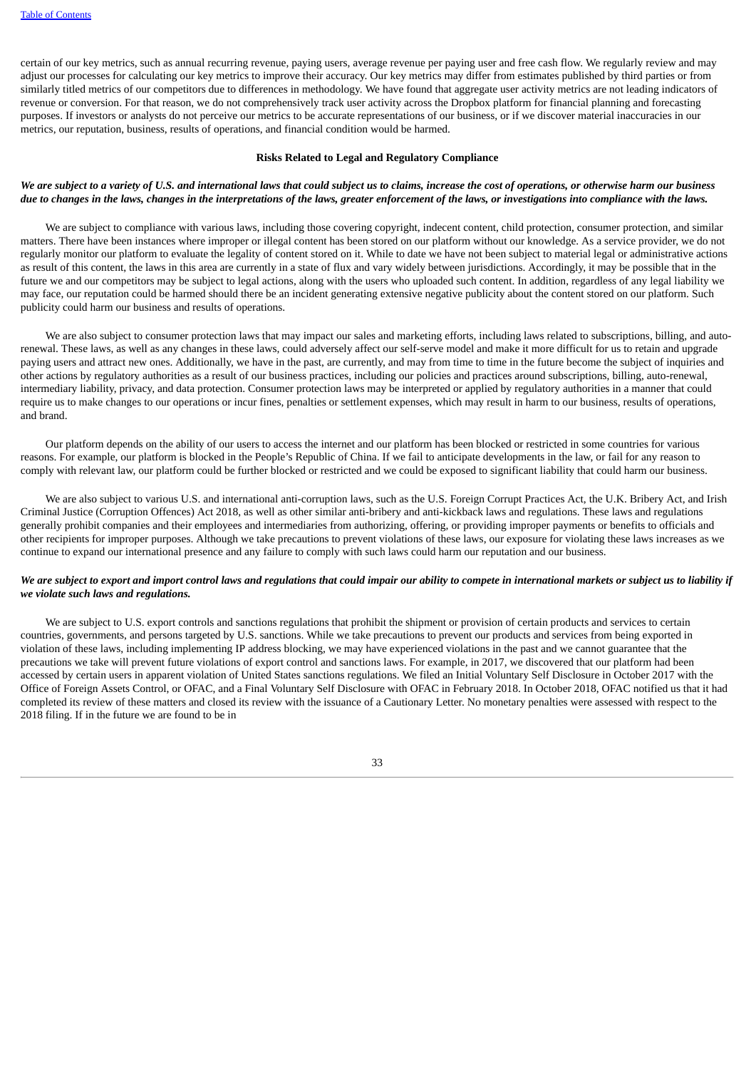certain of our key metrics, such as annual recurring revenue, paying users, average revenue per paying user and free cash flow. We regularly review and may adjust our processes for calculating our key metrics to improve their accuracy. Our key metrics may differ from estimates published by third parties or from similarly titled metrics of our competitors due to differences in methodology. We have found that aggregate user activity metrics are not leading indicators of revenue or conversion. For that reason, we do not comprehensively track user activity across the Dropbox platform for financial planning and forecasting purposes. If investors or analysts do not perceive our metrics to be accurate representations of our business, or if we discover material inaccuracies in our metrics, our reputation, business, results of operations, and financial condition would be harmed.

**Risks Related to Legal and Regulatory Compliance**

***We are subject to a variety of U.S. and international laws that could subject us to claims, increase the cost of operations, or otherwise harm our business due to changes in the laws, changes in the interpretations of the laws, greater enforcement of the laws, or investigations into compliance with the laws.***

We are subject to compliance with various laws, including those covering copyright, indecent content, child protection, consumer protection, and similar matters. There have been instances where improper or illegal content has been stored on our platform without our knowledge. As a service provider, we do not regularly monitor our platform to evaluate the legality of content stored on it. While to date we have not been subject to material legal or administrative actions as result of this content, the laws in this area are currently in a state of flux and vary widely between jurisdictions. Accordingly, it may be possible that in the future we and our competitors may be subject to legal actions, along with the users who uploaded such content. In addition, regardless of any legal liability we may face, our reputation could be harmed should there be an incident generating extensive negative publicity about the content stored on our platform. Such publicity could harm our business and results of operations.

We are also subject to consumer protection laws that may impact our sales and marketing efforts, including laws related to subscriptions, billing, and auto-renewal. These laws, as well as any changes in these laws, could adversely affect our self-serve model and make it more difficult for us to retain and upgrade paying users and attract new ones. Additionally, we have in the past, are currently, and may from time to time in the future become the subject of inquiries and other actions by regulatory authorities as a result of our business practices, including our policies and practices around subscriptions, billing, auto-renewal, intermediary liability, privacy, and data protection. Consumer protection laws may be interpreted or applied by regulatory authorities in a manner that could require us to make changes to our operations or incur fines, penalties or settlement expenses, which may result in harm to our business, results of operations, and brand.

Our platform depends on the ability of our users to access the internet and our platform has been blocked or restricted in some countries for various reasons. For example, our platform is blocked in the People's Republic of China. If we fail to anticipate developments in the law, or fail for any reason to comply with relevant law, our platform could be further blocked or restricted and we could be exposed to significant liability that could harm our business.

We are also subject to various U.S. and international anti-corruption laws, such as the U.S. Foreign Corrupt Practices Act, the U.K. Bribery Act, and Irish Criminal Justice (Corruption Offences) Act 2018, as well as other similar anti-bribery and anti-kickback laws and regulations. These laws and regulations generally prohibit companies and their employees and intermediaries from authorizing, offering, or providing improper payments or benefits to officials and other recipients for improper purposes. Although we take precautions to prevent violations of these laws, our exposure for violating these laws increases as we continue to expand our international presence and any failure to comply with such laws could harm our reputation and our business.

***We are subject to export and import control laws and regulations that could impair our ability to compete in international markets or subject us to liability if we violate such laws and regulations.***

We are subject to U.S. export controls and sanctions regulations that prohibit the shipment or provision of certain products and services to certain countries, governments, and persons targeted by U.S. sanctions. While we take precautions to prevent our products and services from being exported in violation of these laws, including implementing IP address blocking, we may have experienced violations in the past and we cannot guarantee that the precautions we take will prevent future violations of export control and sanctions laws. For example, in 2017, we discovered that our platform had been accessed by certain users in apparent violation of United States sanctions regulations. We filed an Initial Voluntary Self Disclosure in October 2017 with the Office of Foreign Assets Control, or OFAC, and a Final Voluntary Self Disclosure with OFAC in February 2018. In October 2018, OFAC notified us that it had completed its review of these matters and closed its review with the issuance of a Cautionary Letter. No monetary penalties were assessed with respect to the 2018 filing. If in the future we are found to be in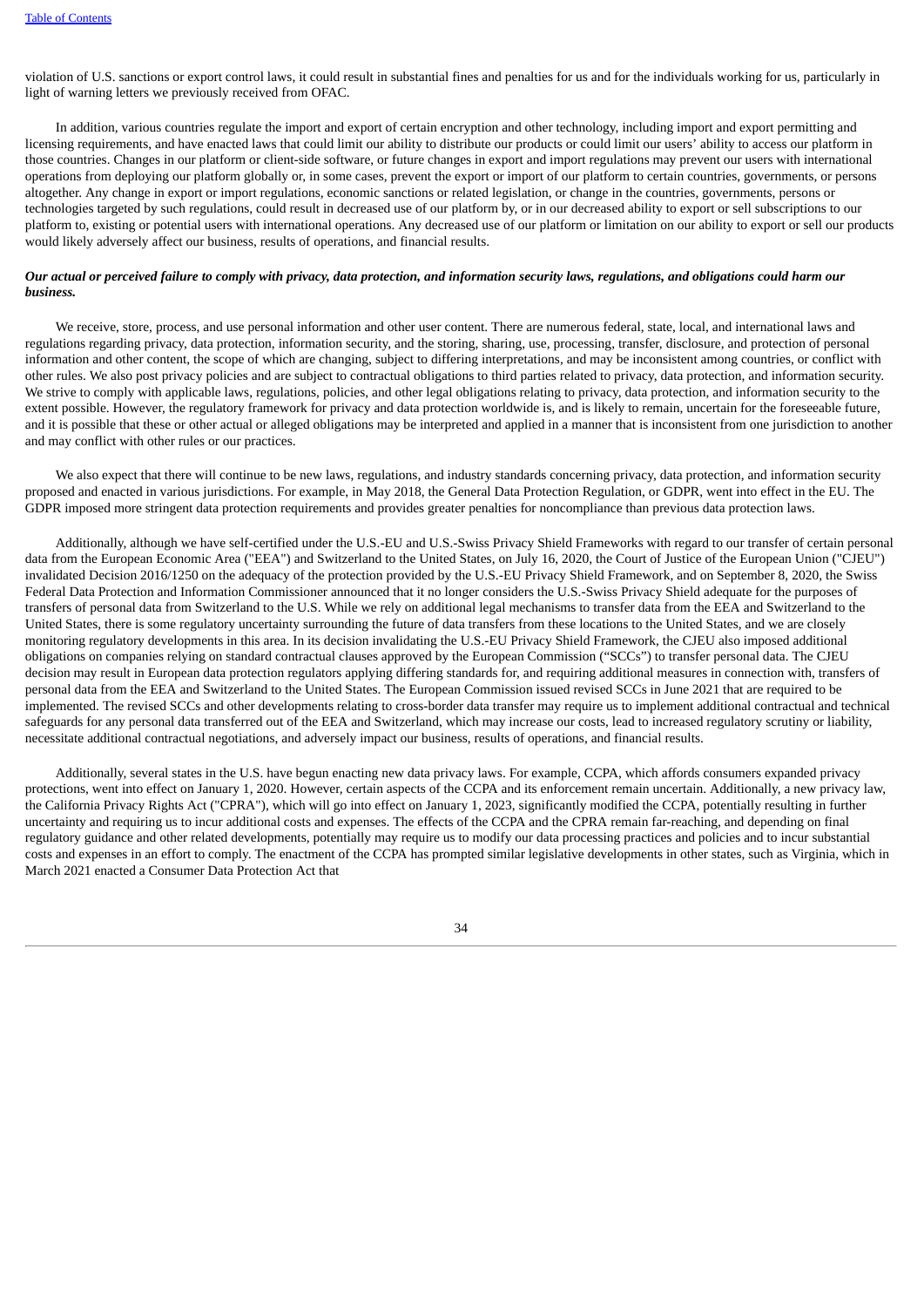violation of U.S. sanctions or export control laws, it could result in substantial fines and penalties for us and for the individuals working for us, particularly in light of warning letters we previously received from OFAC.

In addition, various countries regulate the import and export of certain encryption and other technology, including import and export permitting and licensing requirements, and have enacted laws that could limit our ability to distribute our products or could limit our users' ability to access our platform in those countries. Changes in our platform or client-side software, or future changes in export and import regulations may prevent our users with international operations from deploying our platform globally or, in some cases, prevent the export or import of our platform to certain countries, governments, or persons altogether. Any change in export or import regulations, economic sanctions or related legislation, or change in the countries, governments, persons or technologies targeted by such regulations, could result in decreased use of our platform by, or in our decreased ability to export or sell subscriptions to our platform to, existing or potential users with international operations. Any decreased use of our platform or limitation on our ability to export or sell our products would likely adversely affect our business, results of operations, and financial results.

***Our actual or perceived failure to comply with privacy, data protection, and information security laws, regulations, and obligations could harm our business.***

We receive, store, process, and use personal information and other user content. There are numerous federal, state, local, and international laws and regulations regarding privacy, data protection, information security, and the storing, sharing, use, processing, transfer, disclosure, and protection of personal information and other content, the scope of which are changing, subject to differing interpretations, and may be inconsistent among countries, or conflict with other rules. We also post privacy policies and are subject to contractual obligations to third parties related to privacy, data protection, and information security. We strive to comply with applicable laws, regulations, policies, and other legal obligations relating to privacy, data protection, and information security to the extent possible. However, the regulatory framework for privacy and data protection worldwide is, and is likely to remain, uncertain for the foreseeable future, and it is possible that these or other actual or alleged obligations may be interpreted and applied in a manner that is inconsistent from one jurisdiction to another and may conflict with other rules or our practices.

We also expect that there will continue to be new laws, regulations, and industry standards concerning privacy, data protection, and information security proposed and enacted in various jurisdictions. For example, in May 2018, the General Data Protection Regulation, or GDPR, went into effect in the EU. The GDPR imposed more stringent data protection requirements and provides greater penalties for noncompliance than previous data protection laws.

Additionally, although we have self-certified under the U.S.-EU and U.S.-Swiss Privacy Shield Frameworks with regard to our transfer of certain personal data from the European Economic Area ("EEA") and Switzerland to the United States, on July 16, 2020, the Court of Justice of the European Union ("CJEU") invalidated Decision 2016/1250 on the adequacy of the protection provided by the U.S.-EU Privacy Shield Framework, and on September 8, 2020, the Swiss Federal Data Protection and Information Commissioner announced that it no longer considers the U.S.-Swiss Privacy Shield adequate for the purposes of transfers of personal data from Switzerland to the U.S. While we rely on additional legal mechanisms to transfer data from the EEA and Switzerland to the United States, there is some regulatory uncertainty surrounding the future of data transfers from these locations to the United States, and we are closely monitoring regulatory developments in this area. In its decision invalidating the U.S.-EU Privacy Shield Framework, the CJEU also imposed additional obligations on companies relying on standard contractual clauses approved by the European Commission ("SCCs") to transfer personal data. The CJEU decision may result in European data protection regulators applying differing standards for, and requiring additional measures in connection with, transfers of personal data from the EEA and Switzerland to the United States. The European Commission issued revised SCCs in June 2021 that are required to be implemented. The revised SCCs and other developments relating to cross-border data transfer may require us to implement additional contractual and technical safeguards for any personal data transferred out of the EEA and Switzerland, which may increase our costs, lead to increased regulatory scrutiny or liability, necessitate additional contractual negotiations, and adversely impact our business, results of operations, and financial results.

Additionally, several states in the U.S. have begun enacting new data privacy laws. For example, CCPA, which affords consumers expanded privacy protections, went into effect on January 1, 2020. However, certain aspects of the CCPA and its enforcement remain uncertain. Additionally, a new privacy law, the California Privacy Rights Act ("CPRA"), which will go into effect on January 1, 2023, significantly modified the CCPA, potentially resulting in further uncertainty and requiring us to incur additional costs and expenses. The effects of the CCPA and the CPRA remain far-reaching, and depending on final regulatory guidance and other related developments, potentially may require us to modify our data processing practices and policies and to incur substantial costs and expenses in an effort to comply. The enactment of the CCPA has prompted similar legislative developments in other states, such as Virginia, which in March 2021 enacted a Consumer Data Protection Act that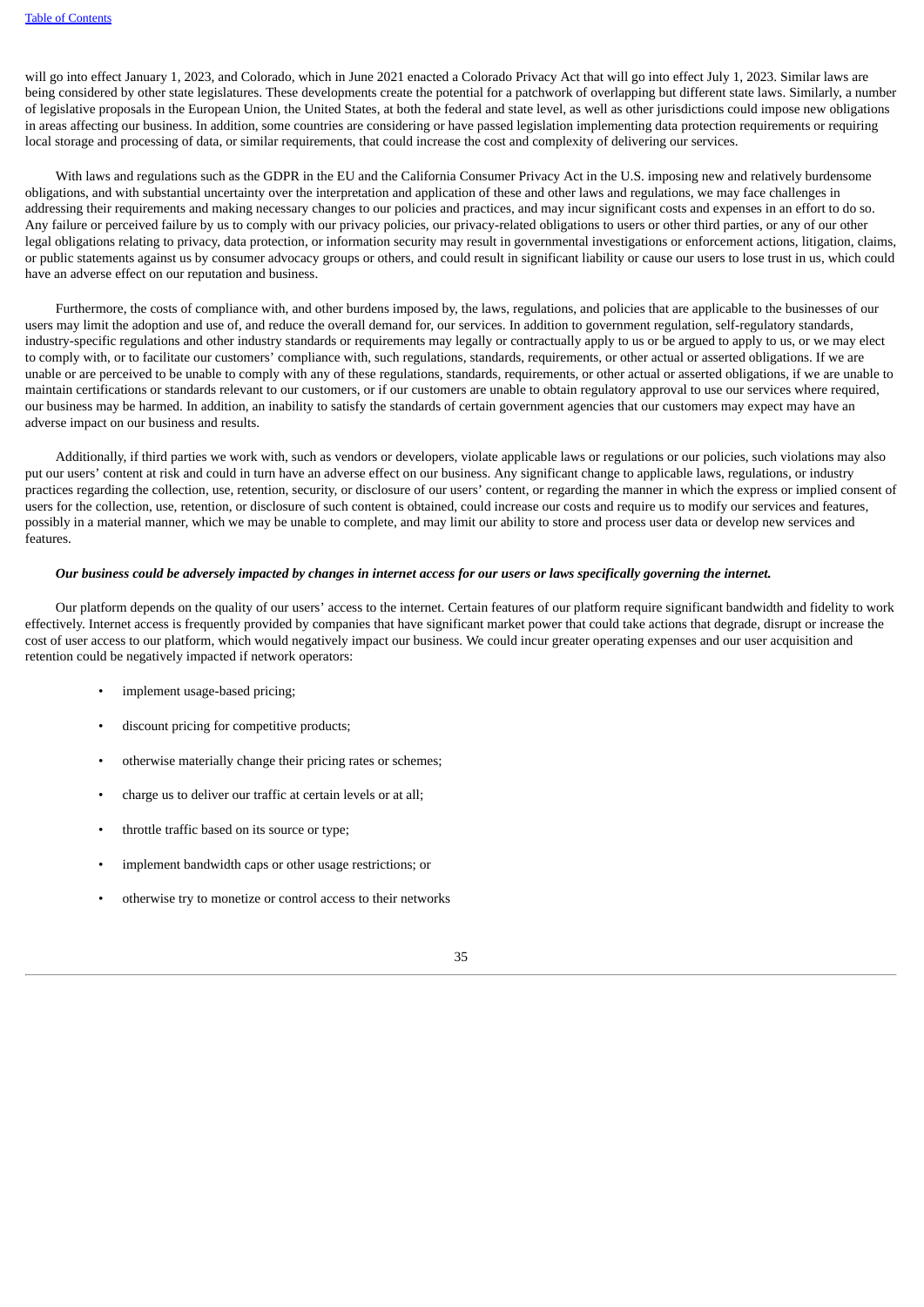will go into effect January 1, 2023, and Colorado, which in June 2021 enacted a Colorado Privacy Act that will go into effect July 1, 2023. Similar laws are being considered by other state legislatures. These developments create the potential for a patchwork of overlapping but different state laws. Similarly, a number of legislative proposals in the European Union, the United States, at both the federal and state level, as well as other jurisdictions could impose new obligations in areas affecting our business. In addition, some countries are considering or have passed legislation implementing data protection requirements or requiring local storage and processing of data, or similar requirements, that could increase the cost and complexity of delivering our services.

With laws and regulations such as the GDPR in the EU and the California Consumer Privacy Act in the U.S. imposing new and relatively burdensome obligations, and with substantial uncertainty over the interpretation and application of these and other laws and regulations, we may face challenges in addressing their requirements and making necessary changes to our policies and practices, and may incur significant costs and expenses in an effort to do so. Any failure or perceived failure by us to comply with our privacy policies, our privacy-related obligations to users or other third parties, or any of our other legal obligations relating to privacy, data protection, or information security may result in governmental investigations or enforcement actions, litigation, claims, or public statements against us by consumer advocacy groups or others, and could result in significant liability or cause our users to lose trust in us, which could have an adverse effect on our reputation and business.

Furthermore, the costs of compliance with, and other burdens imposed by, the laws, regulations, and policies that are applicable to the businesses of our users may limit the adoption and use of, and reduce the overall demand for, our services. In addition to government regulation, self-regulatory standards, industry-specific regulations and other industry standards or requirements may legally or contractually apply to us or be argued to apply to us, or we may elect to comply with, or to facilitate our customers' compliance with, such regulations, standards, requirements, or other actual or asserted obligations. If we are unable or are perceived to be unable to comply with any of these regulations, standards, requirements, or other actual or asserted obligations, if we are unable to maintain certifications or standards relevant to our customers, or if our customers are unable to obtain regulatory approval to use our services where required, our business may be harmed. In addition, an inability to satisfy the standards of certain government agencies that our customers may expect may have an adverse impact on our business and results.

Additionally, if third parties we work with, such as vendors or developers, violate applicable laws or regulations or our policies, such violations may also put our users' content at risk and could in turn have an adverse effect on our business. Any significant change to applicable laws, regulations, or industry practices regarding the collection, use, retention, security, or disclosure of our users' content, or regarding the manner in which the express or implied consent of users for the collection, use, retention, or disclosure of such content is obtained, could increase our costs and require us to modify our services and features, possibly in a material manner, which we may be unable to complete, and may limit our ability to store and process user data or develop new services and features.

***Our business could be adversely impacted by changes in internet access for our users or laws specifically governing the internet.***

Our platform depends on the quality of our users' access to the internet. Certain features of our platform require significant bandwidth and fidelity to work effectively. Internet access is frequently provided by companies that have significant market power that could take actions that degrade, disrupt or increase the cost of user access to our platform, which would negatively impact our business. We could incur greater operating expenses and our user acquisition and retention could be negatively impacted if network operators:

- implement usage-based pricing;
- discount pricing for competitive products;
- otherwise materially change their pricing rates or schemes;
- charge us to deliver our traffic at certain levels or at all;
- throttle traffic based on its source or type;
- implement bandwidth caps or other usage restrictions; or
- otherwise try to monetize or control access to their networks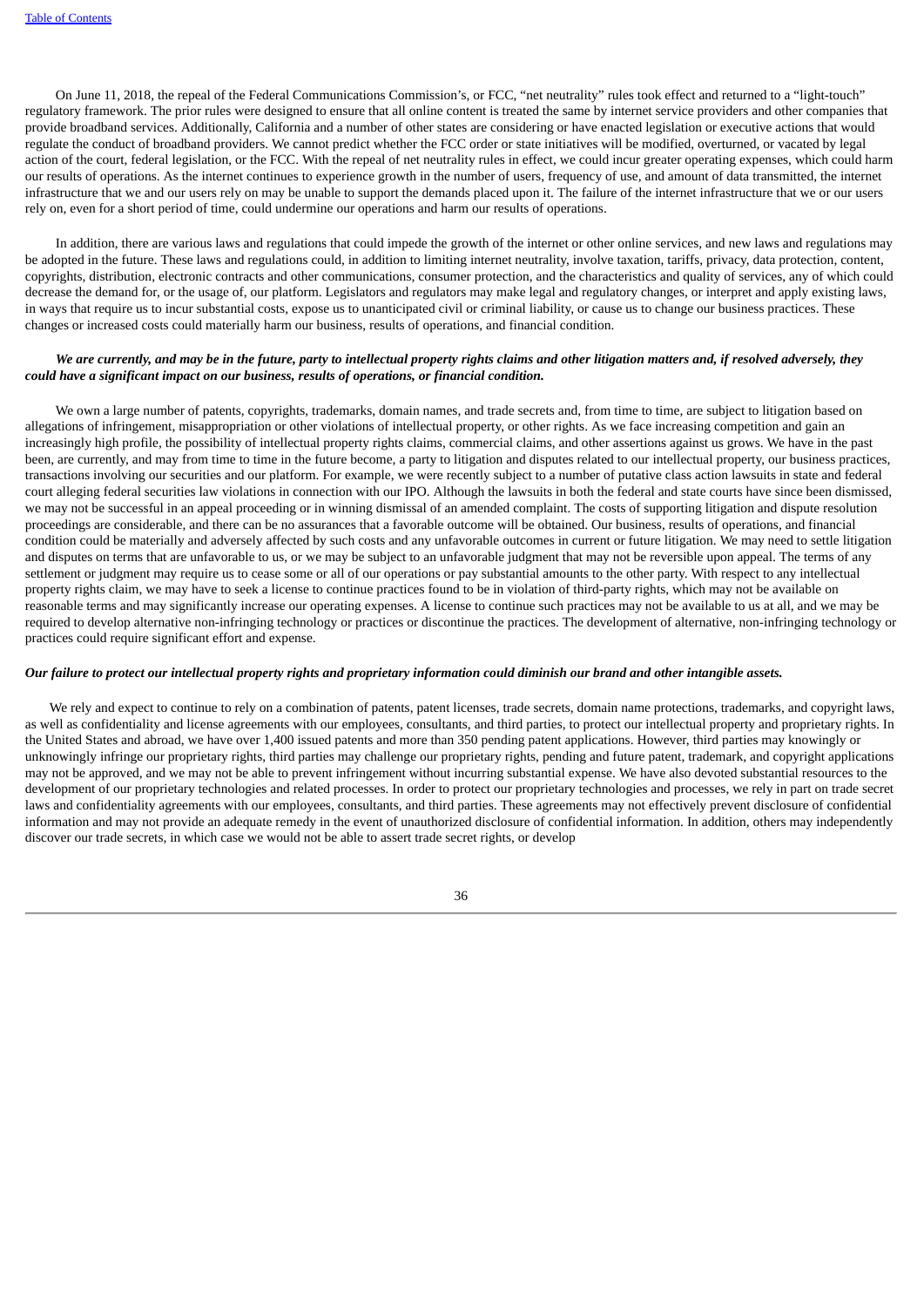On June 11, 2018, the repeal of the Federal Communications Commission's, or FCC, "net neutrality" rules took effect and returned to a "light-touch" regulatory framework. The prior rules were designed to ensure that all online content is treated the same by internet service providers and other companies that provide broadband services. Additionally, California and a number of other states are considering or have enacted legislation or executive actions that would regulate the conduct of broadband providers. We cannot predict whether the FCC order or state initiatives will be modified, overturned, or vacated by legal action of the court, federal legislation, or the FCC. With the repeal of net neutrality rules in effect, we could incur greater operating expenses, which could harm our results of operations. As the internet continues to experience growth in the number of users, frequency of use, and amount of data transmitted, the internet infrastructure that we and our users rely on may be unable to support the demands placed upon it. The failure of the internet infrastructure that we or our users rely on, even for a short period of time, could undermine our operations and harm our results of operations.

In addition, there are various laws and regulations that could impede the growth of the internet or other online services, and new laws and regulations may be adopted in the future. These laws and regulations could, in addition to limiting internet neutrality, involve taxation, tariffs, privacy, data protection, content, copyrights, distribution, electronic contracts and other communications, consumer protection, and the characteristics and quality of services, any of which could decrease the demand for, or the usage of, our platform. Legislators and regulators may make legal and regulatory changes, or interpret and apply existing laws, in ways that require us to incur substantial costs, expose us to unanticipated civil or criminal liability, or cause us to change our business practices. These changes or increased costs could materially harm our business, results of operations, and financial condition.

***We are currently, and may be in the future, party to intellectual property rights claims and other litigation matters and, if resolved adversely, they could have a significant impact on our business, results of operations, or financial condition.***

We own a large number of patents, copyrights, trademarks, domain names, and trade secrets and, from time to time, are subject to litigation based on allegations of infringement, misappropriation or other violations of intellectual property, or other rights. As we face increasing competition and gain an increasingly high profile, the possibility of intellectual property rights claims, commercial claims, and other assertions against us grows. We have in the past been, are currently, and may from time to time in the future become, a party to litigation and disputes related to our intellectual property, our business practices, transactions involving our securities and our platform. For example, we were recently subject to a number of putative class action lawsuits in state and federal court alleging federal securities law violations in connection with our IPO. Although the lawsuits in both the federal and state courts have since been dismissed, we may not be successful in an appeal proceeding or in winning dismissal of an amended complaint. The costs of supporting litigation and dispute resolution proceedings are considerable, and there can be no assurances that a favorable outcome will be obtained. Our business, results of operations, and financial condition could be materially and adversely affected by such costs and any unfavorable outcomes in current or future litigation. We may need to settle litigation and disputes on terms that are unfavorable to us, or we may be subject to an unfavorable judgment that may not be reversible upon appeal. The terms of any settlement or judgment may require us to cease some or all of our operations or pay substantial amounts to the other party. With respect to any intellectual property rights claim, we may have to seek a license to continue practices found to be in violation of third-party rights, which may not be available on reasonable terms and may significantly increase our operating expenses. A license to continue such practices may not be available to us at all, and we may be required to develop alternative non-infringing technology or practices or discontinue the practices. The development of alternative, non-infringing technology or practices could require significant effort and expense.

***Our failure to protect our intellectual property rights and proprietary information could diminish our brand and other intangible assets.***

We rely and expect to continue to rely on a combination of patents, patent licenses, trade secrets, domain name protections, trademarks, and copyright laws, as well as confidentiality and license agreements with our employees, consultants, and third parties, to protect our intellectual property and proprietary rights. In the United States and abroad, we have over 1,400 issued patents and more than 350 pending patent applications. However, third parties may knowingly or unknowingly infringe our proprietary rights, third parties may challenge our proprietary rights, pending and future patent, trademark, and copyright applications may not be approved, and we may not be able to prevent infringement without incurring substantial expense. We have also devoted substantial resources to the development of our proprietary technologies and related processes. In order to protect our proprietary technologies and processes, we rely in part on trade secret laws and confidentiality agreements with our employees, consultants, and third parties. These agreements may not effectively prevent disclosure of confidential information and may not provide an adequate remedy in the event of unauthorized disclosure of confidential information. In addition, others may independently discover our trade secrets, in which case we would not be able to assert trade secret rights, or develop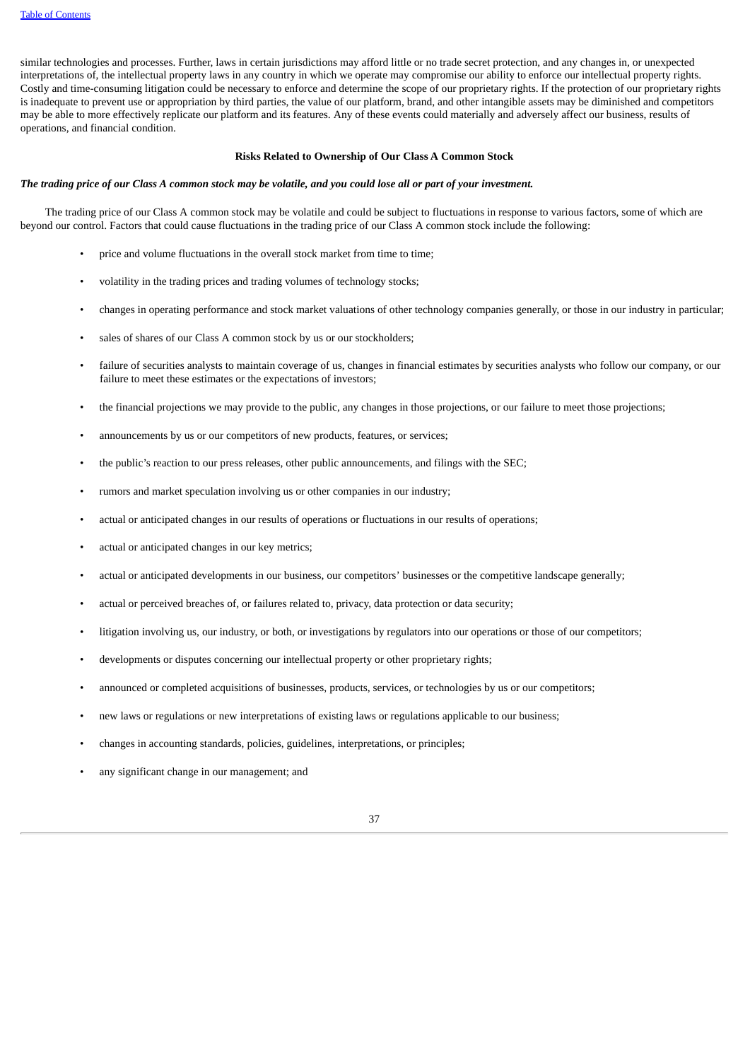similar technologies and processes. Further, laws in certain jurisdictions may afford little or no trade secret protection, and any changes in, or unexpected interpretations of, the intellectual property laws in any country in which we operate may compromise our ability to enforce our intellectual property rights. Costly and time-consuming litigation could be necessary to enforce and determine the scope of our proprietary rights. If the protection of our proprietary rights is inadequate to prevent use or appropriation by third parties, the value of our platform, brand, and other intangible assets may be diminished and competitors may be able to more effectively replicate our platform and its features. Any of these events could materially and adversely affect our business, results of operations, and financial condition.

**Risks Related to Ownership of Our Class A Common Stock**

***The trading price of our Class A common stock may be volatile, and you could lose all or part of your investment.***

The trading price of our Class A common stock may be volatile and could be subject to fluctuations in response to various factors, some of which are beyond our control. Factors that could cause fluctuations in the trading price of our Class A common stock include the following:

- price and volume fluctuations in the overall stock market from time to time;
- volatility in the trading prices and trading volumes of technology stocks;
- changes in operating performance and stock market valuations of other technology companies generally, or those in our industry in particular;
- sales of shares of our Class A common stock by us or our stockholders;
- failure of securities analysts to maintain coverage of us, changes in financial estimates by securities analysts who follow our company, or our failure to meet these estimates or the expectations of investors;
- the financial projections we may provide to the public, any changes in those projections, or our failure to meet those projections;
- announcements by us or our competitors of new products, features, or services;
- the public's reaction to our press releases, other public announcements, and filings with the SEC;
- rumors and market speculation involving us or other companies in our industry;
- actual or anticipated changes in our results of operations or fluctuations in our results of operations;
- actual or anticipated changes in our key metrics;
- actual or anticipated developments in our business, our competitors' businesses or the competitive landscape generally;
- actual or perceived breaches of, or failures related to, privacy, data protection or data security;
- litigation involving us, our industry, or both, or investigations by regulators into our operations or those of our competitors;
- developments or disputes concerning our intellectual property or other proprietary rights;
- announced or completed acquisitions of businesses, products, services, or technologies by us or our competitors;
- new laws or regulations or new interpretations of existing laws or regulations applicable to our business;
- changes in accounting standards, policies, guidelines, interpretations, or principles;
- any significant change in our management; and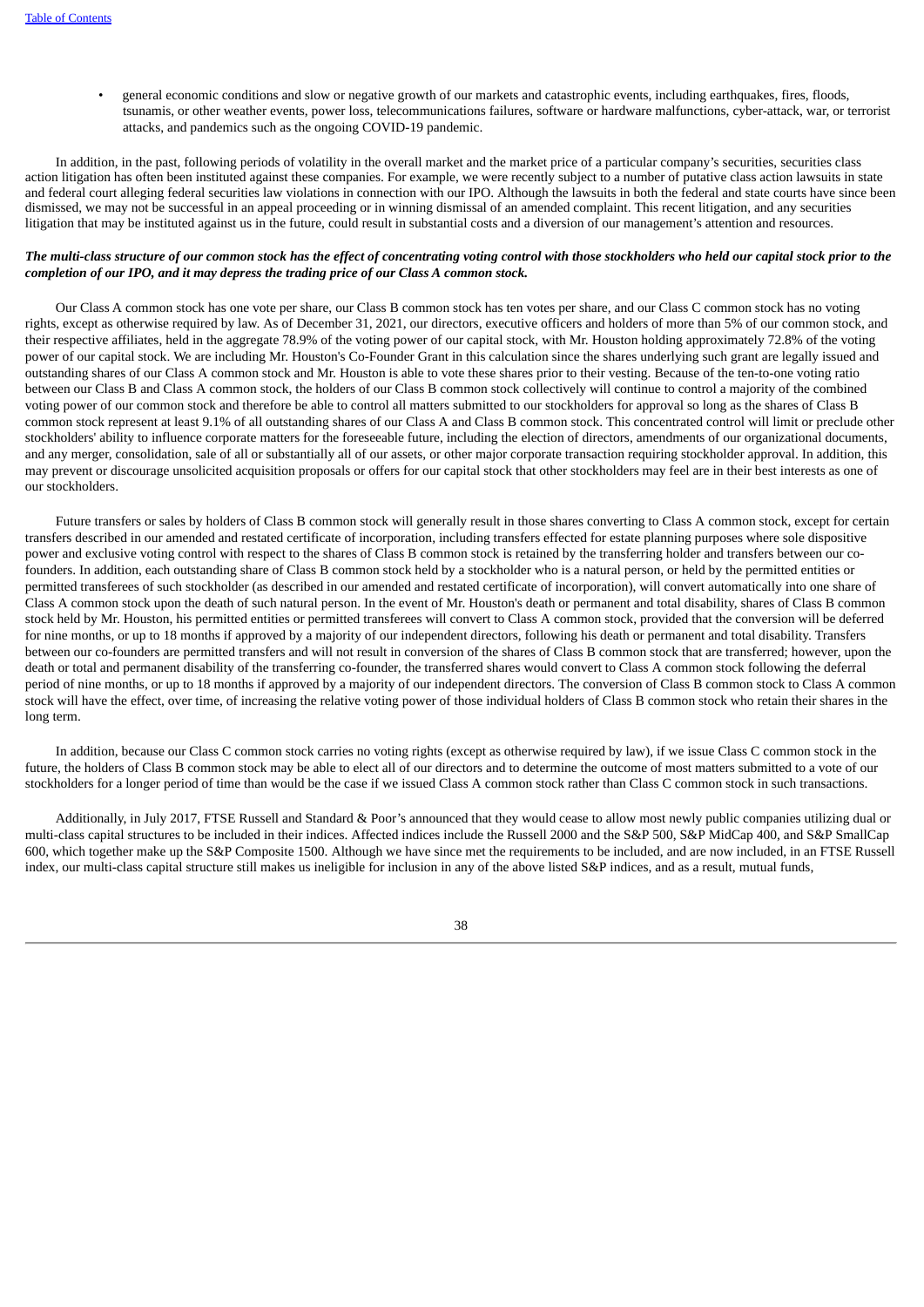- general economic conditions and slow or negative growth of our markets and catastrophic events, including earthquakes, fires, floods, tsunamis, or other weather events, power loss, telecommunications failures, software or hardware malfunctions, cyber-attack, war, or terrorist attacks, and pandemics such as the ongoing COVID-19 pandemic.

In addition, in the past, following periods of volatility in the overall market and the market price of a particular company's securities, securities class action litigation has often been instituted against these companies. For example, we were recently subject to a number of putative class action lawsuits in state and federal court alleging federal securities law violations in connection with our IPO. Although the lawsuits in both the federal and state courts have since been dismissed, we may not be successful in an appeal proceeding or in winning dismissal of an amended complaint. This recent litigation, and any securities litigation that may be instituted against us in the future, could result in substantial costs and a diversion of our management's attention and resources.

***The multi-class structure of our common stock has the effect of concentrating voting control with those stockholders who held our capital stock prior to the completion of our IPO, and it may depress the trading price of our Class A common stock.***

Our Class A common stock has one vote per share, our Class B common stock has ten votes per share, and our Class C common stock has no voting rights, except as otherwise required by law. As of December 31, 2021, our directors, executive officers and holders of more than 5% of our common stock, and their respective affiliates, held in the aggregate 78.9% of the voting power of our capital stock, with Mr. Houston holding approximately 72.8% of the voting power of our capital stock. We are including Mr. Houston's Co-Founder Grant in this calculation since the shares underlying such grant are legally issued and outstanding shares of our Class A common stock and Mr. Houston is able to vote these shares prior to their vesting. Because of the ten-to-one voting ratio between our Class B and Class A common stock, the holders of our Class B common stock collectively will continue to control a majority of the combined voting power of our common stock and therefore be able to control all matters submitted to our stockholders for approval so long as the shares of Class B common stock represent at least 9.1% of all outstanding shares of our Class A and Class B common stock. This concentrated control will limit or preclude other stockholders' ability to influence corporate matters for the foreseeable future, including the election of directors, amendments of our organizational documents, and any merger, consolidation, sale of all or substantially all of our assets, or other major corporate transaction requiring stockholder approval. In addition, this may prevent or discourage unsolicited acquisition proposals or offers for our capital stock that other stockholders may feel are in their best interests as one of our stockholders.

Future transfers or sales by holders of Class B common stock will generally result in those shares converting to Class A common stock, except for certain transfers described in our amended and restated certificate of incorporation, including transfers effected for estate planning purposes where sole dispositive power and exclusive voting control with respect to the shares of Class B common stock is retained by the transferring holder and transfers between our co-founders. In addition, each outstanding share of Class B common stock held by a stockholder who is a natural person, or held by the permitted entities or permitted transferees of such stockholder (as described in our amended and restated certificate of incorporation), will convert automatically into one share of Class A common stock upon the death of such natural person. In the event of Mr. Houston's death or permanent and total disability, shares of Class B common stock held by Mr. Houston, his permitted entities or permitted transferees will convert to Class A common stock, provided that the conversion will be deferred for nine months, or up to 18 months if approved by a majority of our independent directors, following his death or permanent and total disability. Transfers between our co-founders are permitted transfers and will not result in conversion of the shares of Class B common stock that are transferred; however, upon the death or total and permanent disability of the transferring co-founder, the transferred shares would convert to Class A common stock following the deferral period of nine months, or up to 18 months if approved by a majority of our independent directors. The conversion of Class B common stock to Class A common stock will have the effect, over time, of increasing the relative voting power of those individual holders of Class B common stock who retain their shares in the long term.

In addition, because our Class C common stock carries no voting rights (except as otherwise required by law), if we issue Class C common stock in the future, the holders of Class B common stock may be able to elect all of our directors and to determine the outcome of most matters submitted to a vote of our stockholders for a longer period of time than would be the case if we issued Class A common stock rather than Class C common stock in such transactions.

Additionally, in July 2017, FTSE Russell and Standard & Poor's announced that they would cease to allow most newly public companies utilizing dual or multi-class capital structures to be included in their indices. Affected indices include the Russell 2000 and the S&P 500, S&P MidCap 400, and S&P SmallCap 600, which together make up the S&P Composite 1500. Although we have since met the requirements to be included, and are now included, in an FTSE Russell index, our multi-class capital structure still makes us ineligible for inclusion in any of the above listed S&P indices, and as a result, mutual funds,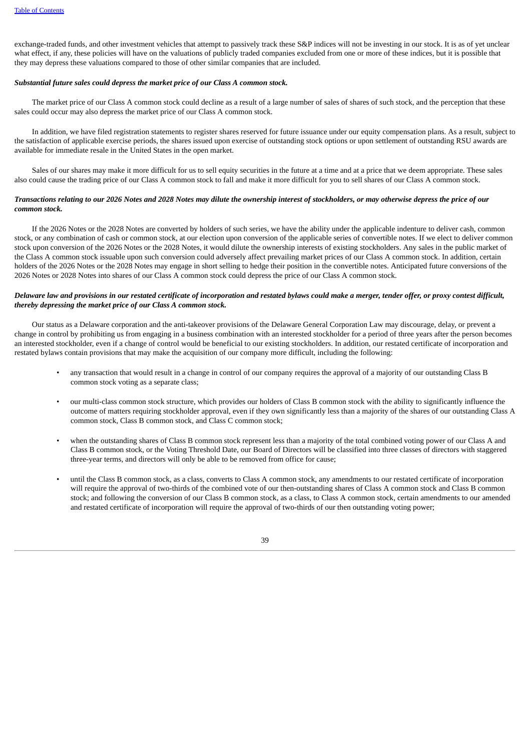exchange-traded funds, and other investment vehicles that attempt to passively track these S&P indices will not be investing in our stock. It is as of yet unclear what effect, if any, these policies will have on the valuations of publicly traded companies excluded from one or more of these indices, but it is possible that they may depress these valuations compared to those of other similar companies that are included.

***Substantial future sales could depress the market price of our Class A common stock.***

The market price of our Class A common stock could decline as a result of a large number of sales of shares of such stock, and the perception that these sales could occur may also depress the market price of our Class A common stock.

In addition, we have filed registration statements to register shares reserved for future issuance under our equity compensation plans. As a result, subject to the satisfaction of applicable exercise periods, the shares issued upon exercise of outstanding stock options or upon settlement of outstanding RSU awards are available for immediate resale in the United States in the open market.

Sales of our shares may make it more difficult for us to sell equity securities in the future at a time and at a price that we deem appropriate. These sales also could cause the trading price of our Class A common stock to fall and make it more difficult for you to sell shares of our Class A common stock.

***Transactions relating to our 2026 Notes and 2028 Notes may dilute the ownership interest of stockholders, or may otherwise depress the price of our common stock.***

If the 2026 Notes or the 2028 Notes are converted by holders of such series, we have the ability under the applicable indenture to deliver cash, common stock, or any combination of cash or common stock, at our election upon conversion of the applicable series of convertible notes. If we elect to deliver common stock upon conversion of the 2026 Notes or the 2028 Notes, it would dilute the ownership interests of existing stockholders. Any sales in the public market of the Class A common stock issuable upon such conversion could adversely affect prevailing market prices of our Class A common stock. In addition, certain holders of the 2026 Notes or the 2028 Notes may engage in short selling to hedge their position in the convertible notes. Anticipated future conversions of the 2026 Notes or 2028 Notes into shares of our Class A common stock could depress the price of our Class A common stock.

***Delaware law and provisions in our restated certificate of incorporation and restated bylaws could make a merger, tender offer, or proxy contest difficult, thereby depressing the market price of our Class A common stock.***

Our status as a Delaware corporation and the anti-takeover provisions of the Delaware General Corporation Law may discourage, delay, or prevent a change in control by prohibiting us from engaging in a business combination with an interested stockholder for a period of three years after the person becomes an interested stockholder, even if a change of control would be beneficial to our existing stockholders. In addition, our restated certificate of incorporation and restated bylaws contain provisions that may make the acquisition of our company more difficult, including the following:

- any transaction that would result in a change in control of our company requires the approval of a majority of our outstanding Class B common stock voting as a separate class;
- our multi-class common stock structure, which provides our holders of Class B common stock with the ability to significantly influence the outcome of matters requiring stockholder approval, even if they own significantly less than a majority of the shares of our outstanding Class A common stock, Class B common stock, and Class C common stock;
- when the outstanding shares of Class B common stock represent less than a majority of the total combined voting power of our Class A and Class B common stock, or the Voting Threshold Date, our Board of Directors will be classified into three classes of directors with staggered three-year terms, and directors will only be able to be removed from office for cause;
- until the Class B common stock, as a class, converts to Class A common stock, any amendments to our restated certificate of incorporation will require the approval of two-thirds of the combined vote of our then-outstanding shares of Class A common stock and Class B common stock; and following the conversion of our Class B common stock, as a class, to Class A common stock, certain amendments to our amended and restated certificate of incorporation will require the approval of two-thirds of our then outstanding voting power;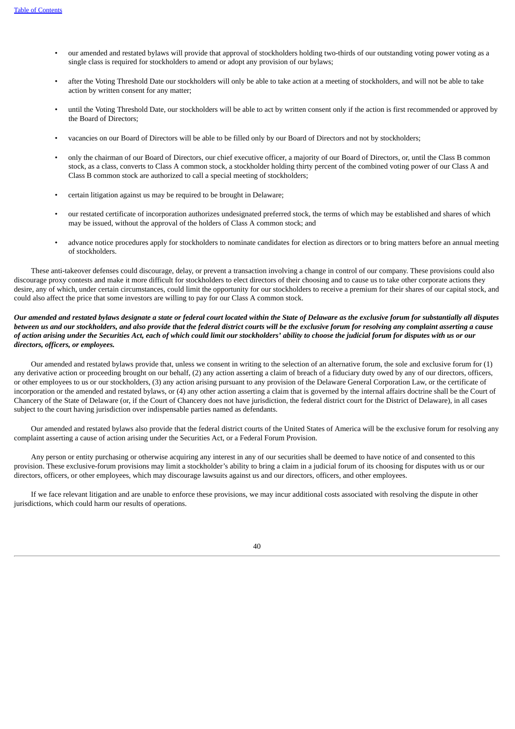- our amended and restated bylaws will provide that approval of stockholders holding two-thirds of our outstanding voting power voting as a single class is required for stockholders to amend or adopt any provision of our bylaws;
- after the Voting Threshold Date our stockholders will only be able to take action at a meeting of stockholders, and will not be able to take action by written consent for any matter;
- until the Voting Threshold Date, our stockholders will be able to act by written consent only if the action is first recommended or approved by the Board of Directors;
- vacancies on our Board of Directors will be able to be filled only by our Board of Directors and not by stockholders;
- only the chairman of our Board of Directors, our chief executive officer, a majority of our Board of Directors, or, until the Class B common stock, as a class, converts to Class A common stock, a stockholder holding thirty percent of the combined voting power of our Class A and Class B common stock are authorized to call a special meeting of stockholders;
- certain litigation against us may be required to be brought in Delaware;
- our restated certificate of incorporation authorizes undesignated preferred stock, the terms of which may be established and shares of which may be issued, without the approval of the holders of Class A common stock; and
- advance notice procedures apply for stockholders to nominate candidates for election as directors or to bring matters before an annual meeting of stockholders.

These anti-takeover defenses could discourage, delay, or prevent a transaction involving a change in control of our company. These provisions could also discourage proxy contests and make it more difficult for stockholders to elect directors of their choosing and to cause us to take other corporate actions they desire, any of which, under certain circumstances, could limit the opportunity for our stockholders to receive a premium for their shares of our capital stock, and could also affect the price that some investors are willing to pay for our Class A common stock.

***Our amended and restated bylaws designate a state or federal court located within the State of Delaware as the exclusive forum for substantially all disputes between us and our stockholders, and also provide that the federal district courts will be the exclusive forum for resolving any complaint asserting a cause of action arising under the Securities Act, each of which could limit our stockholders' ability to choose the judicial forum for disputes with us or our directors, officers, or employees.***

Our amended and restated bylaws provide that, unless we consent in writing to the selection of an alternative forum, the sole and exclusive forum for (1) any derivative action or proceeding brought on our behalf, (2) any action asserting a claim of breach of a fiduciary duty owed by any of our directors, officers, or other employees to us or our stockholders, (3) any action arising pursuant to any provision of the Delaware General Corporation Law, or the certificate of incorporation or the amended and restated bylaws, or (4) any other action asserting a claim that is governed by the internal affairs doctrine shall be the Court of Chancery of the State of Delaware (or, if the Court of Chancery does not have jurisdiction, the federal district court for the District of Delaware), in all cases subject to the court having jurisdiction over indispensable parties named as defendants.

Our amended and restated bylaws also provide that the federal district courts of the United States of America will be the exclusive forum for resolving any complaint asserting a cause of action arising under the Securities Act, or a Federal Forum Provision.

Any person or entity purchasing or otherwise acquiring any interest in any of our securities shall be deemed to have notice of and consented to this provision. These exclusive-forum provisions may limit a stockholder's ability to bring a claim in a judicial forum of its choosing for disputes with us or our directors, officers, or other employees, which may discourage lawsuits against us and our directors, officers, and other employees.

If we face relevant litigation and are unable to enforce these provisions, we may incur additional costs associated with resolving the dispute in other jurisdictions, which could harm our results of operations.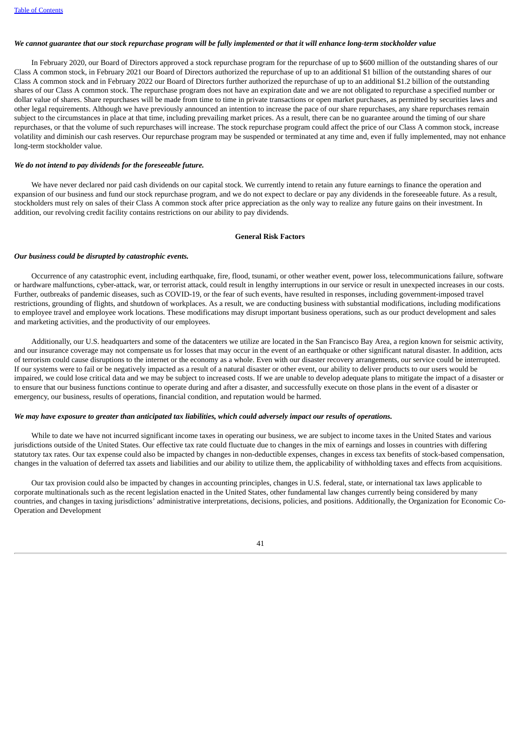*We cannot guarantee that our stock repurchase program will be fully implemented or that it will enhance long-term stockholder value*

In February 2020, our Board of Directors approved a stock repurchase program for the repurchase of up to $600 million of the outstanding shares of our Class A common stock, in February 2021 our Board of Directors authorized the repurchase of up to an additional $1 billion of the outstanding shares of our Class A common stock and in February 2022 our Board of Directors further authorized the repurchase of up to an additional $1.2 billion of the outstanding shares of our Class A common stock. The repurchase program does not have an expiration date and we are not obligated to repurchase a specified number or dollar value of shares. Share repurchases will be made from time to time in private transactions or open market purchases, as permitted by securities laws and other legal requirements. Although we have previously announced an intention to increase the pace of our share repurchases, any share repurchases remain subject to the circumstances in place at that time, including prevailing market prices. As a result, there can be no guarantee around the timing of our share repurchases, or that the volume of such repurchases will increase. The stock repurchase program could affect the price of our Class A common stock, increase volatility and diminish our cash reserves. Our repurchase program may be suspended or terminated at any time and, even if fully implemented, may not enhance long-term stockholder value.

*We do not intend to pay dividends for the foreseeable future.*

We have never declared nor paid cash dividends on our capital stock. We currently intend to retain any future earnings to finance the operation and expansion of our business and fund our stock repurchase program, and we do not expect to declare or pay any dividends in the foreseeable future. As a result, stockholders must rely on sales of their Class A common stock after price appreciation as the only way to realize any future gains on their investment. In addition, our revolving credit facility contains restrictions on our ability to pay dividends.

**General Risk Factors**

*Our business could be disrupted by catastrophic events.*

Occurrence of any catastrophic event, including earthquake, fire, flood, tsunami, or other weather event, power loss, telecommunications failure, software or hardware malfunctions, cyber-attack, war, or terrorist attack, could result in lengthy interruptions in our service or result in unexpected increases in our costs. Further, outbreaks of pandemic diseases, such as COVID-19, or the fear of such events, have resulted in responses, including government-imposed travel restrictions, grounding of flights, and shutdown of workplaces. As a result, we are conducting business with substantial modifications, including modifications to employee travel and employee work locations. These modifications may disrupt important business operations, such as our product development and sales and marketing activities, and the productivity of our employees.

Additionally, our U.S. headquarters and some of the datacenters we utilize are located in the San Francisco Bay Area, a region known for seismic activity, and our insurance coverage may not compensate us for losses that may occur in the event of an earthquake or other significant natural disaster. In addition, acts of terrorism could cause disruptions to the internet or the economy as a whole. Even with our disaster recovery arrangements, our service could be interrupted. If our systems were to fail or be negatively impacted as a result of a natural disaster or other event, our ability to deliver products to our users would be impaired, we could lose critical data and we may be subject to increased costs. If we are unable to develop adequate plans to mitigate the impact of a disaster or to ensure that our business functions continue to operate during and after a disaster, and successfully execute on those plans in the event of a disaster or emergency, our business, results of operations, financial condition, and reputation would be harmed.

*We may have exposure to greater than anticipated tax liabilities, which could adversely impact our results of operations.*

While to date we have not incurred significant income taxes in operating our business, we are subject to income taxes in the United States and various jurisdictions outside of the United States. Our effective tax rate could fluctuate due to changes in the mix of earnings and losses in countries with differing statutory tax rates. Our tax expense could also be impacted by changes in non-deductible expenses, changes in excess tax benefits of stock-based compensation, changes in the valuation of deferred tax assets and liabilities and our ability to utilize them, the applicability of withholding taxes and effects from acquisitions.

Our tax provision could also be impacted by changes in accounting principles, changes in U.S. federal, state, or international tax laws applicable to corporate multinationals such as the recent legislation enacted in the United States, other fundamental law changes currently being considered by many countries, and changes in taxing jurisdictions' administrative interpretations, decisions, policies, and positions. Additionally, the Organization for Economic Co-Operation and Development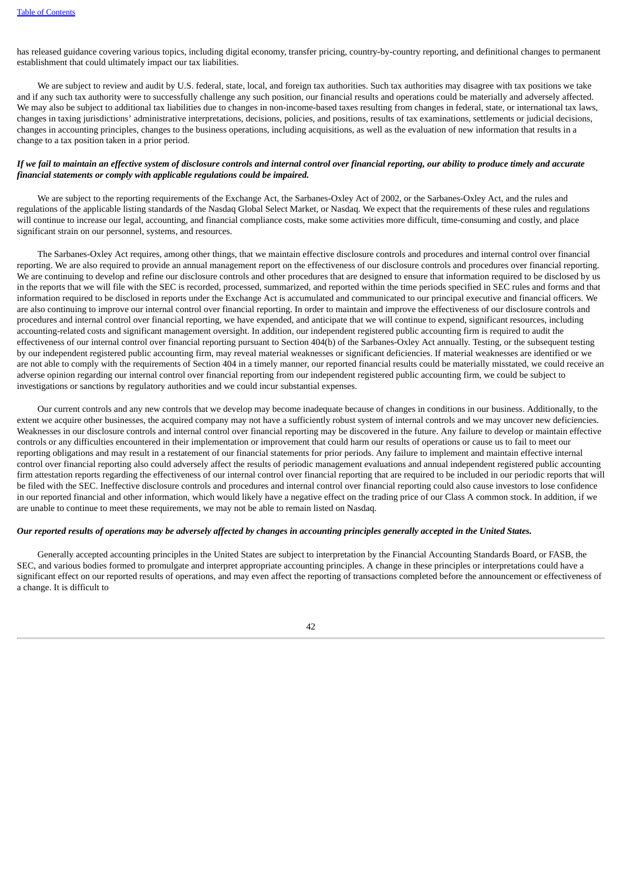has released guidance covering various topics, including digital economy, transfer pricing, country-by-country reporting, and definitional changes to permanent establishment that could ultimately impact our tax liabilities.

We are subject to review and audit by U.S. federal, state, local, and foreign tax authorities. Such tax authorities may disagree with tax positions we take and if any such tax authority were to successfully challenge any such position, our financial results and operations could be materially and adversely affected. We may also be subject to additional tax liabilities due to changes in non-income-based taxes resulting from changes in federal, state, or international tax laws, changes in taxing jurisdictions' administrative interpretations, decisions, policies, and positions, results of tax examinations, settlements or judicial decisions, changes in accounting principles, changes to the business operations, including acquisitions, as well as the evaluation of new information that results in a change to a tax position taken in a prior period.

***If we fail to maintain an effective system of disclosure controls and internal control over financial reporting, our ability to produce timely and accurate financial statements or comply with applicable regulations could be impaired.***

We are subject to the reporting requirements of the Exchange Act, the Sarbanes-Oxley Act of 2002, or the Sarbanes-Oxley Act, and the rules and regulations of the applicable listing standards of the Nasdaq Global Select Market, or Nasdaq. We expect that the requirements of these rules and regulations will continue to increase our legal, accounting, and financial compliance costs, make some activities more difficult, time-consuming and costly, and place significant strain on our personnel, systems, and resources.

The Sarbanes-Oxley Act requires, among other things, that we maintain effective disclosure controls and procedures and internal control over financial reporting. We are also required to provide an annual management report on the effectiveness of our disclosure controls and procedures over financial reporting. We are continuing to develop and refine our disclosure controls and other procedures that are designed to ensure that information required to be disclosed by us in the reports that we will file with the SEC is recorded, processed, summarized, and reported within the time periods specified in SEC rules and forms and that information required to be disclosed in reports under the Exchange Act is accumulated and communicated to our principal executive and financial officers. We are also continuing to improve our internal control over financial reporting. In order to maintain and improve the effectiveness of our disclosure controls and procedures and internal control over financial reporting, we have expended, and anticipate that we will continue to expend, significant resources, including accounting-related costs and significant management oversight. In addition, our independent registered public accounting firm is required to audit the effectiveness of our internal control over financial reporting pursuant to Section 404(b) of the Sarbanes-Oxley Act annually. Testing, or the subsequent testing by our independent registered public accounting firm, may reveal material weaknesses or significant deficiencies. If material weaknesses are identified or we are not able to comply with the requirements of Section 404 in a timely manner, our reported financial results could be materially misstated, we could receive an adverse opinion regarding our internal control over financial reporting from our independent registered public accounting firm, we could be subject to investigations or sanctions by regulatory authorities and we could incur substantial expenses.

Our current controls and any new controls that we develop may become inadequate because of changes in conditions in our business. Additionally, to the extent we acquire other businesses, the acquired company may not have a sufficiently robust system of internal controls and we may uncover new deficiencies. Weaknesses in our disclosure controls and internal control over financial reporting may be discovered in the future. Any failure to develop or maintain effective controls or any difficulties encountered in their implementation or improvement that could harm our results of operations or cause us to fail to meet our reporting obligations and may result in a restatement of our financial statements for prior periods. Any failure to implement and maintain effective internal control over financial reporting also could adversely affect the results of periodic management evaluations and annual independent registered public accounting firm attestation reports regarding the effectiveness of our internal control over financial reporting that are required to be included in our periodic reports that will be filed with the SEC. Ineffective disclosure controls and procedures and internal control over financial reporting could also cause investors to lose confidence in our reported financial and other information, which would likely have a negative effect on the trading price of our Class A common stock. In addition, if we are unable to continue to meet these requirements, we may not be able to remain listed on Nasdaq.

***Our reported results of operations may be adversely affected by changes in accounting principles generally accepted in the United States.***

Generally accepted accounting principles in the United States are subject to interpretation by the Financial Accounting Standards Board, or FASB, the SEC, and various bodies formed to promulgate and interpret appropriate accounting principles. A change in these principles or interpretations could have a significant effect on our reported results of operations, and may even affect the reporting of transactions completed before the announcement or effectiveness of a change. It is difficult to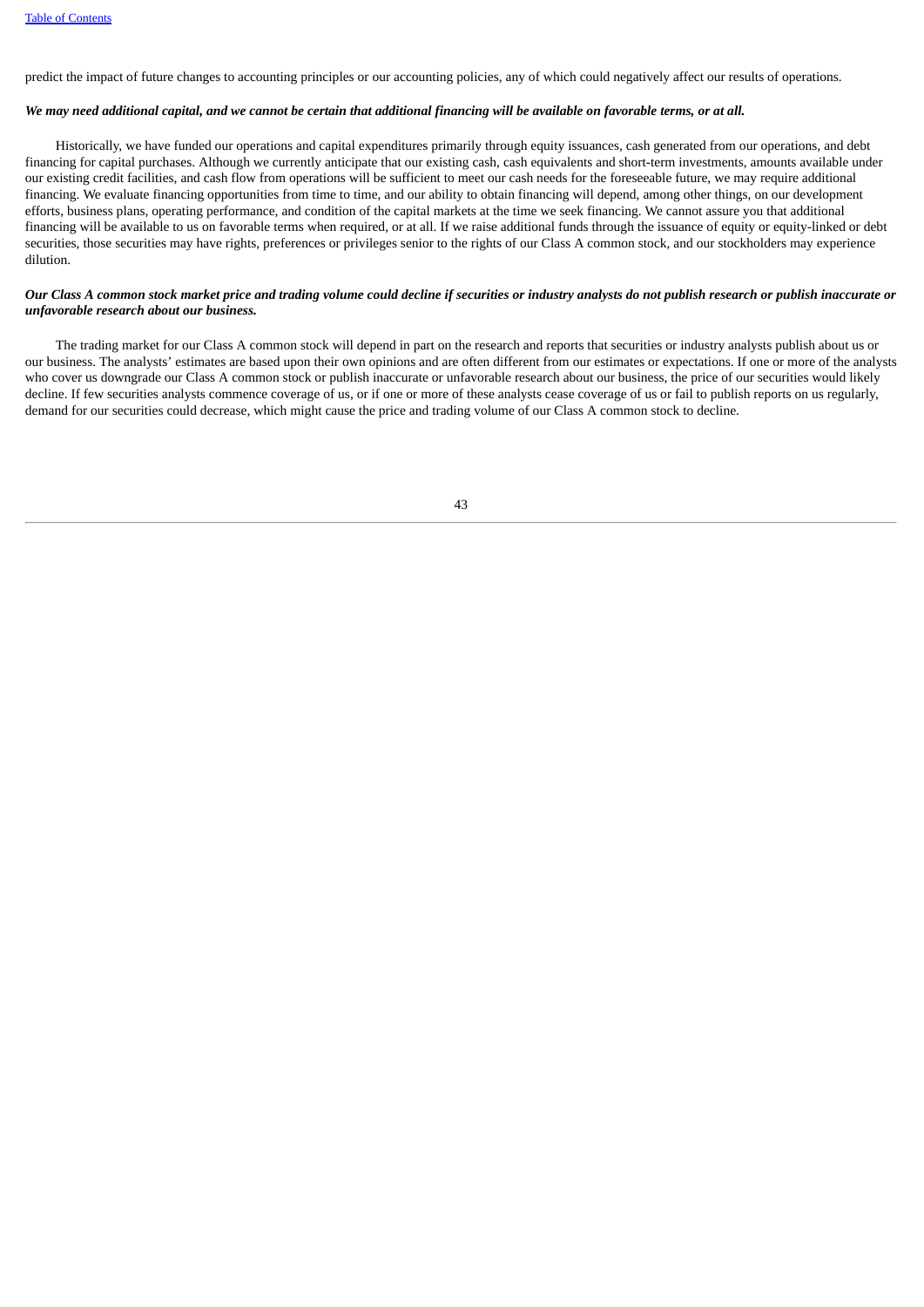predict the impact of future changes to accounting principles or our accounting policies, any of which could negatively affect our results of operations.

***We may need additional capital, and we cannot be certain that additional financing will be available on favorable terms, or at all.***

Historically, we have funded our operations and capital expenditures primarily through equity issuances, cash generated from our operations, and debt financing for capital purchases. Although we currently anticipate that our existing cash, cash equivalents and short-term investments, amounts available under our existing credit facilities, and cash flow from operations will be sufficient to meet our cash needs for the foreseeable future, we may require additional financing. We evaluate financing opportunities from time to time, and our ability to obtain financing will depend, among other things, on our development efforts, business plans, operating performance, and condition of the capital markets at the time we seek financing. We cannot assure you that additional financing will be available to us on favorable terms when required, or at all. If we raise additional funds through the issuance of equity or equity-linked or debt securities, those securities may have rights, preferences or privileges senior to the rights of our Class A common stock, and our stockholders may experience dilution.

***Our Class A common stock market price and trading volume could decline if securities or industry analysts do not publish research or publish inaccurate or unfavorable research about our business.***

The trading market for our Class A common stock will depend in part on the research and reports that securities or industry analysts publish about us or our business. The analysts' estimates are based upon their own opinions and are often different from our estimates or expectations. If one or more of the analysts who cover us downgrade our Class A common stock or publish inaccurate or unfavorable research about our business, the price of our securities would likely decline. If few securities analysts commence coverage of us, or if one or more of these analysts cease coverage of us or fail to publish reports on us regularly, demand for our securities could decrease, which might cause the price and trading volume of our Class A common stock to decline.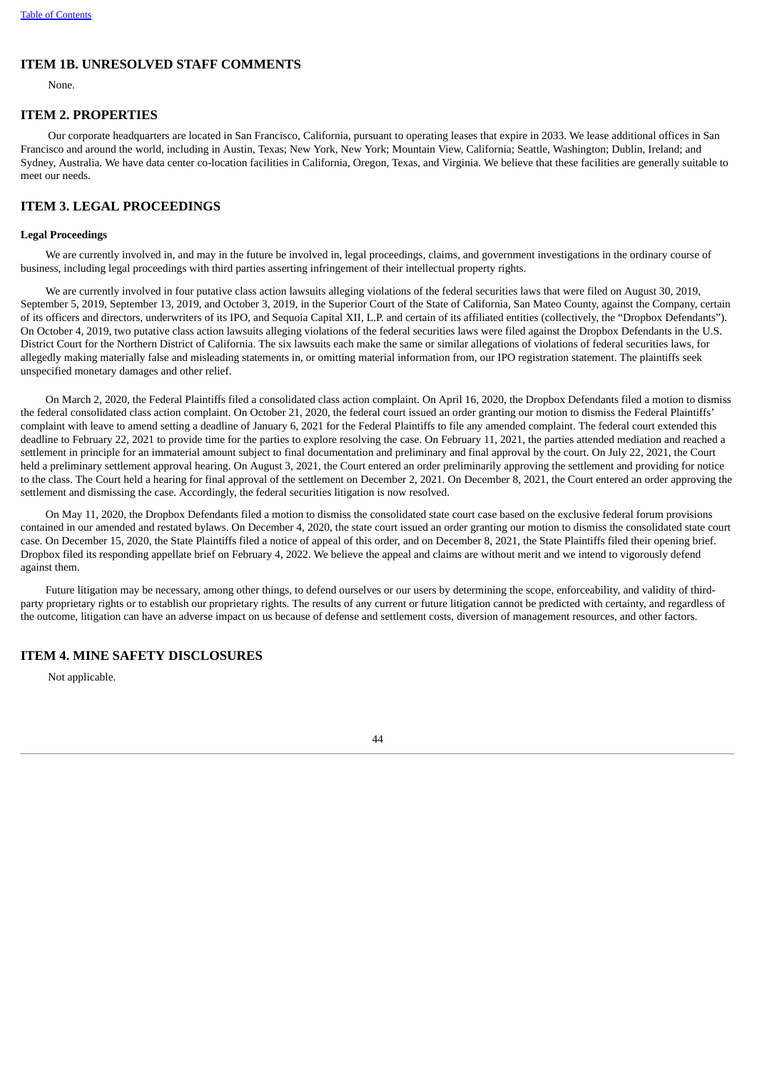## ITEM 1B. UNRESOLVED STAFF COMMENTS

None.

## ITEM 2. PROPERTIES

Our corporate headquarters are located in San Francisco, California, pursuant to operating leases that expire in 2033. We lease additional offices in San Francisco and around the world, including in Austin, Texas; New York, New York; Mountain View, California; Seattle, Washington; Dublin, Ireland; and Sydney, Australia. We have data center co-location facilities in California, Oregon, Texas, and Virginia. We believe that these facilities are generally suitable to meet our needs.

## ITEM 3. LEGAL PROCEEDINGS

### Legal Proceedings

We are currently involved in, and may in the future be involved in, legal proceedings, claims, and government investigations in the ordinary course of business, including legal proceedings with third parties asserting infringement of their intellectual property rights.

We are currently involved in four putative class action lawsuits alleging violations of the federal securities laws that were filed on August 30, 2019, September 5, 2019, September 13, 2019, and October 3, 2019, in the Superior Court of the State of California, San Mateo County, against the Company, certain of its officers and directors, underwriters of its IPO, and Sequoia Capital XII, L.P. and certain of its affiliated entities (collectively, the "Dropbox Defendants"). On October 4, 2019, two putative class action lawsuits alleging violations of the federal securities laws were filed against the Dropbox Defendants in the U.S. District Court for the Northern District of California. The six lawsuits each make the same or similar allegations of violations of federal securities laws, for allegedly making materially false and misleading statements in, or omitting material information from, our IPO registration statement. The plaintiffs seek unspecified monetary damages and other relief.

On March 2, 2020, the Federal Plaintiffs filed a consolidated class action complaint. On April 16, 2020, the Dropbox Defendants filed a motion to dismiss the federal consolidated class action complaint. On October 21, 2020, the federal court issued an order granting our motion to dismiss the Federal Plaintiffs' complaint with leave to amend setting a deadline of January 6, 2021 for the Federal Plaintiffs to file any amended complaint. The federal court extended this deadline to February 22, 2021 to provide time for the parties to explore resolving the case. On February 11, 2021, the parties attended mediation and reached a settlement in principle for an immaterial amount subject to final documentation and preliminary and final approval by the court. On July 22, 2021, the Court held a preliminary settlement approval hearing. On August 3, 2021, the Court entered an order preliminarily approving the settlement and providing for notice to the class. The Court held a hearing for final approval of the settlement on December 2, 2021. On December 8, 2021, the Court entered an order approving the settlement and dismissing the case. Accordingly, the federal securities litigation is now resolved.

On May 11, 2020, the Dropbox Defendants filed a motion to dismiss the consolidated state court case based on the exclusive federal forum provisions contained in our amended and restated bylaws. On December 4, 2020, the state court issued an order granting our motion to dismiss the consolidated state court case. On December 15, 2020, the State Plaintiffs filed a notice of appeal of this order, and on December 8, 2021, the State Plaintiffs filed their opening brief. Dropbox filed its responding appellate brief on February 4, 2022. We believe the appeal and claims are without merit and we intend to vigorously defend against them.

Future litigation may be necessary, among other things, to defend ourselves or our users by determining the scope, enforceability, and validity of third-party proprietary rights or to establish our proprietary rights. The results of any current or future litigation cannot be predicted with certainty, and regardless of the outcome, litigation can have an adverse impact on us because of defense and settlement costs, diversion of management resources, and other factors.

## ITEM 4. MINE SAFETY DISCLOSURES

Not applicable.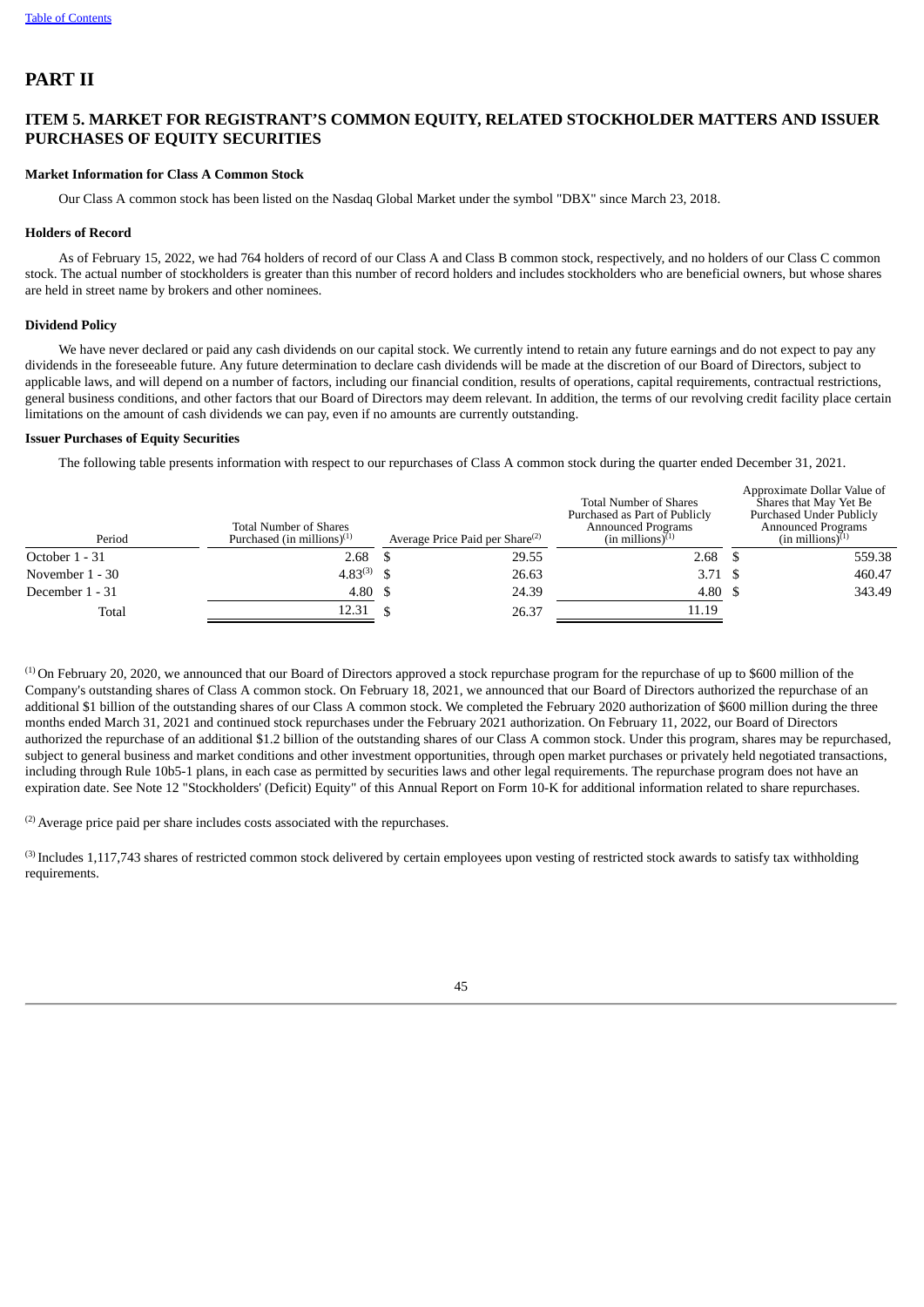# PART II

## ITEM 5. MARKET FOR REGISTRANT'S COMMON EQUITY, RELATED STOCKHOLDER MATTERS AND ISSUER PURCHASES OF EQUITY SECURITIES

**Market Information for Class A Common Stock**

Our Class A common stock has been listed on the Nasdaq Global Market under the symbol "DBX" since March 23, 2018.

**Holders of Record**

As of February 15, 2022, we had 764 holders of record of our Class A and Class B common stock, respectively, and no holders of our Class C common stock. The actual number of stockholders is greater than this number of record holders and includes stockholders who are beneficial owners, but whose shares are held in street name by brokers and other nominees.

**Dividend Policy**

We have never declared or paid any cash dividends on our capital stock. We currently intend to retain any future earnings and do not expect to pay any dividends in the foreseeable future. Any future determination to declare cash dividends will be made at the discretion of our Board of Directors, subject to applicable laws, and will depend on a number of factors, including our financial condition, results of operations, capital requirements, contractual restrictions, general business conditions, and other factors that our Board of Directors may deem relevant. In addition, the terms of our revolving credit facility place certain limitations on the amount of cash dividends we can pay, even if no amounts are currently outstanding.

**Issuer Purchases of Equity Securities**

The following table presents information with respect to our repurchases of Class A common stock during the quarter ended December 31, 2021.

| Period | Total Number of Shares Purchased (in millions)[1] | Average Price Paid per Share[2] | Total Number of Shares Purchased as Part of Publicly Announced Programs (in millions)[1] | Approximate Dollar Value of Shares that May Yet Be Purchased Under Publicly Announced Programs (in millions)[1] |
|---|---|---|---|---|
| October 1 - 31 | 2.68 | $ 29.55 | 2.68 | $ 559.38 |
| November 1 - 30 | 4.83[3] | $ 26.63 | 3.71 | $ 460.47 |
| December 1 - 31 | 4.80 | $ 24.39 | 4.80 | $ 343.49 |
| Total | 12.31 | $ 26.37 | 11.19 | |

[1] On February 20, 2020, we announced that our Board of Directors approved a stock repurchase program for the repurchase of up to $600 million of the Company's outstanding shares of Class A common stock. On February 18, 2021, we announced that our Board of Directors authorized the repurchase of an additional $1 billion of the outstanding shares of our Class A common stock. We completed the February 2020 authorization of $600 million during the three months ended March 31, 2021 and continued stock repurchases under the February 2021 authorization. On February 11, 2022, our Board of Directors authorized the repurchase of an additional $1.2 billion of the outstanding shares of our Class A common stock. Under this program, shares may be repurchased, subject to general business and market conditions and other investment opportunities, through open market purchases or privately held negotiated transactions, including through Rule 10b5-1 plans, in each case as permitted by securities laws and other legal requirements. The repurchase program does not have an expiration date. See Note 12 "Stockholders' (Deficit) Equity" of this Annual Report on Form 10-K for additional information related to share repurchases.

[2] Average price paid per share includes costs associated with the repurchases.

[3] Includes 1,117,743 shares of restricted common stock delivered by certain employees upon vesting of restricted stock awards to satisfy tax withholding requirements.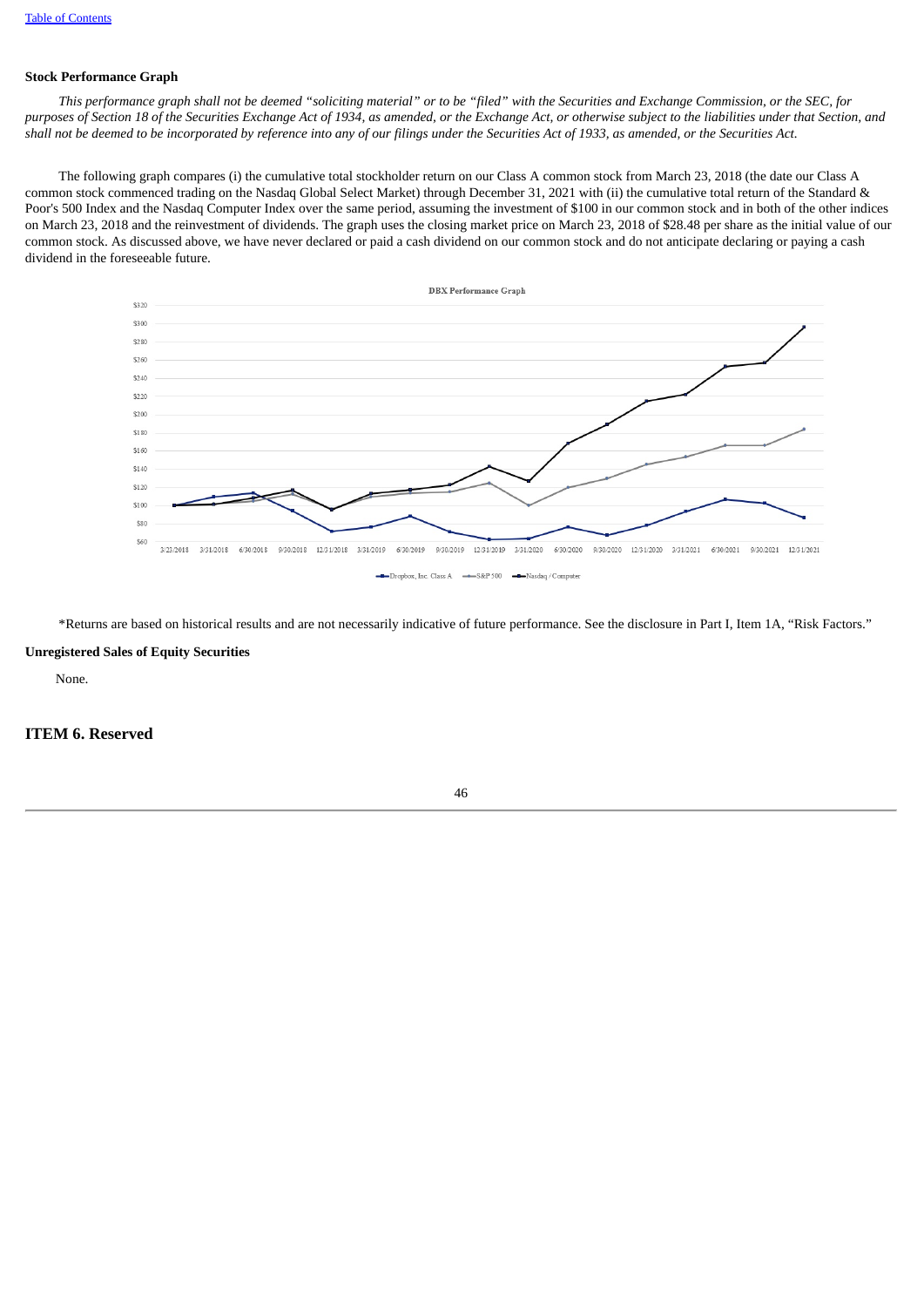**Stock Performance Graph**

*This performance graph shall not be deemed "soliciting material" or to be "filed" with the Securities and Exchange Commission, or the SEC, for purposes of Section 18 of the Securities Exchange Act of 1934, as amended, or the Exchange Act, or otherwise subject to the liabilities under that Section, and shall not be deemed to be incorporated by reference into any of our filings under the Securities Act of 1933, as amended, or the Securities Act.*

The following graph compares (i) the cumulative total stockholder return on our Class A common stock from March 23, 2018 (the date our Class A common stock commenced trading on the Nasdaq Global Select Market) through December 31, 2021 with (ii) the cumulative total return of the Standard & Poor's 500 Index and the Nasdaq Computer Index over the same period, assuming the investment of $100 in our common stock and in both of the other indices on March 23, 2018 and the reinvestment of dividends. The graph uses the closing market price on March 23, 2018 of $28.48 per share as the initial value of our common stock. As discussed above, we have never declared or paid a cash dividend on our common stock and do not anticipate declaring or paying a cash dividend in the foreseeable future.

DBX Performance Graph

Legend: Dropbox, Inc. Class A; S&P 500; Nasdaq / Computer

\*Returns are based on historical results and are not necessarily indicative of future performance. See the disclosure in Part I, Item 1A, "Risk Factors."

**Unregistered Sales of Equity Securities**

None.

## ITEM 6. Reserved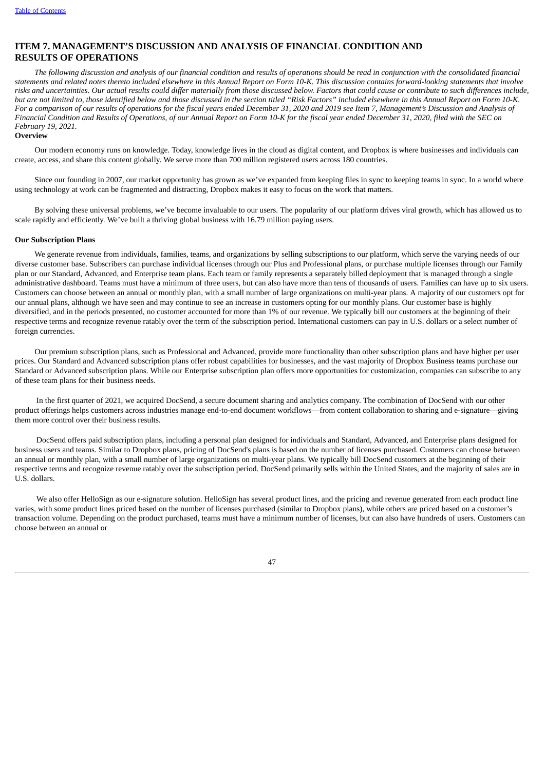# ITEM 7. MANAGEMENT'S DISCUSSION AND ANALYSIS OF FINANCIAL CONDITION AND RESULTS OF OPERATIONS

*The following discussion and analysis of our financial condition and results of operations should be read in conjunction with the consolidated financial statements and related notes thereto included elsewhere in this Annual Report on Form 10-K. This discussion contains forward-looking statements that involve risks and uncertainties. Our actual results could differ materially from those discussed below. Factors that could cause or contribute to such differences include, but are not limited to, those identified below and those discussed in the section titled "Risk Factors" included elsewhere in this Annual Report on Form 10-K. For a comparison of our results of operations for the fiscal years ended December 31, 2020 and 2019 see Item 7, Management's Discussion and Analysis of Financial Condition and Results of Operations, of our Annual Report on Form 10-K for the fiscal year ended December 31, 2020, filed with the SEC on February 19, 2021.*

**Overview**

Our modern economy runs on knowledge. Today, knowledge lives in the cloud as digital content, and Dropbox is where businesses and individuals can create, access, and share this content globally. We serve more than 700 million registered users across 180 countries.

Since our founding in 2007, our market opportunity has grown as we've expanded from keeping files in sync to keeping teams in sync. In a world where using technology at work can be fragmented and distracting, Dropbox makes it easy to focus on the work that matters.

By solving these universal problems, we've become invaluable to our users. The popularity of our platform drives viral growth, which has allowed us to scale rapidly and efficiently. We've built a thriving global business with 16.79 million paying users.

**Our Subscription Plans**

We generate revenue from individuals, families, teams, and organizations by selling subscriptions to our platform, which serve the varying needs of our diverse customer base. Subscribers can purchase individual licenses through our Plus and Professional plans, or purchase multiple licenses through our Family plan or our Standard, Advanced, and Enterprise team plans. Each team or family represents a separately billed deployment that is managed through a single administrative dashboard. Teams must have a minimum of three users, but can also have more than tens of thousands of users. Families can have up to six users. Customers can choose between an annual or monthly plan, with a small number of large organizations on multi-year plans. A majority of our customers opt for our annual plans, although we have seen and may continue to see an increase in customers opting for our monthly plans. Our customer base is highly diversified, and in the periods presented, no customer accounted for more than 1% of our revenue. We typically bill our customers at the beginning of their respective terms and recognize revenue ratably over the term of the subscription period. International customers can pay in U.S. dollars or a select number of foreign currencies.

Our premium subscription plans, such as Professional and Advanced, provide more functionality than other subscription plans and have higher per user prices. Our Standard and Advanced subscription plans offer robust capabilities for businesses, and the vast majority of Dropbox Business teams purchase our Standard or Advanced subscription plans. While our Enterprise subscription plan offers more opportunities for customization, companies can subscribe to any of these team plans for their business needs.

In the first quarter of 2021, we acquired DocSend, a secure document sharing and analytics company. The combination of DocSend with our other product offerings helps customers across industries manage end-to-end document workflows—from content collaboration to sharing and e-signature—giving them more control over their business results.

DocSend offers paid subscription plans, including a personal plan designed for individuals and Standard, Advanced, and Enterprise plans designed for business users and teams. Similar to Dropbox plans, pricing of DocSend's plans is based on the number of licenses purchased. Customers can choose between an annual or monthly plan, with a small number of large organizations on multi-year plans. We typically bill DocSend customers at the beginning of their respective terms and recognize revenue ratably over the subscription period. DocSend primarily sells within the United States, and the majority of sales are in U.S. dollars.

We also offer HelloSign as our e-signature solution. HelloSign has several product lines, and the pricing and revenue generated from each product line varies, with some product lines priced based on the number of licenses purchased (similar to Dropbox plans), while others are priced based on a customer's transaction volume. Depending on the product purchased, teams must have a minimum number of licenses, but can also have hundreds of users. Customers can choose between an annual or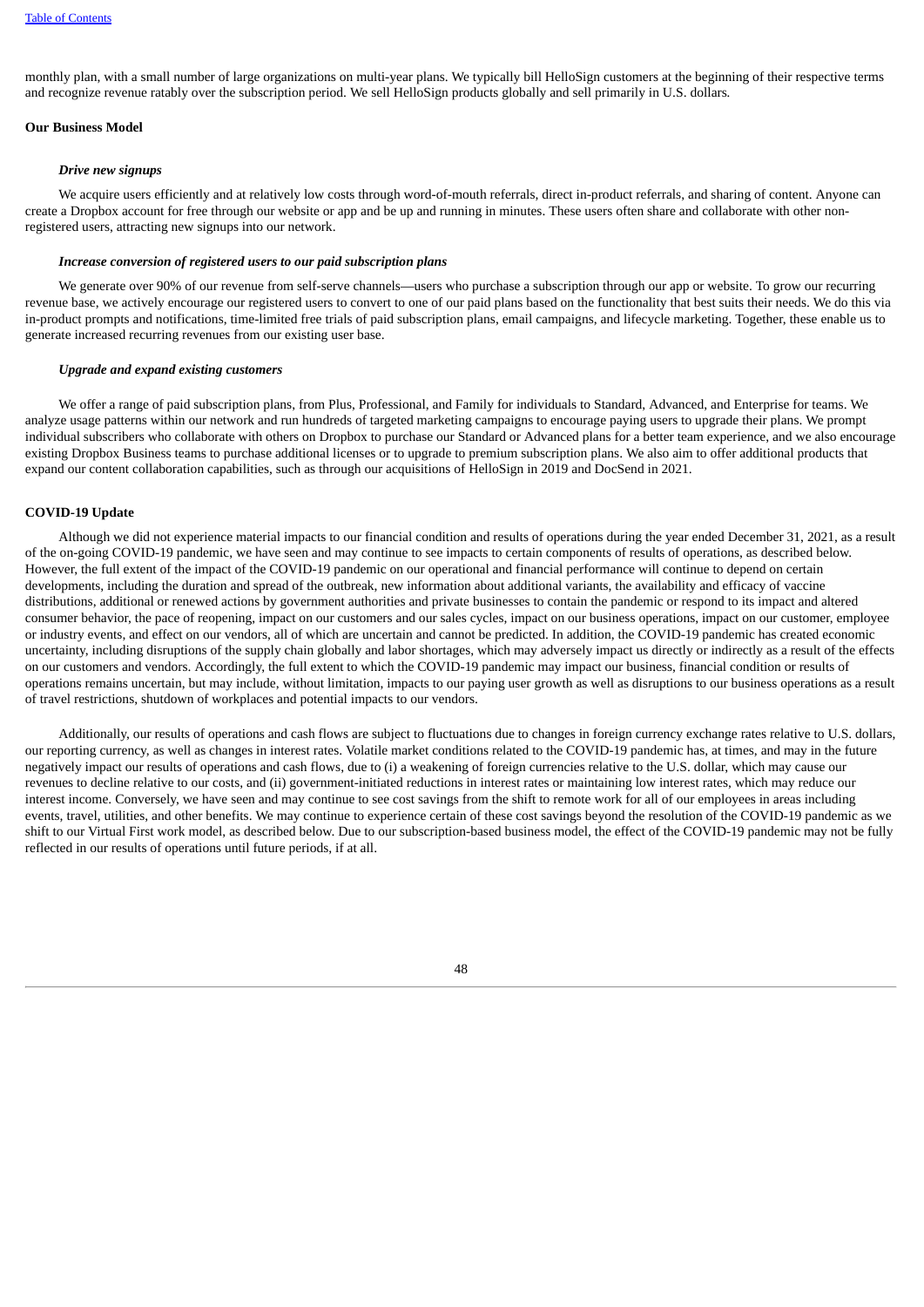monthly plan, with a small number of large organizations on multi-year plans. We typically bill HelloSign customers at the beginning of their respective terms and recognize revenue ratably over the subscription period. We sell HelloSign products globally and sell primarily in U.S. dollars.

### Our Business Model

#### *Drive new signups*

We acquire users efficiently and at relatively low costs through word-of-mouth referrals, direct in-product referrals, and sharing of content. Anyone can create a Dropbox account for free through our website or app and be up and running in minutes. These users often share and collaborate with other non-registered users, attracting new signups into our network.

#### *Increase conversion of registered users to our paid subscription plans*

We generate over 90% of our revenue from self-serve channels—users who purchase a subscription through our app or website. To grow our recurring revenue base, we actively encourage our registered users to convert to one of our paid plans based on the functionality that best suits their needs. We do this via in-product prompts and notifications, time-limited free trials of paid subscription plans, email campaigns, and lifecycle marketing. Together, these enable us to generate increased recurring revenues from our existing user base.

#### *Upgrade and expand existing customers*

We offer a range of paid subscription plans, from Plus, Professional, and Family for individuals to Standard, Advanced, and Enterprise for teams. We analyze usage patterns within our network and run hundreds of targeted marketing campaigns to encourage paying users to upgrade their plans. We prompt individual subscribers who collaborate with others on Dropbox to purchase our Standard or Advanced plans for a better team experience, and we also encourage existing Dropbox Business teams to purchase additional licenses or to upgrade to premium subscription plans. We also aim to offer additional products that expand our content collaboration capabilities, such as through our acquisitions of HelloSign in 2019 and DocSend in 2021.

### COVID-19 Update

Although we did not experience material impacts to our financial condition and results of operations during the year ended December 31, 2021, as a result of the on-going COVID-19 pandemic, we have seen and may continue to see impacts to certain components of results of operations, as described below. However, the full extent of the impact of the COVID-19 pandemic on our operational and financial performance will continue to depend on certain developments, including the duration and spread of the outbreak, new information about additional variants, the availability and efficacy of vaccine distributions, additional or renewed actions by government authorities and private businesses to contain the pandemic or respond to its impact and altered consumer behavior, the pace of reopening, impact on our customers and our sales cycles, impact on our business operations, impact on our customer, employee or industry events, and effect on our vendors, all of which are uncertain and cannot be predicted. In addition, the COVID-19 pandemic has created economic uncertainty, including disruptions of the supply chain globally and labor shortages, which may adversely impact us directly or indirectly as a result of the effects on our customers and vendors. Accordingly, the full extent to which the COVID-19 pandemic may impact our business, financial condition or results of operations remains uncertain, but may include, without limitation, impacts to our paying user growth as well as disruptions to our business operations as a result of travel restrictions, shutdown of workplaces and potential impacts to our vendors.

Additionally, our results of operations and cash flows are subject to fluctuations due to changes in foreign currency exchange rates relative to U.S. dollars, our reporting currency, as well as changes in interest rates. Volatile market conditions related to the COVID-19 pandemic has, at times, and may in the future negatively impact our results of operations and cash flows, due to (i) a weakening of foreign currencies relative to the U.S. dollar, which may cause our revenues to decline relative to our costs, and (ii) government-initiated reductions in interest rates or maintaining low interest rates, which may reduce our interest income. Conversely, we have seen and may continue to see cost savings from the shift to remote work for all of our employees in areas including events, travel, utilities, and other benefits. We may continue to experience certain of these cost savings beyond the resolution of the COVID-19 pandemic as we shift to our Virtual First work model, as described below. Due to our subscription-based business model, the effect of the COVID-19 pandemic may not be fully reflected in our results of operations until future periods, if at all.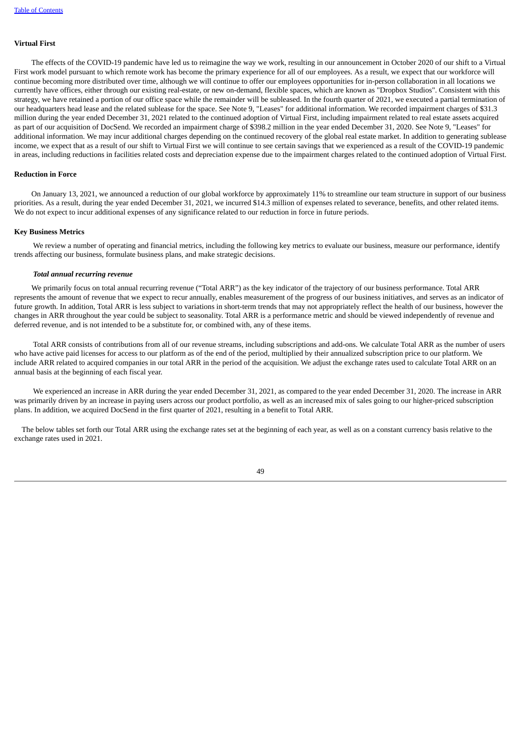**Virtual First**

The effects of the COVID-19 pandemic have led us to reimagine the way we work, resulting in our announcement in October 2020 of our shift to a Virtual First work model pursuant to which remote work has become the primary experience for all of our employees. As a result, we expect that our workforce will continue becoming more distributed over time, although we will continue to offer our employees opportunities for in-person collaboration in all locations we currently have offices, either through our existing real-estate, or new on-demand, flexible spaces, which are known as "Dropbox Studios". Consistent with this strategy, we have retained a portion of our office space while the remainder will be subleased. In the fourth quarter of 2021, we executed a partial termination of our headquarters head lease and the related sublease for the space. See Note 9, "Leases" for additional information. We recorded impairment charges of $31.3 million during the year ended December 31, 2021 related to the continued adoption of Virtual First, including impairment related to real estate assets acquired as part of our acquisition of DocSend. We recorded an impairment charge of $398.2 million in the year ended December 31, 2020. See Note 9, "Leases" for additional information. We may incur additional charges depending on the continued recovery of the global real estate market. In addition to generating sublease income, we expect that as a result of our shift to Virtual First we will continue to see certain savings that we experienced as a result of the COVID-19 pandemic in areas, including reductions in facilities related costs and depreciation expense due to the impairment charges related to the continued adoption of Virtual First.

**Reduction in Force**

On January 13, 2021, we announced a reduction of our global workforce by approximately 11% to streamline our team structure in support of our business priorities. As a result, during the year ended December 31, 2021, we incurred $14.3 million of expenses related to severance, benefits, and other related items. We do not expect to incur additional expenses of any significance related to our reduction in force in future periods.

**Key Business Metrics**

We review a number of operating and financial metrics, including the following key metrics to evaluate our business, measure our performance, identify trends affecting our business, formulate business plans, and make strategic decisions.

***Total annual recurring revenue***

We primarily focus on total annual recurring revenue ("Total ARR") as the key indicator of the trajectory of our business performance. Total ARR represents the amount of revenue that we expect to recur annually, enables measurement of the progress of our business initiatives, and serves as an indicator of future growth. In addition, Total ARR is less subject to variations in short-term trends that may not appropriately reflect the health of our business, however the changes in ARR throughout the year could be subject to seasonality. Total ARR is a performance metric and should be viewed independently of revenue and deferred revenue, and is not intended to be a substitute for, or combined with, any of these items.

Total ARR consists of contributions from all of our revenue streams, including subscriptions and add-ons. We calculate Total ARR as the number of users who have active paid licenses for access to our platform as of the end of the period, multiplied by their annualized subscription price to our platform. We include ARR related to acquired companies in our total ARR in the period of the acquisition. We adjust the exchange rates used to calculate Total ARR on an annual basis at the beginning of each fiscal year.

We experienced an increase in ARR during the year ended December 31, 2021, as compared to the year ended December 31, 2020. The increase in ARR was primarily driven by an increase in paying users across our product portfolio, as well as an increased mix of sales going to our higher-priced subscription plans. In addition, we acquired DocSend in the first quarter of 2021, resulting in a benefit to Total ARR.

The below tables set forth our Total ARR using the exchange rates set at the beginning of each year, as well as on a constant currency basis relative to the exchange rates used in 2021.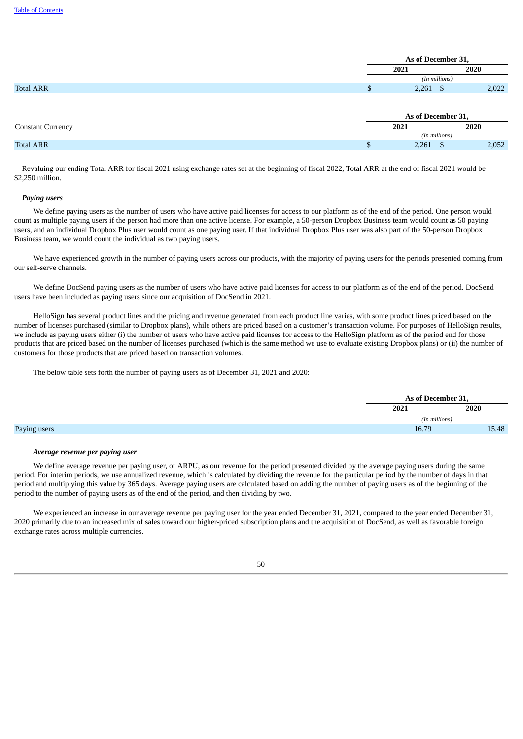| | As of December 31, | |
|---|---|---|
| | 2021 | 2020 |
| | (In millions) | |
| Total ARR | $ 2,261 | $ 2,022 |

| | As of December 31, | |
|---|---|---|
| Constant Currency | 2021 | 2020 |
| | (In millions) | |
| Total ARR | $ 2,261 | $ 2,052 |

Revaluing our ending Total ARR for fiscal 2021 using exchange rates set at the beginning of fiscal 2022, Total ARR at the end of fiscal 2021 would be $2,250 million.

***Paying users***

We define paying users as the number of users who have active paid licenses for access to our platform as of the end of the period. One person would count as multiple paying users if the person had more than one active license. For example, a 50-person Dropbox Business team would count as 50 paying users, and an individual Dropbox Plus user would count as one paying user. If that individual Dropbox Plus user was also part of the 50-person Dropbox Business team, we would count the individual as two paying users.

We have experienced growth in the number of paying users across our products, with the majority of paying users for the periods presented coming from our self-serve channels.

We define DocSend paying users as the number of users who have active paid licenses for access to our platform as of the end of the period. DocSend users have been included as paying users since our acquisition of DocSend in 2021.

HelloSign has several product lines and the pricing and revenue generated from each product line varies, with some product lines priced based on the number of licenses purchased (similar to Dropbox plans), while others are priced based on a customer's transaction volume. For purposes of HelloSign results, we include as paying users either (i) the number of users who have active paid licenses for access to the HelloSign platform as of the period end for those products that are priced based on the number of licenses purchased (which is the same method we use to evaluate existing Dropbox plans) or (ii) the number of customers for those products that are priced based on transaction volumes.

The below table sets forth the number of paying users as of December 31, 2021 and 2020:

| | As of December 31, | |
|---|---|---|
| | 2021 | 2020 |
| | (In millions) | |
| Paying users | 16.79 | 15.48 |

***Average revenue per paying user***

We define average revenue per paying user, or ARPU, as our revenue for the period presented divided by the average paying users during the same period. For interim periods, we use annualized revenue, which is calculated by dividing the revenue for the particular period by the number of days in that period and multiplying this value by 365 days. Average paying users are calculated based on adding the number of paying users as of the beginning of the period to the number of paying users as of the end of the period, and then dividing by two.

We experienced an increase in our average revenue per paying user for the year ended December 31, 2021, compared to the year ended December 31, 2020 primarily due to an increased mix of sales toward our higher-priced subscription plans and the acquisition of DocSend, as well as favorable foreign exchange rates across multiple currencies.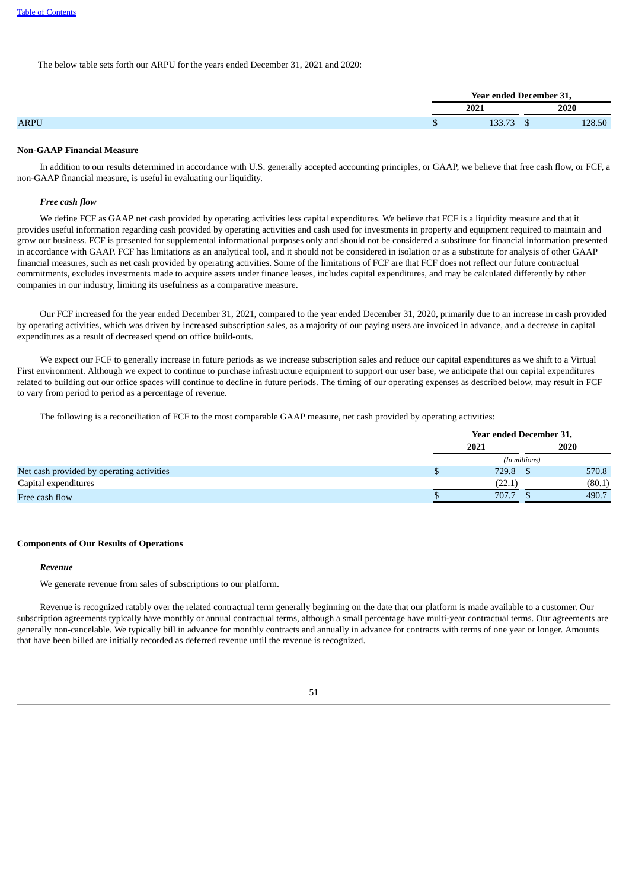The below table sets forth our ARPU for the years ended December 31, 2021 and 2020:

| | Year ended December 31, | |
|---|---|---|
| | 2021 | 2020 |
| ARPU | $ 133.73 | $ 128.50 |

**Non-GAAP Financial Measure**

In addition to our results determined in accordance with U.S. generally accepted accounting principles, or GAAP, we believe that free cash flow, or FCF, a non-GAAP financial measure, is useful in evaluating our liquidity.

***Free cash flow***

We define FCF as GAAP net cash provided by operating activities less capital expenditures. We believe that FCF is a liquidity measure and that it provides useful information regarding cash provided by operating activities and cash used for investments in property and equipment required to maintain and grow our business. FCF is presented for supplemental informational purposes only and should not be considered a substitute for financial information presented in accordance with GAAP. FCF has limitations as an analytical tool, and it should not be considered in isolation or as a substitute for analysis of other GAAP financial measures, such as net cash provided by operating activities. Some of the limitations of FCF are that FCF does not reflect our future contractual commitments, excludes investments made to acquire assets under finance leases, includes capital expenditures, and may be calculated differently by other companies in our industry, limiting its usefulness as a comparative measure.

Our FCF increased for the year ended December 31, 2021, compared to the year ended December 31, 2020, primarily due to an increase in cash provided by operating activities, which was driven by increased subscription sales, as a majority of our paying users are invoiced in advance, and a decrease in capital expenditures as a result of decreased spend on office build-outs.

We expect our FCF to generally increase in future periods as we increase subscription sales and reduce our capital expenditures as we shift to a Virtual First environment. Although we expect to continue to purchase infrastructure equipment to support our user base, we anticipate that our capital expenditures related to building out our office spaces will continue to decline in future periods. The timing of our operating expenses as described below, may result in FCF to vary from period to period as a percentage of revenue.

The following is a reconciliation of FCF to the most comparable GAAP measure, net cash provided by operating activities:

| | Year ended December 31, | |
|---|---|---|
| | 2021 | 2020 |
| | *(In millions)* | |
| Net cash provided by operating activities | $ 729.8 | $ 570.8 |
| Capital expenditures | (22.1) | (80.1) |
| Free cash flow | $ 707.7 | $ 490.7 |

**Components of Our Results of Operations**

***Revenue***

We generate revenue from sales of subscriptions to our platform.

Revenue is recognized ratably over the related contractual term generally beginning on the date that our platform is made available to a customer. Our subscription agreements typically have monthly or annual contractual terms, although a small percentage have multi-year contractual terms. Our agreements are generally non-cancelable. We typically bill in advance for monthly contracts and annually in advance for contracts with terms of one year or longer. Amounts that have been billed are initially recorded as deferred revenue until the revenue is recognized.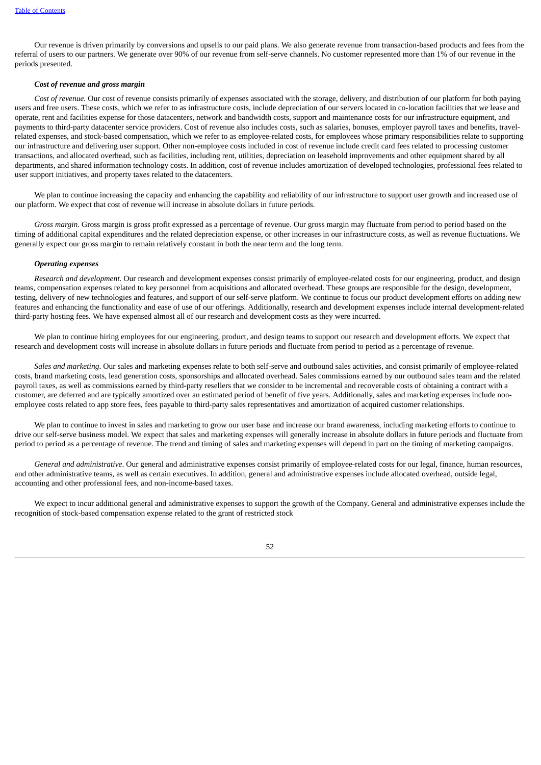Our revenue is driven primarily by conversions and upsells to our paid plans. We also generate revenue from transaction-based products and fees from the referral of users to our partners. We generate over 90% of our revenue from self-serve channels. No customer represented more than 1% of our revenue in the periods presented.

***Cost of revenue and gross margin***

*Cost of revenue.* Our cost of revenue consists primarily of expenses associated with the storage, delivery, and distribution of our platform for both paying users and free users. These costs, which we refer to as infrastructure costs, include depreciation of our servers located in co-location facilities that we lease and operate, rent and facilities expense for those datacenters, network and bandwidth costs, support and maintenance costs for our infrastructure equipment, and payments to third-party datacenter service providers. Cost of revenue also includes costs, such as salaries, bonuses, employer payroll taxes and benefits, travel-related expenses, and stock-based compensation, which we refer to as employee-related costs, for employees whose primary responsibilities relate to supporting our infrastructure and delivering user support. Other non-employee costs included in cost of revenue include credit card fees related to processing customer transactions, and allocated overhead, such as facilities, including rent, utilities, depreciation on leasehold improvements and other equipment shared by all departments, and shared information technology costs. In addition, cost of revenue includes amortization of developed technologies, professional fees related to user support initiatives, and property taxes related to the datacenters.

We plan to continue increasing the capacity and enhancing the capability and reliability of our infrastructure to support user growth and increased use of our platform. We expect that cost of revenue will increase in absolute dollars in future periods.

*Gross margin.* Gross margin is gross profit expressed as a percentage of revenue. Our gross margin may fluctuate from period to period based on the timing of additional capital expenditures and the related depreciation expense, or other increases in our infrastructure costs, as well as revenue fluctuations. We generally expect our gross margin to remain relatively constant in both the near term and the long term.

***Operating expenses***

*Research and development*. Our research and development expenses consist primarily of employee-related costs for our engineering, product, and design teams, compensation expenses related to key personnel from acquisitions and allocated overhead. These groups are responsible for the design, development, testing, delivery of new technologies and features, and support of our self-serve platform. We continue to focus our product development efforts on adding new features and enhancing the functionality and ease of use of our offerings. Additionally, research and development expenses include internal development-related third-party hosting fees. We have expensed almost all of our research and development costs as they were incurred.

We plan to continue hiring employees for our engineering, product, and design teams to support our research and development efforts. We expect that research and development costs will increase in absolute dollars in future periods and fluctuate from period to period as a percentage of revenue.

*Sales and marketing*. Our sales and marketing expenses relate to both self-serve and outbound sales activities, and consist primarily of employee-related costs, brand marketing costs, lead generation costs, sponsorships and allocated overhead. Sales commissions earned by our outbound sales team and the related payroll taxes, as well as commissions earned by third-party resellers that we consider to be incremental and recoverable costs of obtaining a contract with a customer, are deferred and are typically amortized over an estimated period of benefit of five years. Additionally, sales and marketing expenses include non-employee costs related to app store fees, fees payable to third-party sales representatives and amortization of acquired customer relationships.

We plan to continue to invest in sales and marketing to grow our user base and increase our brand awareness, including marketing efforts to continue to drive our self-serve business model. We expect that sales and marketing expenses will generally increase in absolute dollars in future periods and fluctuate from period to period as a percentage of revenue. The trend and timing of sales and marketing expenses will depend in part on the timing of marketing campaigns.

*General and administrative*. Our general and administrative expenses consist primarily of employee-related costs for our legal, finance, human resources, and other administrative teams, as well as certain executives. In addition, general and administrative expenses include allocated overhead, outside legal, accounting and other professional fees, and non-income-based taxes.

We expect to incur additional general and administrative expenses to support the growth of the Company. General and administrative expenses include the recognition of stock-based compensation expense related to the grant of restricted stock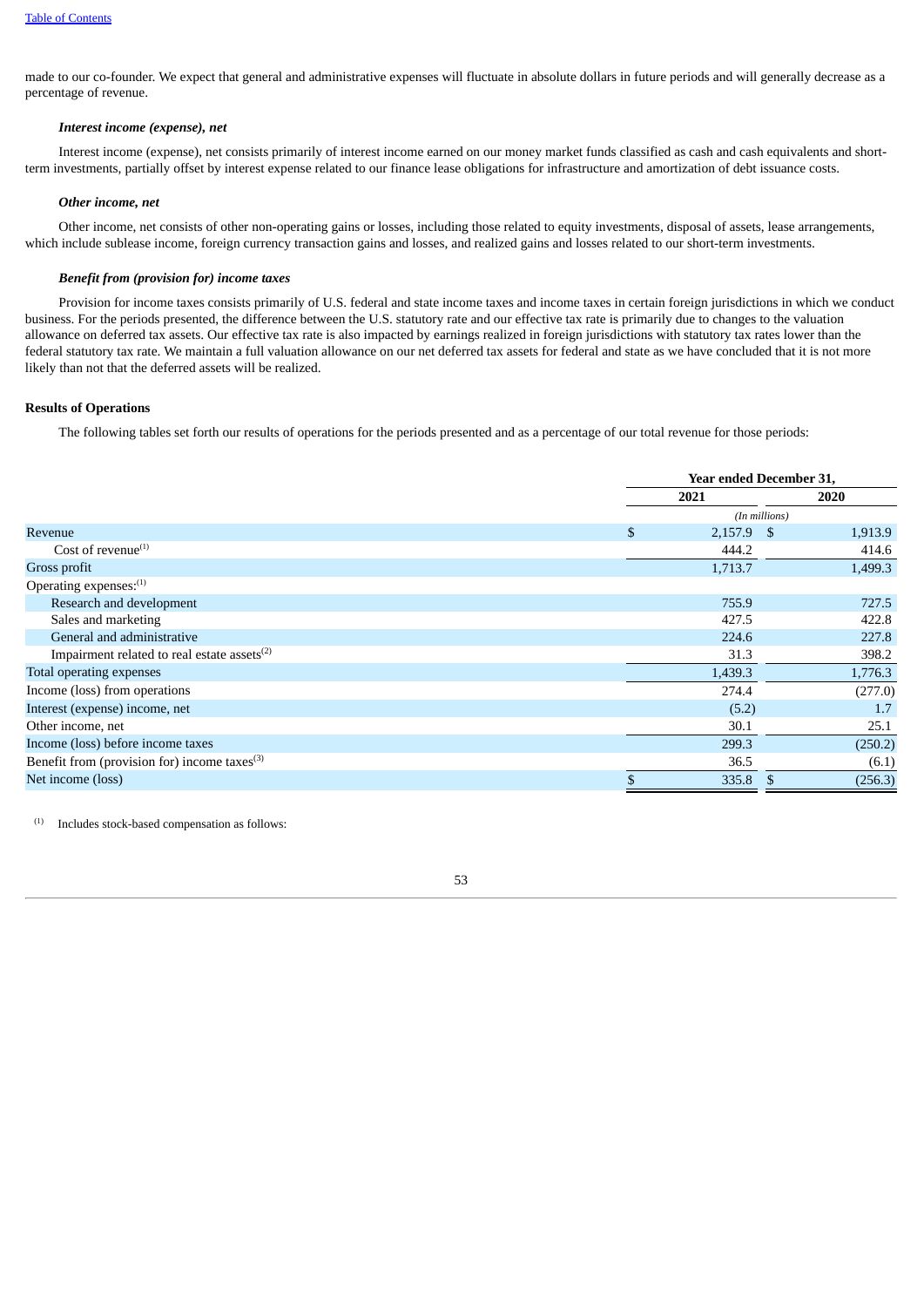made to our co-founder. We expect that general and administrative expenses will fluctuate in absolute dollars in future periods and will generally decrease as a percentage of revenue.

***Interest income (expense), net***

Interest income (expense), net consists primarily of interest income earned on our money market funds classified as cash and cash equivalents and short-term investments, partially offset by interest expense related to our finance lease obligations for infrastructure and amortization of debt issuance costs.

***Other income, net***

Other income, net consists of other non-operating gains or losses, including those related to equity investments, disposal of assets, lease arrangements, which include sublease income, foreign currency transaction gains and losses, and realized gains and losses related to our short-term investments.

***Benefit from (provision for) income taxes***

Provision for income taxes consists primarily of U.S. federal and state income taxes and income taxes in certain foreign jurisdictions in which we conduct business. For the periods presented, the difference between the U.S. statutory rate and our effective tax rate is primarily due to changes to the valuation allowance on deferred tax assets. Our effective tax rate is also impacted by earnings realized in foreign jurisdictions with statutory tax rates lower than the federal statutory tax rate. We maintain a full valuation allowance on our net deferred tax assets for federal and state as we have concluded that it is not more likely than not that the deferred assets will be realized.

**Results of Operations**

The following tables set forth our results of operations for the periods presented and as a percentage of our total revenue for those periods:

| | Year ended December 31, | |
|---|---|---|
| | 2021 | 2020 |
| | *(In millions)* | |
| Revenue | $ 2,157.9 | $ 1,913.9 |
| Cost of revenue[1] | 444.2 | 414.6 |
| Gross profit | 1,713.7 | 1,499.3 |
| Operating expenses:[1] | | |
| Research and development | 755.9 | 727.5 |
| Sales and marketing | 427.5 | 422.8 |
| General and administrative | 224.6 | 227.8 |
| Impairment related to real estate assets[2] | 31.3 | 398.2 |
| Total operating expenses | 1,439.3 | 1,776.3 |
| Income (loss) from operations | 274.4 | (277.0) |
| Interest (expense) income, net | (5.2) | 1.7 |
| Other income, net | 30.1 | 25.1 |
| Income (loss) before income taxes | 299.3 | (250.2) |
| Benefit from (provision for) income taxes[3] | 36.5 | (6.1) |
| Net income (loss) | $ 335.8 | $ (256.3) |

[1] Includes stock-based compensation as follows: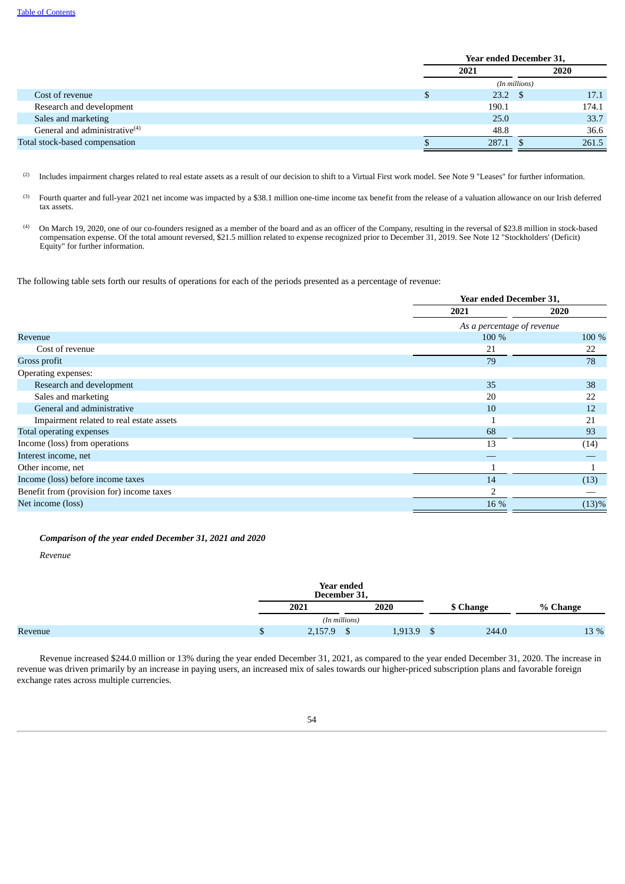| | Year ended December 31, | |
|---|---|---|
| | 2021 | 2020 |
| | (In millions) | |
| Cost of revenue | $ 23.2 | $ 17.1 |
| Research and development | 190.1 | 174.1 |
| Sales and marketing | 25.0 | 33.7 |
| General and administrative[(4)] | 48.8 | 36.6 |
| Total stock-based compensation | $ 287.1 | $ 261.5 |

(2) Includes impairment charges related to real estate assets as a result of our decision to shift to a Virtual First work model. See Note 9 "Leases" for further information.

(3) Fourth quarter and full-year 2021 net income was impacted by a $38.1 million one-time income tax benefit from the release of a valuation allowance on our Irish deferred tax assets.

(4) On March 19, 2020, one of our co-founders resigned as a member of the board and as an officer of the Company, resulting in the reversal of $23.8 million in stock-based compensation expense. Of the total amount reversed, $21.5 million related to expense recognized prior to December 31, 2019. See Note 12 "Stockholders' (Deficit) Equity" for further information.

The following table sets forth our results of operations for each of the periods presented as a percentage of revenue:

| | Year ended December 31, | |
|---|---|---|
| | 2021 | 2020 |
| | As a percentage of revenue | |
| Revenue | 100 % | 100 % |
| Cost of revenue | 21 | 22 |
| Gross profit | 79 | 78 |
| Operating expenses: | | |
| Research and development | 35 | 38 |
| Sales and marketing | 20 | 22 |
| General and administrative | 10 | 12 |
| Impairment related to real estate assets | 1 | 21 |
| Total operating expenses | 68 | 93 |
| Income (loss) from operations | 13 | (14) |
| Interest income, net | — | — |
| Other income, net | 1 | 1 |
| Income (loss) before income taxes | 14 | (13) |
| Benefit from (provision for) income taxes | 2 | — |
| Net income (loss) | 16 % | (13)% |

***Comparison of the year ended December 31, 2021 and 2020***

*Revenue*

| | Year ended December 31, | | | |
|---|---|---|---|---|
| | 2021 | 2020 | $ Change | % Change |
| | (In millions) | | | |
| Revenue | $ 2,157.9 | $ 1,913.9 | $ 244.0 | 13 % |

Revenue increased $244.0 million or 13% during the year ended December 31, 2021, as compared to the year ended December 31, 2020. The increase in revenue was driven primarily by an increase in paying users, an increased mix of sales towards our higher-priced subscription plans and favorable foreign exchange rates across multiple currencies.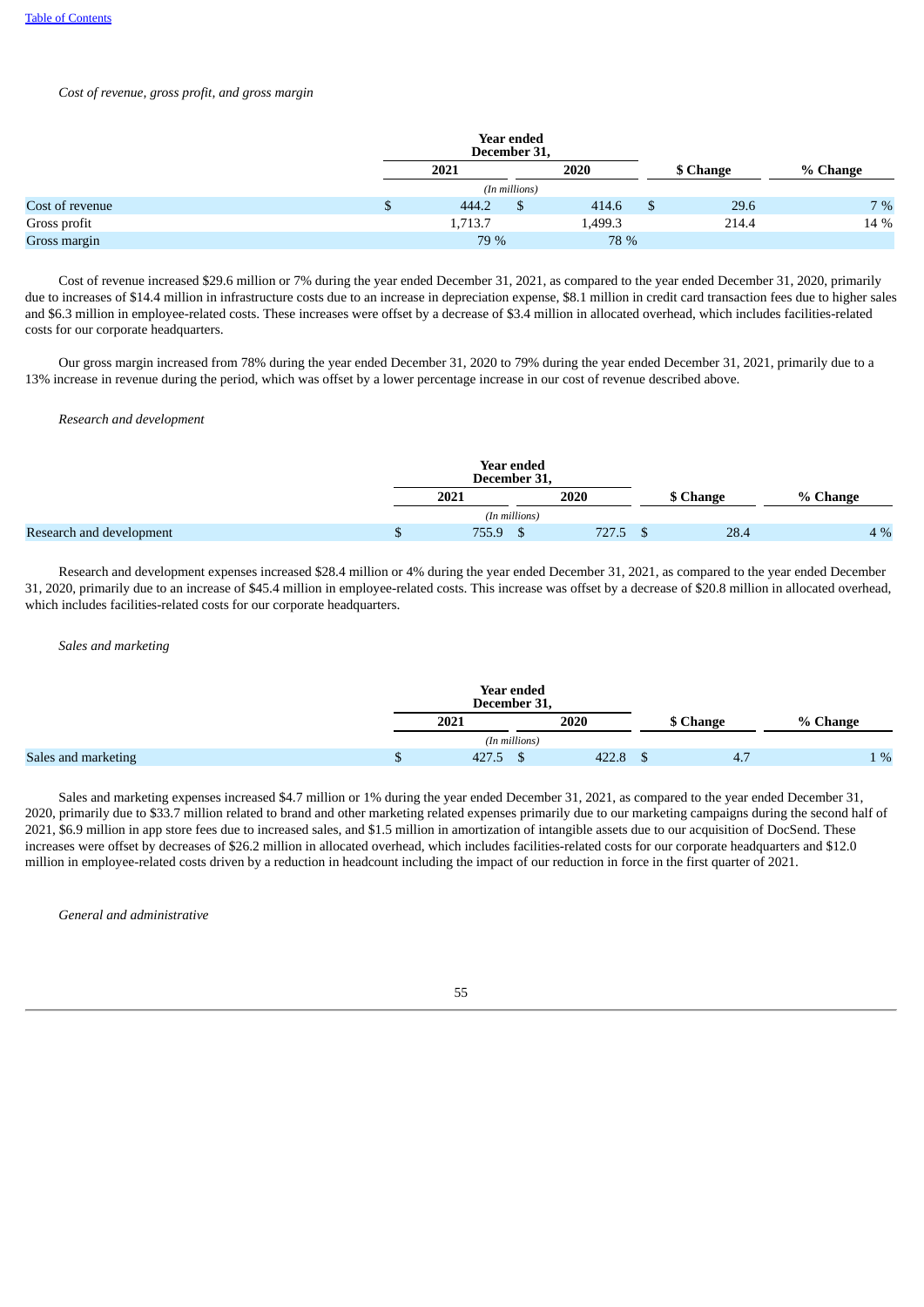*Cost of revenue, gross profit, and gross margin*

| | Year ended December 31, | | | |
|---|---|---|---|---|
| | 2021 | 2020 | $ Change | % Change |
| | (In millions) | | | |
| Cost of revenue | $ 444.2 | $ 414.6 | $ 29.6 | 7 % |
| Gross profit | 1,713.7 | 1,499.3 | 214.4 | 14 % |
| Gross margin | 79 % | 78 % | | |

Cost of revenue increased $29.6 million or 7% during the year ended December 31, 2021, as compared to the year ended December 31, 2020, primarily due to increases of $14.4 million in infrastructure costs due to an increase in depreciation expense, $8.1 million in credit card transaction fees due to higher sales and $6.3 million in employee-related costs. These increases were offset by a decrease of $3.4 million in allocated overhead, which includes facilities-related costs for our corporate headquarters.

Our gross margin increased from 78% during the year ended December 31, 2020 to 79% during the year ended December 31, 2021, primarily due to a 13% increase in revenue during the period, which was offset by a lower percentage increase in our cost of revenue described above.

*Research and development*

| | Year ended December 31, | | | |
|---|---|---|---|---|
| | 2021 | 2020 | $ Change | % Change |
| | (In millions) | | | |
| Research and development | $ 755.9 | $ 727.5 | $ 28.4 | 4 % |

Research and development expenses increased $28.4 million or 4% during the year ended December 31, 2021, as compared to the year ended December 31, 2020, primarily due to an increase of $45.4 million in employee-related costs. This increase was offset by a decrease of $20.8 million in allocated overhead, which includes facilities-related costs for our corporate headquarters.

*Sales and marketing*

| | Year ended December 31, | | | |
|---|---|---|---|---|
| | 2021 | 2020 | $ Change | % Change |
| | (In millions) | | | |
| Sales and marketing | $ 427.5 | $ 422.8 | $ 4.7 | 1 % |

Sales and marketing expenses increased $4.7 million or 1% during the year ended December 31, 2021, as compared to the year ended December 31, 2020, primarily due to $33.7 million related to brand and other marketing related expenses primarily due to our marketing campaigns during the second half of 2021, $6.9 million in app store fees due to increased sales, and $1.5 million in amortization of intangible assets due to our acquisition of DocSend. These increases were offset by decreases of $26.2 million in allocated overhead, which includes facilities-related costs for our corporate headquarters and $12.0 million in employee-related costs driven by a reduction in headcount including the impact of our reduction in force in the first quarter of 2021.

*General and administrative*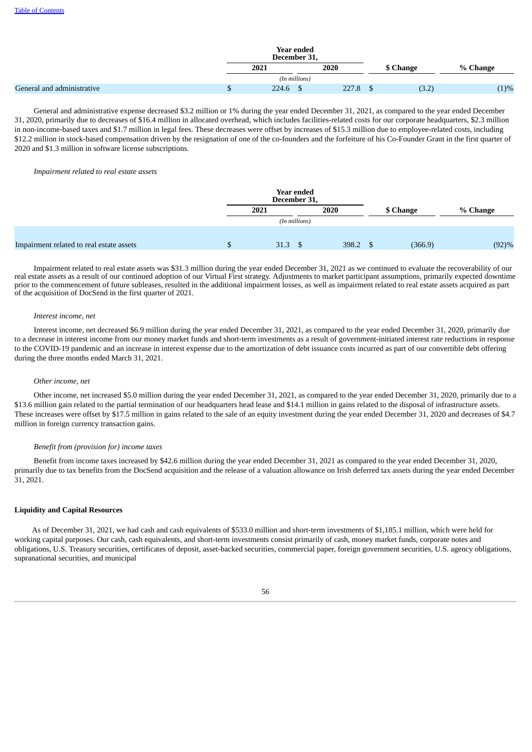| | Year ended December 31, | | | |
|---|---|---|---|---|
| | 2021 | 2020 | $ Change | % Change |
| | (In millions) | | | |
| General and administrative | $ 224.6 | $ 227.8 | $ (3.2) | (1)% |

General and administrative expense decreased $3.2 million or 1% during the year ended December 31, 2021, as compared to the year ended December 31, 2020, primarily due to decreases of $16.4 million in allocated overhead, which includes facilities-related costs for our corporate headquarters, $2.3 million in non-income-based taxes and $1.7 million in legal fees. These decreases were offset by increases of $15.3 million due to employee-related costs, including $12.2 million in stock-based compensation driven by the resignation of one of the co-founders and the forfeiture of his Co-Founder Grant in the first quarter of 2020 and $1.3 million in software license subscriptions.

*Impairment related to real estate assets*

| | Year ended December 31, | | | |
|---|---|---|---|---|
| | 2021 | 2020 | $ Change | % Change |
| | (In millions) | | | |
| Impairment related to real estate assets | $ 31.3 | $ 398.2 | $ (366.9) | (92)% |

Impairment related to real estate assets was $31.3 million during the year ended December 31, 2021 as we continued to evaluate the recoverability of our real estate assets as a result of our continued adoption of our Virtual First strategy. Adjustments to market participant assumptions, primarily expected downtime prior to the commencement of future subleases, resulted in the additional impairment losses, as well as impairment related to real estate assets acquired as part of the acquisition of DocSend in the first quarter of 2021.

*Interest income, net*

Interest income, net decreased $6.9 million during the year ended December 31, 2021, as compared to the year ended December 31, 2020, primarily due to a decrease in interest income from our money market funds and short-term investments as a result of government-initiated interest rate reductions in response to the COVID-19 pandemic and an increase in interest expense due to the amortization of debt issuance costs incurred as part of our convertible debt offering during the three months ended March 31, 2021.

*Other income, net*

Other income, net increased $5.0 million during the year ended December 31, 2021, as compared to the year ended December 31, 2020, primarily due to a $13.6 million gain related to the partial termination of our headquarters head lease and $14.1 million in gains related to the disposal of infrastructure assets. These increases were offset by $17.5 million in gains related to the sale of an equity investment during the year ended December 31, 2020 and decreases of $4.7 million in foreign currency transaction gains.

*Benefit from (provision for) income taxes*

Benefit from income taxes increased by $42.6 million during the year ended December 31, 2021 as compared to the year ended December 31, 2020, primarily due to tax benefits from the DocSend acquisition and the release of a valuation allowance on Irish deferred tax assets during the year ended December 31, 2021.

**Liquidity and Capital Resources**

As of December 31, 2021, we had cash and cash equivalents of $533.0 million and short-term investments of $1,185.1 million, which were held for working capital purposes. Our cash, cash equivalents, and short-term investments consist primarily of cash, money market funds, corporate notes and obligations, U.S. Treasury securities, certificates of deposit, asset-backed securities, commercial paper, foreign government securities, U.S. agency obligations, supranational securities, and municipal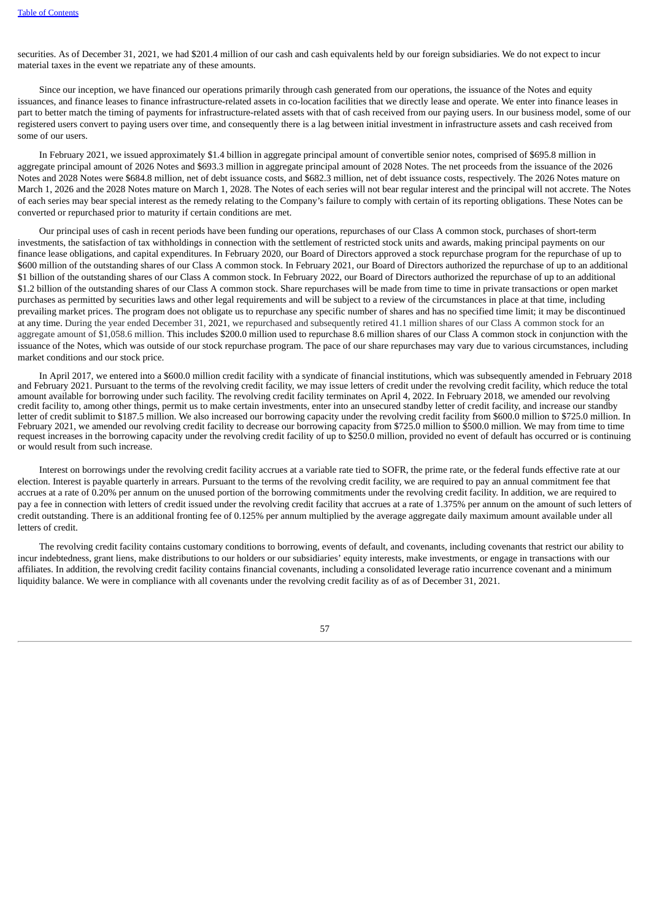securities. As of December 31, 2021, we had $201.4 million of our cash and cash equivalents held by our foreign subsidiaries. We do not expect to incur material taxes in the event we repatriate any of these amounts.

Since our inception, we have financed our operations primarily through cash generated from our operations, the issuance of the Notes and equity issuances, and finance leases to finance infrastructure-related assets in co-location facilities that we directly lease and operate. We enter into finance leases in part to better match the timing of payments for infrastructure-related assets with that of cash received from our paying users. In our business model, some of our registered users convert to paying users over time, and consequently there is a lag between initial investment in infrastructure assets and cash received from some of our users.

In February 2021, we issued approximately $1.4 billion in aggregate principal amount of convertible senior notes, comprised of $695.8 million in aggregate principal amount of 2026 Notes and $693.3 million in aggregate principal amount of 2028 Notes. The net proceeds from the issuance of the 2026 Notes and 2028 Notes were $684.8 million, net of debt issuance costs, and $682.3 million, net of debt issuance costs, respectively. The 2026 Notes mature on March 1, 2026 and the 2028 Notes mature on March 1, 2028. The Notes of each series will not bear regular interest and the principal will not accrete. The Notes of each series may bear special interest as the remedy relating to the Company's failure to comply with certain of its reporting obligations. These Notes can be converted or repurchased prior to maturity if certain conditions are met.

Our principal uses of cash in recent periods have been funding our operations, repurchases of our Class A common stock, purchases of short-term investments, the satisfaction of tax withholdings in connection with the settlement of restricted stock units and awards, making principal payments on our finance lease obligations, and capital expenditures. In February 2020, our Board of Directors approved a stock repurchase program for the repurchase of up to $600 million of the outstanding shares of our Class A common stock. In February 2021, our Board of Directors authorized the repurchase of up to an additional $1 billion of the outstanding shares of our Class A common stock. In February 2022, our Board of Directors authorized the repurchase of up to an additional $1.2 billion of the outstanding shares of our Class A common stock. Share repurchases will be made from time to time in private transactions or open market purchases as permitted by securities laws and other legal requirements and will be subject to a review of the circumstances in place at that time, including prevailing market prices. The program does not obligate us to repurchase any specific number of shares and has no specified time limit; it may be discontinued at any time. During the year ended December 31, 2021, we repurchased and subsequently retired 41.1 million shares of our Class A common stock for an aggregate amount of $1,058.6 million. This includes $200.0 million used to repurchase 8.6 million shares of our Class A common stock in conjunction with the issuance of the Notes, which was outside of our stock repurchase program. The pace of our share repurchases may vary due to various circumstances, including market conditions and our stock price.

In April 2017, we entered into a $600.0 million credit facility with a syndicate of financial institutions, which was subsequently amended in February 2018 and February 2021. Pursuant to the terms of the revolving credit facility, we may issue letters of credit under the revolving credit facility, which reduce the total amount available for borrowing under such facility. The revolving credit facility terminates on April 4, 2022. In February 2018, we amended our revolving credit facility to, among other things, permit us to make certain investments, enter into an unsecured standby letter of credit facility, and increase our standby letter of credit sublimit to $187.5 million. We also increased our borrowing capacity under the revolving credit facility from $600.0 million to $725.0 million. In February 2021, we amended our revolving credit facility to decrease our borrowing capacity from $725.0 million to $500.0 million. We may from time to time request increases in the borrowing capacity under the revolving credit facility of up to $250.0 million, provided no event of default has occurred or is continuing or would result from such increase.

Interest on borrowings under the revolving credit facility accrues at a variable rate tied to SOFR, the prime rate, or the federal funds effective rate at our election. Interest is payable quarterly in arrears. Pursuant to the terms of the revolving credit facility, we are required to pay an annual commitment fee that accrues at a rate of 0.20% per annum on the unused portion of the borrowing commitments under the revolving credit facility. In addition, we are required to pay a fee in connection with letters of credit issued under the revolving credit facility that accrues at a rate of 1.375% per annum on the amount of such letters of credit outstanding. There is an additional fronting fee of 0.125% per annum multiplied by the average aggregate daily maximum amount available under all letters of credit.

The revolving credit facility contains customary conditions to borrowing, events of default, and covenants, including covenants that restrict our ability to incur indebtedness, grant liens, make distributions to our holders or our subsidiaries' equity interests, make investments, or engage in transactions with our affiliates. In addition, the revolving credit facility contains financial covenants, including a consolidated leverage ratio incurrence covenant and a minimum liquidity balance. We were in compliance with all covenants under the revolving credit facility as of as of December 31, 2021.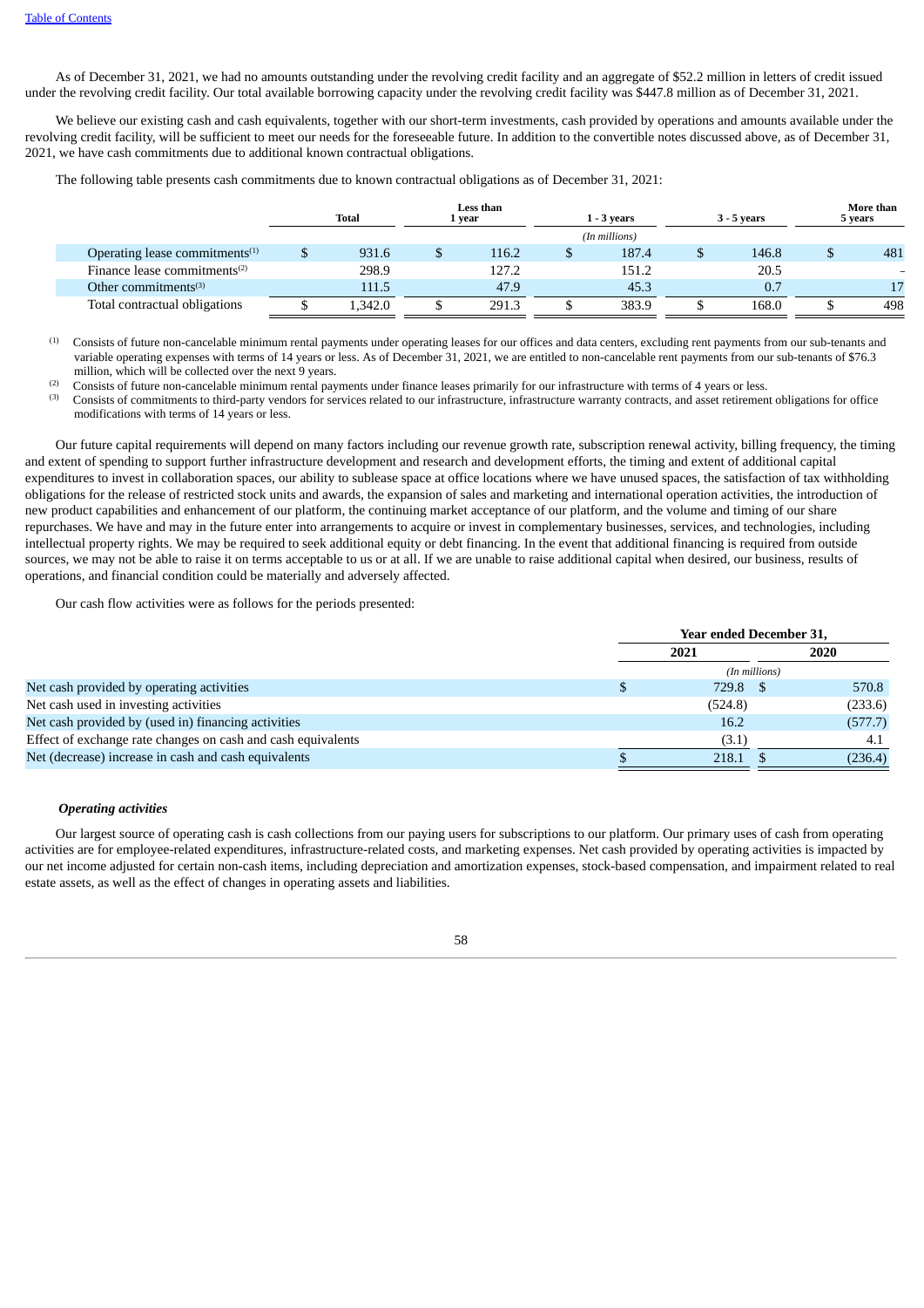As of December 31, 2021, we had no amounts outstanding under the revolving credit facility and an aggregate of $52.2 million in letters of credit issued under the revolving credit facility. Our total available borrowing capacity under the revolving credit facility was $447.8 million as of December 31, 2021.

We believe our existing cash and cash equivalents, together with our short-term investments, cash provided by operations and amounts available under the revolving credit facility, will be sufficient to meet our needs for the foreseeable future. In addition to the convertible notes discussed above, as of December 31, 2021, we have cash commitments due to additional known contractual obligations.

The following table presents cash commitments due to known contractual obligations as of December 31, 2021:

| | Total | Less than 1 year | 1 - 3 years | 3 - 5 years | More than 5 years |
|---|---|---|---|---|---|
| | | | (In millions) | | |
| Operating lease commitments[(1)] | $ 931.6 | $ 116.2 | $ 187.4 | $ 146.8 | $ 481 |
| Finance lease commitments[(2)] | 298.9 | 127.2 | 151.2 | 20.5 | – |
| Other commitments[(3)] | 111.5 | 47.9 | 45.3 | 0.7 | 17 |
| Total contractual obligations | $ 1,342.0 | $ 291.3 | $ 383.9 | $ 168.0 | $ 498 |

(1) Consists of future non-cancelable minimum rental payments under operating leases for our offices and data centers, excluding rent payments from our sub-tenants and variable operating expenses with terms of 14 years or less. As of December 31, 2021, we are entitled to non-cancelable rent payments from our sub-tenants of $76.3 million, which will be collected over the next 9 years.

(2) Consists of future non-cancelable minimum rental payments under finance leases primarily for our infrastructure with terms of 4 years or less.

(3) Consists of commitments to third-party vendors for services related to our infrastructure, infrastructure warranty contracts, and asset retirement obligations for office modifications with terms of 14 years or less.

Our future capital requirements will depend on many factors including our revenue growth rate, subscription renewal activity, billing frequency, the timing and extent of spending to support further infrastructure development and research and development efforts, the timing and extent of additional capital expenditures to invest in collaboration spaces, our ability to sublease space at office locations where we have unused spaces, the satisfaction of tax withholding obligations for the release of restricted stock units and awards, the expansion of sales and marketing and international operation activities, the introduction of new product capabilities and enhancement of our platform, the continuing market acceptance of our platform, and the volume and timing of our share repurchases. We have and may in the future enter into arrangements to acquire or invest in complementary businesses, services, and technologies, including intellectual property rights. We may be required to seek additional equity or debt financing. In the event that additional financing is required from outside sources, we may not be able to raise it on terms acceptable to us or at all. If we are unable to raise additional capital when desired, our business, results of operations, and financial condition could be materially and adversely affected.

Our cash flow activities were as follows for the periods presented:

| | Year ended December 31, | |
|---|---|---|
| | 2021 | 2020 |
| | (In millions) | |
| Net cash provided by operating activities | $ 729.8 | $ 570.8 |
| Net cash used in investing activities | (524.8) | (233.6) |
| Net cash provided by (used in) financing activities | 16.2 | (577.7) |
| Effect of exchange rate changes on cash and cash equivalents | (3.1) | 4.1 |
| Net (decrease) increase in cash and cash equivalents | $ 218.1 | $ (236.4) |

### *Operating activities*

Our largest source of operating cash is cash collections from our paying users for subscriptions to our platform. Our primary uses of cash from operating activities are for employee-related expenditures, infrastructure-related costs, and marketing expenses. Net cash provided by operating activities is impacted by our net income adjusted for certain non-cash items, including depreciation and amortization expenses, stock-based compensation, and impairment related to real estate assets, as well as the effect of changes in operating assets and liabilities.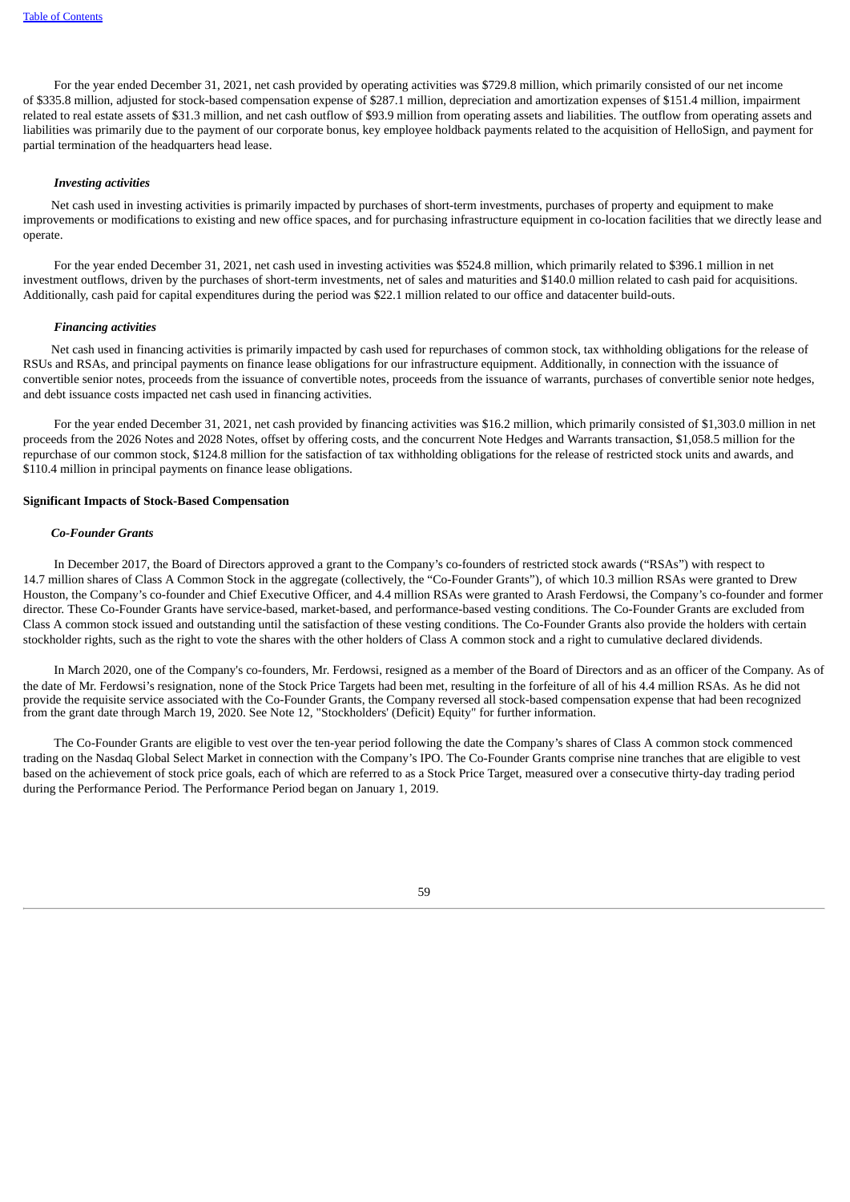For the year ended December 31, 2021, net cash provided by operating activities was $729.8 million, which primarily consisted of our net income of $335.8 million, adjusted for stock-based compensation expense of $287.1 million, depreciation and amortization expenses of $151.4 million, impairment related to real estate assets of $31.3 million, and net cash outflow of $93.9 million from operating assets and liabilities. The outflow from operating assets and liabilities was primarily due to the payment of our corporate bonus, key employee holdback payments related to the acquisition of HelloSign, and payment for partial termination of the headquarters head lease.

### *Investing activities*

Net cash used in investing activities is primarily impacted by purchases of short-term investments, purchases of property and equipment to make improvements or modifications to existing and new office spaces, and for purchasing infrastructure equipment in co-location facilities that we directly lease and operate.

For the year ended December 31, 2021, net cash used in investing activities was $524.8 million, which primarily related to $396.1 million in net investment outflows, driven by the purchases of short-term investments, net of sales and maturities and $140.0 million related to cash paid for acquisitions. Additionally, cash paid for capital expenditures during the period was $22.1 million related to our office and datacenter build-outs.

### *Financing activities*

Net cash used in financing activities is primarily impacted by cash used for repurchases of common stock, tax withholding obligations for the release of RSUs and RSAs, and principal payments on finance lease obligations for our infrastructure equipment. Additionally, in connection with the issuance of convertible senior notes, proceeds from the issuance of convertible notes, proceeds from the issuance of warrants, purchases of convertible senior note hedges, and debt issuance costs impacted net cash used in financing activities.

For the year ended December 31, 2021, net cash provided by financing activities was $16.2 million, which primarily consisted of $1,303.0 million in net proceeds from the 2026 Notes and 2028 Notes, offset by offering costs, and the concurrent Note Hedges and Warrants transaction, $1,058.5 million for the repurchase of our common stock, $124.8 million for the satisfaction of tax withholding obligations for the release of restricted stock units and awards, and $110.4 million in principal payments on finance lease obligations.

## **Significant Impacts of Stock-Based Compensation**

### *Co-Founder Grants*

In December 2017, the Board of Directors approved a grant to the Company's co-founders of restricted stock awards ("RSAs") with respect to 14.7 million shares of Class A Common Stock in the aggregate (collectively, the "Co-Founder Grants"), of which 10.3 million RSAs were granted to Drew Houston, the Company's co-founder and Chief Executive Officer, and 4.4 million RSAs were granted to Arash Ferdowsi, the Company's co-founder and former director. These Co-Founder Grants have service-based, market-based, and performance-based vesting conditions. The Co-Founder Grants are excluded from Class A common stock issued and outstanding until the satisfaction of these vesting conditions. The Co-Founder Grants also provide the holders with certain stockholder rights, such as the right to vote the shares with the other holders of Class A common stock and a right to cumulative declared dividends.

In March 2020, one of the Company's co-founders, Mr. Ferdowsi, resigned as a member of the Board of Directors and as an officer of the Company. As of the date of Mr. Ferdowsi's resignation, none of the Stock Price Targets had been met, resulting in the forfeiture of all of his 4.4 million RSAs. As he did not provide the requisite service associated with the Co-Founder Grants, the Company reversed all stock-based compensation expense that had been recognized from the grant date through March 19, 2020. See Note 12, "Stockholders' (Deficit) Equity" for further information.

The Co-Founder Grants are eligible to vest over the ten-year period following the date the Company's shares of Class A common stock commenced trading on the Nasdaq Global Select Market in connection with the Company's IPO. The Co-Founder Grants comprise nine tranches that are eligible to vest based on the achievement of stock price goals, each of which are referred to as a Stock Price Target, measured over a consecutive thirty-day trading period during the Performance Period. The Performance Period began on January 1, 2019.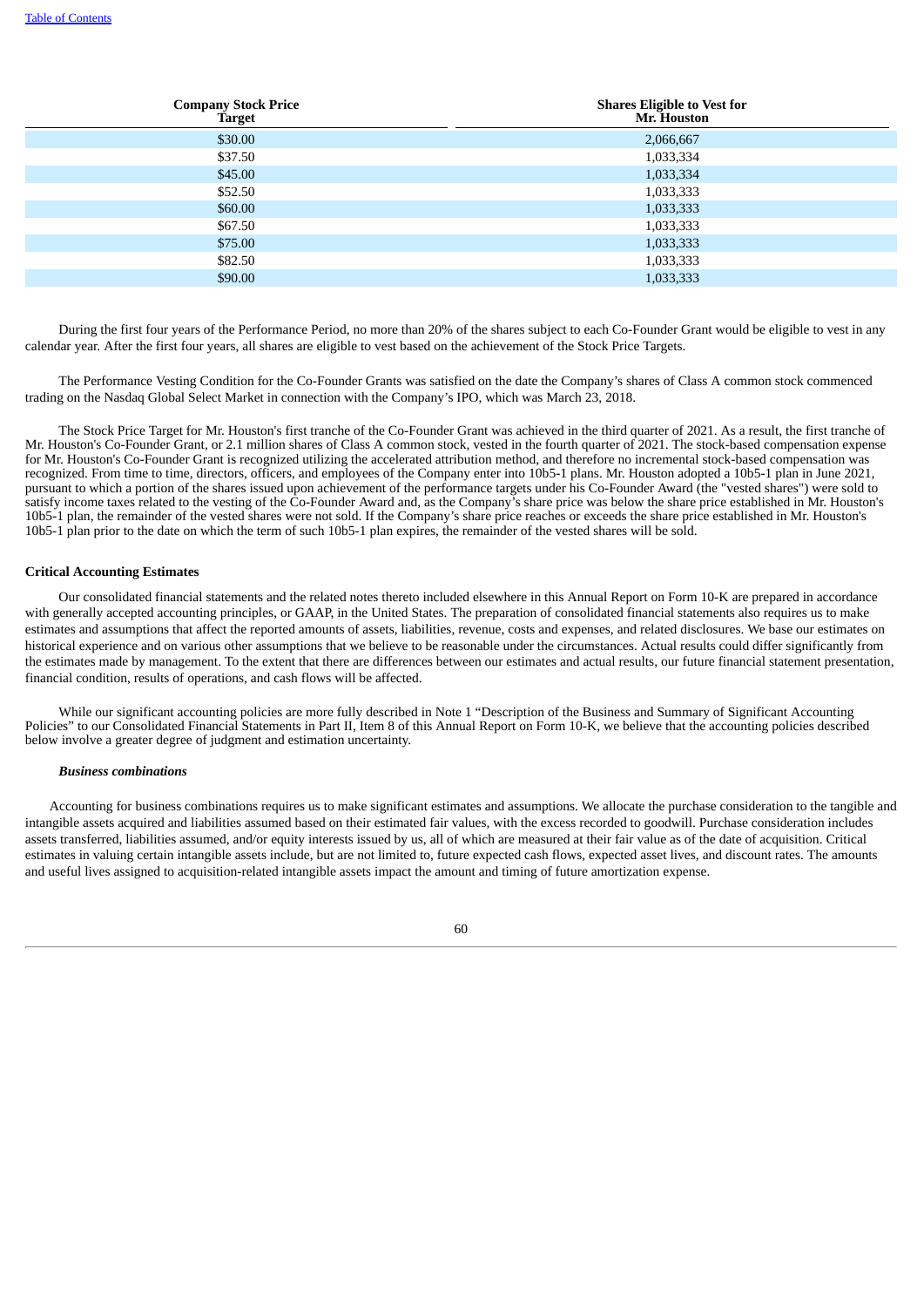| Company Stock Price Target | Shares Eligible to Vest for Mr. Houston |
|---|---|
| $30.00 | 2,066,667 |
| $37.50 | 1,033,334 |
| $45.00 | 1,033,334 |
| $52.50 | 1,033,333 |
| $60.00 | 1,033,333 |
| $67.50 | 1,033,333 |
| $75.00 | 1,033,333 |
| $82.50 | 1,033,333 |
| $90.00 | 1,033,333 |

During the first four years of the Performance Period, no more than 20% of the shares subject to each Co-Founder Grant would be eligible to vest in any calendar year. After the first four years, all shares are eligible to vest based on the achievement of the Stock Price Targets.

The Performance Vesting Condition for the Co-Founder Grants was satisfied on the date the Company's shares of Class A common stock commenced trading on the Nasdaq Global Select Market in connection with the Company's IPO, which was March 23, 2018.

The Stock Price Target for Mr. Houston's first tranche of the Co-Founder Grant was achieved in the third quarter of 2021. As a result, the first tranche of Mr. Houston's Co-Founder Grant, or 2.1 million shares of Class A common stock, vested in the fourth quarter of 2021. The stock-based compensation expense for Mr. Houston's Co-Founder Grant is recognized utilizing the accelerated attribution method, and therefore no incremental stock-based compensation was recognized. From time to time, directors, officers, and employees of the Company enter into 10b5-1 plans. Mr. Houston adopted a 10b5-1 plan in June 2021, pursuant to which a portion of the shares issued upon achievement of the performance targets under his Co-Founder Award (the "vested shares") were sold to satisfy income taxes related to the vesting of the Co-Founder Award and, as the Company's share price was below the share price established in Mr. Houston's 10b5-1 plan, the remainder of the vested shares were not sold. If the Company's share price reaches or exceeds the share price established in Mr. Houston's 10b5-1 plan prior to the date on which the term of such 10b5-1 plan expires, the remainder of the vested shares will be sold.

### Critical Accounting Estimates

Our consolidated financial statements and the related notes thereto included elsewhere in this Annual Report on Form 10-K are prepared in accordance with generally accepted accounting principles, or GAAP, in the United States. The preparation of consolidated financial statements also requires us to make estimates and assumptions that affect the reported amounts of assets, liabilities, revenue, costs and expenses, and related disclosures. We base our estimates on historical experience and on various other assumptions that we believe to be reasonable under the circumstances. Actual results could differ significantly from the estimates made by management. To the extent that there are differences between our estimates and actual results, our future financial statement presentation, financial condition, results of operations, and cash flows will be affected.

While our significant accounting policies are more fully described in Note 1 "Description of the Business and Summary of Significant Accounting Policies" to our Consolidated Financial Statements in Part II, Item 8 of this Annual Report on Form 10-K, we believe that the accounting policies described below involve a greater degree of judgment and estimation uncertainty.

#### *Business combinations*

Accounting for business combinations requires us to make significant estimates and assumptions. We allocate the purchase consideration to the tangible and intangible assets acquired and liabilities assumed based on their estimated fair values, with the excess recorded to goodwill. Purchase consideration includes assets transferred, liabilities assumed, and/or equity interests issued by us, all of which are measured at their fair value as of the date of acquisition. Critical estimates in valuing certain intangible assets include, but are not limited to, future expected cash flows, expected asset lives, and discount rates. The amounts and useful lives assigned to acquisition-related intangible assets impact the amount and timing of future amortization expense.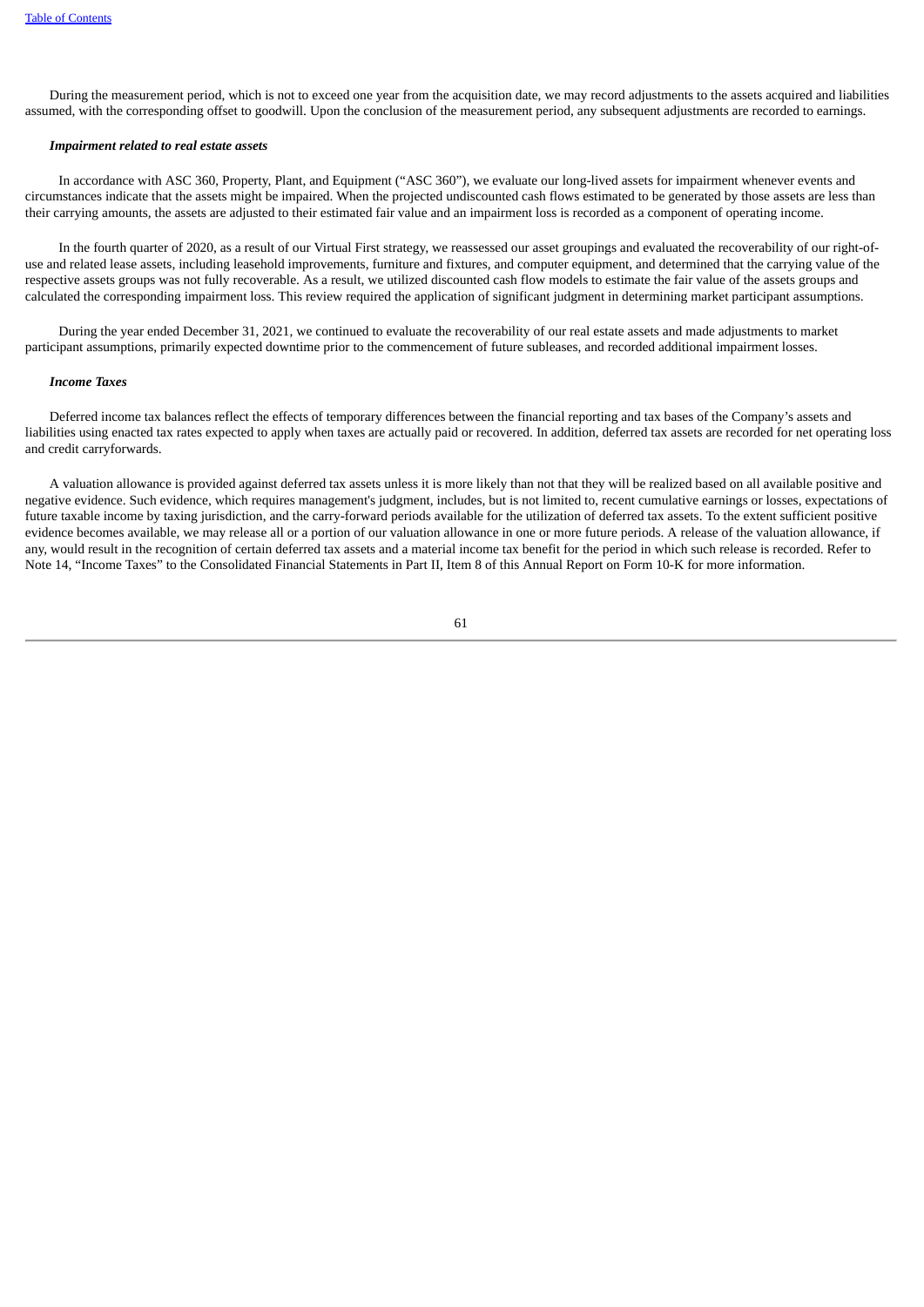During the measurement period, which is not to exceed one year from the acquisition date, we may record adjustments to the assets acquired and liabilities assumed, with the corresponding offset to goodwill. Upon the conclusion of the measurement period, any subsequent adjustments are recorded to earnings.

***Impairment related to real estate assets***

In accordance with ASC 360, Property, Plant, and Equipment ("ASC 360"), we evaluate our long-lived assets for impairment whenever events and circumstances indicate that the assets might be impaired. When the projected undiscounted cash flows estimated to be generated by those assets are less than their carrying amounts, the assets are adjusted to their estimated fair value and an impairment loss is recorded as a component of operating income.

In the fourth quarter of 2020, as a result of our Virtual First strategy, we reassessed our asset groupings and evaluated the recoverability of our right-of-use and related lease assets, including leasehold improvements, furniture and fixtures, and computer equipment, and determined that the carrying value of the respective assets groups was not fully recoverable. As a result, we utilized discounted cash flow models to estimate the fair value of the assets groups and calculated the corresponding impairment loss. This review required the application of significant judgment in determining market participant assumptions.

During the year ended December 31, 2021, we continued to evaluate the recoverability of our real estate assets and made adjustments to market participant assumptions, primarily expected downtime prior to the commencement of future subleases, and recorded additional impairment losses.

***Income Taxes***

Deferred income tax balances reflect the effects of temporary differences between the financial reporting and tax bases of the Company's assets and liabilities using enacted tax rates expected to apply when taxes are actually paid or recovered. In addition, deferred tax assets are recorded for net operating loss and credit carryforwards.

A valuation allowance is provided against deferred tax assets unless it is more likely than not that they will be realized based on all available positive and negative evidence. Such evidence, which requires management's judgment, includes, but is not limited to, recent cumulative earnings or losses, expectations of future taxable income by taxing jurisdiction, and the carry-forward periods available for the utilization of deferred tax assets. To the extent sufficient positive evidence becomes available, we may release all or a portion of our valuation allowance in one or more future periods. A release of the valuation allowance, if any, would result in the recognition of certain deferred tax assets and a material income tax benefit for the period in which such release is recorded. Refer to Note 14, "Income Taxes" to the Consolidated Financial Statements in Part II, Item 8 of this Annual Report on Form 10-K for more information.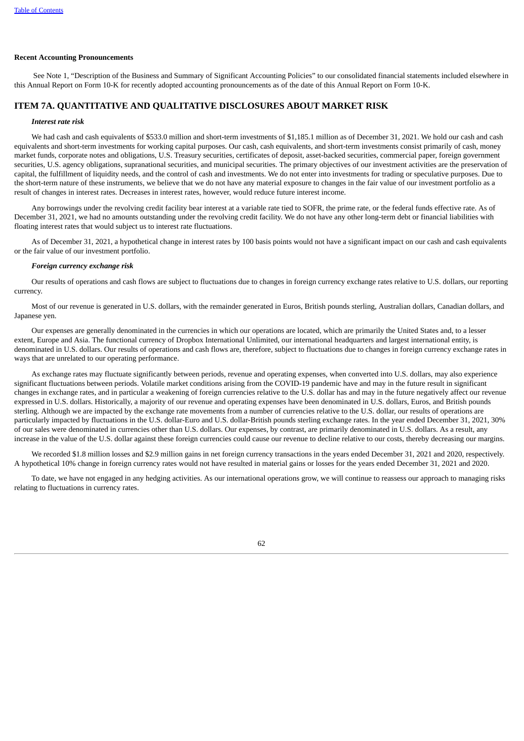**Recent Accounting Pronouncements**

See Note 1, "Description of the Business and Summary of Significant Accounting Policies" to our consolidated financial statements included elsewhere in this Annual Report on Form 10-K for recently adopted accounting pronouncements as of the date of this Annual Report on Form 10-K.

## ITEM 7A. QUANTITATIVE AND QUALITATIVE DISCLOSURES ABOUT MARKET RISK

***Interest rate risk***

We had cash and cash equivalents of $533.0 million and short-term investments of $1,185.1 million as of December 31, 2021. We hold our cash and cash equivalents and short-term investments for working capital purposes. Our cash, cash equivalents, and short-term investments consist primarily of cash, money market funds, corporate notes and obligations, U.S. Treasury securities, certificates of deposit, asset-backed securities, commercial paper, foreign government securities, U.S. agency obligations, supranational securities, and municipal securities. The primary objectives of our investment activities are the preservation of capital, the fulfillment of liquidity needs, and the control of cash and investments. We do not enter into investments for trading or speculative purposes. Due to the short-term nature of these instruments, we believe that we do not have any material exposure to changes in the fair value of our investment portfolio as a result of changes in interest rates. Decreases in interest rates, however, would reduce future interest income.

Any borrowings under the revolving credit facility bear interest at a variable rate tied to SOFR, the prime rate, or the federal funds effective rate. As of December 31, 2021, we had no amounts outstanding under the revolving credit facility. We do not have any other long-term debt or financial liabilities with floating interest rates that would subject us to interest rate fluctuations.

As of December 31, 2021, a hypothetical change in interest rates by 100 basis points would not have a significant impact on our cash and cash equivalents or the fair value of our investment portfolio.

***Foreign currency exchange risk***

Our results of operations and cash flows are subject to fluctuations due to changes in foreign currency exchange rates relative to U.S. dollars, our reporting currency.

Most of our revenue is generated in U.S. dollars, with the remainder generated in Euros, British pounds sterling, Australian dollars, Canadian dollars, and Japanese yen.

Our expenses are generally denominated in the currencies in which our operations are located, which are primarily the United States and, to a lesser extent, Europe and Asia. The functional currency of Dropbox International Unlimited, our international headquarters and largest international entity, is denominated in U.S. dollars. Our results of operations and cash flows are, therefore, subject to fluctuations due to changes in foreign currency exchange rates in ways that are unrelated to our operating performance.

As exchange rates may fluctuate significantly between periods, revenue and operating expenses, when converted into U.S. dollars, may also experience significant fluctuations between periods. Volatile market conditions arising from the COVID-19 pandemic have and may in the future result in significant changes in exchange rates, and in particular a weakening of foreign currencies relative to the U.S. dollar has and may in the future negatively affect our revenue expressed in U.S. dollars. Historically, a majority of our revenue and operating expenses have been denominated in U.S. dollars, Euros, and British pounds sterling. Although we are impacted by the exchange rate movements from a number of currencies relative to the U.S. dollar, our results of operations are particularly impacted by fluctuations in the U.S. dollar-Euro and U.S. dollar-British pounds sterling exchange rates. In the year ended December 31, 2021, 30% of our sales were denominated in currencies other than U.S. dollars. Our expenses, by contrast, are primarily denominated in U.S. dollars. As a result, any increase in the value of the U.S. dollar against these foreign currencies could cause our revenue to decline relative to our costs, thereby decreasing our margins.

We recorded $1.8 million losses and $2.9 million gains in net foreign currency transactions in the years ended December 31, 2021 and 2020, respectively. A hypothetical 10% change in foreign currency rates would not have resulted in material gains or losses for the years ended December 31, 2021 and 2020.

To date, we have not engaged in any hedging activities. As our international operations grow, we will continue to reassess our approach to managing risks relating to fluctuations in currency rates.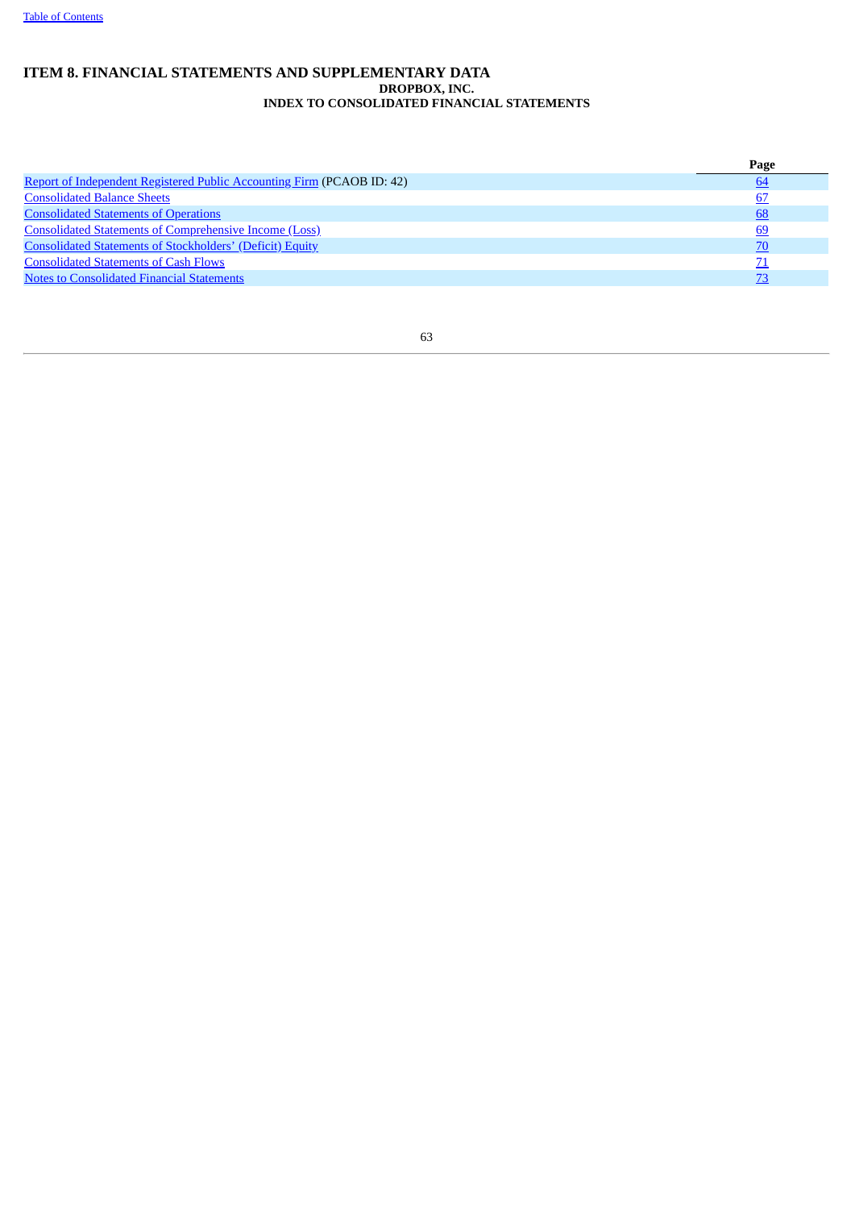# ITEM 8. FINANCIAL STATEMENTS AND SUPPLEMENTARY DATA

## DROPBOX, INC.

## INDEX TO CONSOLIDATED FINANCIAL STATEMENTS

| | Page |
|---|---|
| Report of Independent Registered Public Accounting Firm (PCAOB ID: 42) | 64 |
| Consolidated Balance Sheets | 67 |
| Consolidated Statements of Operations | 68 |
| Consolidated Statements of Comprehensive Income (Loss) | 69 |
| Consolidated Statements of Stockholders' (Deficit) Equity | 70 |
| Consolidated Statements of Cash Flows | 71 |
| Notes to Consolidated Financial Statements | 73 |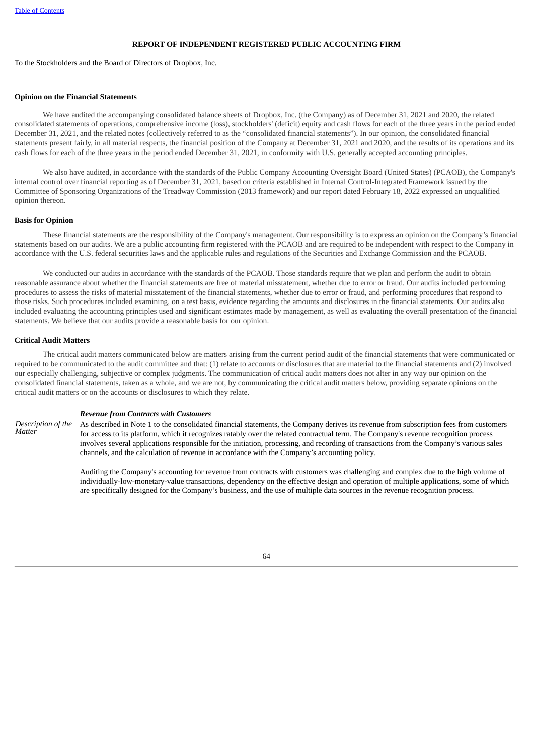## REPORT OF INDEPENDENT REGISTERED PUBLIC ACCOUNTING FIRM

To the Stockholders and the Board of Directors of Dropbox, Inc.

**Opinion on the Financial Statements**

We have audited the accompanying consolidated balance sheets of Dropbox, Inc. (the Company) as of December 31, 2021 and 2020, the related consolidated statements of operations, comprehensive income (loss), stockholders' (deficit) equity and cash flows for each of the three years in the period ended December 31, 2021, and the related notes (collectively referred to as the "consolidated financial statements"). In our opinion, the consolidated financial statements present fairly, in all material respects, the financial position of the Company at December 31, 2021 and 2020, and the results of its operations and its cash flows for each of the three years in the period ended December 31, 2021, in conformity with U.S. generally accepted accounting principles.

We also have audited, in accordance with the standards of the Public Company Accounting Oversight Board (United States) (PCAOB), the Company's internal control over financial reporting as of December 31, 2021, based on criteria established in Internal Control-Integrated Framework issued by the Committee of Sponsoring Organizations of the Treadway Commission (2013 framework) and our report dated February 18, 2022 expressed an unqualified opinion thereon.

**Basis for Opinion**

These financial statements are the responsibility of the Company's management. Our responsibility is to express an opinion on the Company's financial statements based on our audits. We are a public accounting firm registered with the PCAOB and are required to be independent with respect to the Company in accordance with the U.S. federal securities laws and the applicable rules and regulations of the Securities and Exchange Commission and the PCAOB.

We conducted our audits in accordance with the standards of the PCAOB. Those standards require that we plan and perform the audit to obtain reasonable assurance about whether the financial statements are free of material misstatement, whether due to error or fraud. Our audits included performing procedures to assess the risks of material misstatement of the financial statements, whether due to error or fraud, and performing procedures that respond to those risks. Such procedures included examining, on a test basis, evidence regarding the amounts and disclosures in the financial statements. Our audits also included evaluating the accounting principles used and significant estimates made by management, as well as evaluating the overall presentation of the financial statements. We believe that our audits provide a reasonable basis for our opinion.

**Critical Audit Matters**

The critical audit matters communicated below are matters arising from the current period audit of the financial statements that were communicated or required to be communicated to the audit committee and that: (1) relate to accounts or disclosures that are material to the financial statements and (2) involved our especially challenging, subjective or complex judgments. The communication of critical audit matters does not alter in any way our opinion on the consolidated financial statements, taken as a whole, and we are not, by communicating the critical audit matters below, providing separate opinions on the critical audit matters or on the accounts or disclosures to which they relate.

***Revenue from Contracts with Customers***

*Description of the Matter*

As described in Note 1 to the consolidated financial statements, the Company derives its revenue from subscription fees from customers for access to its platform, which it recognizes ratably over the related contractual term. The Company's revenue recognition process involves several applications responsible for the initiation, processing, and recording of transactions from the Company's various sales channels, and the calculation of revenue in accordance with the Company's accounting policy.

Auditing the Company's accounting for revenue from contracts with customers was challenging and complex due to the high volume of individually-low-monetary-value transactions, dependency on the effective design and operation of multiple applications, some of which are specifically designed for the Company's business, and the use of multiple data sources in the revenue recognition process.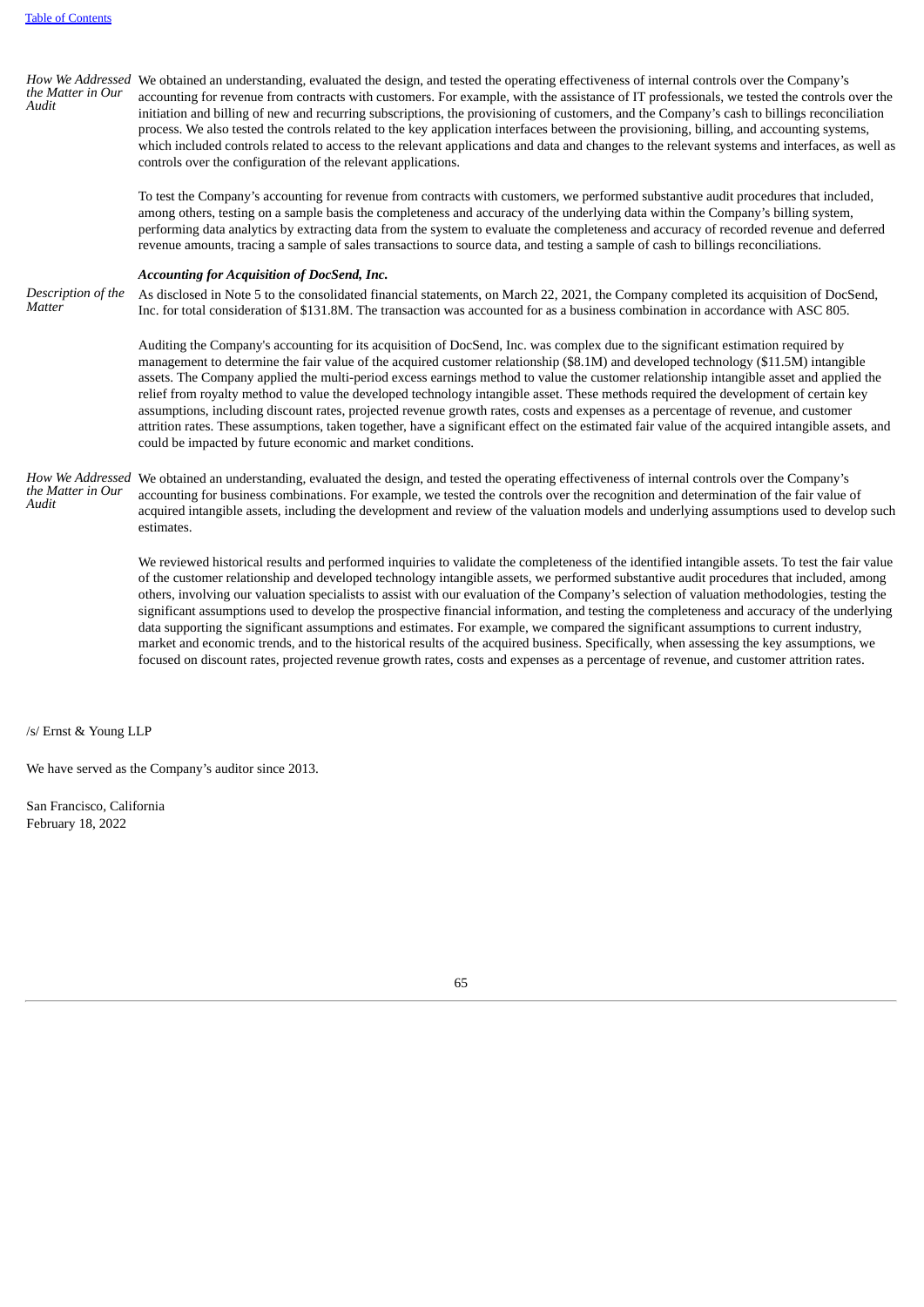| | |
|---|---|
| *How We Addressed the Matter in Our Audit* | We obtained an understanding, evaluated the design, and tested the operating effectiveness of internal controls over the Company's accounting for revenue from contracts with customers. For example, with the assistance of IT professionals, we tested the controls over the initiation and billing of new and recurring subscriptions, the provisioning of customers, and the Company's cash to billings reconciliation process. We also tested the controls related to the key application interfaces between the provisioning, billing, and accounting systems, which included controls related to access to the relevant applications and data and changes to the relevant systems and interfaces, as well as controls over the configuration of the relevant applications. |
| | To test the Company's accounting for revenue from contracts with customers, we performed substantive audit procedures that included, among others, testing on a sample basis the completeness and accuracy of the underlying data within the Company's billing system, performing data analytics by extracting data from the system to evaluate the completeness and accuracy of recorded revenue and deferred revenue amounts, tracing a sample of sales transactions to source data, and testing a sample of cash to billings reconciliations. |
| | ***Accounting for Acquisition of DocSend, Inc.*** |
| *Description of the Matter* | As disclosed in Note 5 to the consolidated financial statements, on March 22, 2021, the Company completed its acquisition of DocSend, Inc. for total consideration of $131.8M. The transaction was accounted for as a business combination in accordance with ASC 805. |
| | Auditing the Company's accounting for its acquisition of DocSend, Inc. was complex due to the significant estimation required by management to determine the fair value of the acquired customer relationship ($8.1M) and developed technology ($11.5M) intangible assets. The Company applied the multi-period excess earnings method to value the customer relationship intangible asset and applied the relief from royalty method to value the developed technology intangible asset. These methods required the development of certain key assumptions, including discount rates, projected revenue growth rates, costs and expenses as a percentage of revenue, and customer attrition rates. These assumptions, taken together, have a significant effect on the estimated fair value of the acquired intangible assets, and could be impacted by future economic and market conditions. |
| *How We Addressed the Matter in Our Audit* | We obtained an understanding, evaluated the design, and tested the operating effectiveness of internal controls over the Company's accounting for business combinations. For example, we tested the controls over the recognition and determination of the fair value of acquired intangible assets, including the development and review of the valuation models and underlying assumptions used to develop such estimates. |
| | We reviewed historical results and performed inquiries to validate the completeness of the identified intangible assets. To test the fair value of the customer relationship and developed technology intangible assets, we performed substantive audit procedures that included, among others, involving our valuation specialists to assist with our evaluation of the Company's selection of valuation methodologies, testing the significant assumptions used to develop the prospective financial information, and testing the completeness and accuracy of the underlying data supporting the significant assumptions and estimates. For example, we compared the significant assumptions to current industry, market and economic trends, and to the historical results of the acquired business. Specifically, when assessing the key assumptions, we focused on discount rates, projected revenue growth rates, costs and expenses as a percentage of revenue, and customer attrition rates. |

/s/ Ernst & Young LLP

We have served as the Company's auditor since 2013.

San Francisco, California
February 18, 2022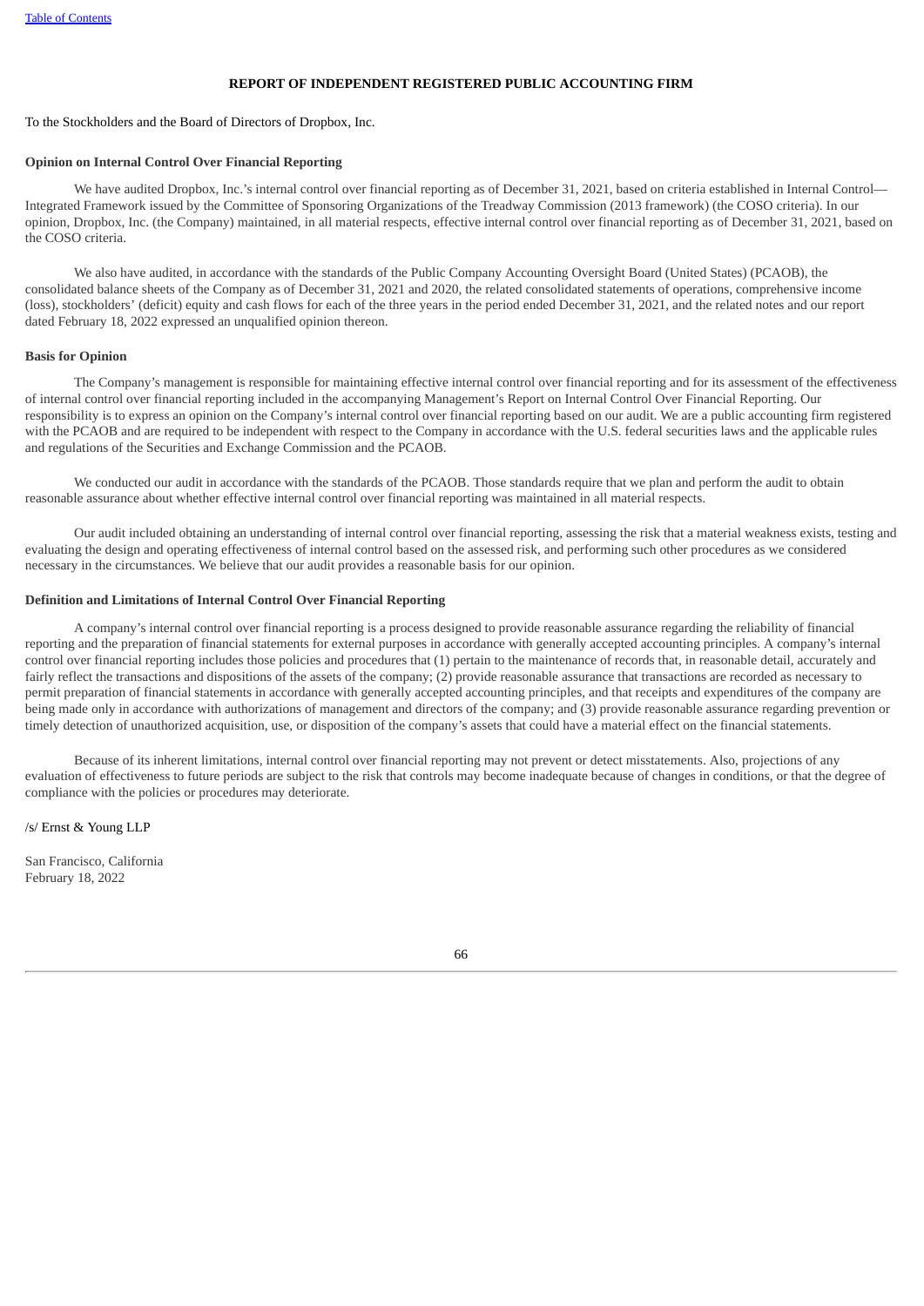# REPORT OF INDEPENDENT REGISTERED PUBLIC ACCOUNTING FIRM

To the Stockholders and the Board of Directors of Dropbox, Inc.

### Opinion on Internal Control Over Financial Reporting

We have audited Dropbox, Inc.'s internal control over financial reporting as of December 31, 2021, based on criteria established in Internal Control—Integrated Framework issued by the Committee of Sponsoring Organizations of the Treadway Commission (2013 framework) (the COSO criteria). In our opinion, Dropbox, Inc. (the Company) maintained, in all material respects, effective internal control over financial reporting as of December 31, 2021, based on the COSO criteria.

We also have audited, in accordance with the standards of the Public Company Accounting Oversight Board (United States) (PCAOB), the consolidated balance sheets of the Company as of December 31, 2021 and 2020, the related consolidated statements of operations, comprehensive income (loss), stockholders' (deficit) equity and cash flows for each of the three years in the period ended December 31, 2021, and the related notes and our report dated February 18, 2022 expressed an unqualified opinion thereon.

### Basis for Opinion

The Company's management is responsible for maintaining effective internal control over financial reporting and for its assessment of the effectiveness of internal control over financial reporting included in the accompanying Management's Report on Internal Control Over Financial Reporting. Our responsibility is to express an opinion on the Company's internal control over financial reporting based on our audit. We are a public accounting firm registered with the PCAOB and are required to be independent with respect to the Company in accordance with the U.S. federal securities laws and the applicable rules and regulations of the Securities and Exchange Commission and the PCAOB.

We conducted our audit in accordance with the standards of the PCAOB. Those standards require that we plan and perform the audit to obtain reasonable assurance about whether effective internal control over financial reporting was maintained in all material respects.

Our audit included obtaining an understanding of internal control over financial reporting, assessing the risk that a material weakness exists, testing and evaluating the design and operating effectiveness of internal control based on the assessed risk, and performing such other procedures as we considered necessary in the circumstances. We believe that our audit provides a reasonable basis for our opinion.

### Definition and Limitations of Internal Control Over Financial Reporting

A company's internal control over financial reporting is a process designed to provide reasonable assurance regarding the reliability of financial reporting and the preparation of financial statements for external purposes in accordance with generally accepted accounting principles. A company's internal control over financial reporting includes those policies and procedures that (1) pertain to the maintenance of records that, in reasonable detail, accurately and fairly reflect the transactions and dispositions of the assets of the company; (2) provide reasonable assurance that transactions are recorded as necessary to permit preparation of financial statements in accordance with generally accepted accounting principles, and that receipts and expenditures of the company are being made only in accordance with authorizations of management and directors of the company; and (3) provide reasonable assurance regarding prevention or timely detection of unauthorized acquisition, use, or disposition of the company's assets that could have a material effect on the financial statements.

Because of its inherent limitations, internal control over financial reporting may not prevent or detect misstatements. Also, projections of any evaluation of effectiveness to future periods are subject to the risk that controls may become inadequate because of changes in conditions, or that the degree of compliance with the policies or procedures may deteriorate.

/s/ Ernst & Young LLP

San Francisco, California
February 18, 2022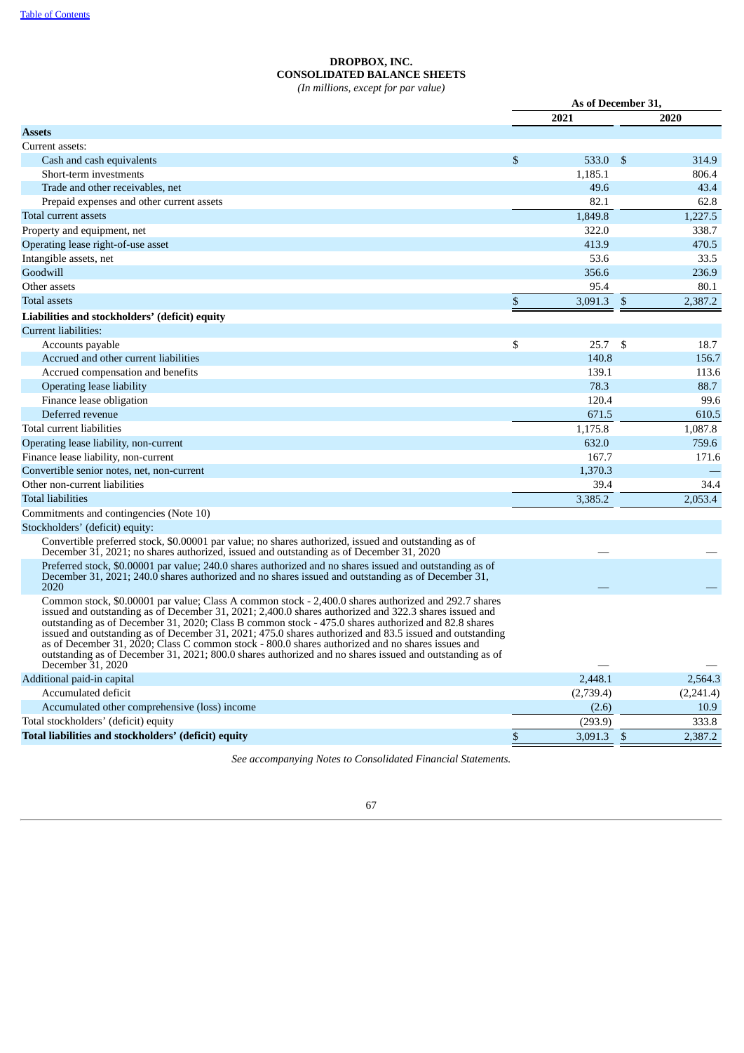**DROPBOX, INC.**
**CONSOLIDATED BALANCE SHEETS**
*(In millions, except for par value)*

| | As of December 31, | |
|---|---|---|
| | 2021 | 2020 |
| **Assets** | | |
| Current assets: | | |
| Cash and cash equivalents | $ 533.0 | $ 314.9 |
| Short-term investments | 1,185.1 | 806.4 |
| Trade and other receivables, net | 49.6 | 43.4 |
| Prepaid expenses and other current assets | 82.1 | 62.8 |
| Total current assets | 1,849.8 | 1,227.5 |
| Property and equipment, net | 322.0 | 338.7 |
| Operating lease right-of-use asset | 413.9 | 470.5 |
| Intangible assets, net | 53.6 | 33.5 |
| Goodwill | 356.6 | 236.9 |
| Other assets | 95.4 | 80.1 |
| Total assets | $ 3,091.3 | $ 2,387.2 |
| **Liabilities and stockholders' (deficit) equity** | | |
| Current liabilities: | | |
| Accounts payable | $ 25.7 | $ 18.7 |
| Accrued and other current liabilities | 140.8 | 156.7 |
| Accrued compensation and benefits | 139.1 | 113.6 |
| Operating lease liability | 78.3 | 88.7 |
| Finance lease obligation | 120.4 | 99.6 |
| Deferred revenue | 671.5 | 610.5 |
| Total current liabilities | 1,175.8 | 1,087.8 |
| Operating lease liability, non-current | 632.0 | 759.6 |
| Finance lease liability, non-current | 167.7 | 171.6 |
| Convertible senior notes, net, non-current | 1,370.3 | — |
| Other non-current liabilities | 39.4 | 34.4 |
| Total liabilities | 3,385.2 | 2,053.4 |
| Commitments and contingencies (Note 10) | | |
| Stockholders' (deficit) equity: | | |
| Convertible preferred stock, $0.00001 par value; no shares authorized, issued and outstanding as of December 31, 2021; no shares authorized, issued and outstanding as of December 31, 2020 | — | — |
| Preferred stock, $0.00001 par value; 240.0 shares authorized and no shares issued and outstanding as of December 31, 2021; 240.0 shares authorized and no shares issued and outstanding as of December 31, 2020 | — | — |
| Common stock, $0.00001 par value; Class A common stock - 2,400.0 shares authorized and 292.7 shares issued and outstanding as of December 31, 2021; 2,400.0 shares authorized and 322.3 shares issued and outstanding as of December 31, 2020; Class B common stock - 475.0 shares authorized and 82.8 shares issued and outstanding as of December 31, 2021; 475.0 shares authorized and 83.5 issued and outstanding as of December 31, 2020; Class C common stock - 800.0 shares authorized and no shares issues and outstanding as of December 31, 2021; 800.0 shares authorized and no shares issued and outstanding as of December 31, 2020 | — | — |
| Additional paid-in capital | 2,448.1 | 2,564.3 |
| Accumulated deficit | (2,739.4) | (2,241.4) |
| Accumulated other comprehensive (loss) income | (2.6) | 10.9 |
| Total stockholders' (deficit) equity | (293.9) | 333.8 |
| **Total liabilities and stockholders' (deficit) equity** | $ 3,091.3 | $ 2,387.2 |

*See accompanying Notes to Consolidated Financial Statements.*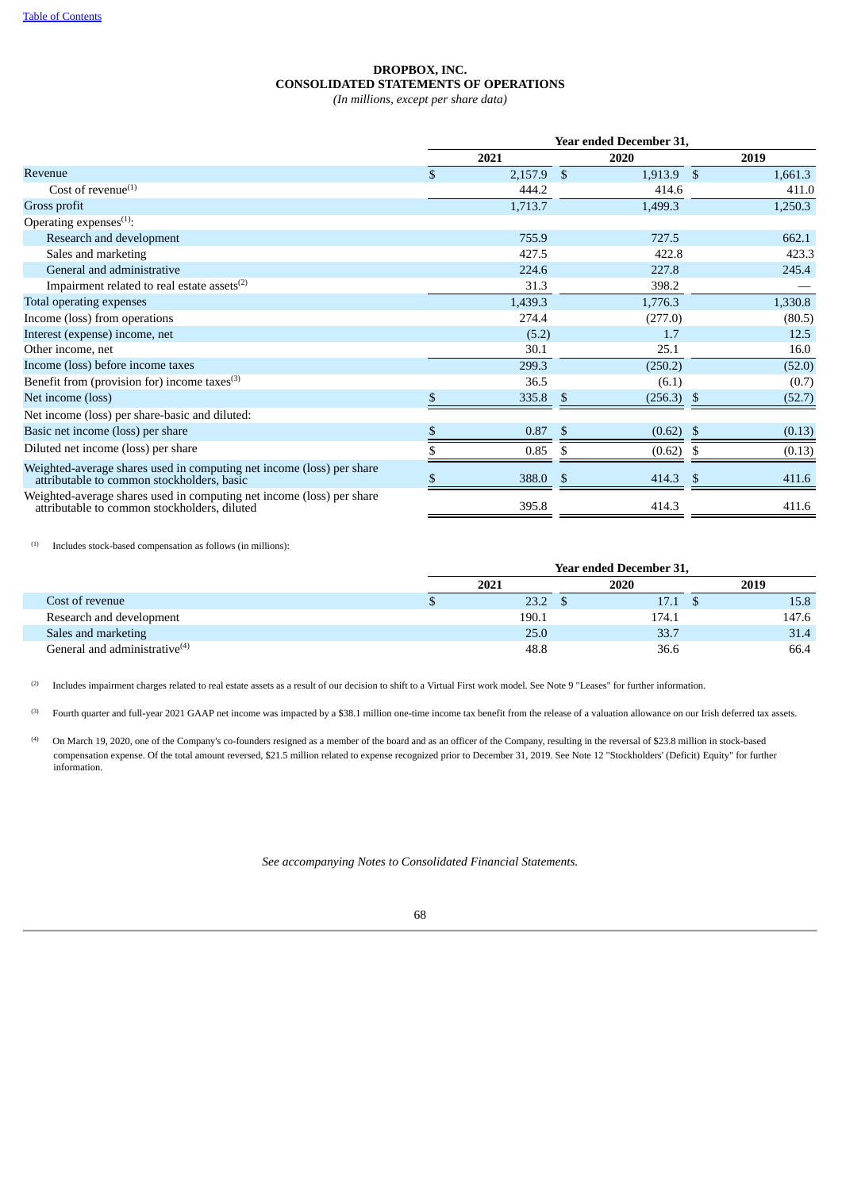**DROPBOX, INC.**
**CONSOLIDATED STATEMENTS OF OPERATIONS**
*(In millions, except per share data)*

| | Year ended December 31, | | |
|---|---|---|---|
| | 2021 | 2020 | 2019 |
| Revenue | $ 2,157.9 | $ 1,913.9 | $ 1,661.3 |
| Cost of revenue[(1)] | 444.2 | 414.6 | 411.0 |
| Gross profit | 1,713.7 | 1,499.3 | 1,250.3 |
| Operating expenses[(1)]: | | | |
| Research and development | 755.9 | 727.5 | 662.1 |
| Sales and marketing | 427.5 | 422.8 | 423.3 |
| General and administrative | 224.6 | 227.8 | 245.4 |
| Impairment related to real estate assets[(2)] | 31.3 | 398.2 | — |
| Total operating expenses | 1,439.3 | 1,776.3 | 1,330.8 |
| Income (loss) from operations | 274.4 | (277.0) | (80.5) |
| Interest (expense) income, net | (5.2) | 1.7 | 12.5 |
| Other income, net | 30.1 | 25.1 | 16.0 |
| Income (loss) before income taxes | 299.3 | (250.2) | (52.0) |
| Benefit from (provision for) income taxes[(3)] | 36.5 | (6.1) | (0.7) |
| Net income (loss) | $ 335.8 | $ (256.3) | $ (52.7) |
| Net income (loss) per share-basic and diluted: | | | |
| Basic net income (loss) per share | $ 0.87 | $ (0.62) | $ (0.13) |
| Diluted net income (loss) per share | $ 0.85 | $ (0.62) | $ (0.13) |
| Weighted-average shares used in computing net income (loss) per share attributable to common stockholders, basic | $ 388.0 | $ 414.3 | $ 411.6 |
| Weighted-average shares used in computing net income (loss) per share attributable to common stockholders, diluted | 395.8 | 414.3 | 411.6 |

(1) Includes stock-based compensation as follows (in millions):

| | Year ended December 31, | | |
|---|---|---|---|
| | 2021 | 2020 | 2019 |
| Cost of revenue | $ 23.2 | $ 17.1 | $ 15.8 |
| Research and development | 190.1 | 174.1 | 147.6 |
| Sales and marketing | 25.0 | 33.7 | 31.4 |
| General and administrative[(4)] | 48.8 | 36.6 | 66.4 |

(2) Includes impairment charges related to real estate assets as a result of our decision to shift to a Virtual First work model. See Note 9 "Leases" for further information.

(3) Fourth quarter and full-year 2021 GAAP net income was impacted by a $38.1 million one-time income tax benefit from the release of a valuation allowance on our Irish deferred tax assets.

(4) On March 19, 2020, one of the Company's co-founders resigned as a member of the board and as an officer of the Company, resulting in the reversal of $23.8 million in stock-based compensation expense. Of the total amount reversed, $21.5 million related to expense recognized prior to December 31, 2019. See Note 12 "Stockholders' (Deficit) Equity" for further information.

*See accompanying Notes to Consolidated Financial Statements.*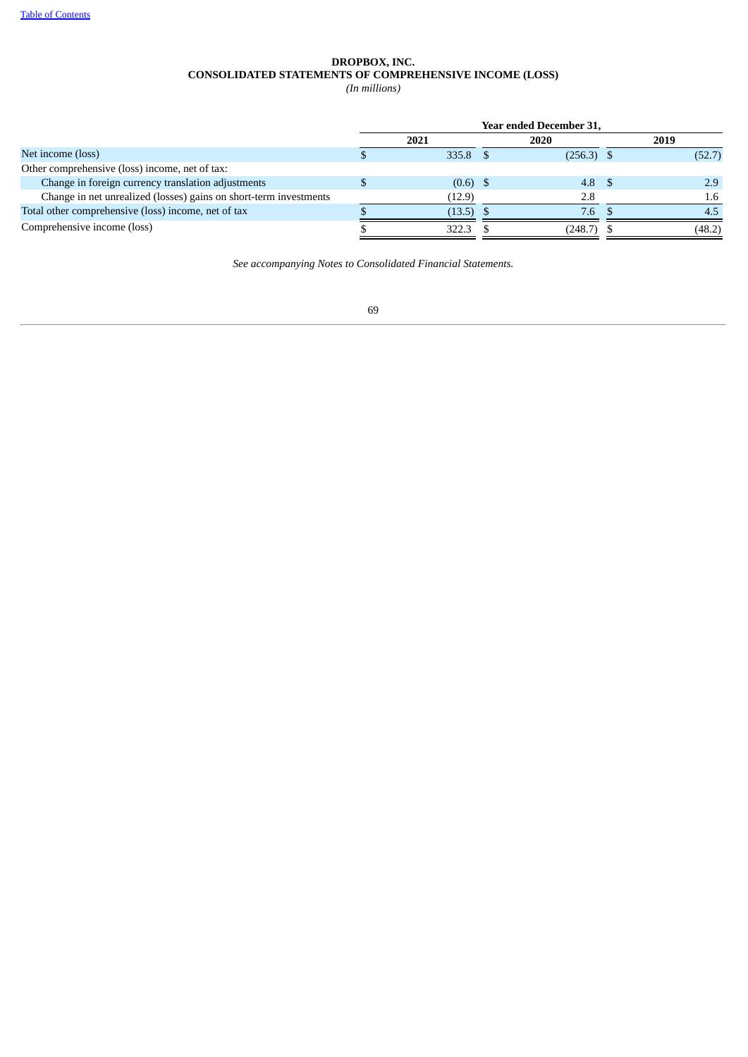**DROPBOX, INC.**
**CONSOLIDATED STATEMENTS OF COMPREHENSIVE INCOME (LOSS)**
*(In millions)*

| | Year ended December 31, | | |
|---|---|---|---|
| | 2021 | 2020 | 2019 |
| Net income (loss) | $ 335.8 | $ (256.3) | $ (52.7) |
| Other comprehensive (loss) income, net of tax: | | | |
| Change in foreign currency translation adjustments | $ (0.6) | $ 4.8 | $ 2.9 |
| Change in net unrealized (losses) gains on short-term investments | (12.9) | 2.8 | 1.6 |
| Total other comprehensive (loss) income, net of tax | $ (13.5) | $ 7.6 | $ 4.5 |
| Comprehensive income (loss) | $ 322.3 | $ (248.7) | $ (48.2) |

*See accompanying Notes to Consolidated Financial Statements.*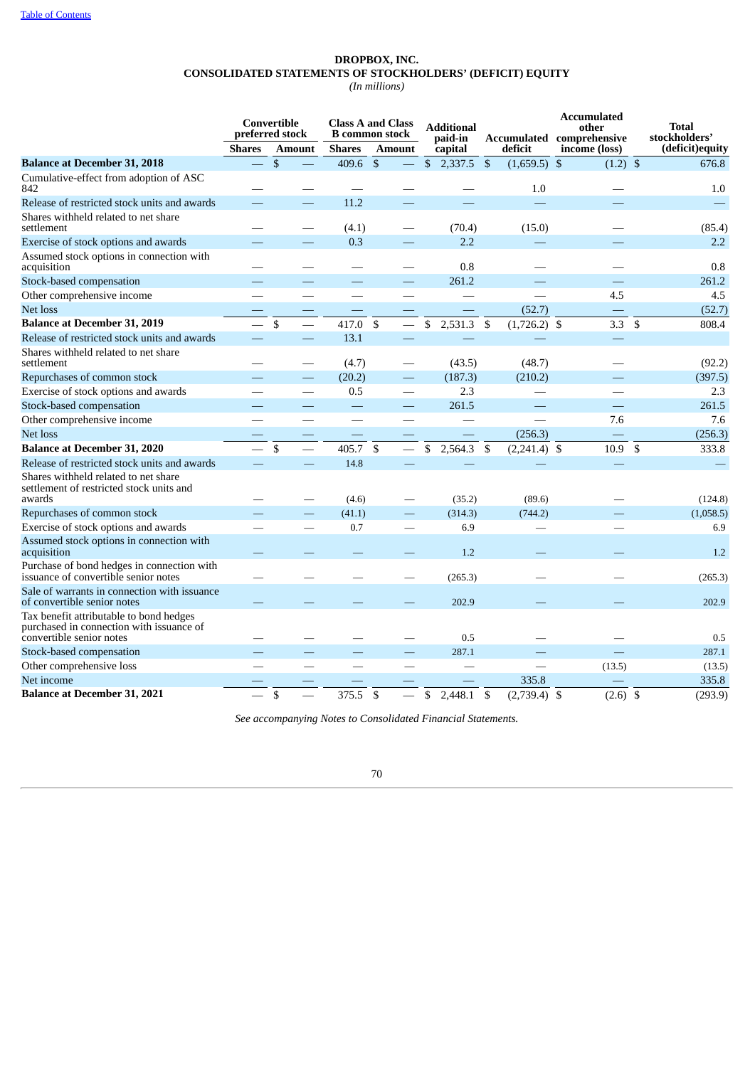# DROPBOX, INC.
## CONSOLIDATED STATEMENTS OF STOCKHOLDERS' (DEFICIT) EQUITY
*(In millions)*

| | Convertible preferred stock | | Class A and Class B common stock | | Additional paid-in capital | Accumulated deficit | Accumulated other comprehensive income (loss) | Total stockholders' (deficit)equity |
|---|---|---|---|---|---|---|---|---|
| | Shares | Amount | Shares | Amount | | | | |
| **Balance at December 31, 2018** | — | $ — | 409.6 | $ — | $ 2,337.5 | $ (1,659.5) | $ (1.2) | $ 676.8 |
| Cumulative-effect from adoption of ASC 842 | — | — | — | — | — | 1.0 | — | 1.0 |
| Release of restricted stock units and awards | — | — | 11.2 | — | — | — | — | — |
| Shares withheld related to net share settlement | — | — | (4.1) | — | (70.4) | (15.0) | — | (85.4) |
| Exercise of stock options and awards | — | — | 0.3 | — | 2.2 | — | — | 2.2 |
| Assumed stock options in connection with acquisition | — | — | — | — | 0.8 | — | — | 0.8 |
| Stock-based compensation | — | — | — | — | 261.2 | — | — | 261.2 |
| Other comprehensive income | — | — | — | — | — | — | 4.5 | 4.5 |
| Net loss | — | — | — | — | — | (52.7) | — | (52.7) |
| **Balance at December 31, 2019** | — | $ — | 417.0 | $ — | $ 2,531.3 | $ (1,726.2) | $ 3.3 | $ 808.4 |
| Release of restricted stock units and awards | — | — | 13.1 | — | — | — | — | |
| Shares withheld related to net share settlement | — | — | (4.7) | — | (43.5) | (48.7) | — | (92.2) |
| Repurchases of common stock | — | — | (20.2) | — | (187.3) | (210.2) | — | (397.5) |
| Exercise of stock options and awards | — | — | 0.5 | — | 2.3 | — | — | 2.3 |
| Stock-based compensation | — | — | — | — | 261.5 | — | — | 261.5 |
| Other comprehensive income | — | — | — | — | — | — | 7.6 | 7.6 |
| Net loss | — | — | — | — | — | (256.3) | — | (256.3) |
| **Balance at December 31, 2020** | — | $ — | 405.7 | $ — | $ 2,564.3 | $ (2,241.4) | $ 10.9 | $ 333.8 |
| Release of restricted stock units and awards | — | — | 14.8 | — | — | — | — | — |
| Shares withheld related to net share settlement of restricted stock units and awards | — | — | (4.6) | — | (35.2) | (89.6) | — | (124.8) |
| Repurchases of common stock | — | — | (41.1) | — | (314.3) | (744.2) | — | (1,058.5) |
| Exercise of stock options and awards | — | — | 0.7 | — | 6.9 | — | — | 6.9 |
| Assumed stock options in connection with acquisition | — | — | — | — | 1.2 | — | — | 1.2 |
| Purchase of bond hedges in connection with issuance of convertible senior notes | — | — | — | — | (265.3) | — | — | (265.3) |
| Sale of warrants in connection with issuance of convertible senior notes | — | — | — | — | 202.9 | — | — | 202.9 |
| Tax benefit attributable to bond hedges purchased in connection with issuance of convertible senior notes | — | — | — | — | 0.5 | — | — | 0.5 |
| Stock-based compensation | — | — | — | — | 287.1 | — | — | 287.1 |
| Other comprehensive loss | — | — | — | — | — | — | (13.5) | (13.5) |
| Net income | — | — | — | — | — | 335.8 | — | 335.8 |
| **Balance at December 31, 2021** | — | $ — | 375.5 | $ — | $ 2,448.1 | $ (2,739.4) | $ (2.6) | $ (293.9) |

*See accompanying Notes to Consolidated Financial Statements.*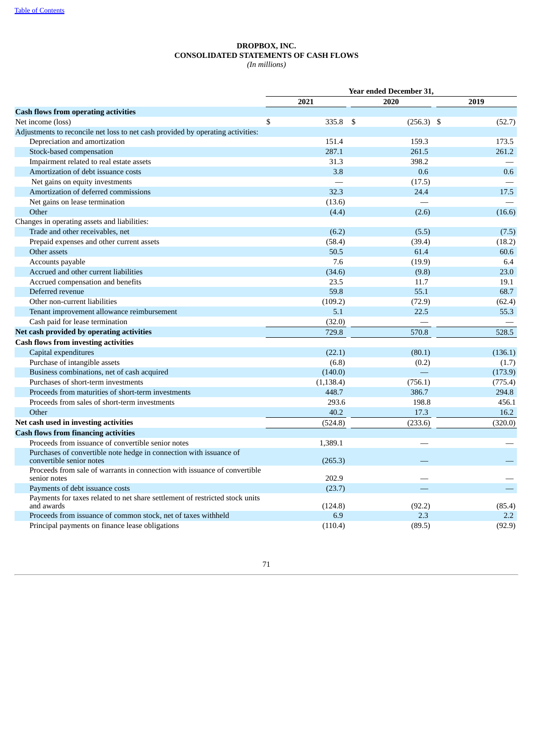**DROPBOX, INC.**
**CONSOLIDATED STATEMENTS OF CASH FLOWS**
*(In millions)*

| | Year ended December 31, | | |
|---|---|---|---|
| | 2021 | 2020 | 2019 |
| **Cash flows from operating activities** | | | |
| Net income (loss) | $ 335.8 | $ (256.3) | $ (52.7) |
| Adjustments to reconcile net loss to net cash provided by operating activities: | | | |
| Depreciation and amortization | 151.4 | 159.3 | 173.5 |
| Stock-based compensation | 287.1 | 261.5 | 261.2 |
| Impairment related to real estate assets | 31.3 | 398.2 | — |
| Amortization of debt issuance costs | 3.8 | 0.6 | 0.6 |
| Net gains on equity investments | — | (17.5) | — |
| Amortization of deferred commissions | 32.3 | 24.4 | 17.5 |
| Net gains on lease termination | (13.6) | — | — |
| Other | (4.4) | (2.6) | (16.6) |
| Changes in operating assets and liabilities: | | | |
| Trade and other receivables, net | (6.2) | (5.5) | (7.5) |
| Prepaid expenses and other current assets | (58.4) | (39.4) | (18.2) |
| Other assets | 50.5 | 61.4 | 60.6 |
| Accounts payable | 7.6 | (19.9) | 6.4 |
| Accrued and other current liabilities | (34.6) | (9.8) | 23.0 |
| Accrued compensation and benefits | 23.5 | 11.7 | 19.1 |
| Deferred revenue | 59.8 | 55.1 | 68.7 |
| Other non-current liabilities | (109.2) | (72.9) | (62.4) |
| Tenant improvement allowance reimbursement | 5.1 | 22.5 | 55.3 |
| Cash paid for lease termination | (32.0) | — | — |
| **Net cash provided by operating activities** | 729.8 | 570.8 | 528.5 |
| **Cash flows from investing activities** | | | |
| Capital expenditures | (22.1) | (80.1) | (136.1) |
| Purchase of intangible assets | (6.8) | (0.2) | (1.7) |
| Business combinations, net of cash acquired | (140.0) | — | (173.9) |
| Purchases of short-term investments | (1,138.4) | (756.1) | (775.4) |
| Proceeds from maturities of short-term investments | 448.7 | 386.7 | 294.8 |
| Proceeds from sales of short-term investments | 293.6 | 198.8 | 456.1 |
| Other | 40.2 | 17.3 | 16.2 |
| **Net cash used in investing activities** | (524.8) | (233.6) | (320.0) |
| **Cash flows from financing activities** | | | |
| Proceeds from issuance of convertible senior notes | 1,389.1 | — | — |
| Purchases of convertible note hedge in connection with issuance of convertible senior notes | (265.3) | — | — |
| Proceeds from sale of warrants in connection with issuance of convertible senior notes | 202.9 | — | — |
| Payments of debt issuance costs | (23.7) | — | — |
| Payments for taxes related to net share settlement of restricted stock units and awards | (124.8) | (92.2) | (85.4) |
| Proceeds from issuance of common stock, net of taxes withheld | 6.9 | 2.3 | 2.2 |
| Principal payments on finance lease obligations | (110.4) | (89.5) | (92.9) |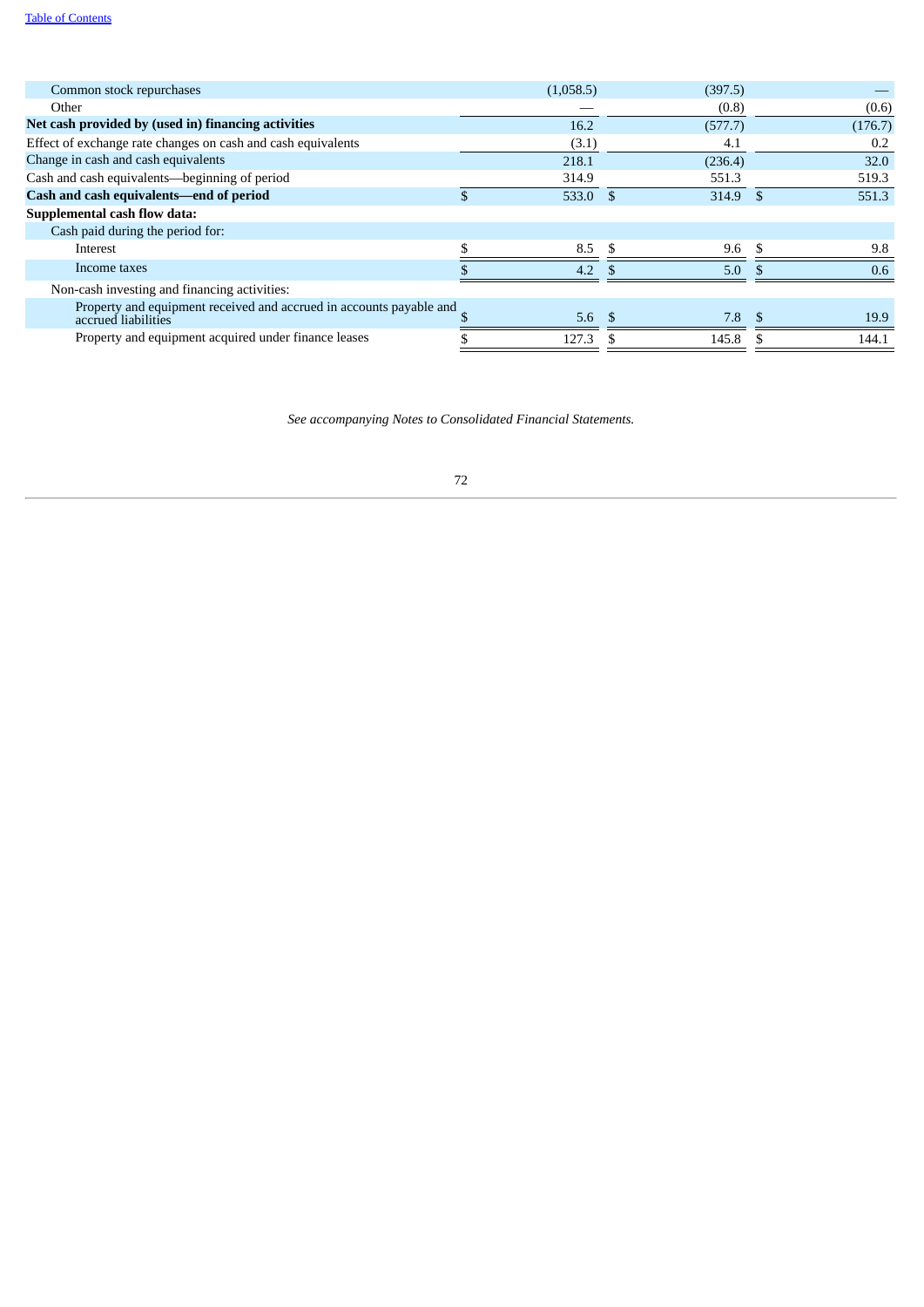| | | | |
|---|---|---|---|
| Common stock repurchases | (1,058.5) | (397.5) | — |
| Other | — | (0.8) | (0.6) |
| **Net cash provided by (used in) financing activities** | 16.2 | (577.7) | (176.7) |
| Effect of exchange rate changes on cash and cash equivalents | (3.1) | 4.1 | 0.2 |
| Change in cash and cash equivalents | 218.1 | (236.4) | 32.0 |
| Cash and cash equivalents—beginning of period | 314.9 | 551.3 | 519.3 |
| **Cash and cash equivalents—end of period** | $ 533.0 | $ 314.9 | $ 551.3 |
| **Supplemental cash flow data:** | | | |
| Cash paid during the period for: | | | |
| Interest | $ 8.5 | $ 9.6 | $ 9.8 |
| Income taxes | $ 4.2 | $ 5.0 | $ 0.6 |
| Non-cash investing and financing activities: | | | |
| Property and equipment received and accrued in accounts payable and accrued liabilities | $ 5.6 | $ 7.8 | $ 19.9 |
| Property and equipment acquired under finance leases | $ 127.3 | $ 145.8 | $ 144.1 |

*See accompanying Notes to Consolidated Financial Statements.*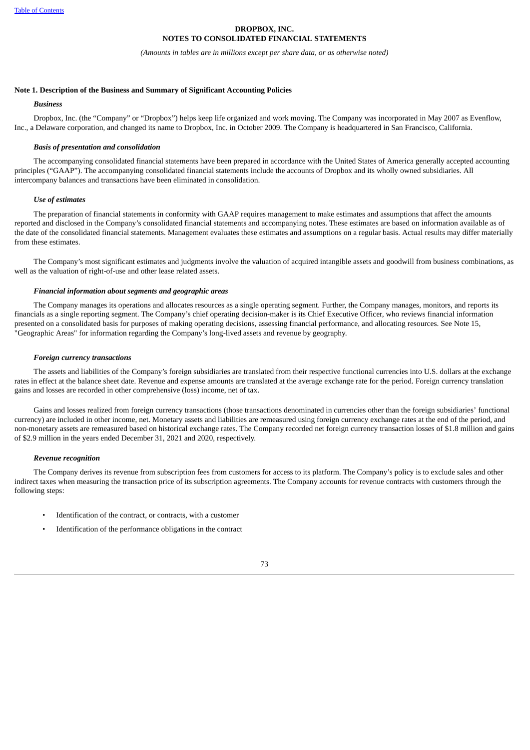**DROPBOX, INC.**
**NOTES TO CONSOLIDATED FINANCIAL STATEMENTS**

*(Amounts in tables are in millions except per share data, or as otherwise noted)*

**Note 1. Description of the Business and Summary of Significant Accounting Policies**

***Business***

Dropbox, Inc. (the "Company" or "Dropbox") helps keep life organized and work moving. The Company was incorporated in May 2007 as Evenflow, Inc., a Delaware corporation, and changed its name to Dropbox, Inc. in October 2009. The Company is headquartered in San Francisco, California.

***Basis of presentation and consolidation***

The accompanying consolidated financial statements have been prepared in accordance with the United States of America generally accepted accounting principles ("GAAP"). The accompanying consolidated financial statements include the accounts of Dropbox and its wholly owned subsidiaries. All intercompany balances and transactions have been eliminated in consolidation.

***Use of estimates***

The preparation of financial statements in conformity with GAAP requires management to make estimates and assumptions that affect the amounts reported and disclosed in the Company's consolidated financial statements and accompanying notes. These estimates are based on information available as of the date of the consolidated financial statements. Management evaluates these estimates and assumptions on a regular basis. Actual results may differ materially from these estimates.

The Company's most significant estimates and judgments involve the valuation of acquired intangible assets and goodwill from business combinations, as well as the valuation of right-of-use and other lease related assets.

***Financial information about segments and geographic areas***

The Company manages its operations and allocates resources as a single operating segment. Further, the Company manages, monitors, and reports its financials as a single reporting segment. The Company's chief operating decision-maker is its Chief Executive Officer, who reviews financial information presented on a consolidated basis for purposes of making operating decisions, assessing financial performance, and allocating resources. See Note 15, "Geographic Areas" for information regarding the Company's long-lived assets and revenue by geography.

***Foreign currency transactions***

The assets and liabilities of the Company's foreign subsidiaries are translated from their respective functional currencies into U.S. dollars at the exchange rates in effect at the balance sheet date. Revenue and expense amounts are translated at the average exchange rate for the period. Foreign currency translation gains and losses are recorded in other comprehensive (loss) income, net of tax.

Gains and losses realized from foreign currency transactions (those transactions denominated in currencies other than the foreign subsidiaries' functional currency) are included in other income, net. Monetary assets and liabilities are remeasured using foreign currency exchange rates at the end of the period, and non-monetary assets are remeasured based on historical exchange rates. The Company recorded net foreign currency transaction losses of $1.8 million and gains of $2.9 million in the years ended December 31, 2021 and 2020, respectively.

***Revenue recognition***

The Company derives its revenue from subscription fees from customers for access to its platform. The Company's policy is to exclude sales and other indirect taxes when measuring the transaction price of its subscription agreements. The Company accounts for revenue contracts with customers through the following steps:

- Identification of the contract, or contracts, with a customer
- Identification of the performance obligations in the contract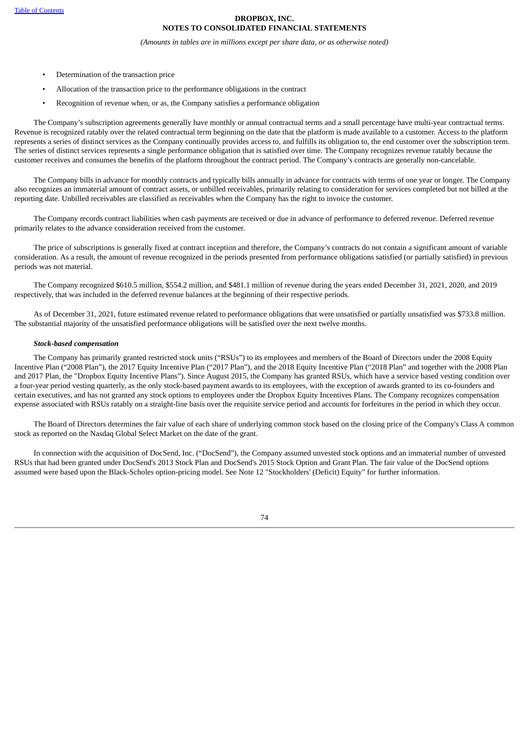- Determination of the transaction price
- Allocation of the transaction price to the performance obligations in the contract
- Recognition of revenue when, or as, the Company satisfies a performance obligation

The Company's subscription agreements generally have monthly or annual contractual terms and a small percentage have multi-year contractual terms. Revenue is recognized ratably over the related contractual term beginning on the date that the platform is made available to a customer. Access to the platform represents a series of distinct services as the Company continually provides access to, and fulfills its obligation to, the end customer over the subscription term. The series of distinct services represents a single performance obligation that is satisfied over time. The Company recognizes revenue ratably because the customer receives and consumes the benefits of the platform throughout the contract period. The Company's contracts are generally non-cancelable.

The Company bills in advance for monthly contracts and typically bills annually in advance for contracts with terms of one year or longer. The Company also recognizes an immaterial amount of contract assets, or unbilled receivables, primarily relating to consideration for services completed but not billed at the reporting date. Unbilled receivables are classified as receivables when the Company has the right to invoice the customer.

The Company records contract liabilities when cash payments are received or due in advance of performance to deferred revenue. Deferred revenue primarily relates to the advance consideration received from the customer.

The price of subscriptions is generally fixed at contract inception and therefore, the Company's contracts do not contain a significant amount of variable consideration. As a result, the amount of revenue recognized in the periods presented from performance obligations satisfied (or partially satisfied) in previous periods was not material.

The Company recognized $610.5 million, $554.2 million, and $481.1 million of revenue during the years ended December 31, 2021, 2020, and 2019 respectively, that was included in the deferred revenue balances at the beginning of their respective periods.

As of December 31, 2021, future estimated revenue related to performance obligations that were unsatisfied or partially unsatisfied was $733.8 million. The substantial majority of the unsatisfied performance obligations will be satisfied over the next twelve months.

***Stock-based compensation***

The Company has primarily granted restricted stock units ("RSUs") to its employees and members of the Board of Directors under the 2008 Equity Incentive Plan ("2008 Plan"), the 2017 Equity Incentive Plan ("2017 Plan"), and the 2018 Equity Incentive Plan ("2018 Plan" and together with the 2008 Plan and 2017 Plan, the "Dropbox Equity Incentive Plans"). Since August 2015, the Company has granted RSUs, which have a service based vesting condition over a four-year period vesting quarterly, as the only stock-based payment awards to its employees, with the exception of awards granted to its co-founders and certain executives, and has not granted any stock options to employees under the Dropbox Equity Incentives Plans. The Company recognizes compensation expense associated with RSUs ratably on a straight-line basis over the requisite service period and accounts for forfeitures in the period in which they occur.

The Board of Directors determines the fair value of each share of underlying common stock based on the closing price of the Company's Class A common stock as reported on the Nasdaq Global Select Market on the date of the grant.

In connection with the acquisition of DocSend, Inc. ("DocSend"), the Company assumed unvested stock options and an immaterial number of unvested RSUs that had been granted under DocSend's 2013 Stock Plan and DocSend's 2015 Stock Option and Grant Plan. The fair value of the DocSend options assumed were based upon the Black-Scholes option-pricing model. See Note 12 "Stockholders' (Deficit) Equity" for further information.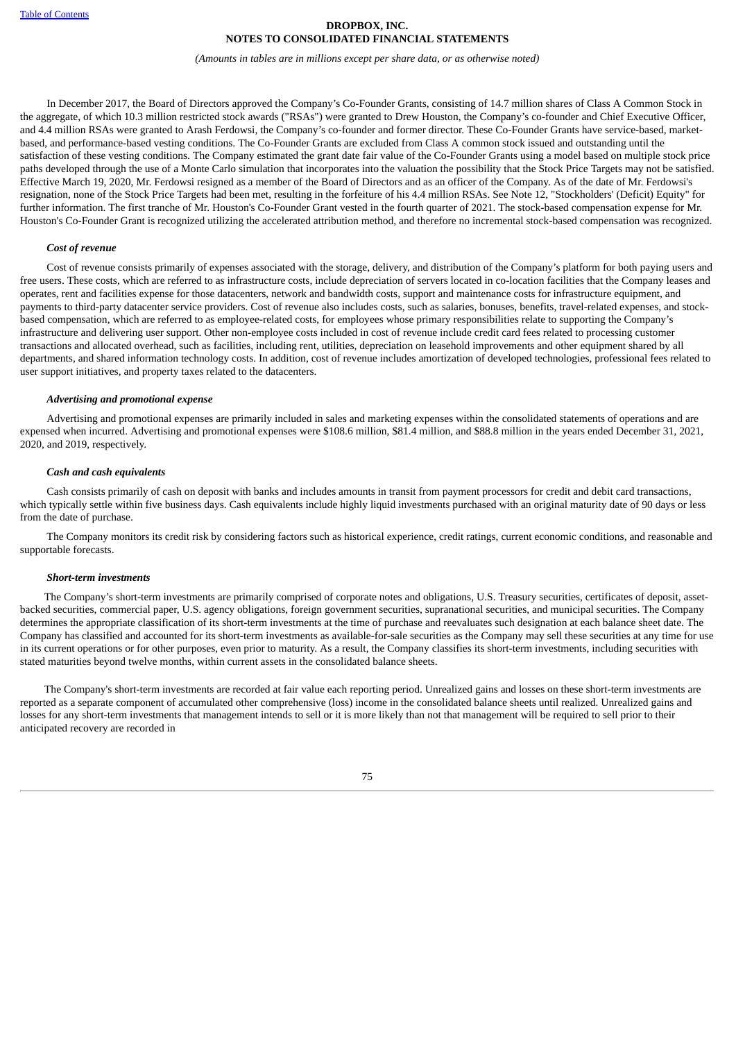In December 2017, the Board of Directors approved the Company's Co-Founder Grants, consisting of 14.7 million shares of Class A Common Stock in the aggregate, of which 10.3 million restricted stock awards ("RSAs") were granted to Drew Houston, the Company's co-founder and Chief Executive Officer, and 4.4 million RSAs were granted to Arash Ferdowsi, the Company's co-founder and former director. These Co-Founder Grants have service-based, market-based, and performance-based vesting conditions. The Co-Founder Grants are excluded from Class A common stock issued and outstanding until the satisfaction of these vesting conditions. The Company estimated the grant date fair value of the Co-Founder Grants using a model based on multiple stock price paths developed through the use of a Monte Carlo simulation that incorporates into the valuation the possibility that the Stock Price Targets may not be satisfied. Effective March 19, 2020, Mr. Ferdowsi resigned as a member of the Board of Directors and as an officer of the Company. As of the date of Mr. Ferdowsi's resignation, none of the Stock Price Targets had been met, resulting in the forfeiture of his 4.4 million RSAs. See Note 12, "Stockholders' (Deficit) Equity" for further information. The first tranche of Mr. Houston's Co-Founder Grant vested in the fourth quarter of 2021. The stock-based compensation expense for Mr. Houston's Co-Founder Grant is recognized utilizing the accelerated attribution method, and therefore no incremental stock-based compensation was recognized.

***Cost of revenue***

Cost of revenue consists primarily of expenses associated with the storage, delivery, and distribution of the Company's platform for both paying users and free users. These costs, which are referred to as infrastructure costs, include depreciation of servers located in co-location facilities that the Company leases and operates, rent and facilities expense for those datacenters, network and bandwidth costs, support and maintenance costs for infrastructure equipment, and payments to third-party datacenter service providers. Cost of revenue also includes costs, such as salaries, bonuses, benefits, travel-related expenses, and stock-based compensation, which are referred to as employee-related costs, for employees whose primary responsibilities relate to supporting the Company's infrastructure and delivering user support. Other non-employee costs included in cost of revenue include credit card fees related to processing customer transactions and allocated overhead, such as facilities, including rent, utilities, depreciation on leasehold improvements and other equipment shared by all departments, and shared information technology costs. In addition, cost of revenue includes amortization of developed technologies, professional fees related to user support initiatives, and property taxes related to the datacenters.

***Advertising and promotional expense***

Advertising and promotional expenses are primarily included in sales and marketing expenses within the consolidated statements of operations and are expensed when incurred. Advertising and promotional expenses were $108.6 million, $81.4 million, and $88.8 million in the years ended December 31, 2021, 2020, and 2019, respectively.

***Cash and cash equivalents***

Cash consists primarily of cash on deposit with banks and includes amounts in transit from payment processors for credit and debit card transactions, which typically settle within five business days. Cash equivalents include highly liquid investments purchased with an original maturity date of 90 days or less from the date of purchase.

The Company monitors its credit risk by considering factors such as historical experience, credit ratings, current economic conditions, and reasonable and supportable forecasts.

***Short-term investments***

The Company's short-term investments are primarily comprised of corporate notes and obligations, U.S. Treasury securities, certificates of deposit, asset-backed securities, commercial paper, U.S. agency obligations, foreign government securities, supranational securities, and municipal securities. The Company determines the appropriate classification of its short-term investments at the time of purchase and reevaluates such designation at each balance sheet date. The Company has classified and accounted for its short-term investments as available-for-sale securities as the Company may sell these securities at any time for use in its current operations or for other purposes, even prior to maturity. As a result, the Company classifies its short-term investments, including securities with stated maturities beyond twelve months, within current assets in the consolidated balance sheets.

The Company's short-term investments are recorded at fair value each reporting period. Unrealized gains and losses on these short-term investments are reported as a separate component of accumulated other comprehensive (loss) income in the consolidated balance sheets until realized. Unrealized gains and losses for any short-term investments that management intends to sell or it is more likely than not that management will be required to sell prior to their anticipated recovery are recorded in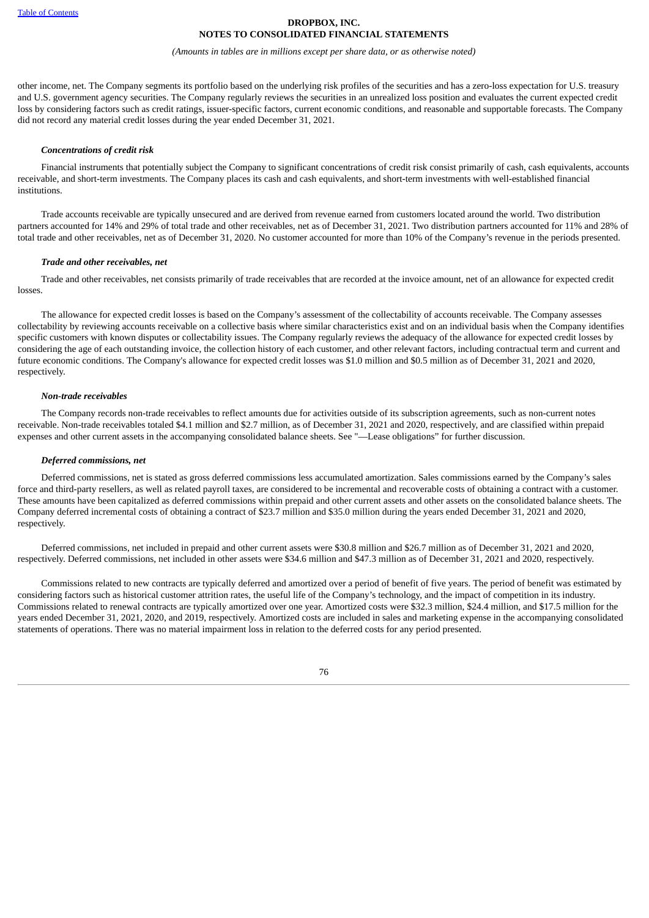other income, net. The Company segments its portfolio based on the underlying risk profiles of the securities and has a zero-loss expectation for U.S. treasury and U.S. government agency securities. The Company regularly reviews the securities in an unrealized loss position and evaluates the current expected credit loss by considering factors such as credit ratings, issuer-specific factors, current economic conditions, and reasonable and supportable forecasts. The Company did not record any material credit losses during the year ended December 31, 2021.

***Concentrations of credit risk***

Financial instruments that potentially subject the Company to significant concentrations of credit risk consist primarily of cash, cash equivalents, accounts receivable, and short-term investments. The Company places its cash and cash equivalents, and short-term investments with well-established financial institutions.

Trade accounts receivable are typically unsecured and are derived from revenue earned from customers located around the world. Two distribution partners accounted for 14% and 29% of total trade and other receivables, net as of December 31, 2021. Two distribution partners accounted for 11% and 28% of total trade and other receivables, net as of December 31, 2020. No customer accounted for more than 10% of the Company's revenue in the periods presented.

***Trade and other receivables, net***

Trade and other receivables, net consists primarily of trade receivables that are recorded at the invoice amount, net of an allowance for expected credit losses.

The allowance for expected credit losses is based on the Company's assessment of the collectability of accounts receivable. The Company assesses collectability by reviewing accounts receivable on a collective basis where similar characteristics exist and on an individual basis when the Company identifies specific customers with known disputes or collectability issues. The Company regularly reviews the adequacy of the allowance for expected credit losses by considering the age of each outstanding invoice, the collection history of each customer, and other relevant factors, including contractual term and current and future economic conditions. The Company's allowance for expected credit losses was $1.0 million and $0.5 million as of December 31, 2021 and 2020, respectively.

***Non-trade receivables***

The Company records non-trade receivables to reflect amounts due for activities outside of its subscription agreements, such as non-current notes receivable. Non-trade receivables totaled $4.1 million and $2.7 million, as of December 31, 2021 and 2020, respectively, and are classified within prepaid expenses and other current assets in the accompanying consolidated balance sheets. See "—Lease obligations" for further discussion.

***Deferred commissions, net***

Deferred commissions, net is stated as gross deferred commissions less accumulated amortization. Sales commissions earned by the Company's sales force and third-party resellers, as well as related payroll taxes, are considered to be incremental and recoverable costs of obtaining a contract with a customer. These amounts have been capitalized as deferred commissions within prepaid and other current assets and other assets on the consolidated balance sheets. The Company deferred incremental costs of obtaining a contract of $23.7 million and $35.0 million during the years ended December 31, 2021 and 2020, respectively.

Deferred commissions, net included in prepaid and other current assets were $30.8 million and $26.7 million as of December 31, 2021 and 2020, respectively. Deferred commissions, net included in other assets were $34.6 million and $47.3 million as of December 31, 2021 and 2020, respectively.

Commissions related to new contracts are typically deferred and amortized over a period of benefit of five years. The period of benefit was estimated by considering factors such as historical customer attrition rates, the useful life of the Company's technology, and the impact of competition in its industry. Commissions related to renewal contracts are typically amortized over one year. Amortized costs were $32.3 million, $24.4 million, and $17.5 million for the years ended December 31, 2021, 2020, and 2019, respectively. Amortized costs are included in sales and marketing expense in the accompanying consolidated statements of operations. There was no material impairment loss in relation to the deferred costs for any period presented.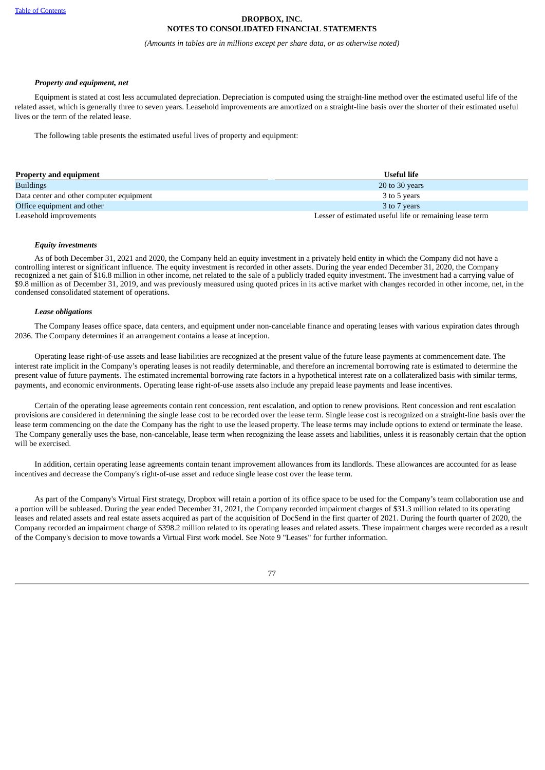DROPBOX, INC.
NOTES TO CONSOLIDATED FINANCIAL STATEMENTS

*(Amounts in tables are in millions except per share data, or as otherwise noted)*

***Property and equipment, net***

Equipment is stated at cost less accumulated depreciation. Depreciation is computed using the straight-line method over the estimated useful life of the related asset, which is generally three to seven years. Leasehold improvements are amortized on a straight-line basis over the shorter of their estimated useful lives or the term of the related lease.

The following table presents the estimated useful lives of property and equipment:

| Property and equipment | Useful life |
|---|---|
| Buildings | 20 to 30 years |
| Data center and other computer equipment | 3 to 5 years |
| Office equipment and other | 3 to 7 years |
| Leasehold improvements | Lesser of estimated useful life or remaining lease term |

***Equity investments***

As of both December 31, 2021 and 2020, the Company held an equity investment in a privately held entity in which the Company did not have a controlling interest or significant influence. The equity investment is recorded in other assets. During the year ended December 31, 2020, the Company recognized a net gain of $16.8 million in other income, net related to the sale of a publicly traded equity investment. The investment had a carrying value of $9.8 million as of December 31, 2019, and was previously measured using quoted prices in its active market with changes recorded in other income, net, in the condensed consolidated statement of operations.

***Lease obligations***

The Company leases office space, data centers, and equipment under non-cancelable finance and operating leases with various expiration dates through 2036. The Company determines if an arrangement contains a lease at inception.

Operating lease right-of-use assets and lease liabilities are recognized at the present value of the future lease payments at commencement date. The interest rate implicit in the Company's operating leases is not readily determinable, and therefore an incremental borrowing rate is estimated to determine the present value of future payments. The estimated incremental borrowing rate factors in a hypothetical interest rate on a collateralized basis with similar terms, payments, and economic environments. Operating lease right-of-use assets also include any prepaid lease payments and lease incentives.

Certain of the operating lease agreements contain rent concession, rent escalation, and option to renew provisions. Rent concession and rent escalation provisions are considered in determining the single lease cost to be recorded over the lease term. Single lease cost is recognized on a straight-line basis over the lease term commencing on the date the Company has the right to use the leased property. The lease terms may include options to extend or terminate the lease. The Company generally uses the base, non-cancelable, lease term when recognizing the lease assets and liabilities, unless it is reasonably certain that the option will be exercised.

In addition, certain operating lease agreements contain tenant improvement allowances from its landlords. These allowances are accounted for as lease incentives and decrease the Company's right-of-use asset and reduce single lease cost over the lease term.

As part of the Company's Virtual First strategy, Dropbox will retain a portion of its office space to be used for the Company's team collaboration use and a portion will be subleased. During the year ended December 31, 2021, the Company recorded impairment charges of $31.3 million related to its operating leases and related assets and real estate assets acquired as part of the acquisition of DocSend in the first quarter of 2021. During the fourth quarter of 2020, the Company recorded an impairment charge of $398.2 million related to its operating leases and related assets. These impairment charges were recorded as a result of the Company's decision to move towards a Virtual First work model. See Note 9 "Leases" for further information.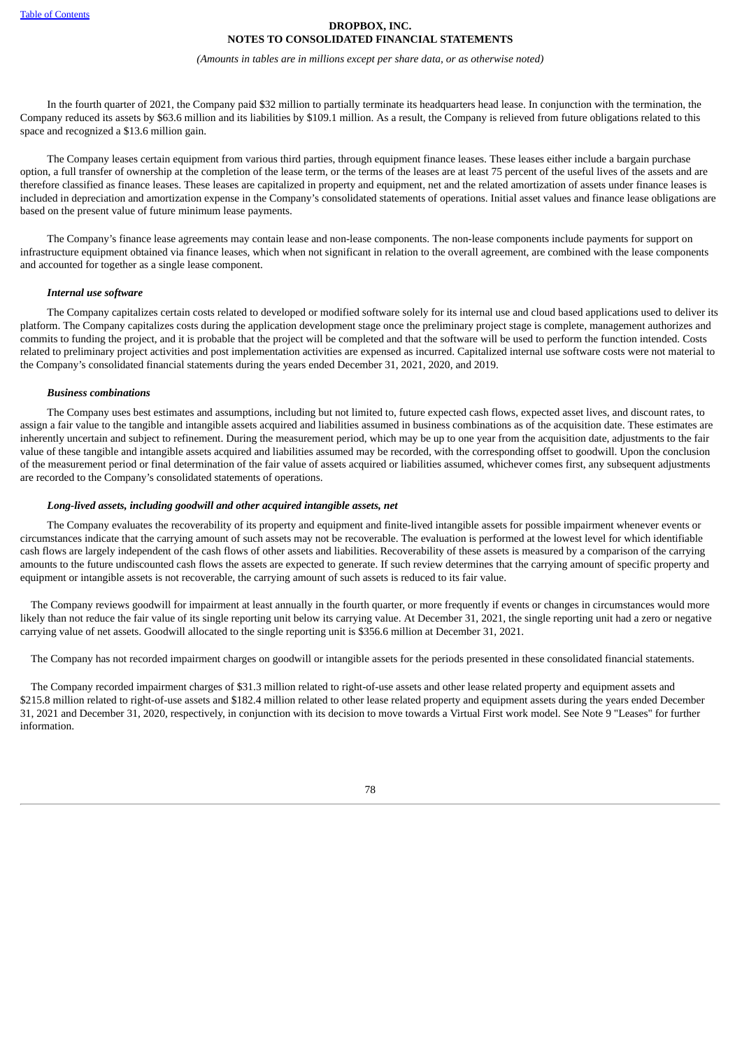In the fourth quarter of 2021, the Company paid $32 million to partially terminate its headquarters head lease. In conjunction with the termination, the Company reduced its assets by $63.6 million and its liabilities by $109.1 million. As a result, the Company is relieved from future obligations related to this space and recognized a $13.6 million gain.

The Company leases certain equipment from various third parties, through equipment finance leases. These leases either include a bargain purchase option, a full transfer of ownership at the completion of the lease term, or the terms of the leases are at least 75 percent of the useful lives of the assets and are therefore classified as finance leases. These leases are capitalized in property and equipment, net and the related amortization of assets under finance leases is included in depreciation and amortization expense in the Company's consolidated statements of operations. Initial asset values and finance lease obligations are based on the present value of future minimum lease payments.

The Company's finance lease agreements may contain lease and non-lease components. The non-lease components include payments for support on infrastructure equipment obtained via finance leases, which when not significant in relation to the overall agreement, are combined with the lease components and accounted for together as a single lease component.

***Internal use software***

The Company capitalizes certain costs related to developed or modified software solely for its internal use and cloud based applications used to deliver its platform. The Company capitalizes costs during the application development stage once the preliminary project stage is complete, management authorizes and commits to funding the project, and it is probable that the project will be completed and that the software will be used to perform the function intended. Costs related to preliminary project activities and post implementation activities are expensed as incurred. Capitalized internal use software costs were not material to the Company's consolidated financial statements during the years ended December 31, 2021, 2020, and 2019.

***Business combinations***

The Company uses best estimates and assumptions, including but not limited to, future expected cash flows, expected asset lives, and discount rates, to assign a fair value to the tangible and intangible assets acquired and liabilities assumed in business combinations as of the acquisition date. These estimates are inherently uncertain and subject to refinement. During the measurement period, which may be up to one year from the acquisition date, adjustments to the fair value of these tangible and intangible assets acquired and liabilities assumed may be recorded, with the corresponding offset to goodwill. Upon the conclusion of the measurement period or final determination of the fair value of assets acquired or liabilities assumed, whichever comes first, any subsequent adjustments are recorded to the Company's consolidated statements of operations.

***Long-lived assets, including goodwill and other acquired intangible assets, net***

The Company evaluates the recoverability of its property and equipment and finite-lived intangible assets for possible impairment whenever events or circumstances indicate that the carrying amount of such assets may not be recoverable. The evaluation is performed at the lowest level for which identifiable cash flows are largely independent of the cash flows of other assets and liabilities. Recoverability of these assets is measured by a comparison of the carrying amounts to the future undiscounted cash flows the assets are expected to generate. If such review determines that the carrying amount of specific property and equipment or intangible assets is not recoverable, the carrying amount of such assets is reduced to its fair value.

The Company reviews goodwill for impairment at least annually in the fourth quarter, or more frequently if events or changes in circumstances would more likely than not reduce the fair value of its single reporting unit below its carrying value. At December 31, 2021, the single reporting unit had a zero or negative carrying value of net assets. Goodwill allocated to the single reporting unit is $356.6 million at December 31, 2021.

The Company has not recorded impairment charges on goodwill or intangible assets for the periods presented in these consolidated financial statements.

The Company recorded impairment charges of $31.3 million related to right-of-use assets and other lease related property and equipment assets and $215.8 million related to right-of-use assets and $182.4 million related to other lease related property and equipment assets during the years ended December 31, 2021 and December 31, 2020, respectively, in conjunction with its decision to move towards a Virtual First work model. See Note 9 "Leases" for further information.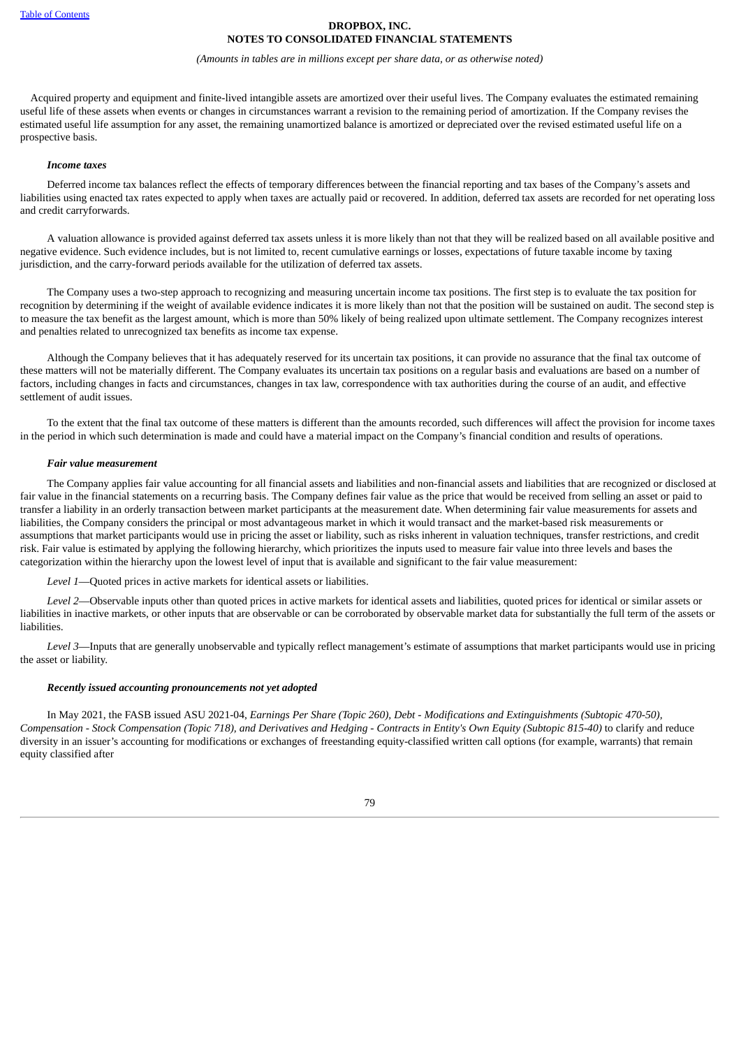Acquired property and equipment and finite-lived intangible assets are amortized over their useful lives. The Company evaluates the estimated remaining useful life of these assets when events or changes in circumstances warrant a revision to the remaining period of amortization. If the Company revises the estimated useful life assumption for any asset, the remaining unamortized balance is amortized or depreciated over the revised estimated useful life on a prospective basis.

***Income taxes***

Deferred income tax balances reflect the effects of temporary differences between the financial reporting and tax bases of the Company's assets and liabilities using enacted tax rates expected to apply when taxes are actually paid or recovered. In addition, deferred tax assets are recorded for net operating loss and credit carryforwards.

A valuation allowance is provided against deferred tax assets unless it is more likely than not that they will be realized based on all available positive and negative evidence. Such evidence includes, but is not limited to, recent cumulative earnings or losses, expectations of future taxable income by taxing jurisdiction, and the carry-forward periods available for the utilization of deferred tax assets.

The Company uses a two-step approach to recognizing and measuring uncertain income tax positions. The first step is to evaluate the tax position for recognition by determining if the weight of available evidence indicates it is more likely than not that the position will be sustained on audit. The second step is to measure the tax benefit as the largest amount, which is more than 50% likely of being realized upon ultimate settlement. The Company recognizes interest and penalties related to unrecognized tax benefits as income tax expense.

Although the Company believes that it has adequately reserved for its uncertain tax positions, it can provide no assurance that the final tax outcome of these matters will not be materially different. The Company evaluates its uncertain tax positions on a regular basis and evaluations are based on a number of factors, including changes in facts and circumstances, changes in tax law, correspondence with tax authorities during the course of an audit, and effective settlement of audit issues.

To the extent that the final tax outcome of these matters is different than the amounts recorded, such differences will affect the provision for income taxes in the period in which such determination is made and could have a material impact on the Company's financial condition and results of operations.

***Fair value measurement***

The Company applies fair value accounting for all financial assets and liabilities and non-financial assets and liabilities that are recognized or disclosed at fair value in the financial statements on a recurring basis. The Company defines fair value as the price that would be received from selling an asset or paid to transfer a liability in an orderly transaction between market participants at the measurement date. When determining fair value measurements for assets and liabilities, the Company considers the principal or most advantageous market in which it would transact and the market-based risk measurements or assumptions that market participants would use in pricing the asset or liability, such as risks inherent in valuation techniques, transfer restrictions, and credit risk. Fair value is estimated by applying the following hierarchy, which prioritizes the inputs used to measure fair value into three levels and bases the categorization within the hierarchy upon the lowest level of input that is available and significant to the fair value measurement:

*Level 1*—Quoted prices in active markets for identical assets or liabilities.

*Level 2*—Observable inputs other than quoted prices in active markets for identical assets and liabilities, quoted prices for identical or similar assets or liabilities in inactive markets, or other inputs that are observable or can be corroborated by observable market data for substantially the full term of the assets or liabilities.

*Level 3*—Inputs that are generally unobservable and typically reflect management's estimate of assumptions that market participants would use in pricing the asset or liability.

***Recently issued accounting pronouncements not yet adopted***

In May 2021, the FASB issued ASU 2021-04, *Earnings Per Share (Topic 260), Debt - Modifications and Extinguishments (Subtopic 470-50), Compensation - Stock Compensation (Topic 718), and Derivatives and Hedging - Contracts in Entity's Own Equity (Subtopic 815-40)* to clarify and reduce diversity in an issuer's accounting for modifications or exchanges of freestanding equity-classified written call options (for example, warrants) that remain equity classified after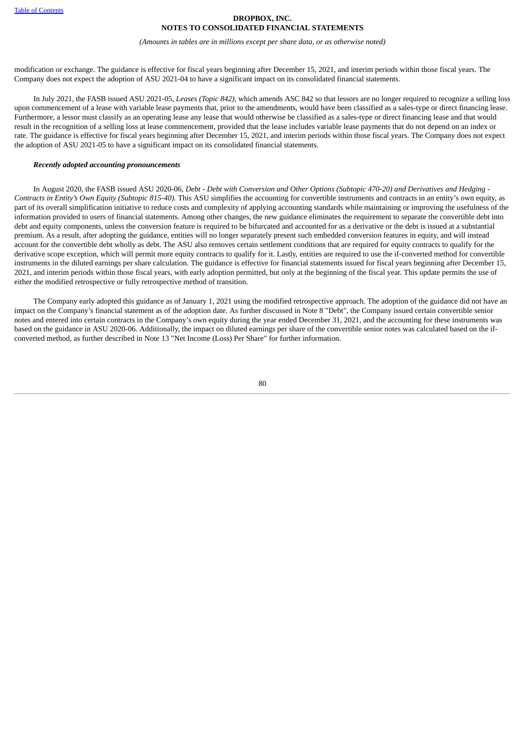modification or exchange. The guidance is effective for fiscal years beginning after December 15, 2021, and interim periods within those fiscal years. The Company does not expect the adoption of ASU 2021-04 to have a significant impact on its consolidated financial statements.

In July 2021, the FASB issued ASU 2021-05, *Leases (Topic 842)*, which amends ASC 842 so that lessors are no longer required to recognize a selling loss upon commencement of a lease with variable lease payments that, prior to the amendments, would have been classified as a sales-type or direct financing lease. Furthermore, a lessor must classify as an operating lease any lease that would otherwise be classified as a sales-type or direct financing lease and that would result in the recognition of a selling loss at lease commencement, provided that the lease includes variable lease payments that do not depend on an index or rate. The guidance is effective for fiscal years beginning after December 15, 2021, and interim periods within those fiscal years. The Company does not expect the adoption of ASU 2021-05 to have a significant impact on its consolidated financial statements.

***Recently adopted accounting pronouncements***

In August 2020, the FASB issued ASU 2020-06, *Debt - Debt with Conversion and Other Options (Subtopic 470-20) and Derivatives and Hedging - Contracts in Entity's Own Equity (Subtopic 815-40).* This ASU simplifies the accounting for convertible instruments and contracts in an entity's own equity, as part of its overall simplification initiative to reduce costs and complexity of applying accounting standards while maintaining or improving the usefulness of the information provided to users of financial statements. Among other changes, the new guidance eliminates the requirement to separate the convertible debt into debt and equity components, unless the conversion feature is required to be bifurcated and accounted for as a derivative or the debt is issued at a substantial premium. As a result, after adopting the guidance, entities will no longer separately present such embedded conversion features in equity, and will instead account for the convertible debt wholly as debt. The ASU also removes certain settlement conditions that are required for equity contracts to qualify for the derivative scope exception, which will permit more equity contracts to qualify for it. Lastly, entities are required to use the if-converted method for convertible instruments in the diluted earnings per share calculation. The guidance is effective for financial statements issued for fiscal years beginning after December 15, 2021, and interim periods within those fiscal years, with early adoption permitted, but only at the beginning of the fiscal year. This update permits the use of either the modified retrospective or fully retrospective method of transition.

The Company early adopted this guidance as of January 1, 2021 using the modified retrospective approach. The adoption of the guidance did not have an impact on the Company's financial statement as of the adoption date. As further discussed in Note 8 "Debt", the Company issued certain convertible senior notes and entered into certain contracts in the Company's own equity during the year ended December 31, 2021, and the accounting for these instruments was based on the guidance in ASU 2020-06. Additionally, the impact on diluted earnings per share of the convertible senior notes was calculated based on the if-converted method, as further described in Note 13 "Net Income (Loss) Per Share" for further information.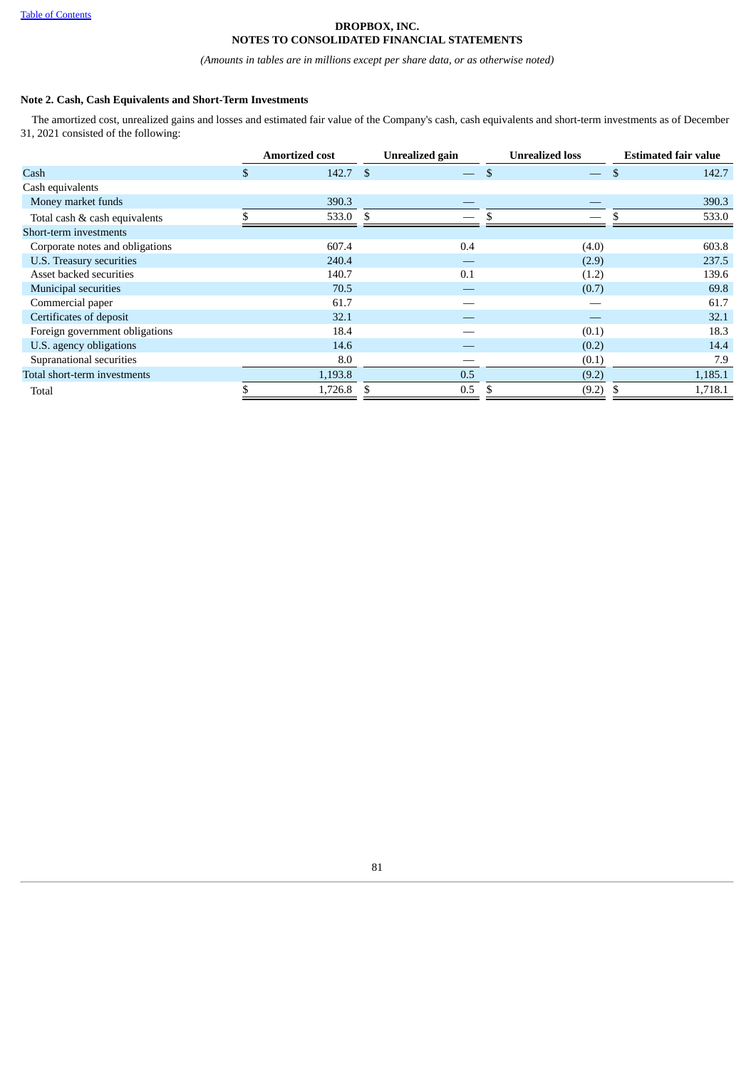DROPBOX, INC.
NOTES TO CONSOLIDATED FINANCIAL STATEMENTS

*(Amounts in tables are in millions except per share data, or as otherwise noted)*

**Note 2. Cash, Cash Equivalents and Short-Term Investments**

The amortized cost, unrealized gains and losses and estimated fair value of the Company's cash, cash equivalents and short-term investments as of December 31, 2021 consisted of the following:

| | Amortized cost | Unrealized gain | Unrealized loss | Estimated fair value |
|---|---|---|---|---|
| Cash | $ 142.7 | $ — | $ — | $ 142.7 |
| Cash equivalents | | | | |
| Money market funds | 390.3 | — | — | 390.3 |
| Total cash & cash equivalents | $ 533.0 | $ — | $ — | $ 533.0 |
| Short-term investments | | | | |
| Corporate notes and obligations | 607.4 | 0.4 | (4.0) | 603.8 |
| U.S. Treasury securities | 240.4 | — | (2.9) | 237.5 |
| Asset backed securities | 140.7 | 0.1 | (1.2) | 139.6 |
| Municipal securities | 70.5 | — | (0.7) | 69.8 |
| Commercial paper | 61.7 | — | — | 61.7 |
| Certificates of deposit | 32.1 | — | — | 32.1 |
| Foreign government obligations | 18.4 | — | (0.1) | 18.3 |
| U.S. agency obligations | 14.6 | — | (0.2) | 14.4 |
| Supranational securities | 8.0 | — | (0.1) | 7.9 |
| Total short-term investments | 1,193.8 | 0.5 | (9.2) | 1,185.1 |
| Total | $ 1,726.8 | $ 0.5 | $ (9.2) | $ 1,718.1 |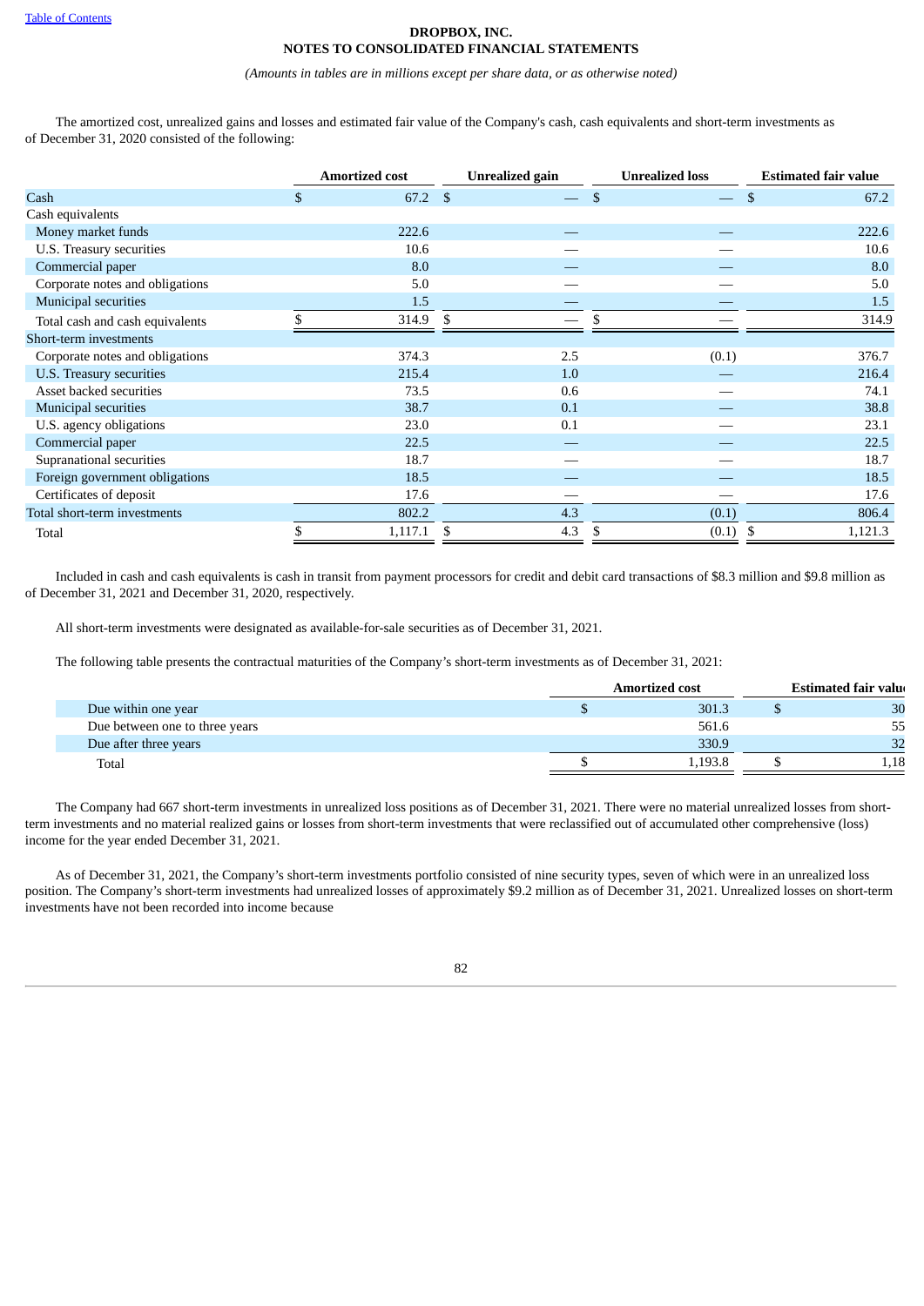The amortized cost, unrealized gains and losses and estimated fair value of the Company's cash, cash equivalents and short-term investments as of December 31, 2020 consisted of the following:

| | Amortized cost | Unrealized gain | Unrealized loss | Estimated fair value |
|---|---|---|---|---|
| Cash | $ 67.2 | $ — | $ — | $ 67.2 |
| Cash equivalents | | | | |
| Money market funds | 222.6 | — | — | 222.6 |
| U.S. Treasury securities | 10.6 | — | — | 10.6 |
| Commercial paper | 8.0 | — | — | 8.0 |
| Corporate notes and obligations | 5.0 | — | — | 5.0 |
| Municipal securities | 1.5 | — | — | 1.5 |
| Total cash and cash equivalents | $ 314.9 | $ — | $ — | 314.9 |
| Short-term investments | | | | |
| Corporate notes and obligations | 374.3 | 2.5 | (0.1) | 376.7 |
| U.S. Treasury securities | 215.4 | 1.0 | — | 216.4 |
| Asset backed securities | 73.5 | 0.6 | — | 74.1 |
| Municipal securities | 38.7 | 0.1 | — | 38.8 |
| U.S. agency obligations | 23.0 | 0.1 | — | 23.1 |
| Commercial paper | 22.5 | — | — | 22.5 |
| Supranational securities | 18.7 | — | — | 18.7 |
| Foreign government obligations | 18.5 | — | — | 18.5 |
| Certificates of deposit | 17.6 | — | — | 17.6 |
| Total short-term investments | 802.2 | 4.3 | (0.1) | 806.4 |
| Total | $ 1,117.1 | $ 4.3 | $ (0.1) | $ 1,121.3 |

Included in cash and cash equivalents is cash in transit from payment processors for credit and debit card transactions of $8.3 million and $9.8 million as of December 31, 2021 and December 31, 2020, respectively.

All short-term investments were designated as available-for-sale securities as of December 31, 2021.

The following table presents the contractual maturities of the Company's short-term investments as of December 31, 2021:

| | Amortized cost | Estimated fair valu |
|---|---|---|
| Due within one year | $ 301.3 | $ 30 |
| Due between one to three years | 561.6 | 55 |
| Due after three years | 330.9 | 32 |
| Total | $ 1,193.8 | $ 1,18 |

The Company had 667 short-term investments in unrealized loss positions as of December 31, 2021. There were no material unrealized losses from short-term investments and no material realized gains or losses from short-term investments that were reclassified out of accumulated other comprehensive (loss) income for the year ended December 31, 2021.

As of December 31, 2021, the Company's short-term investments portfolio consisted of nine security types, seven of which were in an unrealized loss position. The Company's short-term investments had unrealized losses of approximately $9.2 million as of December 31, 2021. Unrealized losses on short-term investments have not been recorded into income because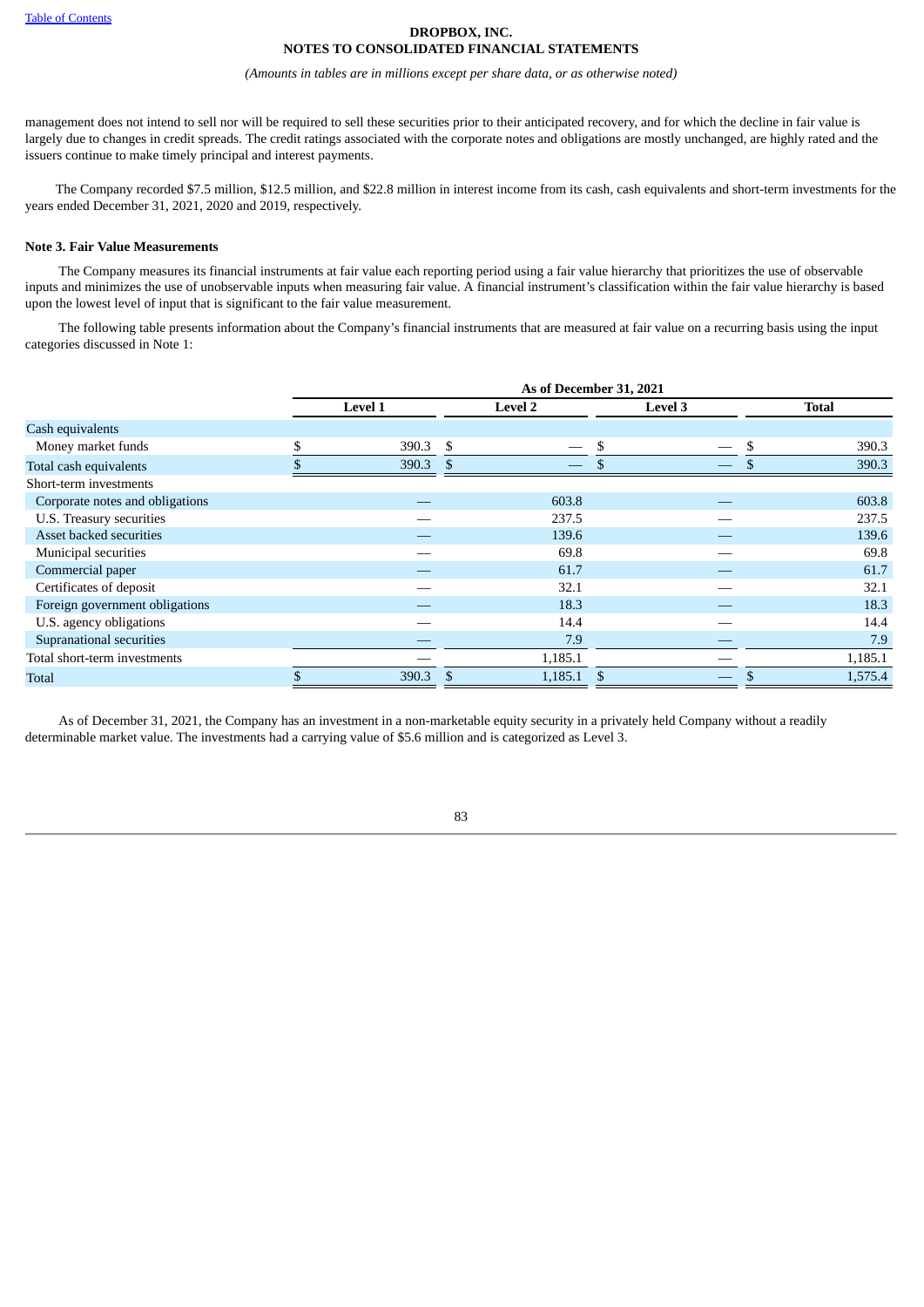management does not intend to sell nor will be required to sell these securities prior to their anticipated recovery, and for which the decline in fair value is largely due to changes in credit spreads. The credit ratings associated with the corporate notes and obligations are mostly unchanged, are highly rated and the issuers continue to make timely principal and interest payments.

The Company recorded $7.5 million, $12.5 million, and $22.8 million in interest income from its cash, cash equivalents and short-term investments for the years ended December 31, 2021, 2020 and 2019, respectively.

### Note 3. Fair Value Measurements

The Company measures its financial instruments at fair value each reporting period using a fair value hierarchy that prioritizes the use of observable inputs and minimizes the use of unobservable inputs when measuring fair value. A financial instrument's classification within the fair value hierarchy is based upon the lowest level of input that is significant to the fair value measurement.

The following table presents information about the Company's financial instruments that are measured at fair value on a recurring basis using the input categories discussed in Note 1:

| | As of December 31, 2021 | | | |
|---|---|---|---|---|
| | Level 1 | Level 2 | Level 3 | Total |
| Cash equivalents | | | | |
| Money market funds | $ 390.3 | $ — | $ — | $ 390.3 |
| Total cash equivalents | $ 390.3 | $ — | $ — | $ 390.3 |
| Short-term investments | | | | |
| Corporate notes and obligations | — | 603.8 | — | 603.8 |
| U.S. Treasury securities | — | 237.5 | — | 237.5 |
| Asset backed securities | — | 139.6 | — | 139.6 |
| Municipal securities | — | 69.8 | — | 69.8 |
| Commercial paper | — | 61.7 | — | 61.7 |
| Certificates of deposit | — | 32.1 | — | 32.1 |
| Foreign government obligations | — | 18.3 | — | 18.3 |
| U.S. agency obligations | — | 14.4 | — | 14.4 |
| Supranational securities | — | 7.9 | — | 7.9 |
| Total short-term investments | — | 1,185.1 | — | 1,185.1 |
| Total | $ 390.3 | $ 1,185.1 | $ — | $ 1,575.4 |

As of December 31, 2021, the Company has an investment in a non-marketable equity security in a privately held Company without a readily determinable market value. The investments had a carrying value of $5.6 million and is categorized as Level 3.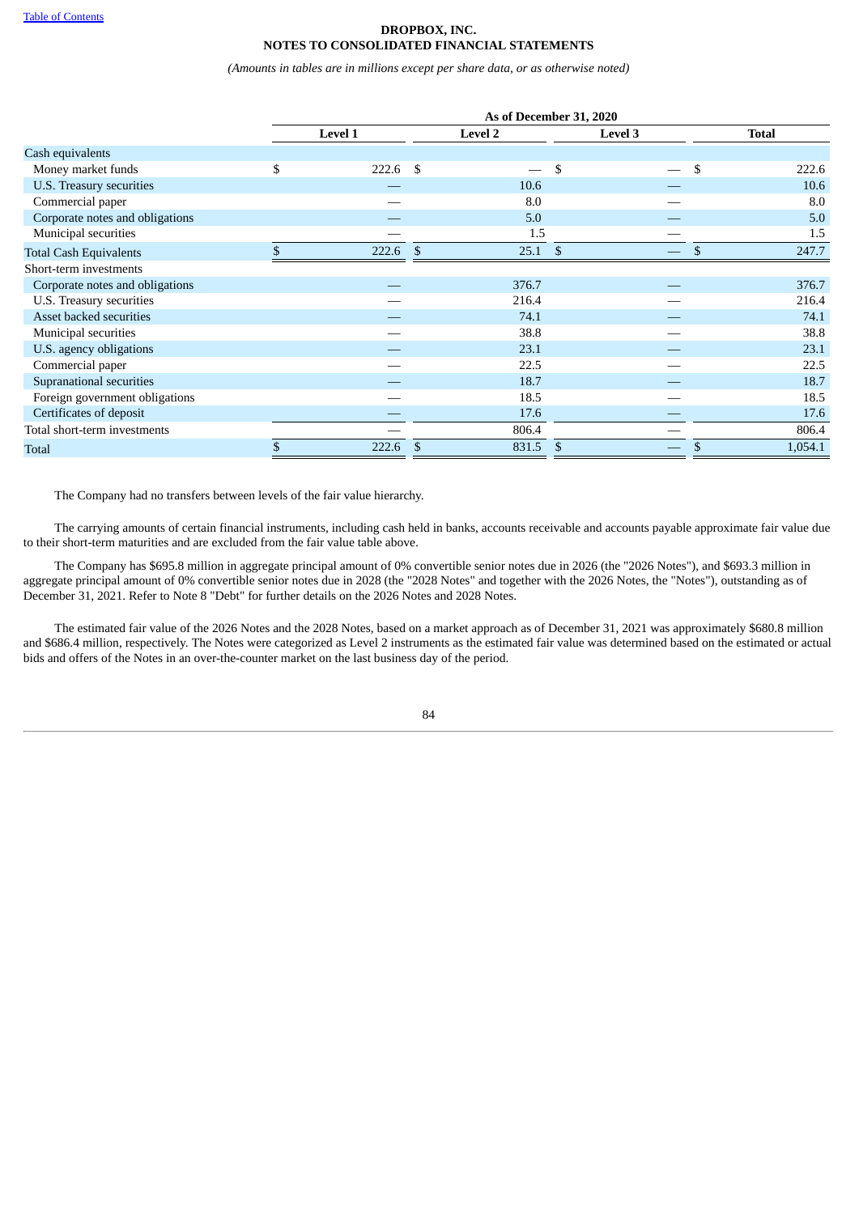| | As of December 31, 2020 | | | |
|---|---|---|---|---|
| | Level 1 | Level 2 | Level 3 | Total |
| Cash equivalents | | | | |
| Money market funds | $ 222.6 | $ — | $ — | $ 222.6 |
| U.S. Treasury securities | — | 10.6 | — | 10.6 |
| Commercial paper | — | 8.0 | — | 8.0 |
| Corporate notes and obligations | — | 5.0 | — | 5.0 |
| Municipal securities | — | 1.5 | — | 1.5 |
| Total Cash Equivalents | $ 222.6 | $ 25.1 | $ — | $ 247.7 |
| Short-term investments | | | | |
| Corporate notes and obligations | — | 376.7 | — | 376.7 |
| U.S. Treasury securities | — | 216.4 | — | 216.4 |
| Asset backed securities | — | 74.1 | — | 74.1 |
| Municipal securities | — | 38.8 | — | 38.8 |
| U.S. agency obligations | — | 23.1 | — | 23.1 |
| Commercial paper | — | 22.5 | — | 22.5 |
| Supranational securities | — | 18.7 | — | 18.7 |
| Foreign government obligations | — | 18.5 | — | 18.5 |
| Certificates of deposit | — | 17.6 | — | 17.6 |
| Total short-term investments | — | 806.4 | — | 806.4 |
| Total | $ 222.6 | $ 831.5 | $ — | $ 1,054.1 |

The Company had no transfers between levels of the fair value hierarchy.

The carrying amounts of certain financial instruments, including cash held in banks, accounts receivable and accounts payable approximate fair value due to their short-term maturities and are excluded from the fair value table above.

The Company has $695.8 million in aggregate principal amount of 0% convertible senior notes due in 2026 (the "2026 Notes"), and $693.3 million in aggregate principal amount of 0% convertible senior notes due in 2028 (the "2028 Notes" and together with the 2026 Notes, the "Notes"), outstanding as of December 31, 2021. Refer to Note 8 "Debt" for further details on the 2026 Notes and 2028 Notes.

The estimated fair value of the 2026 Notes and the 2028 Notes, based on a market approach as of December 31, 2021 was approximately $680.8 million and $686.4 million, respectively. The Notes were categorized as Level 2 instruments as the estimated fair value was determined based on the estimated or actual bids and offers of the Notes in an over-the-counter market on the last business day of the period.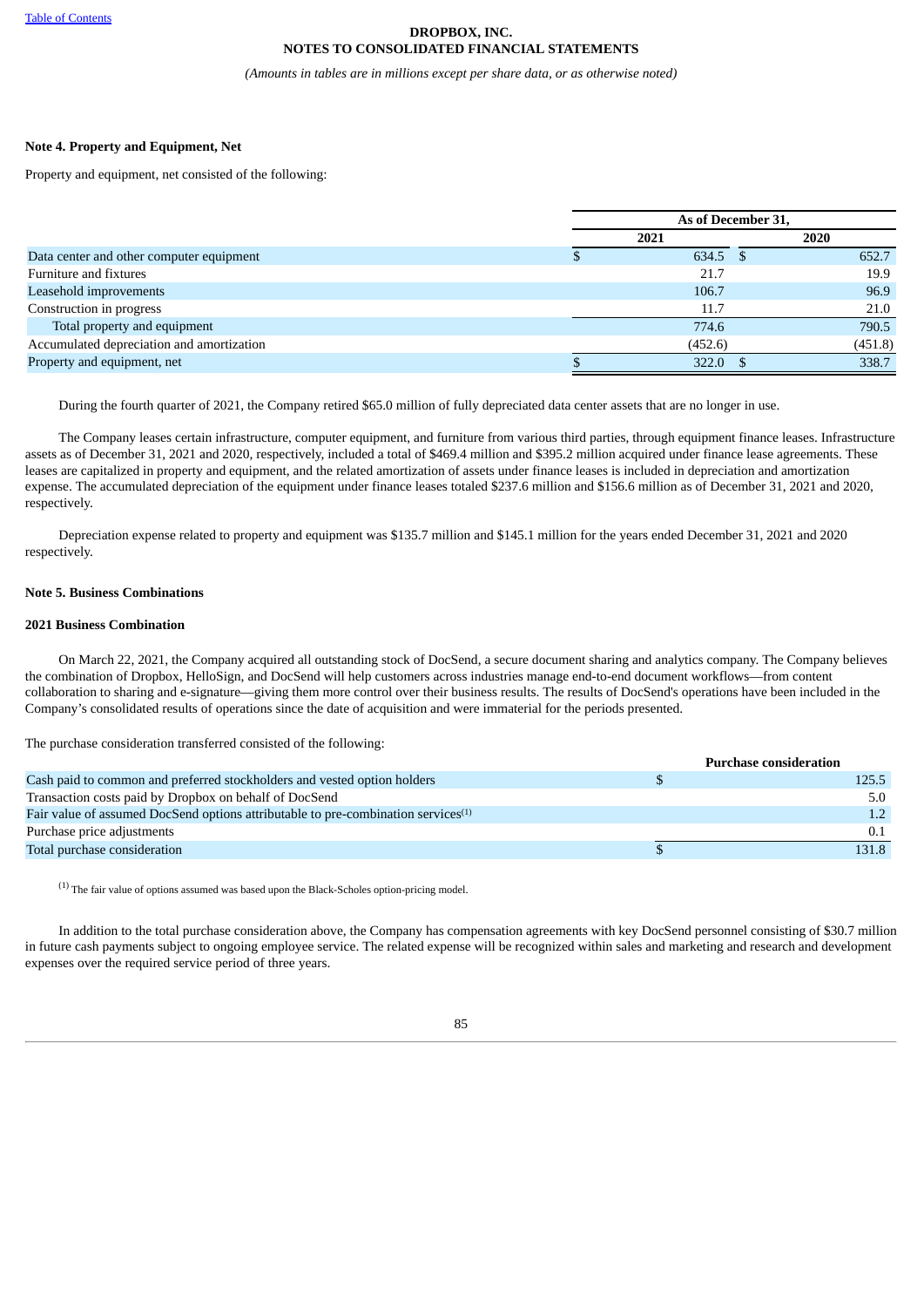**DROPBOX, INC.**
**NOTES TO CONSOLIDATED FINANCIAL STATEMENTS**

*(Amounts in tables are in millions except per share data, or as otherwise noted)*

**Note 4. Property and Equipment, Net**

Property and equipment, net consisted of the following:

| | As of December 31, | |
|---|---|---|
| | 2021 | 2020 |
| Data center and other computer equipment | $ 634.5 | $ 652.7 |
| Furniture and fixtures | 21.7 | 19.9 |
| Leasehold improvements | 106.7 | 96.9 |
| Construction in progress | 11.7 | 21.0 |
| Total property and equipment | 774.6 | 790.5 |
| Accumulated depreciation and amortization | (452.6) | (451.8) |
| Property and equipment, net | $ 322.0 | $ 338.7 |

During the fourth quarter of 2021, the Company retired $65.0 million of fully depreciated data center assets that are no longer in use.

The Company leases certain infrastructure, computer equipment, and furniture from various third parties, through equipment finance leases. Infrastructure assets as of December 31, 2021 and 2020, respectively, included a total of $469.4 million and $395.2 million acquired under finance lease agreements. These leases are capitalized in property and equipment, and the related amortization of assets under finance leases is included in depreciation and amortization expense. The accumulated depreciation of the equipment under finance leases totaled $237.6 million and $156.6 million as of December 31, 2021 and 2020, respectively.

Depreciation expense related to property and equipment was $135.7 million and $145.1 million for the years ended December 31, 2021 and 2020 respectively.

**Note 5. Business Combinations**

**2021 Business Combination**

On March 22, 2021, the Company acquired all outstanding stock of DocSend, a secure document sharing and analytics company. The Company believes the combination of Dropbox, HelloSign, and DocSend will help customers across industries manage end-to-end document workflows—from content collaboration to sharing and e-signature—giving them more control over their business results. The results of DocSend's operations have been included in the Company's consolidated results of operations since the date of acquisition and were immaterial for the periods presented.

The purchase consideration transferred consisted of the following:

| | Purchase consideration |
|---|---|
| Cash paid to common and preferred stockholders and vested option holders | $ 125.5 |
| Transaction costs paid by Dropbox on behalf of DocSend | 5.0 |
| Fair value of assumed DocSend options attributable to pre-combination services[1] | 1.2 |
| Purchase price adjustments | 0.1 |
| Total purchase consideration | $ 131.8 |

[1] The fair value of options assumed was based upon the Black-Scholes option-pricing model.

In addition to the total purchase consideration above, the Company has compensation agreements with key DocSend personnel consisting of $30.7 million in future cash payments subject to ongoing employee service. The related expense will be recognized within sales and marketing and research and development expenses over the required service period of three years.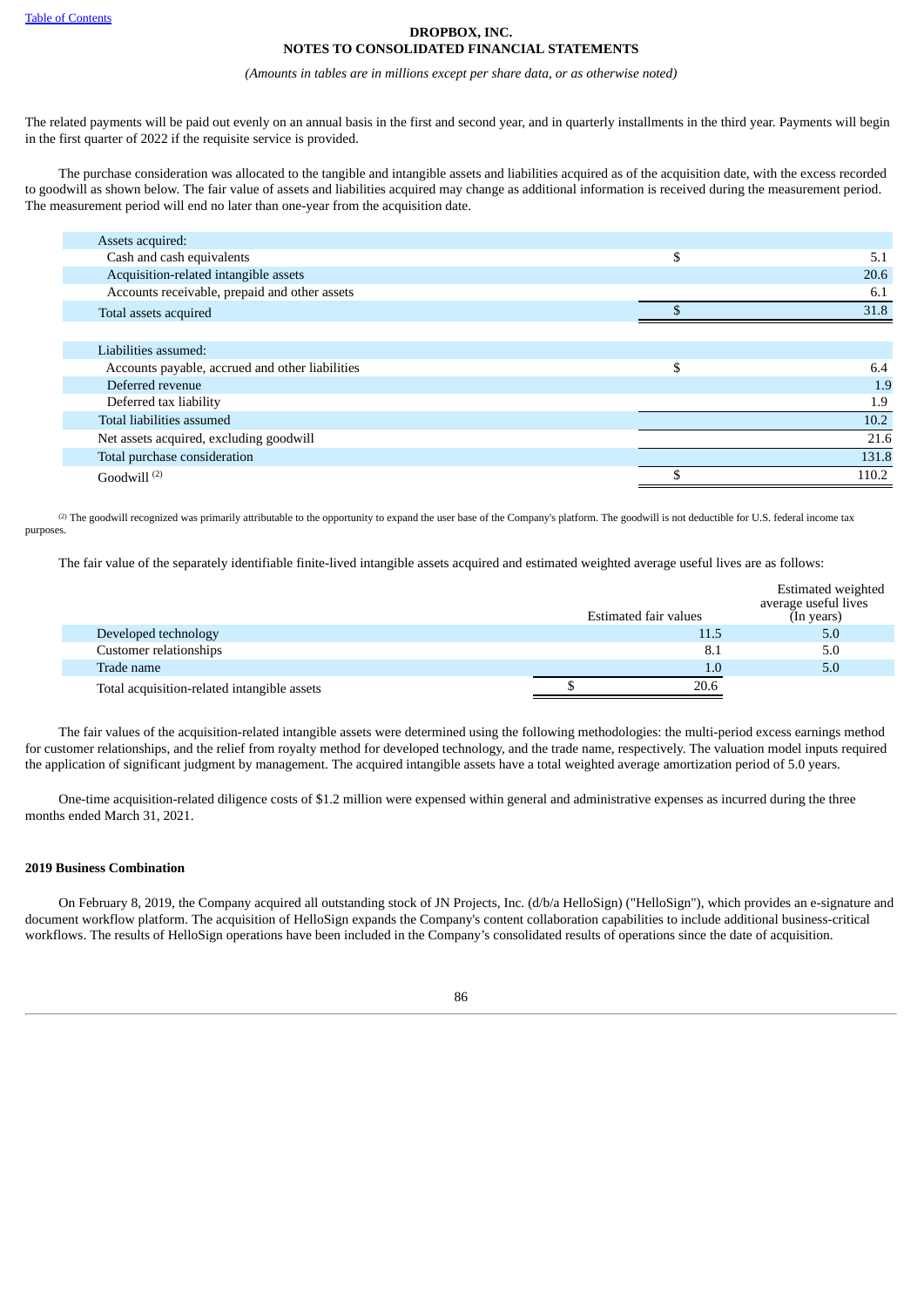The related payments will be paid out evenly on an annual basis in the first and second year, and in quarterly installments in the third year. Payments will begin in the first quarter of 2022 if the requisite service is provided.

The purchase consideration was allocated to the tangible and intangible assets and liabilities acquired as of the acquisition date, with the excess recorded to goodwill as shown below. The fair value of assets and liabilities acquired may change as additional information is received during the measurement period. The measurement period will end no later than one-year from the acquisition date.

| | | |
|---|---|---|
| Assets acquired: | | |
| Cash and cash equivalents | $ | 5.1 |
| Acquisition-related intangible assets | | 20.6 |
| Accounts receivable, prepaid and other assets | | 6.1 |
| Total assets acquired | $ | 31.8 |
| | | |
| Liabilities assumed: | | |
| Accounts payable, accrued and other liabilities | $ | 6.4 |
| Deferred revenue | | 1.9 |
| Deferred tax liability | | 1.9 |
| Total liabilities assumed | | 10.2 |
| Net assets acquired, excluding goodwill | | 21.6 |
| Total purchase consideration | | 131.8 |
| Goodwill [(2)] | $ | 110.2 |

[(2)] The goodwill recognized was primarily attributable to the opportunity to expand the user base of the Company's platform. The goodwill is not deductible for U.S. federal income tax purposes.

The fair value of the separately identifiable finite-lived intangible assets acquired and estimated weighted average useful lives are as follows:

| | Estimated fair values | Estimated weighted average useful lives (In years) |
|---|---|---|
| Developed technology | 11.5 | 5.0 |
| Customer relationships | 8.1 | 5.0 |
| Trade name | 1.0 | 5.0 |
| Total acquisition-related intangible assets | $ 20.6 | |

The fair values of the acquisition-related intangible assets were determined using the following methodologies: the multi-period excess earnings method for customer relationships, and the relief from royalty method for developed technology, and the trade name, respectively. The valuation model inputs required the application of significant judgment by management. The acquired intangible assets have a total weighted average amortization period of 5.0 years.

One-time acquisition-related diligence costs of $1.2 million were expensed within general and administrative expenses as incurred during the three months ended March 31, 2021.

**2019 Business Combination**

On February 8, 2019, the Company acquired all outstanding stock of JN Projects, Inc. (d/b/a HelloSign) ("HelloSign"), which provides an e-signature and document workflow platform. The acquisition of HelloSign expands the Company's content collaboration capabilities to include additional business-critical workflows. The results of HelloSign operations have been included in the Company's consolidated results of operations since the date of acquisition.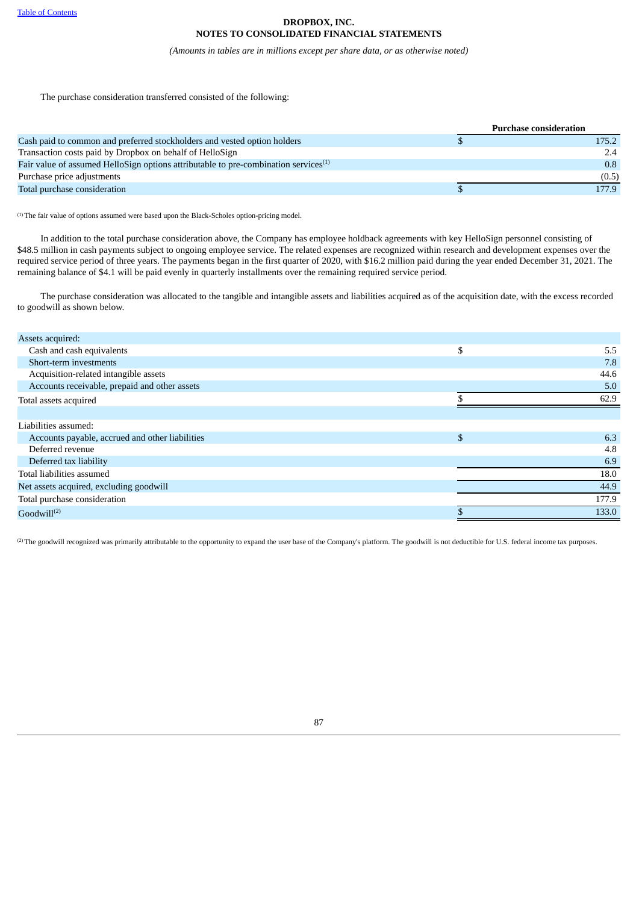The purchase consideration transferred consisted of the following:

| | Purchase consideration |
|---|---|
| Cash paid to common and preferred stockholders and vested option holders | $ 175.2 |
| Transaction costs paid by Dropbox on behalf of HelloSign | 2.4 |
| Fair value of assumed HelloSign options attributable to pre-combination services[1] | 0.8 |
| Purchase price adjustments | (0.5) |
| Total purchase consideration | $ 177.9 |

[1] The fair value of options assumed were based upon the Black-Scholes option-pricing model.

In addition to the total purchase consideration above, the Company has employee holdback agreements with key HelloSign personnel consisting of $48.5 million in cash payments subject to ongoing employee service. The related expenses are recognized within research and development expenses over the required service period of three years. The payments began in the first quarter of 2020, with $16.2 million paid during the year ended December 31, 2021. The remaining balance of $4.1 will be paid evenly in quarterly installments over the remaining required service period.

The purchase consideration was allocated to the tangible and intangible assets and liabilities acquired as of the acquisition date, with the excess recorded to goodwill as shown below.

| | |
|---|---|
| Assets acquired: | |
| Cash and cash equivalents | $ 5.5 |
| Short-term investments | 7.8 |
| Acquisition-related intangible assets | 44.6 |
| Accounts receivable, prepaid and other assets | 5.0 |
| Total assets acquired | $ 62.9 |
| | |
| Liabilities assumed: | |
| Accounts payable, accrued and other liabilities | $ 6.3 |
| Deferred revenue | 4.8 |
| Deferred tax liability | 6.9 |
| Total liabilities assumed | 18.0 |
| Net assets acquired, excluding goodwill | 44.9 |
| Total purchase consideration | 177.9 |
| Goodwill[2] | $ 133.0 |

[2] The goodwill recognized was primarily attributable to the opportunity to expand the user base of the Company's platform. The goodwill is not deductible for U.S. federal income tax purposes.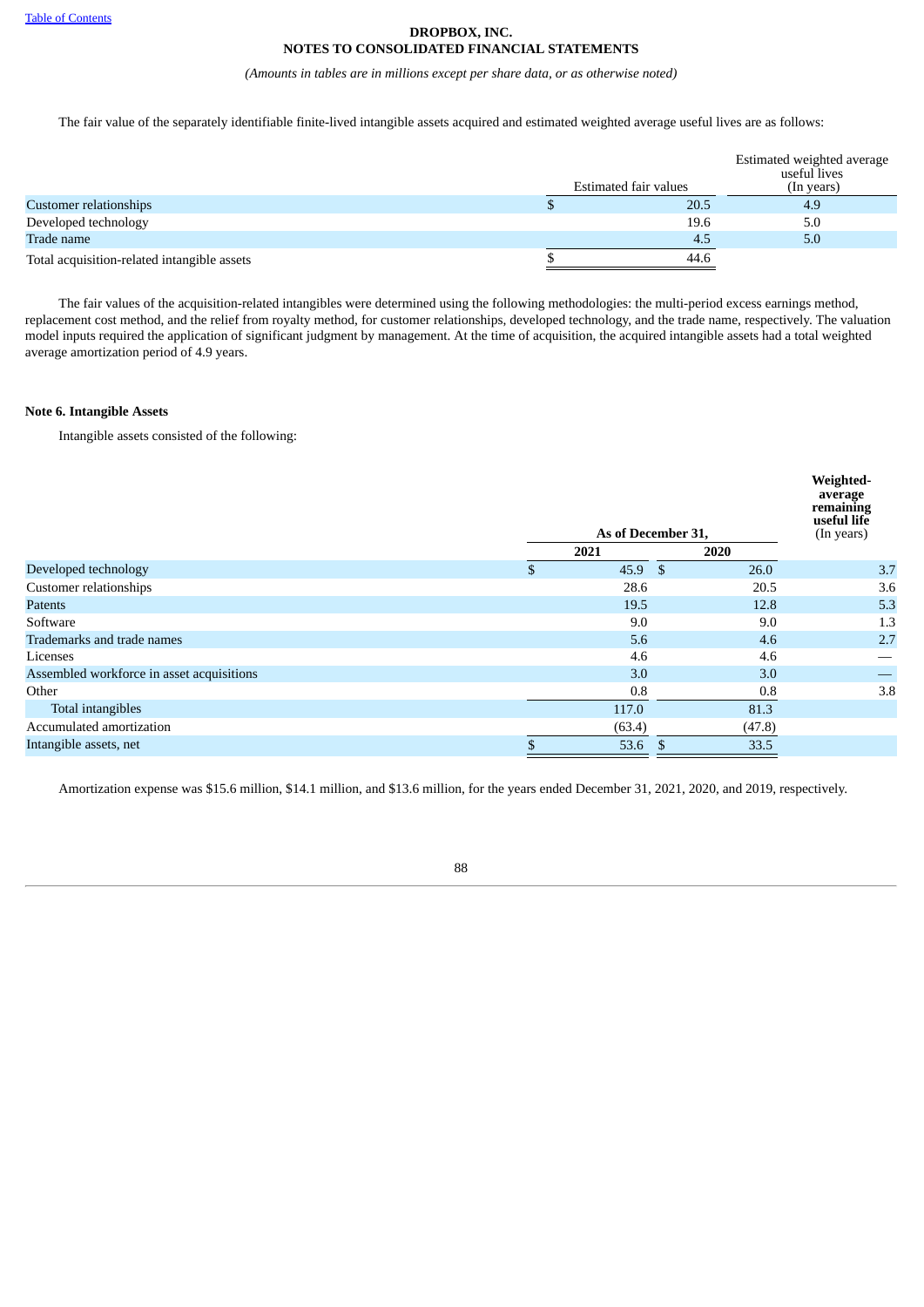DROPBOX, INC.
NOTES TO CONSOLIDATED FINANCIAL STATEMENTS

*(Amounts in tables are in millions except per share data, or as otherwise noted)*

The fair value of the separately identifiable finite-lived intangible assets acquired and estimated weighted average useful lives are as follows:

| | Estimated fair values | Estimated weighted average useful lives (In years) |
|---|---|---|
| Customer relationships | $ 20.5 | 4.9 |
| Developed technology | 19.6 | 5.0 |
| Trade name | 4.5 | 5.0 |
| Total acquisition-related intangible assets | $ 44.6 | |

The fair values of the acquisition-related intangibles were determined using the following methodologies: the multi-period excess earnings method, replacement cost method, and the relief from royalty method, for customer relationships, developed technology, and the trade name, respectively. The valuation model inputs required the application of significant judgment by management. At the time of acquisition, the acquired intangible assets had a total weighted average amortization period of 4.9 years.

**Note 6. Intangible Assets**

Intangible assets consisted of the following:

| | As of December 31, | | **Weighted-average remaining useful life** (In years) |
|---|---|---|---|
| | **2021** | **2020** | |
| Developed technology | $ 45.9 | $ 26.0 | 3.7 |
| Customer relationships | 28.6 | 20.5 | 3.6 |
| Patents | 19.5 | 12.8 | 5.3 |
| Software | 9.0 | 9.0 | 1.3 |
| Trademarks and trade names | 5.6 | 4.6 | 2.7 |
| Licenses | 4.6 | 4.6 | — |
| Assembled workforce in asset acquisitions | 3.0 | 3.0 | — |
| Other | 0.8 | 0.8 | 3.8 |
| Total intangibles | 117.0 | 81.3 | |
| Accumulated amortization | (63.4) | (47.8) | |
| Intangible assets, net | $ 53.6 | $ 33.5 | |

Amortization expense was $15.6 million, $14.1 million, and $13.6 million, for the years ended December 31, 2021, 2020, and 2019, respectively.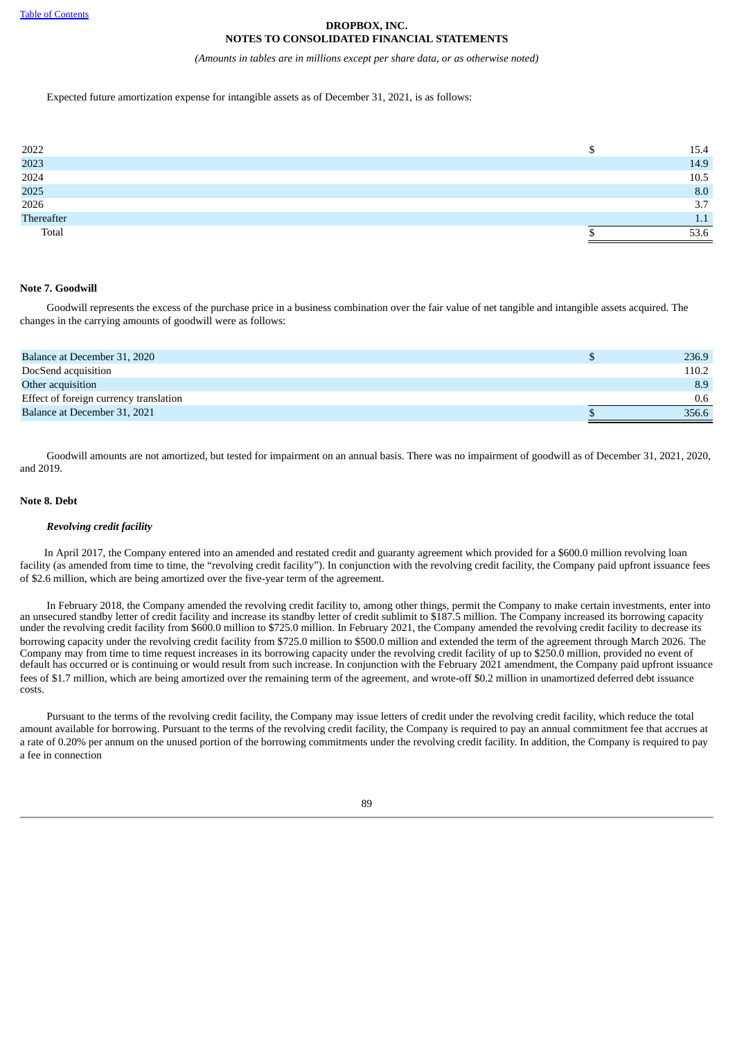Expected future amortization expense for intangible assets as of December 31, 2021, is as follows:

| | |
|---|---|
| 2022 | $ 15.4 |
| 2023 | 14.9 |
| 2024 | 10.5 |
| 2025 | 8.0 |
| 2026 | 3.7 |
| Thereafter | 1.1 |
| Total | $ 53.6 |

**Note 7. Goodwill**

Goodwill represents the excess of the purchase price in a business combination over the fair value of net tangible and intangible assets acquired. The changes in the carrying amounts of goodwill were as follows:

| | |
|---|---|
| Balance at December 31, 2020 | $ 236.9 |
| DocSend acquisition | 110.2 |
| Other acquisition | 8.9 |
| Effect of foreign currency translation | 0.6 |
| Balance at December 31, 2021 | $ 356.6 |

Goodwill amounts are not amortized, but tested for impairment on an annual basis. There was no impairment of goodwill as of December 31, 2021, 2020, and 2019.

**Note 8. Debt**

***Revolving credit facility***

In April 2017, the Company entered into an amended and restated credit and guaranty agreement which provided for a $600.0 million revolving loan facility (as amended from time to time, the "revolving credit facility"). In conjunction with the revolving credit facility, the Company paid upfront issuance fees of $2.6 million, which are being amortized over the five-year term of the agreement.

In February 2018, the Company amended the revolving credit facility to, among other things, permit the Company to make certain investments, enter into an unsecured standby letter of credit facility and increase its standby letter of credit sublimit to $187.5 million. The Company increased its borrowing capacity under the revolving credit facility from $600.0 million to $725.0 million. In February 2021, the Company amended the revolving credit facility to decrease its borrowing capacity under the revolving credit facility from $725.0 million to $500.0 million and extended the term of the agreement through March 2026. The Company may from time to time request increases in its borrowing capacity under the revolving credit facility of up to $250.0 million, provided no event of default has occurred or is continuing or would result from such increase. In conjunction with the February 2021 amendment, the Company paid upfront issuance fees of $1.7 million, which are being amortized over the remaining term of the agreement, and wrote-off $0.2 million in unamortized deferred debt issuance costs.

Pursuant to the terms of the revolving credit facility, the Company may issue letters of credit under the revolving credit facility, which reduce the total amount available for borrowing. Pursuant to the terms of the revolving credit facility, the Company is required to pay an annual commitment fee that accrues at a rate of 0.20% per annum on the unused portion of the borrowing commitments under the revolving credit facility. In addition, the Company is required to pay a fee in connection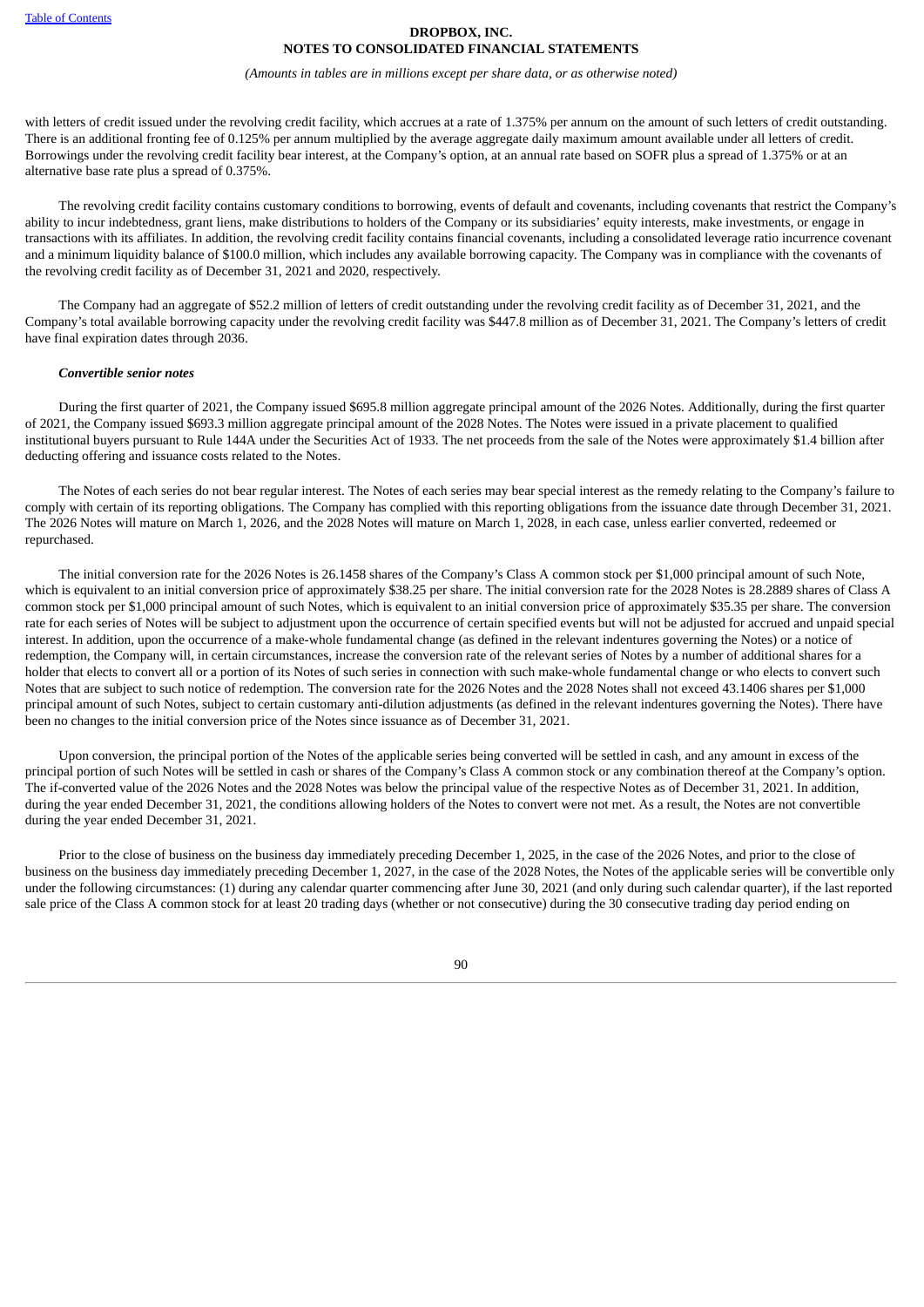with letters of credit issued under the revolving credit facility, which accrues at a rate of 1.375% per annum on the amount of such letters of credit outstanding. There is an additional fronting fee of 0.125% per annum multiplied by the average aggregate daily maximum amount available under all letters of credit. Borrowings under the revolving credit facility bear interest, at the Company's option, at an annual rate based on SOFR plus a spread of 1.375% or at an alternative base rate plus a spread of 0.375%.

The revolving credit facility contains customary conditions to borrowing, events of default and covenants, including covenants that restrict the Company's ability to incur indebtedness, grant liens, make distributions to holders of the Company or its subsidiaries' equity interests, make investments, or engage in transactions with its affiliates. In addition, the revolving credit facility contains financial covenants, including a consolidated leverage ratio incurrence covenant and a minimum liquidity balance of $100.0 million, which includes any available borrowing capacity. The Company was in compliance with the covenants of the revolving credit facility as of December 31, 2021 and 2020, respectively.

The Company had an aggregate of $52.2 million of letters of credit outstanding under the revolving credit facility as of December 31, 2021, and the Company's total available borrowing capacity under the revolving credit facility was $447.8 million as of December 31, 2021. The Company's letters of credit have final expiration dates through 2036.

***Convertible senior notes***

During the first quarter of 2021, the Company issued $695.8 million aggregate principal amount of the 2026 Notes. Additionally, during the first quarter of 2021, the Company issued $693.3 million aggregate principal amount of the 2028 Notes. The Notes were issued in a private placement to qualified institutional buyers pursuant to Rule 144A under the Securities Act of 1933. The net proceeds from the sale of the Notes were approximately $1.4 billion after deducting offering and issuance costs related to the Notes.

The Notes of each series do not bear regular interest. The Notes of each series may bear special interest as the remedy relating to the Company's failure to comply with certain of its reporting obligations. The Company has complied with this reporting obligations from the issuance date through December 31, 2021. The 2026 Notes will mature on March 1, 2026, and the 2028 Notes will mature on March 1, 2028, in each case, unless earlier converted, redeemed or repurchased.

The initial conversion rate for the 2026 Notes is 26.1458 shares of the Company's Class A common stock per $1,000 principal amount of such Note, which is equivalent to an initial conversion price of approximately $38.25 per share. The initial conversion rate for the 2028 Notes is 28.2889 shares of Class A common stock per $1,000 principal amount of such Notes, which is equivalent to an initial conversion price of approximately $35.35 per share. The conversion rate for each series of Notes will be subject to adjustment upon the occurrence of certain specified events but will not be adjusted for accrued and unpaid special interest. In addition, upon the occurrence of a make-whole fundamental change (as defined in the relevant indentures governing the Notes) or a notice of redemption, the Company will, in certain circumstances, increase the conversion rate of the relevant series of Notes by a number of additional shares for a holder that elects to convert all or a portion of its Notes of such series in connection with such make-whole fundamental change or who elects to convert such Notes that are subject to such notice of redemption. The conversion rate for the 2026 Notes and the 2028 Notes shall not exceed 43.1406 shares per $1,000 principal amount of such Notes, subject to certain customary anti-dilution adjustments (as defined in the relevant indentures governing the Notes). There have been no changes to the initial conversion price of the Notes since issuance as of December 31, 2021.

Upon conversion, the principal portion of the Notes of the applicable series being converted will be settled in cash, and any amount in excess of the principal portion of such Notes will be settled in cash or shares of the Company's Class A common stock or any combination thereof at the Company's option. The if-converted value of the 2026 Notes and the 2028 Notes was below the principal value of the respective Notes as of December 31, 2021. In addition, during the year ended December 31, 2021, the conditions allowing holders of the Notes to convert were not met. As a result, the Notes are not convertible during the year ended December 31, 2021.

Prior to the close of business on the business day immediately preceding December 1, 2025, in the case of the 2026 Notes, and prior to the close of business on the business day immediately preceding December 1, 2027, in the case of the 2028 Notes, the Notes of the applicable series will be convertible only under the following circumstances: (1) during any calendar quarter commencing after June 30, 2021 (and only during such calendar quarter), if the last reported sale price of the Class A common stock for at least 20 trading days (whether or not consecutive) during the 30 consecutive trading day period ending on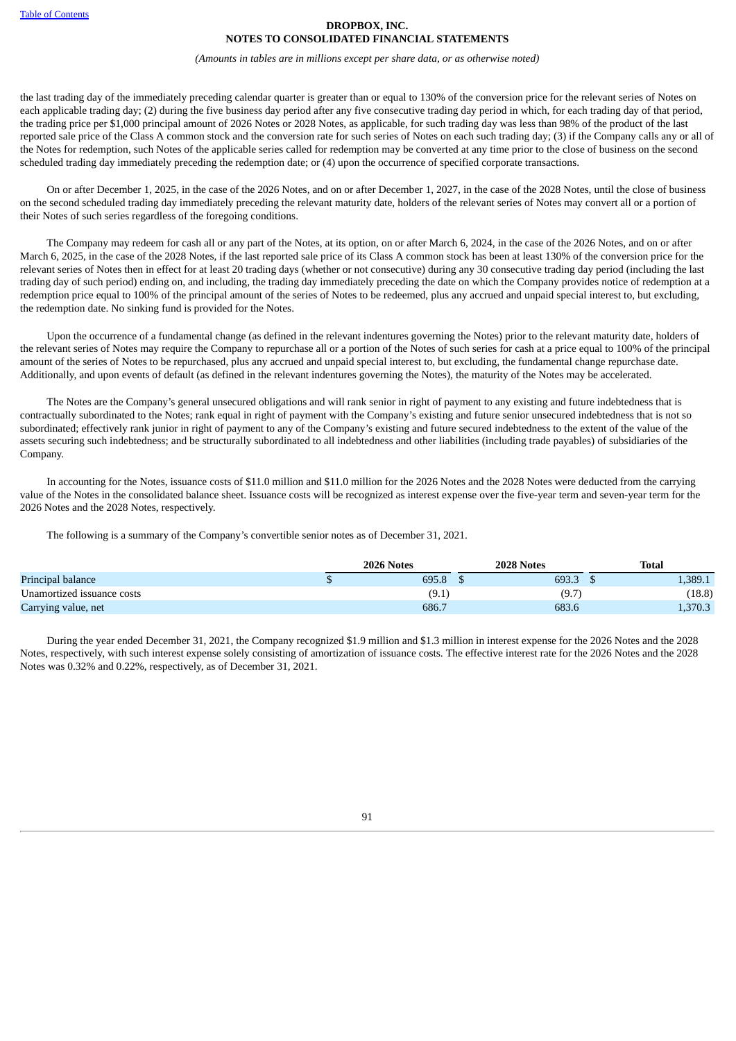the last trading day of the immediately preceding calendar quarter is greater than or equal to 130% of the conversion price for the relevant series of Notes on each applicable trading day; (2) during the five business day period after any five consecutive trading day period in which, for each trading day of that period, the trading price per $1,000 principal amount of 2026 Notes or 2028 Notes, as applicable, for such trading day was less than 98% of the product of the last reported sale price of the Class A common stock and the conversion rate for such series of Notes on each such trading day; (3) if the Company calls any or all of the Notes for redemption, such Notes of the applicable series called for redemption may be converted at any time prior to the close of business on the second scheduled trading day immediately preceding the redemption date; or (4) upon the occurrence of specified corporate transactions.

On or after December 1, 2025, in the case of the 2026 Notes, and on or after December 1, 2027, in the case of the 2028 Notes, until the close of business on the second scheduled trading day immediately preceding the relevant maturity date, holders of the relevant series of Notes may convert all or a portion of their Notes of such series regardless of the foregoing conditions.

The Company may redeem for cash all or any part of the Notes, at its option, on or after March 6, 2024, in the case of the 2026 Notes, and on or after March 6, 2025, in the case of the 2028 Notes, if the last reported sale price of its Class A common stock has been at least 130% of the conversion price for the relevant series of Notes then in effect for at least 20 trading days (whether or not consecutive) during any 30 consecutive trading day period (including the last trading day of such period) ending on, and including, the trading day immediately preceding the date on which the Company provides notice of redemption at a redemption price equal to 100% of the principal amount of the series of Notes to be redeemed, plus any accrued and unpaid special interest to, but excluding, the redemption date. No sinking fund is provided for the Notes.

Upon the occurrence of a fundamental change (as defined in the relevant indentures governing the Notes) prior to the relevant maturity date, holders of the relevant series of Notes may require the Company to repurchase all or a portion of the Notes of such series for cash at a price equal to 100% of the principal amount of the series of Notes to be repurchased, plus any accrued and unpaid special interest to, but excluding, the fundamental change repurchase date. Additionally, and upon events of default (as defined in the relevant indentures governing the Notes), the maturity of the Notes may be accelerated.

The Notes are the Company's general unsecured obligations and will rank senior in right of payment to any existing and future indebtedness that is contractually subordinated to the Notes; rank equal in right of payment with the Company's existing and future senior unsecured indebtedness that is not so subordinated; effectively rank junior in right of payment to any of the Company's existing and future secured indebtedness to the extent of the value of the assets securing such indebtedness; and be structurally subordinated to all indebtedness and other liabilities (including trade payables) of subsidiaries of the Company.

In accounting for the Notes, issuance costs of $11.0 million and $11.0 million for the 2026 Notes and the 2028 Notes were deducted from the carrying value of the Notes in the consolidated balance sheet. Issuance costs will be recognized as interest expense over the five-year term and seven-year term for the 2026 Notes and the 2028 Notes, respectively.

The following is a summary of the Company's convertible senior notes as of December 31, 2021.

| | 2026 Notes | 2028 Notes | Total |
|---|---|---|---|
| Principal balance | $ 695.8 | $ 693.3 | $ 1,389.1 |
| Unamortized issuance costs | (9.1) | (9.7) | (18.8) |
| Carrying value, net | 686.7 | 683.6 | 1,370.3 |

During the year ended December 31, 2021, the Company recognized $1.9 million and $1.3 million in interest expense for the 2026 Notes and the 2028 Notes, respectively, with such interest expense solely consisting of amortization of issuance costs. The effective interest rate for the 2026 Notes and the 2028 Notes was 0.32% and 0.22%, respectively, as of December 31, 2021.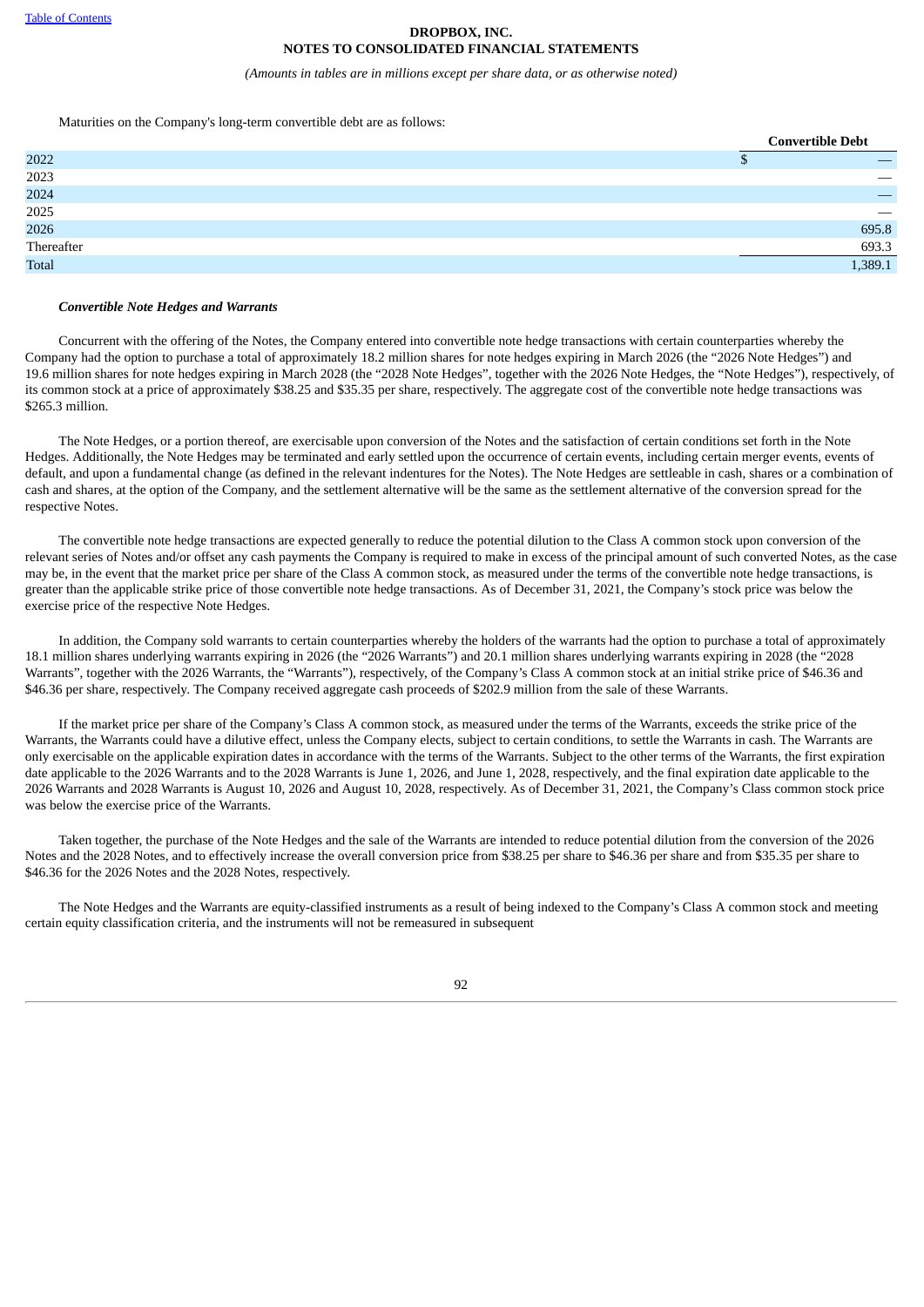Maturities on the Company's long-term convertible debt are as follows:

| | Convertible Debt |
|---|---|
| 2022 | $ — |
| 2023 | — |
| 2024 | — |
| 2025 | — |
| 2026 | 695.8 |
| Thereafter | 693.3 |
| Total | 1,389.1 |

***Convertible Note Hedges and Warrants***

Concurrent with the offering of the Notes, the Company entered into convertible note hedge transactions with certain counterparties whereby the Company had the option to purchase a total of approximately 18.2 million shares for note hedges expiring in March 2026 (the "2026 Note Hedges") and 19.6 million shares for note hedges expiring in March 2028 (the "2028 Note Hedges", together with the 2026 Note Hedges, the "Note Hedges"), respectively, of its common stock at a price of approximately $38.25 and $35.35 per share, respectively. The aggregate cost of the convertible note hedge transactions was $265.3 million.

The Note Hedges, or a portion thereof, are exercisable upon conversion of the Notes and the satisfaction of certain conditions set forth in the Note Hedges. Additionally, the Note Hedges may be terminated and early settled upon the occurrence of certain events, including certain merger events, events of default, and upon a fundamental change (as defined in the relevant indentures for the Notes). The Note Hedges are settleable in cash, shares or a combination of cash and shares, at the option of the Company, and the settlement alternative will be the same as the settlement alternative of the conversion spread for the respective Notes.

The convertible note hedge transactions are expected generally to reduce the potential dilution to the Class A common stock upon conversion of the relevant series of Notes and/or offset any cash payments the Company is required to make in excess of the principal amount of such converted Notes, as the case may be, in the event that the market price per share of the Class A common stock, as measured under the terms of the convertible note hedge transactions, is greater than the applicable strike price of those convertible note hedge transactions. As of December 31, 2021, the Company's stock price was below the exercise price of the respective Note Hedges.

In addition, the Company sold warrants to certain counterparties whereby the holders of the warrants had the option to purchase a total of approximately 18.1 million shares underlying warrants expiring in 2026 (the "2026 Warrants") and 20.1 million shares underlying warrants expiring in 2028 (the "2028 Warrants", together with the 2026 Warrants, the "Warrants"), respectively, of the Company's Class A common stock at an initial strike price of $46.36 and $46.36 per share, respectively. The Company received aggregate cash proceeds of $202.9 million from the sale of these Warrants.

If the market price per share of the Company's Class A common stock, as measured under the terms of the Warrants, exceeds the strike price of the Warrants, the Warrants could have a dilutive effect, unless the Company elects, subject to certain conditions, to settle the Warrants in cash. The Warrants are only exercisable on the applicable expiration dates in accordance with the terms of the Warrants. Subject to the other terms of the Warrants, the first expiration date applicable to the 2026 Warrants and to the 2028 Warrants is June 1, 2026, and June 1, 2028, respectively, and the final expiration date applicable to the 2026 Warrants and 2028 Warrants is August 10, 2026 and August 10, 2028, respectively. As of December 31, 2021, the Company's Class common stock price was below the exercise price of the Warrants.

Taken together, the purchase of the Note Hedges and the sale of the Warrants are intended to reduce potential dilution from the conversion of the 2026 Notes and the 2028 Notes, and to effectively increase the overall conversion price from $38.25 per share to $46.36 per share and from $35.35 per share to $46.36 for the 2026 Notes and the 2028 Notes, respectively.

The Note Hedges and the Warrants are equity-classified instruments as a result of being indexed to the Company's Class A common stock and meeting certain equity classification criteria, and the instruments will not be remeasured in subsequent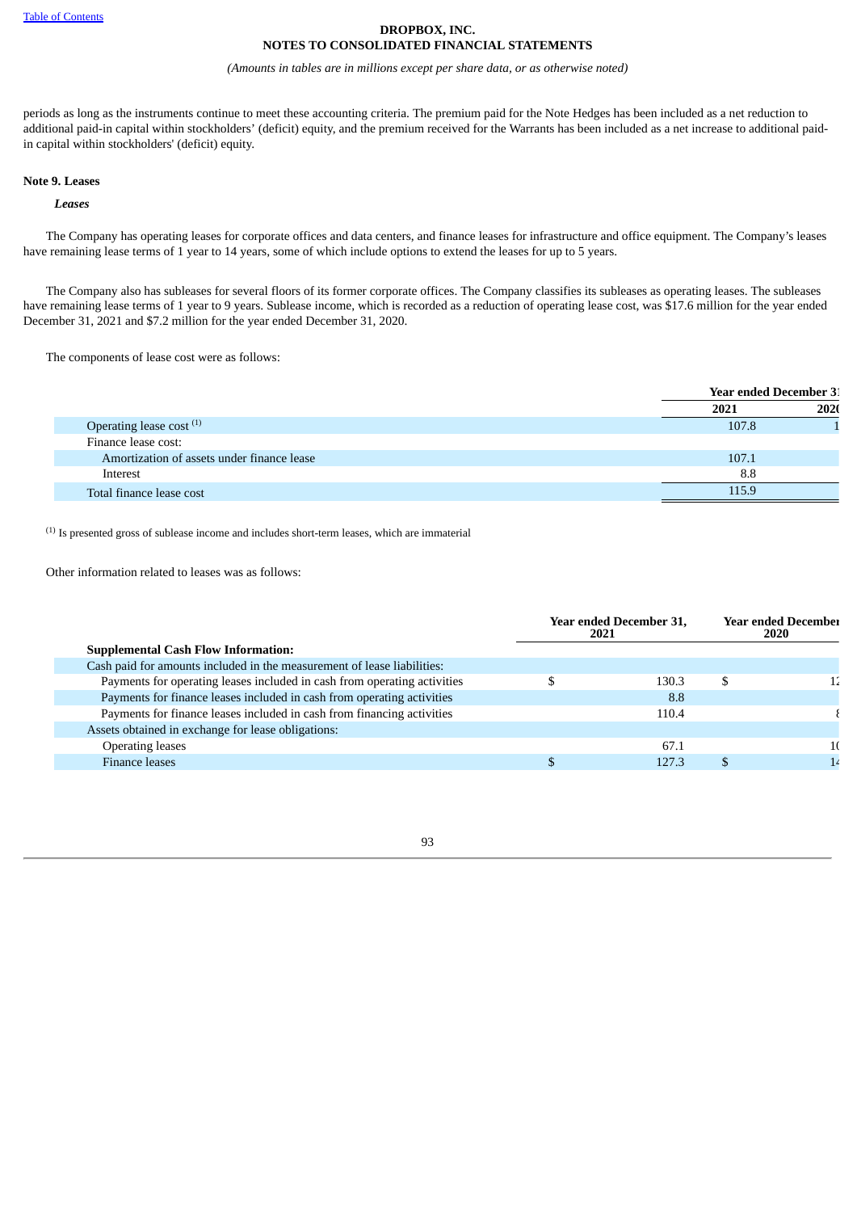periods as long as the instruments continue to meet these accounting criteria. The premium paid for the Note Hedges has been included as a net reduction to additional paid-in capital within stockholders' (deficit) equity, and the premium received for the Warrants has been included as a net increase to additional paid-in capital within stockholders' (deficit) equity.

## Note 9. Leases

***Leases***

The Company has operating leases for corporate offices and data centers, and finance leases for infrastructure and office equipment. The Company's leases have remaining lease terms of 1 year to 14 years, some of which include options to extend the leases for up to 5 years.

The Company also has subleases for several floors of its former corporate offices. The Company classifies its subleases as operating leases. The subleases have remaining lease terms of 1 year to 9 years. Sublease income, which is recorded as a reduction of operating lease cost, was $17.6 million for the year ended December 31, 2021 and $7.2 million for the year ended December 31, 2020.

The components of lease cost were as follows:

| | Year ended December 31 | |
|---|---|---|
| | 2021 | 2020 |
| Operating lease cost [1] | 107.8 | 1 |
| Finance lease cost: | | |
| Amortization of assets under finance lease | 107.1 | |
| Interest | 8.8 | |
| Total finance lease cost | 115.9 | |

[1] Is presented gross of sublease income and includes short-term leases, which are immaterial

Other information related to leases was as follows:

| | Year ended December 31, 2021 | Year ended December 2020 |
|---|---|---|
| **Supplemental Cash Flow Information:** | | |
| Cash paid for amounts included in the measurement of lease liabilities: | | |
| Payments for operating leases included in cash from operating activities | $ 130.3 | $ 1 |
| Payments for finance leases included in cash from operating activities | 8.8 | |
| Payments for finance leases included in cash from financing activities | 110.4 | |
| Assets obtained in exchange for lease obligations: | | |
| Operating leases | 67.1 | 1 |
| Finance leases | $ 127.3 | $ 1 |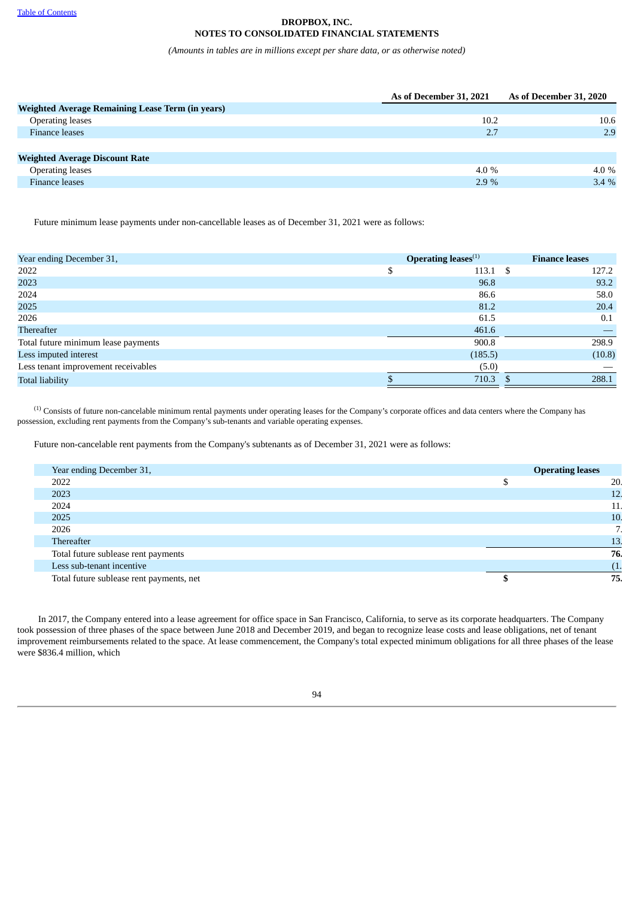| | As of December 31, 2021 | As of December 31, 2020 |
|---|---|---|
| **Weighted Average Remaining Lease Term (in years)** | | |
| Operating leases | 10.2 | 10.6 |
| Finance leases | 2.7 | 2.9 |
| | | |
| **Weighted Average Discount Rate** | | |
| Operating leases | 4.0 % | 4.0 % |
| Finance leases | 2.9 % | 3.4 % |

Future minimum lease payments under non-cancellable leases as of December 31, 2021 were as follows:

| Year ending December 31, | Operating leases[1] | Finance leases |
|---|---|---|
| 2022 | $ 113.1 | $ 127.2 |
| 2023 | 96.8 | 93.2 |
| 2024 | 86.6 | 58.0 |
| 2025 | 81.2 | 20.4 |
| 2026 | 61.5 | 0.1 |
| Thereafter | 461.6 | — |
| Total future minimum lease payments | 900.8 | 298.9 |
| Less imputed interest | (185.5) | (10.8) |
| Less tenant improvement receivables | (5.0) | — |
| Total liability | $ 710.3 | $ 288.1 |

[1] Consists of future non-cancelable minimum rental payments under operating leases for the Company's corporate offices and data centers where the Company has possession, excluding rent payments from the Company's sub-tenants and variable operating expenses.

Future non-cancelable rent payments from the Company's subtenants as of December 31, 2021 were as follows:

| Year ending December 31, | Operating leases |
|---|---|
| 2022 | $ 20. |
| 2023 | 12. |
| 2024 | 11. |
| 2025 | 10. |
| 2026 | 7. |
| Thereafter | 13. |
| Total future sublease rent payments | **76.** |
| Less sub-tenant incentive | (1. |
| Total future sublease rent payments, net | **$ 75.** |

In 2017, the Company entered into a lease agreement for office space in San Francisco, California, to serve as its corporate headquarters. The Company took possession of three phases of the space between June 2018 and December 2019, and began to recognize lease costs and lease obligations, net of tenant improvement reimbursements related to the space. At lease commencement, the Company's total expected minimum obligations for all three phases of the lease were $836.4 million, which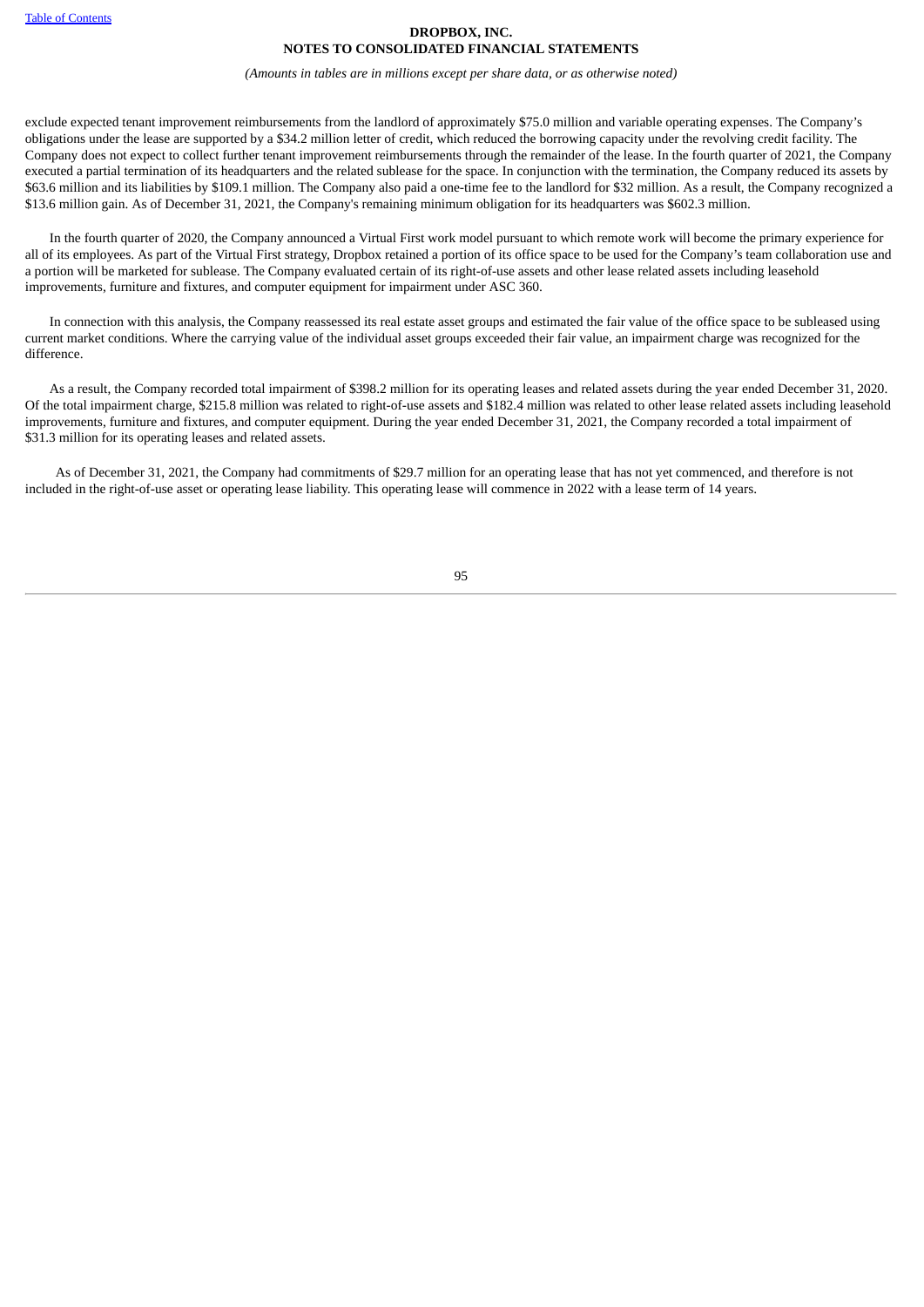exclude expected tenant improvement reimbursements from the landlord of approximately $75.0 million and variable operating expenses. The Company's obligations under the lease are supported by a $34.2 million letter of credit, which reduced the borrowing capacity under the revolving credit facility. The Company does not expect to collect further tenant improvement reimbursements through the remainder of the lease. In the fourth quarter of 2021, the Company executed a partial termination of its headquarters and the related sublease for the space. In conjunction with the termination, the Company reduced its assets by $63.6 million and its liabilities by $109.1 million. The Company also paid a one-time fee to the landlord for $32 million. As a result, the Company recognized a $13.6 million gain. As of December 31, 2021, the Company's remaining minimum obligation for its headquarters was $602.3 million.

In the fourth quarter of 2020, the Company announced a Virtual First work model pursuant to which remote work will become the primary experience for all of its employees. As part of the Virtual First strategy, Dropbox retained a portion of its office space to be used for the Company's team collaboration use and a portion will be marketed for sublease. The Company evaluated certain of its right-of-use assets and other lease related assets including leasehold improvements, furniture and fixtures, and computer equipment for impairment under ASC 360.

In connection with this analysis, the Company reassessed its real estate asset groups and estimated the fair value of the office space to be subleased using current market conditions. Where the carrying value of the individual asset groups exceeded their fair value, an impairment charge was recognized for the difference.

As a result, the Company recorded total impairment of $398.2 million for its operating leases and related assets during the year ended December 31, 2020. Of the total impairment charge, $215.8 million was related to right-of-use assets and $182.4 million was related to other lease related assets including leasehold improvements, furniture and fixtures, and computer equipment. During the year ended December 31, 2021, the Company recorded a total impairment of $31.3 million for its operating leases and related assets.

As of December 31, 2021, the Company had commitments of $29.7 million for an operating lease that has not yet commenced, and therefore is not included in the right-of-use asset or operating lease liability. This operating lease will commence in 2022 with a lease term of 14 years.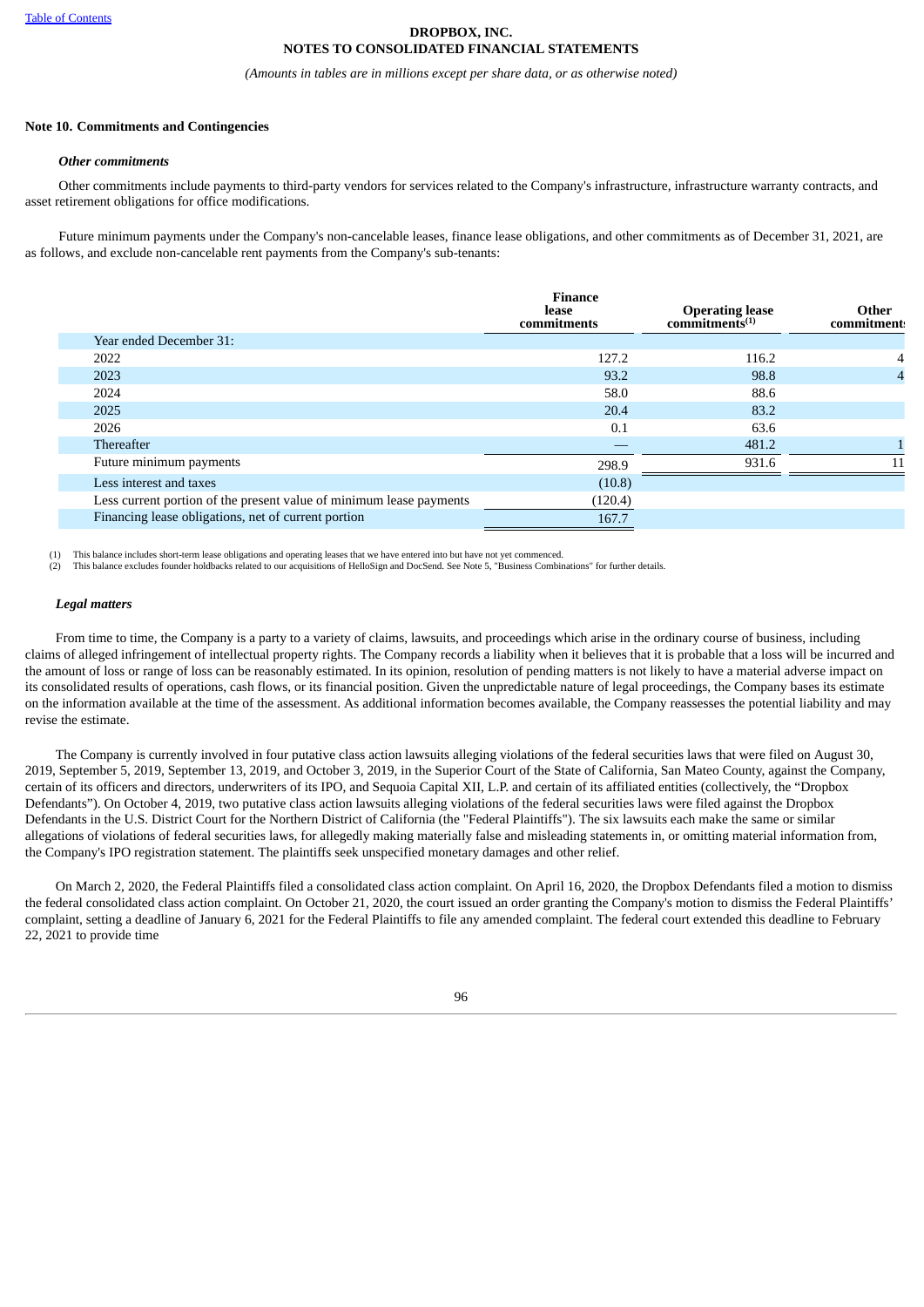**DROPBOX, INC.**
**NOTES TO CONSOLIDATED FINANCIAL STATEMENTS**

*(Amounts in tables are in millions except per share data, or as otherwise noted)*

**Note 10. Commitments and Contingencies**

***Other commitments***

Other commitments include payments to third-party vendors for services related to the Company's infrastructure, infrastructure warranty contracts, and asset retirement obligations for office modifications.

Future minimum payments under the Company's non-cancelable leases, finance lease obligations, and other commitments as of December 31, 2021, are as follows, and exclude non-cancelable rent payments from the Company's sub-tenants:

| | Finance lease commitments | Operating lease commitments[(1)] | Other commitments |
|---|---|---|---|
| Year ended December 31: | | | |
| 2022 | 127.2 | 116.2 | 4 |
| 2023 | 93.2 | 98.8 | 4 |
| 2024 | 58.0 | 88.6 | |
| 2025 | 20.4 | 83.2 | |
| 2026 | 0.1 | 63.6 | |
| Thereafter | — | 481.2 | 1 |
| Future minimum payments | 298.9 | 931.6 | 11 |
| Less interest and taxes | (10.8) | | |
| Less current portion of the present value of minimum lease payments | (120.4) | | |
| Financing lease obligations, net of current portion | 167.7 | | |

(1) This balance includes short-term lease obligations and operating leases that we have entered into but have not yet commenced.
(2) This balance excludes founder holdbacks related to our acquisitions of HelloSign and DocSend. See Note 5, "Business Combinations" for further details.

***Legal matters***

From time to time, the Company is a party to a variety of claims, lawsuits, and proceedings which arise in the ordinary course of business, including claims of alleged infringement of intellectual property rights. The Company records a liability when it believes that it is probable that a loss will be incurred and the amount of loss or range of loss can be reasonably estimated. In its opinion, resolution of pending matters is not likely to have a material adverse impact on its consolidated results of operations, cash flows, or its financial position. Given the unpredictable nature of legal proceedings, the Company bases its estimate on the information available at the time of the assessment. As additional information becomes available, the Company reassesses the potential liability and may revise the estimate.

The Company is currently involved in four putative class action lawsuits alleging violations of the federal securities laws that were filed on August 30, 2019, September 5, 2019, September 13, 2019, and October 3, 2019, in the Superior Court of the State of California, San Mateo County, against the Company, certain of its officers and directors, underwriters of its IPO, and Sequoia Capital XII, L.P. and certain of its affiliated entities (collectively, the "Dropbox Defendants"). On October 4, 2019, two putative class action lawsuits alleging violations of the federal securities laws were filed against the Dropbox Defendants in the U.S. District Court for the Northern District of California (the "Federal Plaintiffs"). The six lawsuits each make the same or similar allegations of violations of federal securities laws, for allegedly making materially false and misleading statements in, or omitting material information from, the Company's IPO registration statement. The plaintiffs seek unspecified monetary damages and other relief.

On March 2, 2020, the Federal Plaintiffs filed a consolidated class action complaint. On April 16, 2020, the Dropbox Defendants filed a motion to dismiss the federal consolidated class action complaint. On October 21, 2020, the court issued an order granting the Company's motion to dismiss the Federal Plaintiffs' complaint, setting a deadline of January 6, 2021 for the Federal Plaintiffs to file any amended complaint. The federal court extended this deadline to February 22, 2021 to provide time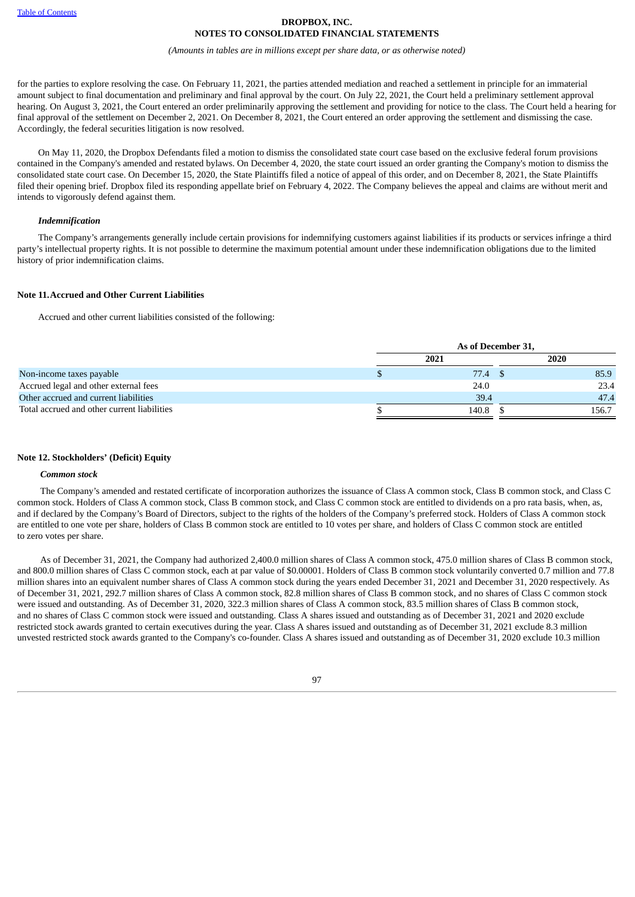for the parties to explore resolving the case. On February 11, 2021, the parties attended mediation and reached a settlement in principle for an immaterial amount subject to final documentation and preliminary and final approval by the court. On July 22, 2021, the Court held a preliminary settlement approval hearing. On August 3, 2021, the Court entered an order preliminarily approving the settlement and providing for notice to the class. The Court held a hearing for final approval of the settlement on December 2, 2021. On December 8, 2021, the Court entered an order approving the settlement and dismissing the case. Accordingly, the federal securities litigation is now resolved.

On May 11, 2020, the Dropbox Defendants filed a motion to dismiss the consolidated state court case based on the exclusive federal forum provisions contained in the Company's amended and restated bylaws. On December 4, 2020, the state court issued an order granting the Company's motion to dismiss the consolidated state court case. On December 15, 2020, the State Plaintiffs filed a notice of appeal of this order, and on December 8, 2021, the State Plaintiffs filed their opening brief. Dropbox filed its responding appellate brief on February 4, 2022. The Company believes the appeal and claims are without merit and intends to vigorously defend against them.

***Indemnification***

The Company's arrangements generally include certain provisions for indemnifying customers against liabilities if its products or services infringe a third party's intellectual property rights. It is not possible to determine the maximum potential amount under these indemnification obligations due to the limited history of prior indemnification claims.

## Note 11. Accrued and Other Current Liabilities

Accrued and other current liabilities consisted of the following:

| | As of December 31, | |
|---|---|---|
| | 2021 | 2020 |
| Non-income taxes payable | $ 77.4 | $ 85.9 |
| Accrued legal and other external fees | 24.0 | 23.4 |
| Other accrued and current liabilities | 39.4 | 47.4 |
| Total accrued and other current liabilities | $ 140.8 | $ 156.7 |

## Note 12. Stockholders' (Deficit) Equity

***Common stock***

The Company's amended and restated certificate of incorporation authorizes the issuance of Class A common stock, Class B common stock, and Class C common stock. Holders of Class A common stock, Class B common stock, and Class C common stock are entitled to dividends on a pro rata basis, when, as, and if declared by the Company's Board of Directors, subject to the rights of the holders of the Company's preferred stock. Holders of Class A common stock are entitled to one vote per share, holders of Class B common stock are entitled to 10 votes per share, and holders of Class C common stock are entitled to zero votes per share.

As of December 31, 2021, the Company had authorized 2,400.0 million shares of Class A common stock, 475.0 million shares of Class B common stock, and 800.0 million shares of Class C common stock, each at par value of $0.00001. Holders of Class B common stock voluntarily converted 0.7 million and 77.8 million shares into an equivalent number shares of Class A common stock during the years ended December 31, 2021 and December 31, 2020 respectively. As of December 31, 2021, 292.7 million shares of Class A common stock, 82.8 million shares of Class B common stock, and no shares of Class C common stock were issued and outstanding. As of December 31, 2020, 322.3 million shares of Class A common stock, 83.5 million shares of Class B common stock, and no shares of Class C common stock were issued and outstanding. Class A shares issued and outstanding as of December 31, 2021 and 2020 exclude restricted stock awards granted to certain executives during the year. Class A shares issued and outstanding as of December 31, 2021 exclude 8.3 million unvested restricted stock awards granted to the Company's co-founder. Class A shares issued and outstanding as of December 31, 2020 exclude 10.3 million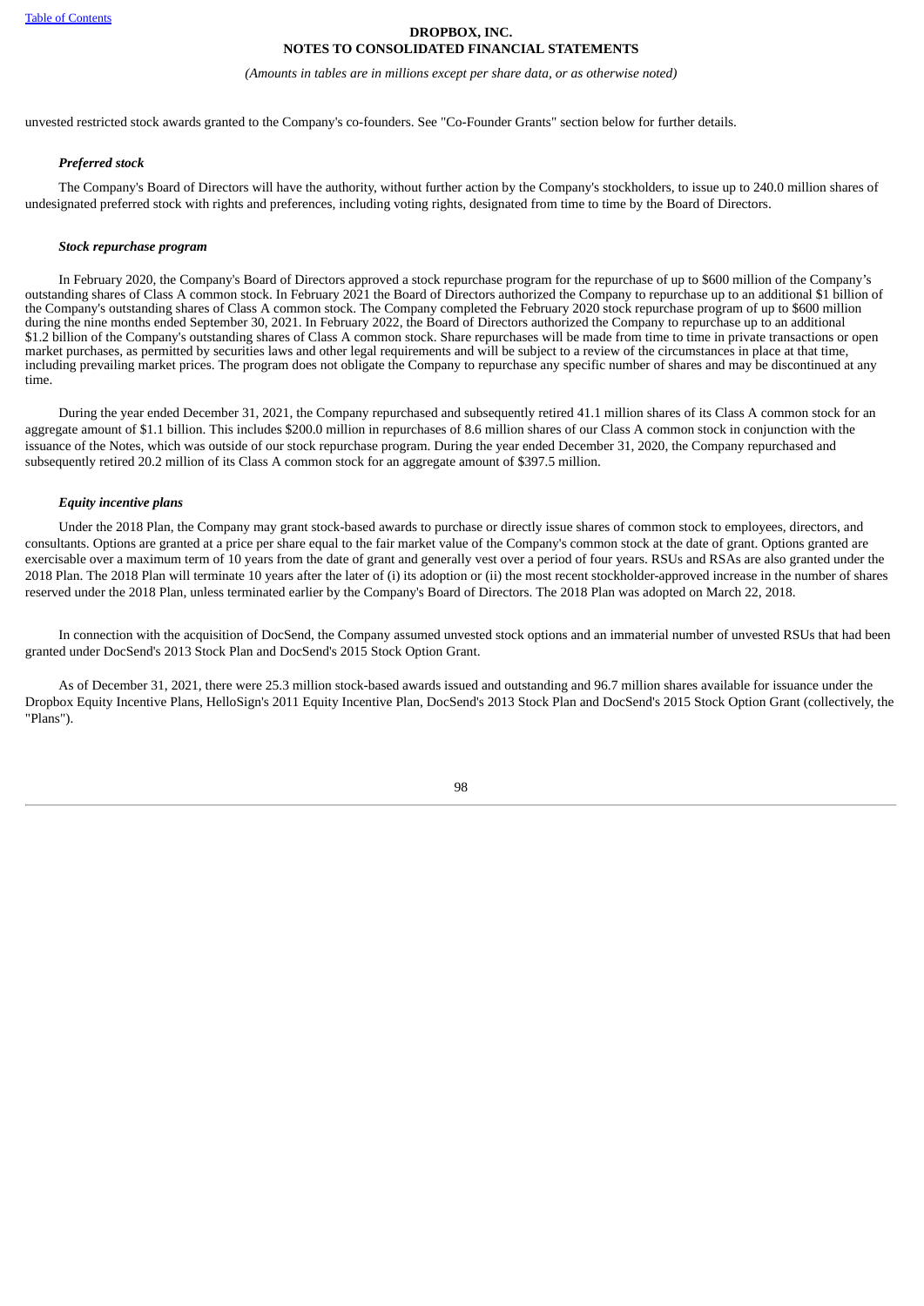unvested restricted stock awards granted to the Company's co-founders. See "Co-Founder Grants" section below for further details.

***Preferred stock***

The Company's Board of Directors will have the authority, without further action by the Company's stockholders, to issue up to 240.0 million shares of undesignated preferred stock with rights and preferences, including voting rights, designated from time to time by the Board of Directors.

***Stock repurchase program***

In February 2020, the Company's Board of Directors approved a stock repurchase program for the repurchase of up to $600 million of the Company's outstanding shares of Class A common stock. In February 2021 the Board of Directors authorized the Company to repurchase up to an additional $1 billion of the Company's outstanding shares of Class A common stock. The Company completed the February 2020 stock repurchase program of up to $600 million during the nine months ended September 30, 2021. In February 2022, the Board of Directors authorized the Company to repurchase up to an additional $1.2 billion of the Company's outstanding shares of Class A common stock. Share repurchases will be made from time to time in private transactions or open market purchases, as permitted by securities laws and other legal requirements and will be subject to a review of the circumstances in place at that time, including prevailing market prices. The program does not obligate the Company to repurchase any specific number of shares and may be discontinued at any time.

During the year ended December 31, 2021, the Company repurchased and subsequently retired 41.1 million shares of its Class A common stock for an aggregate amount of $1.1 billion. This includes $200.0 million in repurchases of 8.6 million shares of our Class A common stock in conjunction with the issuance of the Notes, which was outside of our stock repurchase program. During the year ended December 31, 2020, the Company repurchased and subsequently retired 20.2 million of its Class A common stock for an aggregate amount of $397.5 million.

***Equity incentive plans***

Under the 2018 Plan, the Company may grant stock-based awards to purchase or directly issue shares of common stock to employees, directors, and consultants. Options are granted at a price per share equal to the fair market value of the Company's common stock at the date of grant. Options granted are exercisable over a maximum term of 10 years from the date of grant and generally vest over a period of four years. RSUs and RSAs are also granted under the 2018 Plan. The 2018 Plan will terminate 10 years after the later of (i) its adoption or (ii) the most recent stockholder-approved increase in the number of shares reserved under the 2018 Plan, unless terminated earlier by the Company's Board of Directors. The 2018 Plan was adopted on March 22, 2018.

In connection with the acquisition of DocSend, the Company assumed unvested stock options and an immaterial number of unvested RSUs that had been granted under DocSend's 2013 Stock Plan and DocSend's 2015 Stock Option Grant.

As of December 31, 2021, there were 25.3 million stock-based awards issued and outstanding and 96.7 million shares available for issuance under the Dropbox Equity Incentive Plans, HelloSign's 2011 Equity Incentive Plan, DocSend's 2013 Stock Plan and DocSend's 2015 Stock Option Grant (collectively, the "Plans").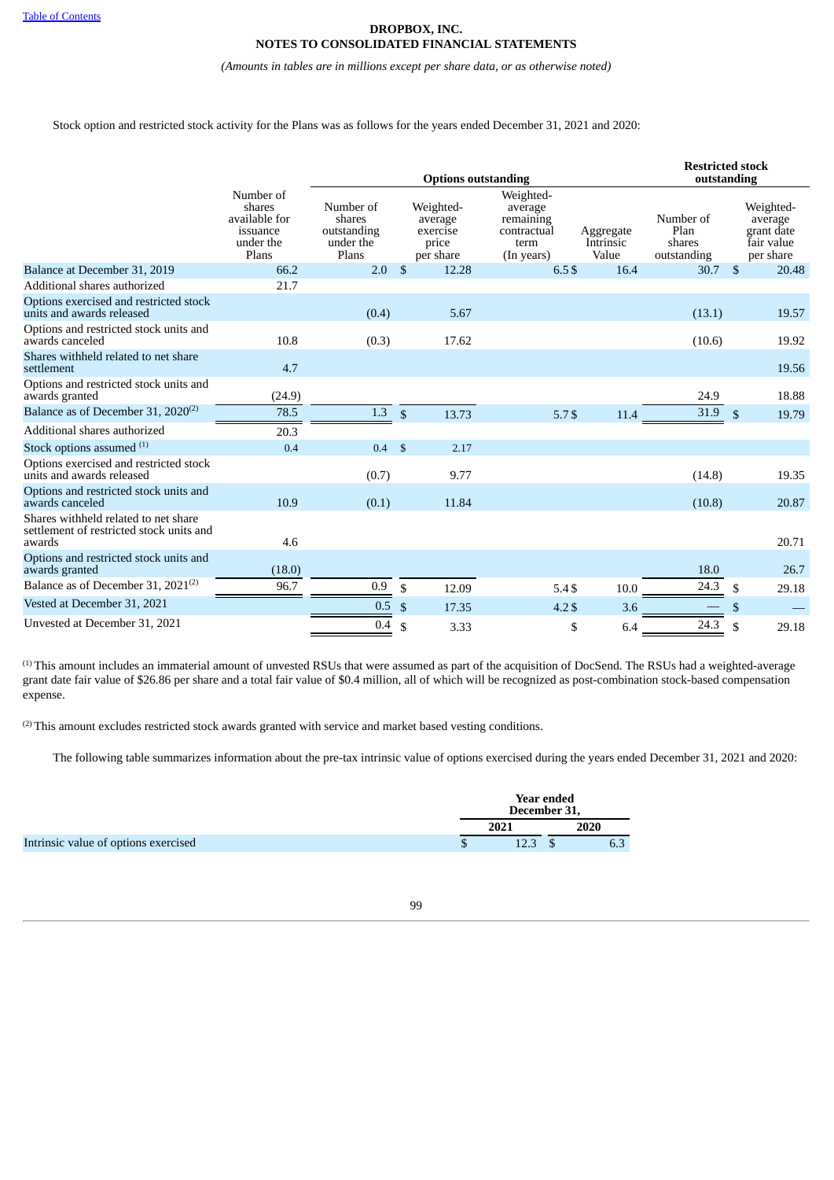**DROPBOX, INC.**
**NOTES TO CONSOLIDATED FINANCIAL STATEMENTS**

*(Amounts in tables are in millions except per share data, or as otherwise noted)*

Stock option and restricted stock activity for the Plans was as follows for the years ended December 31, 2021 and 2020:

| | | Options outstanding | | | | Restricted stock outstanding | |
|---|---|---|---|---|---|---|---|
| | Number of shares available for issuance under the Plans | Number of shares outstanding under the Plans | Weighted-average exercise price per share | Weighted-average remaining contractual term (In years) | Aggregate Intrinsic Value | Number of Plan shares outstanding | Weighted-average grant date fair value per share |
| Balance at December 31, 2019 | 66.2 | 2.0 | $ 12.28 | 6.5 | $ 16.4 | 30.7 | $ 20.48 |
| Additional shares authorized | 21.7 | | | | | | |
| Options exercised and restricted stock units and awards released | | (0.4) | 5.67 | | | (13.1) | 19.57 |
| Options and restricted stock units and awards canceled | 10.8 | (0.3) | 17.62 | | | (10.6) | 19.92 |
| Shares withheld related to net share settlement | 4.7 | | | | | | 19.56 |
| Options and restricted stock units and awards granted | (24.9) | | | | | 24.9 | 18.88 |
| Balance as of December 31, 2020[(2)] | 78.5 | 1.3 | $ 13.73 | 5.7 | $ 11.4 | 31.9 | $ 19.79 |
| Additional shares authorized | 20.3 | | | | | | |
| Stock options assumed [(1)] | 0.4 | 0.4 | $ 2.17 | | | | |
| Options exercised and restricted stock units and awards released | | (0.7) | 9.77 | | | (14.8) | 19.35 |
| Options and restricted stock units and awards canceled | 10.9 | (0.1) | 11.84 | | | (10.8) | 20.87 |
| Shares withheld related to net share settlement of restricted stock units and awards | 4.6 | | | | | | 20.71 |
| Options and restricted stock units and awards granted | (18.0) | | | | | 18.0 | 26.7 |
| Balance as of December 31, 2021[(2)] | 96.7 | 0.9 | $ 12.09 | 5.4 | $ 10.0 | 24.3 | $ 29.18 |
| Vested at December 31, 2021 | | 0.5 | $ 17.35 | 4.2 | $ 3.6 | — | $ — |
| Unvested at December 31, 2021 | | 0.4 | $ 3.33 | | $ 6.4 | 24.3 | $ 29.18 |

[(1)] This amount includes an immaterial amount of unvested RSUs that were assumed as part of the acquisition of DocSend. The RSUs had a weighted-average grant date fair value of $26.86 per share and a total fair value of $0.4 million, all of which will be recognized as post-combination stock-based compensation expense.

[(2)] This amount excludes restricted stock awards granted with service and market based vesting conditions.

The following table summarizes information about the pre-tax intrinsic value of options exercised during the years ended December 31, 2021 and 2020:

| | Year ended December 31, | |
|---|---|---|
| | 2021 | 2020 |
| Intrinsic value of options exercised | $ 12.3 | $ 6.3 |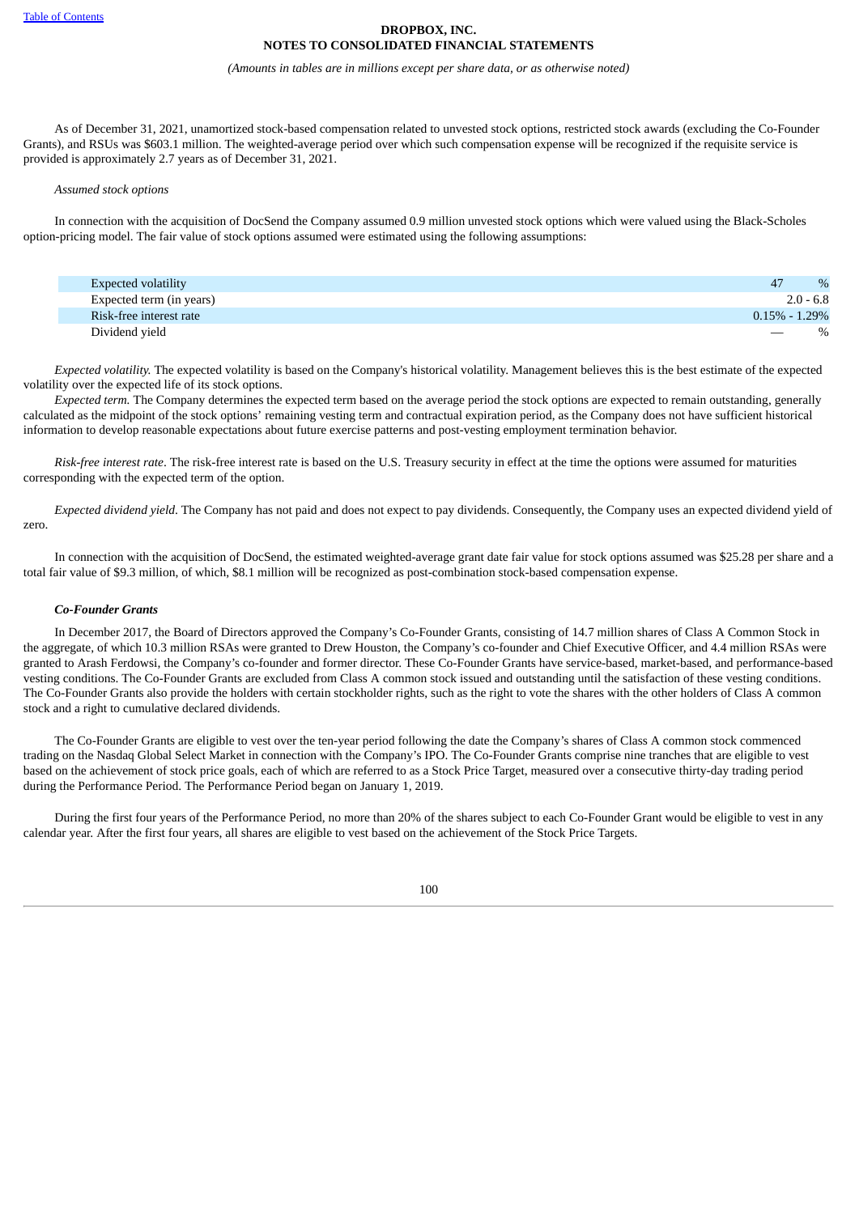As of December 31, 2021, unamortized stock-based compensation related to unvested stock options, restricted stock awards (excluding the Co-Founder Grants), and RSUs was $603.1 million. The weighted-average period over which such compensation expense will be recognized if the requisite service is provided is approximately 2.7 years as of December 31, 2021.

*Assumed stock options*

In connection with the acquisition of DocSend the Company assumed 0.9 million unvested stock options which were valued using the Black-Scholes option-pricing model. The fair value of stock options assumed were estimated using the following assumptions:

| | |
|---|---|
| Expected volatility | 47 % |
| Expected term (in years) | 2.0 - 6.8 |
| Risk-free interest rate | 0.15% - 1.29% |
| Dividend yield | — % |

*Expected volatility.* The expected volatility is based on the Company's historical volatility. Management believes this is the best estimate of the expected volatility over the expected life of its stock options.

*Expected term.* The Company determines the expected term based on the average period the stock options are expected to remain outstanding, generally calculated as the midpoint of the stock options' remaining vesting term and contractual expiration period, as the Company does not have sufficient historical information to develop reasonable expectations about future exercise patterns and post-vesting employment termination behavior.

*Risk-free interest rate*. The risk-free interest rate is based on the U.S. Treasury security in effect at the time the options were assumed for maturities corresponding with the expected term of the option.

*Expected dividend yield*. The Company has not paid and does not expect to pay dividends. Consequently, the Company uses an expected dividend yield of zero.

In connection with the acquisition of DocSend, the estimated weighted-average grant date fair value for stock options assumed was $25.28 per share and a total fair value of $9.3 million, of which, $8.1 million will be recognized as post-combination stock-based compensation expense.

***Co-Founder Grants***

In December 2017, the Board of Directors approved the Company's Co-Founder Grants, consisting of 14.7 million shares of Class A Common Stock in the aggregate, of which 10.3 million RSAs were granted to Drew Houston, the Company's co-founder and Chief Executive Officer, and 4.4 million RSAs were granted to Arash Ferdowsi, the Company's co-founder and former director. These Co-Founder Grants have service-based, market-based, and performance-based vesting conditions. The Co-Founder Grants are excluded from Class A common stock issued and outstanding until the satisfaction of these vesting conditions. The Co-Founder Grants also provide the holders with certain stockholder rights, such as the right to vote the shares with the other holders of Class A common stock and a right to cumulative declared dividends.

The Co-Founder Grants are eligible to vest over the ten-year period following the date the Company's shares of Class A common stock commenced trading on the Nasdaq Global Select Market in connection with the Company's IPO. The Co-Founder Grants comprise nine tranches that are eligible to vest based on the achievement of stock price goals, each of which are referred to as a Stock Price Target, measured over a consecutive thirty-day trading period during the Performance Period. The Performance Period began on January 1, 2019.

During the first four years of the Performance Period, no more than 20% of the shares subject to each Co-Founder Grant would be eligible to vest in any calendar year. After the first four years, all shares are eligible to vest based on the achievement of the Stock Price Targets.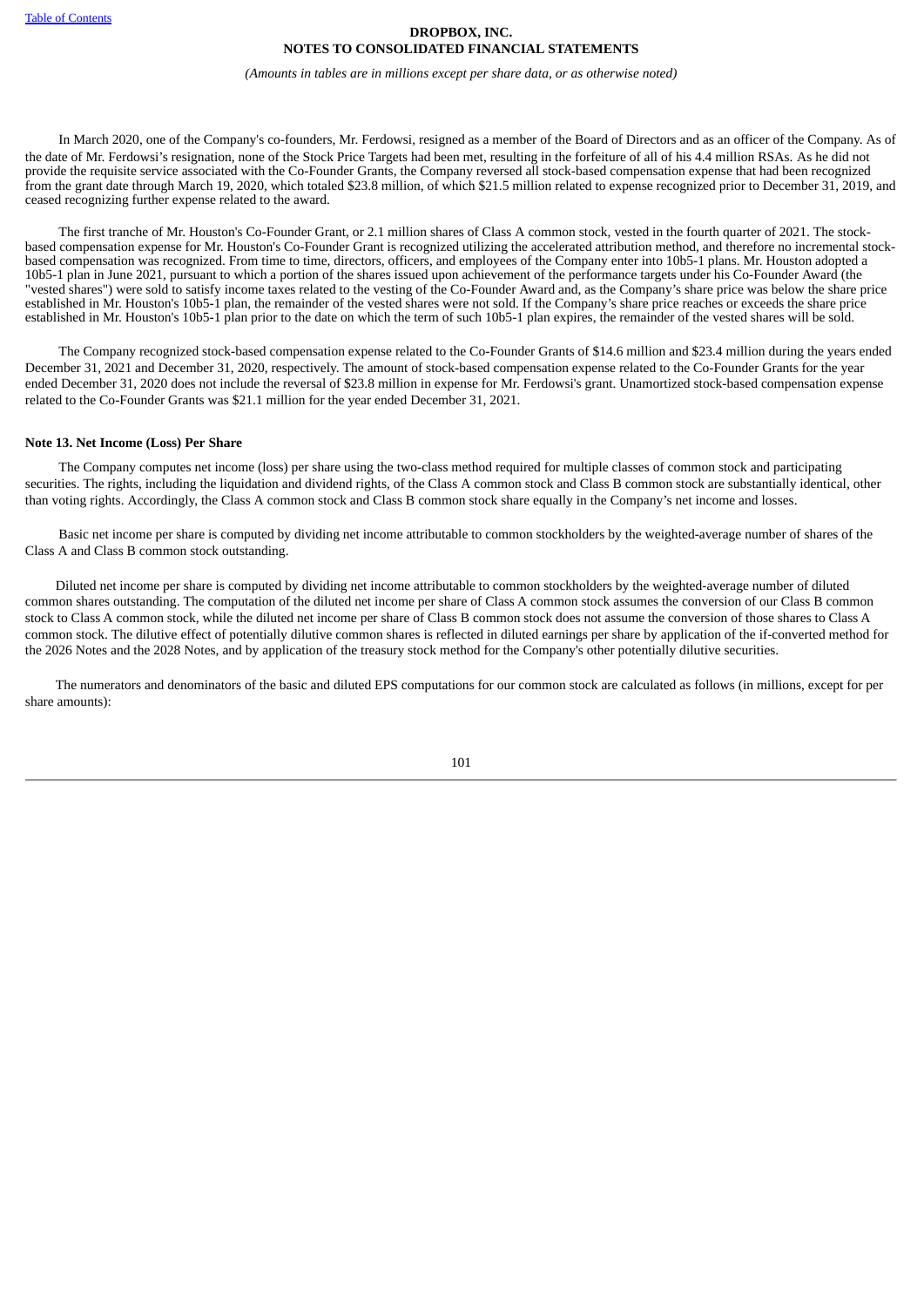In March 2020, one of the Company's co-founders, Mr. Ferdowsi, resigned as a member of the Board of Directors and as an officer of the Company. As of the date of Mr. Ferdowsi's resignation, none of the Stock Price Targets had been met, resulting in the forfeiture of all of his 4.4 million RSAs. As he did not provide the requisite service associated with the Co-Founder Grants, the Company reversed all stock-based compensation expense that had been recognized from the grant date through March 19, 2020, which totaled $23.8 million, of which $21.5 million related to expense recognized prior to December 31, 2019, and ceased recognizing further expense related to the award.

The first tranche of Mr. Houston's Co-Founder Grant, or 2.1 million shares of Class A common stock, vested in the fourth quarter of 2021. The stock-based compensation expense for Mr. Houston's Co-Founder Grant is recognized utilizing the accelerated attribution method, and therefore no incremental stock-based compensation was recognized. From time to time, directors, officers, and employees of the Company enter into 10b5-1 plans. Mr. Houston adopted a 10b5-1 plan in June 2021, pursuant to which a portion of the shares issued upon achievement of the performance targets under his Co-Founder Award (the "vested shares") were sold to satisfy income taxes related to the vesting of the Co-Founder Award and, as the Company's share price was below the share price established in Mr. Houston's 10b5-1 plan, the remainder of the vested shares were not sold. If the Company's share price reaches or exceeds the share price established in Mr. Houston's 10b5-1 plan prior to the date on which the term of such 10b5-1 plan expires, the remainder of the vested shares will be sold.

The Company recognized stock-based compensation expense related to the Co-Founder Grants of $14.6 million and $23.4 million during the years ended December 31, 2021 and December 31, 2020, respectively. The amount of stock-based compensation expense related to the Co-Founder Grants for the year ended December 31, 2020 does not include the reversal of $23.8 million in expense for Mr. Ferdowsi's grant. Unamortized stock-based compensation expense related to the Co-Founder Grants was $21.1 million for the year ended December 31, 2021.

**Note 13. Net Income (Loss) Per Share**

The Company computes net income (loss) per share using the two-class method required for multiple classes of common stock and participating securities. The rights, including the liquidation and dividend rights, of the Class A common stock and Class B common stock are substantially identical, other than voting rights. Accordingly, the Class A common stock and Class B common stock share equally in the Company's net income and losses.

Basic net income per share is computed by dividing net income attributable to common stockholders by the weighted-average number of shares of the Class A and Class B common stock outstanding.

Diluted net income per share is computed by dividing net income attributable to common stockholders by the weighted-average number of diluted common shares outstanding. The computation of the diluted net income per share of Class A common stock assumes the conversion of our Class B common stock to Class A common stock, while the diluted net income per share of Class B common stock does not assume the conversion of those shares to Class A common stock. The dilutive effect of potentially dilutive common shares is reflected in diluted earnings per share by application of the if-converted method for the 2026 Notes and the 2028 Notes, and by application of the treasury stock method for the Company's other potentially dilutive securities.

The numerators and denominators of the basic and diluted EPS computations for our common stock are calculated as follows (in millions, except for per share amounts):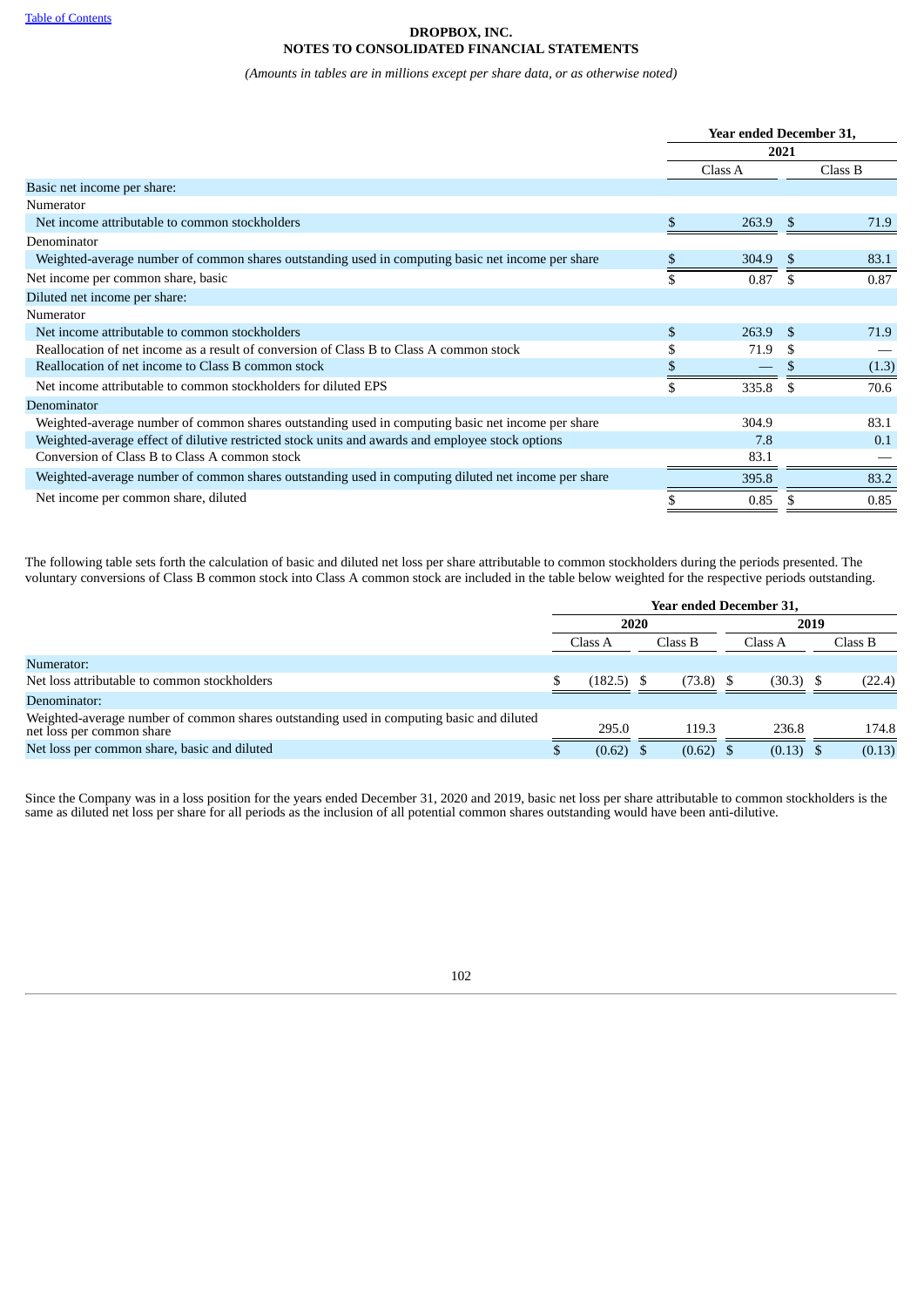**DROPBOX, INC.**
**NOTES TO CONSOLIDATED FINANCIAL STATEMENTS**

*(Amounts in tables are in millions except per share data, or as otherwise noted)*

| | Year ended December 31, | |
|---|---|---|
| | 2021 | |
| | Class A | Class B |
| Basic net income per share: | | |
| Numerator | | |
| Net income attributable to common stockholders | $ 263.9 | $ 71.9 |
| Denominator | | |
| Weighted-average number of common shares outstanding used in computing basic net income per share | $ 304.9 | $ 83.1 |
| Net income per common share, basic | $ 0.87 | $ 0.87 |
| Diluted net income per share: | | |
| Numerator | | |
| Net income attributable to common stockholders | $ 263.9 | $ 71.9 |
| Reallocation of net income as a result of conversion of Class B to Class A common stock | $ 71.9 | $ — |
| Reallocation of net income to Class B common stock | $ — | $ (1.3) |
| Net income attributable to common stockholders for diluted EPS | $ 335.8 | $ 70.6 |
| Denominator | | |
| Weighted-average number of common shares outstanding used in computing basic net income per share | 304.9 | 83.1 |
| Weighted-average effect of dilutive restricted stock units and awards and employee stock options | 7.8 | 0.1 |
| Conversion of Class B to Class A common stock | 83.1 | — |
| Weighted-average number of common shares outstanding used in computing diluted net income per share | 395.8 | 83.2 |
| Net income per common share, diluted | $ 0.85 | $ 0.85 |

The following table sets forth the calculation of basic and diluted net loss per share attributable to common stockholders during the periods presented. The voluntary conversions of Class B common stock into Class A common stock are included in the table below weighted for the respective periods outstanding.

| | Year ended December 31, | | | |
|---|---|---|---|---|
| | 2020 | | 2019 | |
| | Class A | Class B | Class A | Class B |
| Numerator: | | | | |
| Net loss attributable to common stockholders | $ (182.5) | $ (73.8) | $ (30.3) | $ (22.4) |
| Denominator: | | | | |
| Weighted-average number of common shares outstanding used in computing basic and diluted net loss per common share | 295.0 | 119.3 | 236.8 | 174.8 |
| Net loss per common share, basic and diluted | $ (0.62) | $ (0.62) | $ (0.13) | $ (0.13) |

Since the Company was in a loss position for the years ended December 31, 2020 and 2019, basic net loss per share attributable to common stockholders is the same as diluted net loss per share for all periods as the inclusion of all potential common shares outstanding would have been anti-dilutive.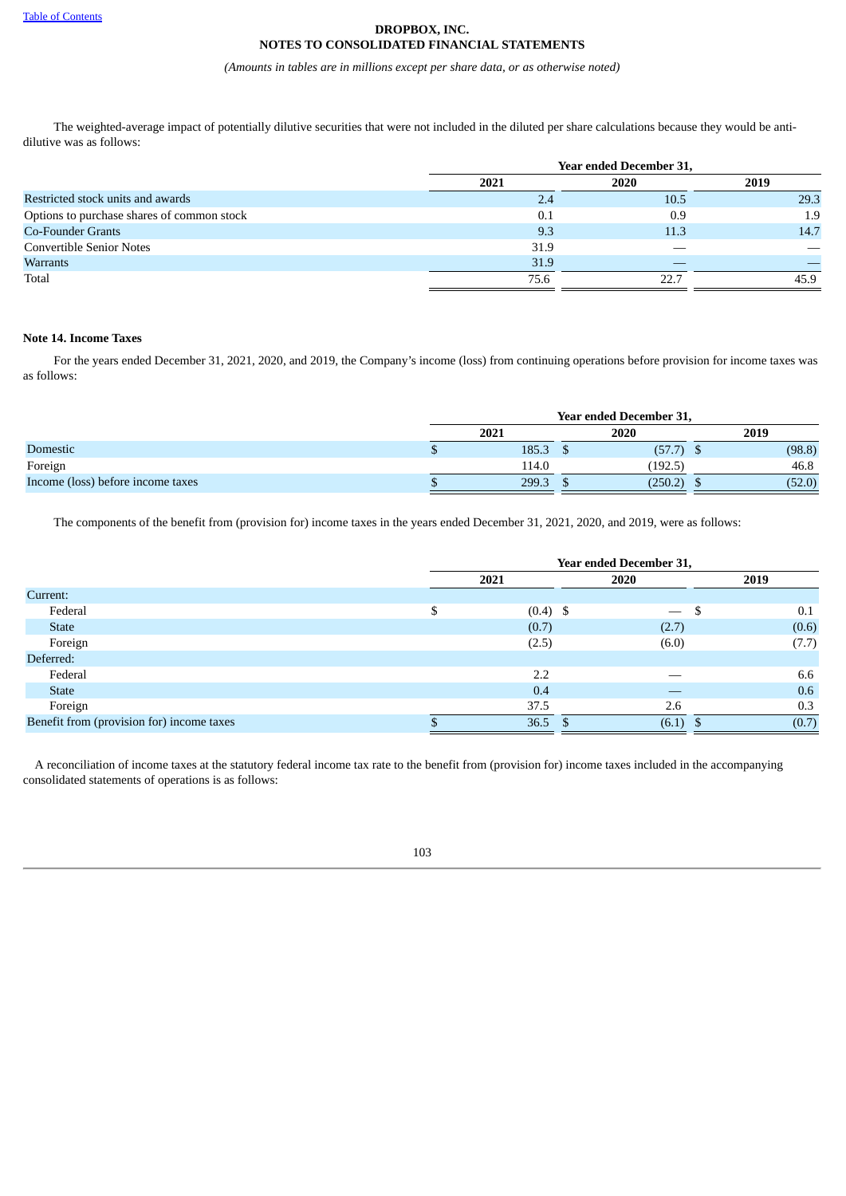**DROPBOX, INC.**
**NOTES TO CONSOLIDATED FINANCIAL STATEMENTS**

*(Amounts in tables are in millions except per share data, or as otherwise noted)*

The weighted-average impact of potentially dilutive securities that were not included in the diluted per share calculations because they would be anti-dilutive was as follows:

| | Year ended December 31, | | |
|---|---|---|---|
| | 2021 | 2020 | 2019 |
| Restricted stock units and awards | 2.4 | 10.5 | 29.3 |
| Options to purchase shares of common stock | 0.1 | 0.9 | 1.9 |
| Co-Founder Grants | 9.3 | 11.3 | 14.7 |
| Convertible Senior Notes | 31.9 | — | — |
| Warrants | 31.9 | — | — |
| Total | 75.6 | 22.7 | 45.9 |

**Note 14. Income Taxes**

For the years ended December 31, 2021, 2020, and 2019, the Company's income (loss) from continuing operations before provision for income taxes was as follows:

| | Year ended December 31, | | |
|---|---|---|---|
| | 2021 | 2020 | 2019 |
| Domestic | $ 185.3 | $ (57.7) | $ (98.8) |
| Foreign | 114.0 | (192.5) | 46.8 |
| Income (loss) before income taxes | $ 299.3 | $ (250.2) | $ (52.0) |

The components of the benefit from (provision for) income taxes in the years ended December 31, 2021, 2020, and 2019, were as follows:

| | Year ended December 31, | | |
|---|---|---|---|
| | 2021 | 2020 | 2019 |
| Current: | | | |
| Federal | $ (0.4) | $ — | $ 0.1 |
| State | (0.7) | (2.7) | (0.6) |
| Foreign | (2.5) | (6.0) | (7.7) |
| Deferred: | | | |
| Federal | 2.2 | — | 6.6 |
| State | 0.4 | — | 0.6 |
| Foreign | 37.5 | 2.6 | 0.3 |
| Benefit from (provision for) income taxes | $ 36.5 | $ (6.1) | $ (0.7) |

A reconciliation of income taxes at the statutory federal income tax rate to the benefit from (provision for) income taxes included in the accompanying consolidated statements of operations is as follows: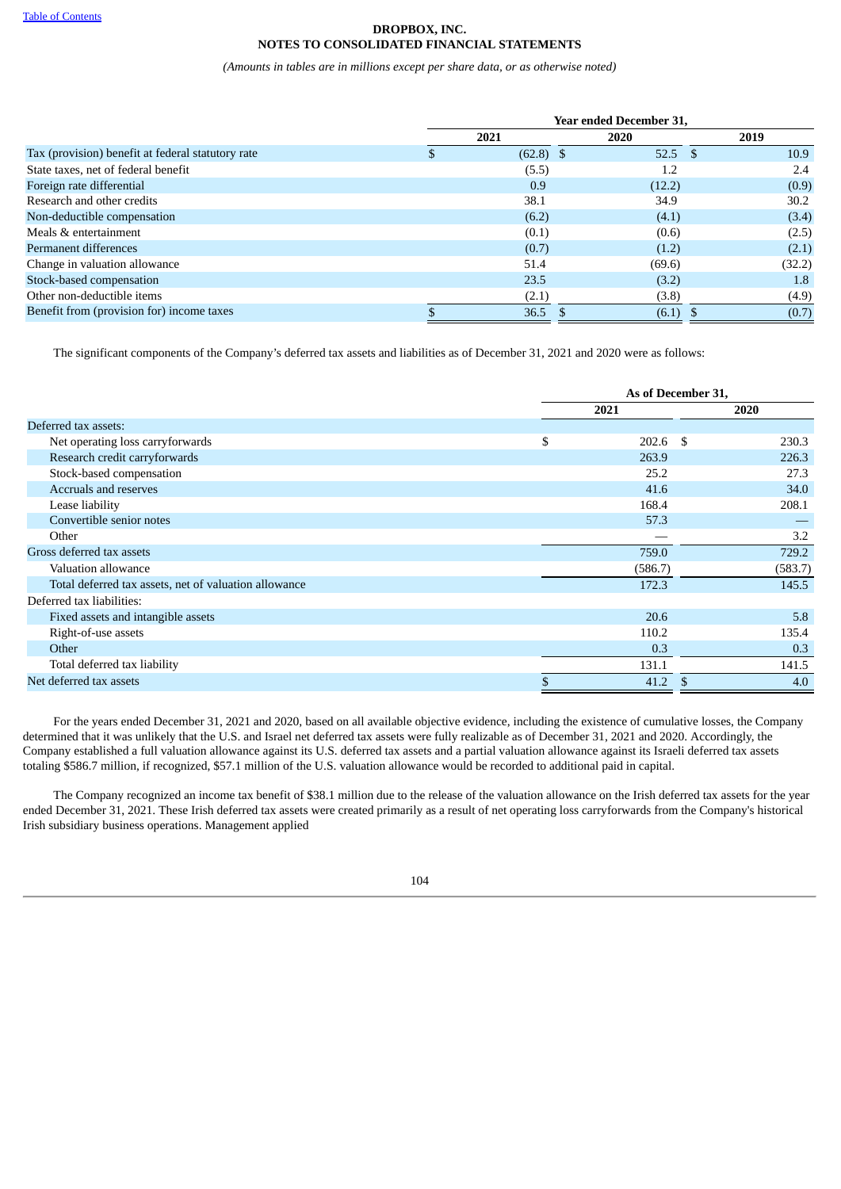**DROPBOX, INC.**
**NOTES TO CONSOLIDATED FINANCIAL STATEMENTS**

*(Amounts in tables are in millions except per share data, or as otherwise noted)*

| | Year ended December 31, | | |
|---|---|---|---|
| | 2021 | 2020 | 2019 |
| Tax (provision) benefit at federal statutory rate | $ (62.8) | $ 52.5 | $ 10.9 |
| State taxes, net of federal benefit | (5.5) | 1.2 | 2.4 |
| Foreign rate differential | 0.9 | (12.2) | (0.9) |
| Research and other credits | 38.1 | 34.9 | 30.2 |
| Non-deductible compensation | (6.2) | (4.1) | (3.4) |
| Meals & entertainment | (0.1) | (0.6) | (2.5) |
| Permanent differences | (0.7) | (1.2) | (2.1) |
| Change in valuation allowance | 51.4 | (69.6) | (32.2) |
| Stock-based compensation | 23.5 | (3.2) | 1.8 |
| Other non-deductible items | (2.1) | (3.8) | (4.9) |
| Benefit from (provision for) income taxes | $ 36.5 | $ (6.1) | $ (0.7) |

The significant components of the Company's deferred tax assets and liabilities as of December 31, 2021 and 2020 were as follows:

| | As of December 31, | |
|---|---|---|
| | 2021 | 2020 |
| Deferred tax assets: | | |
| Net operating loss carryforwards | $ 202.6 | $ 230.3 |
| Research credit carryforwards | 263.9 | 226.3 |
| Stock-based compensation | 25.2 | 27.3 |
| Accruals and reserves | 41.6 | 34.0 |
| Lease liability | 168.4 | 208.1 |
| Convertible senior notes | 57.3 | — |
| Other | — | 3.2 |
| Gross deferred tax assets | 759.0 | 729.2 |
| Valuation allowance | (586.7) | (583.7) |
| Total deferred tax assets, net of valuation allowance | 172.3 | 145.5 |
| Deferred tax liabilities: | | |
| Fixed assets and intangible assets | 20.6 | 5.8 |
| Right-of-use assets | 110.2 | 135.4 |
| Other | 0.3 | 0.3 |
| Total deferred tax liability | 131.1 | 141.5 |
| Net deferred tax assets | $ 41.2 | $ 4.0 |

For the years ended December 31, 2021 and 2020, based on all available objective evidence, including the existence of cumulative losses, the Company determined that it was unlikely that the U.S. and Israel net deferred tax assets were fully realizable as of December 31, 2021 and 2020. Accordingly, the Company established a full valuation allowance against its U.S. deferred tax assets and a partial valuation allowance against its Israeli deferred tax assets totaling $586.7 million, if recognized, $57.1 million of the U.S. valuation allowance would be recorded to additional paid in capital.

The Company recognized an income tax benefit of $38.1 million due to the release of the valuation allowance on the Irish deferred tax assets for the year ended December 31, 2021. These Irish deferred tax assets were created primarily as a result of net operating loss carryforwards from the Company's historical Irish subsidiary business operations. Management applied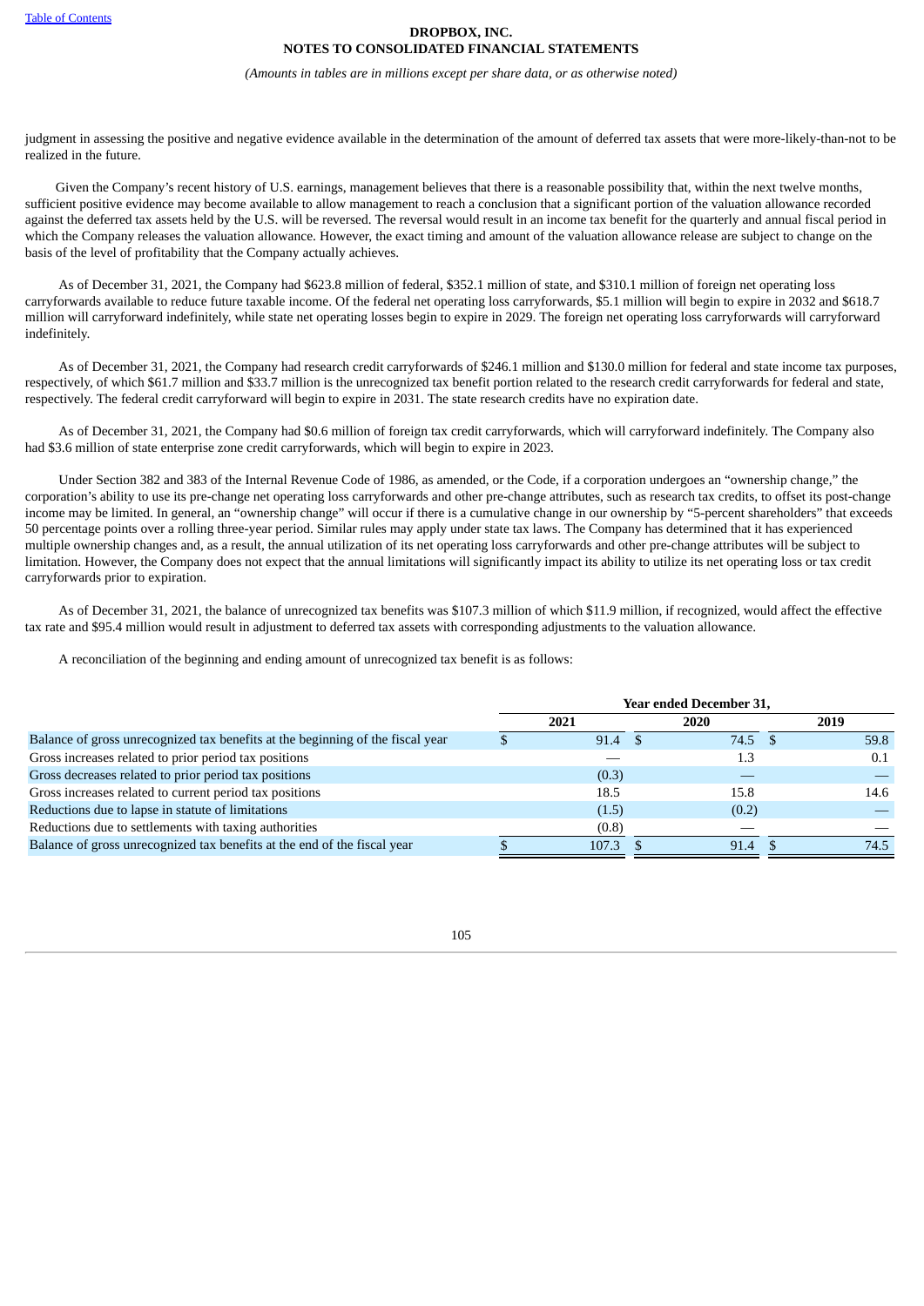judgment in assessing the positive and negative evidence available in the determination of the amount of deferred tax assets that were more-likely-than-not to be realized in the future.

Given the Company's recent history of U.S. earnings, management believes that there is a reasonable possibility that, within the next twelve months, sufficient positive evidence may become available to allow management to reach a conclusion that a significant portion of the valuation allowance recorded against the deferred tax assets held by the U.S. will be reversed. The reversal would result in an income tax benefit for the quarterly and annual fiscal period in which the Company releases the valuation allowance. However, the exact timing and amount of the valuation allowance release are subject to change on the basis of the level of profitability that the Company actually achieves.

As of December 31, 2021, the Company had $623.8 million of federal, $352.1 million of state, and $310.1 million of foreign net operating loss carryforwards available to reduce future taxable income. Of the federal net operating loss carryforwards, $5.1 million will begin to expire in 2032 and $618.7 million will carryforward indefinitely, while state net operating losses begin to expire in 2029. The foreign net operating loss carryforwards will carryforward indefinitely.

As of December 31, 2021, the Company had research credit carryforwards of $246.1 million and $130.0 million for federal and state income tax purposes, respectively, of which $61.7 million and $33.7 million is the unrecognized tax benefit portion related to the research credit carryforwards for federal and state, respectively. The federal credit carryforward will begin to expire in 2031. The state research credits have no expiration date.

As of December 31, 2021, the Company had $0.6 million of foreign tax credit carryforwards, which will carryforward indefinitely. The Company also had $3.6 million of state enterprise zone credit carryforwards, which will begin to expire in 2023.

Under Section 382 and 383 of the Internal Revenue Code of 1986, as amended, or the Code, if a corporation undergoes an "ownership change," the corporation's ability to use its pre-change net operating loss carryforwards and other pre-change attributes, such as research tax credits, to offset its post-change income may be limited. In general, an "ownership change" will occur if there is a cumulative change in our ownership by "5-percent shareholders" that exceeds 50 percentage points over a rolling three-year period. Similar rules may apply under state tax laws. The Company has determined that it has experienced multiple ownership changes and, as a result, the annual utilization of its net operating loss carryforwards and other pre-change attributes will be subject to limitation. However, the Company does not expect that the annual limitations will significantly impact its ability to utilize its net operating loss or tax credit carryforwards prior to expiration.

As of December 31, 2021, the balance of unrecognized tax benefits was $107.3 million of which $11.9 million, if recognized, would affect the effective tax rate and $95.4 million would result in adjustment to deferred tax assets with corresponding adjustments to the valuation allowance.

A reconciliation of the beginning and ending amount of unrecognized tax benefit is as follows:

| | Year ended December 31, | | |
|---|---|---|---|
| | 2021 | 2020 | 2019 |
| Balance of gross unrecognized tax benefits at the beginning of the fiscal year | $ 91.4 | $ 74.5 | $ 59.8 |
| Gross increases related to prior period tax positions | — | 1.3 | 0.1 |
| Gross decreases related to prior period tax positions | (0.3) | — | — |
| Gross increases related to current period tax positions | 18.5 | 15.8 | 14.6 |
| Reductions due to lapse in statute of limitations | (1.5) | (0.2) | — |
| Reductions due to settlements with taxing authorities | (0.8) | — | — |
| Balance of gross unrecognized tax benefits at the end of the fiscal year | $ 107.3 | $ 91.4 | $ 74.5 |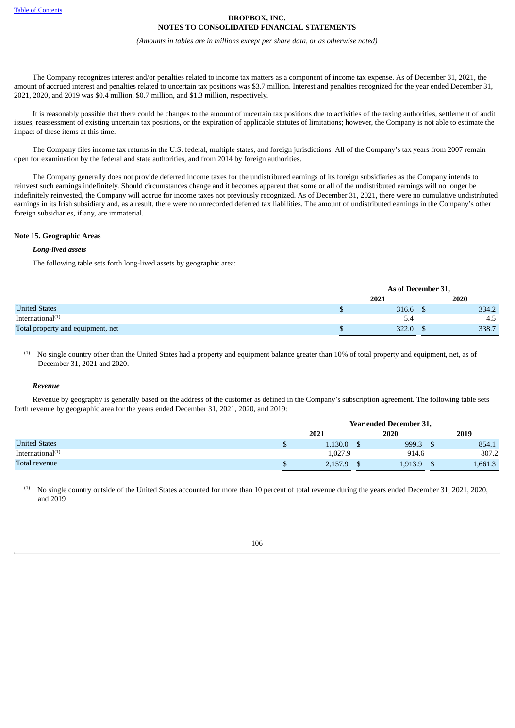The Company recognizes interest and/or penalties related to income tax matters as a component of income tax expense. As of December 31, 2021, the amount of accrued interest and penalties related to uncertain tax positions was $3.7 million. Interest and penalties recognized for the year ended December 31, 2021, 2020, and 2019 was $0.4 million, $0.7 million, and $1.3 million, respectively.

It is reasonably possible that there could be changes to the amount of uncertain tax positions due to activities of the taxing authorities, settlement of audit issues, reassessment of existing uncertain tax positions, or the expiration of applicable statutes of limitations; however, the Company is not able to estimate the impact of these items at this time.

The Company files income tax returns in the U.S. federal, multiple states, and foreign jurisdictions. All of the Company's tax years from 2007 remain open for examination by the federal and state authorities, and from 2014 by foreign authorities.

The Company generally does not provide deferred income taxes for the undistributed earnings of its foreign subsidiaries as the Company intends to reinvest such earnings indefinitely. Should circumstances change and it becomes apparent that some or all of the undistributed earnings will no longer be indefinitely reinvested, the Company will accrue for income taxes not previously recognized. As of December 31, 2021, there were no cumulative undistributed earnings in its Irish subsidiary and, as a result, there were no unrecorded deferred tax liabilities. The amount of undistributed earnings in the Company's other foreign subsidiaries, if any, are immaterial.

### Note 15. Geographic Areas

***Long-lived assets***

The following table sets forth long-lived assets by geographic area:

| | As of December 31, | |
|---|---|---|
| | 2021 | 2020 |
| United States | $ 316.6 | $ 334.2 |
| International[(1)] | 5.4 | 4.5 |
| Total property and equipment, net | $ 322.0 | $ 338.7 |

[(1)] No single country other than the United States had a property and equipment balance greater than 10% of total property and equipment, net, as of December 31, 2021 and 2020.

***Revenue***

Revenue by geography is generally based on the address of the customer as defined in the Company's subscription agreement. The following table sets forth revenue by geographic area for the years ended December 31, 2021, 2020, and 2019:

| | Year ended December 31, | | |
|---|---|---|---|
| | 2021 | 2020 | 2019 |
| United States | $ 1,130.0 | $ 999.3 | $ 854.1 |
| International[(1)] | 1,027.9 | 914.6 | 807.2 |
| Total revenue | $ 2,157.9 | $ 1,913.9 | $ 1,661.3 |

[(1)] No single country outside of the United States accounted for more than 10 percent of total revenue during the years ended December 31, 2021, 2020, and 2019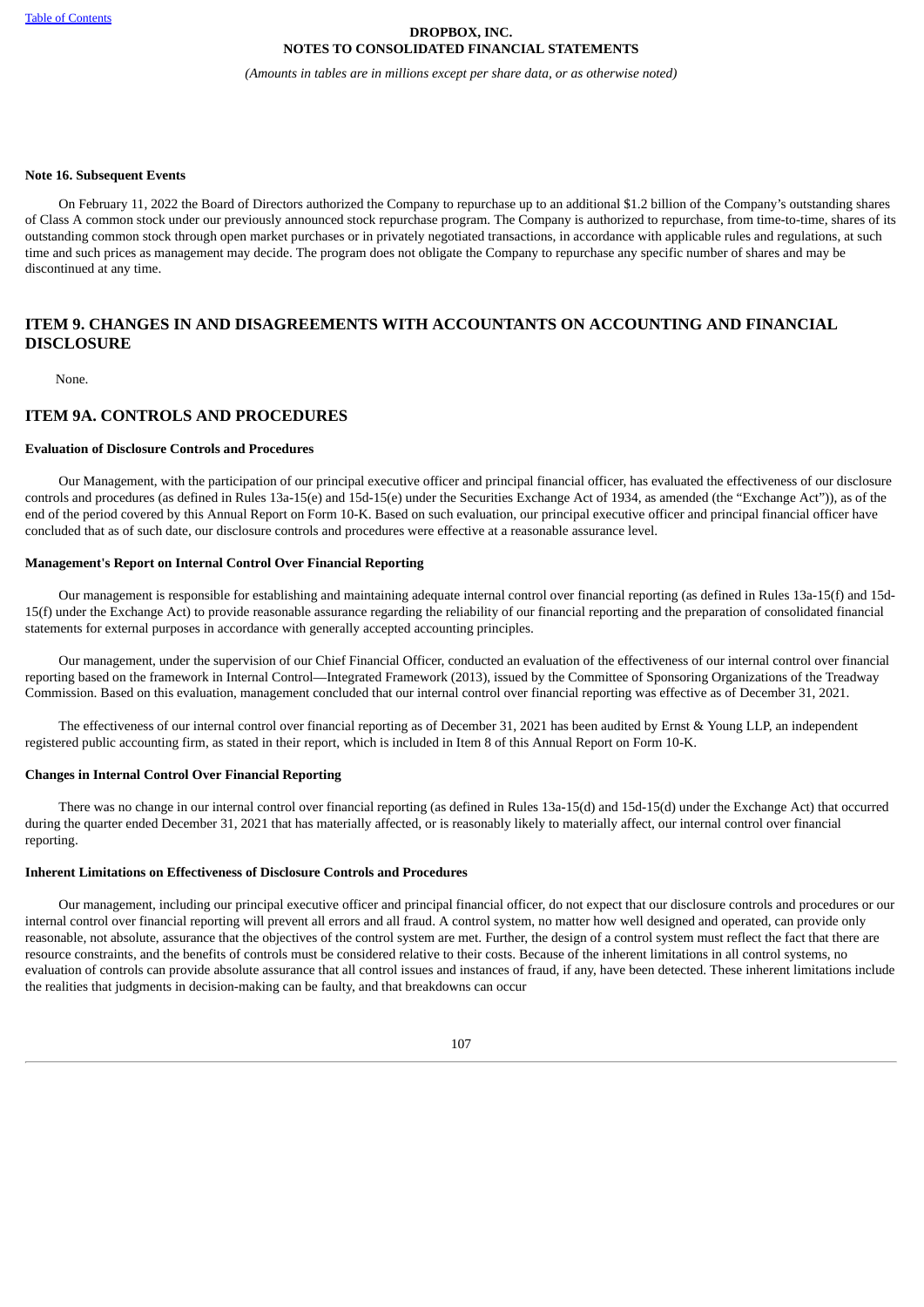**Note 16. Subsequent Events**

On February 11, 2022 the Board of Directors authorized the Company to repurchase up to an additional $1.2 billion of the Company's outstanding shares of Class A common stock under our previously announced stock repurchase program. The Company is authorized to repurchase, from time-to-time, shares of its outstanding common stock through open market purchases or in privately negotiated transactions, in accordance with applicable rules and regulations, at such time and such prices as management may decide. The program does not obligate the Company to repurchase any specific number of shares and may be discontinued at any time.

## ITEM 9. CHANGES IN AND DISAGREEMENTS WITH ACCOUNTANTS ON ACCOUNTING AND FINANCIAL DISCLOSURE

None.

## ITEM 9A. CONTROLS AND PROCEDURES

**Evaluation of Disclosure Controls and Procedures**

Our Management, with the participation of our principal executive officer and principal financial officer, has evaluated the effectiveness of our disclosure controls and procedures (as defined in Rules 13a-15(e) and 15d-15(e) under the Securities Exchange Act of 1934, as amended (the "Exchange Act")), as of the end of the period covered by this Annual Report on Form 10-K. Based on such evaluation, our principal executive officer and principal financial officer have concluded that as of such date, our disclosure controls and procedures were effective at a reasonable assurance level.

**Management's Report on Internal Control Over Financial Reporting**

Our management is responsible for establishing and maintaining adequate internal control over financial reporting (as defined in Rules 13a-15(f) and 15d-15(f) under the Exchange Act) to provide reasonable assurance regarding the reliability of our financial reporting and the preparation of consolidated financial statements for external purposes in accordance with generally accepted accounting principles.

Our management, under the supervision of our Chief Financial Officer, conducted an evaluation of the effectiveness of our internal control over financial reporting based on the framework in Internal Control—Integrated Framework (2013), issued by the Committee of Sponsoring Organizations of the Treadway Commission. Based on this evaluation, management concluded that our internal control over financial reporting was effective as of December 31, 2021.

The effectiveness of our internal control over financial reporting as of December 31, 2021 has been audited by Ernst & Young LLP, an independent registered public accounting firm, as stated in their report, which is included in Item 8 of this Annual Report on Form 10-K.

**Changes in Internal Control Over Financial Reporting**

There was no change in our internal control over financial reporting (as defined in Rules 13a-15(d) and 15d-15(d) under the Exchange Act) that occurred during the quarter ended December 31, 2021 that has materially affected, or is reasonably likely to materially affect, our internal control over financial reporting.

**Inherent Limitations on Effectiveness of Disclosure Controls and Procedures**

Our management, including our principal executive officer and principal financial officer, do not expect that our disclosure controls and procedures or our internal control over financial reporting will prevent all errors and all fraud. A control system, no matter how well designed and operated, can provide only reasonable, not absolute, assurance that the objectives of the control system are met. Further, the design of a control system must reflect the fact that there are resource constraints, and the benefits of controls must be considered relative to their costs. Because of the inherent limitations in all control systems, no evaluation of controls can provide absolute assurance that all control issues and instances of fraud, if any, have been detected. These inherent limitations include the realities that judgments in decision-making can be faulty, and that breakdowns can occur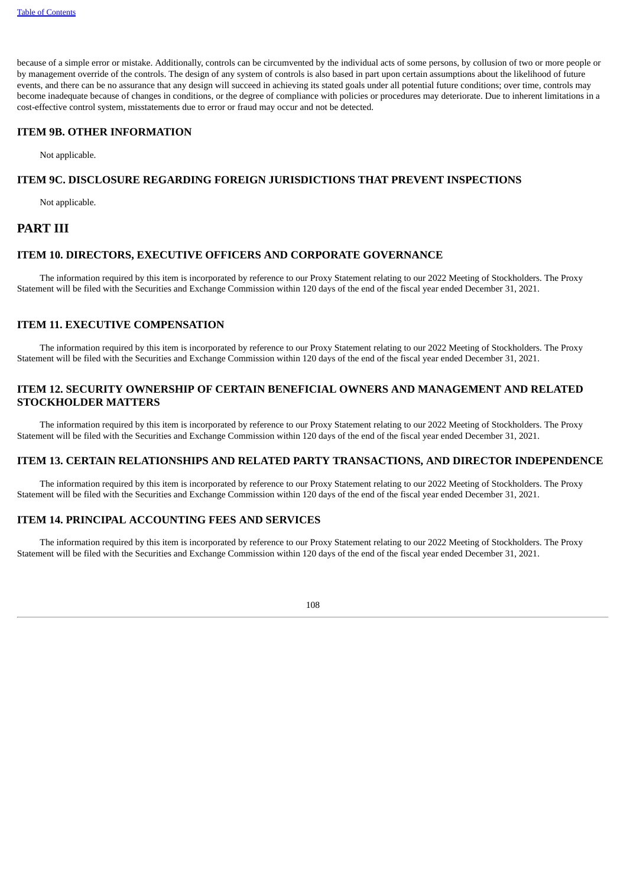because of a simple error or mistake. Additionally, controls can be circumvented by the individual acts of some persons, by collusion of two or more people or by management override of the controls. The design of any system of controls is also based in part upon certain assumptions about the likelihood of future events, and there can be no assurance that any design will succeed in achieving its stated goals under all potential future conditions; over time, controls may become inadequate because of changes in conditions, or the degree of compliance with policies or procedures may deteriorate. Due to inherent limitations in a cost-effective control system, misstatements due to error or fraud may occur and not be detected.

### ITEM 9B. OTHER INFORMATION

Not applicable.

### ITEM 9C. DISCLOSURE REGARDING FOREIGN JURISDICTIONS THAT PREVENT INSPECTIONS

Not applicable.

## PART III

### ITEM 10. DIRECTORS, EXECUTIVE OFFICERS AND CORPORATE GOVERNANCE

The information required by this item is incorporated by reference to our Proxy Statement relating to our 2022 Meeting of Stockholders. The Proxy Statement will be filed with the Securities and Exchange Commission within 120 days of the end of the fiscal year ended December 31, 2021.

### ITEM 11. EXECUTIVE COMPENSATION

The information required by this item is incorporated by reference to our Proxy Statement relating to our 2022 Meeting of Stockholders. The Proxy Statement will be filed with the Securities and Exchange Commission within 120 days of the end of the fiscal year ended December 31, 2021.

### ITEM 12. SECURITY OWNERSHIP OF CERTAIN BENEFICIAL OWNERS AND MANAGEMENT AND RELATED STOCKHOLDER MATTERS

The information required by this item is incorporated by reference to our Proxy Statement relating to our 2022 Meeting of Stockholders. The Proxy Statement will be filed with the Securities and Exchange Commission within 120 days of the end of the fiscal year ended December 31, 2021.

### ITEM 13. CERTAIN RELATIONSHIPS AND RELATED PARTY TRANSACTIONS, AND DIRECTOR INDEPENDENCE

The information required by this item is incorporated by reference to our Proxy Statement relating to our 2022 Meeting of Stockholders. The Proxy Statement will be filed with the Securities and Exchange Commission within 120 days of the end of the fiscal year ended December 31, 2021.

### ITEM 14. PRINCIPAL ACCOUNTING FEES AND SERVICES

The information required by this item is incorporated by reference to our Proxy Statement relating to our 2022 Meeting of Stockholders. The Proxy Statement will be filed with the Securities and Exchange Commission within 120 days of the end of the fiscal year ended December 31, 2021.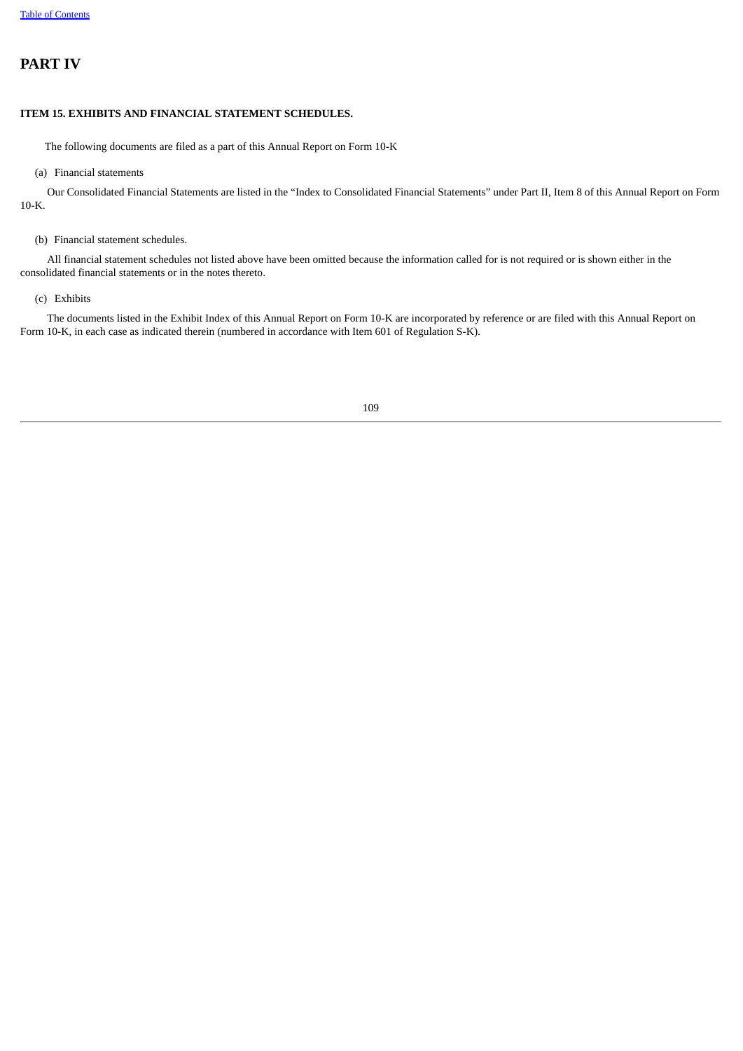# PART IV

### ITEM 15. EXHIBITS AND FINANCIAL STATEMENT SCHEDULES.

The following documents are filed as a part of this Annual Report on Form 10-K

(a) Financial statements

Our Consolidated Financial Statements are listed in the "Index to Consolidated Financial Statements" under Part II, Item 8 of this Annual Report on Form 10-K.

(b) Financial statement schedules.

All financial statement schedules not listed above have been omitted because the information called for is not required or is shown either in the consolidated financial statements or in the notes thereto.

(c) Exhibits

The documents listed in the Exhibit Index of this Annual Report on Form 10-K are incorporated by reference or are filed with this Annual Report on Form 10-K, in each case as indicated therein (numbered in accordance with Item 601 of Regulation S-K).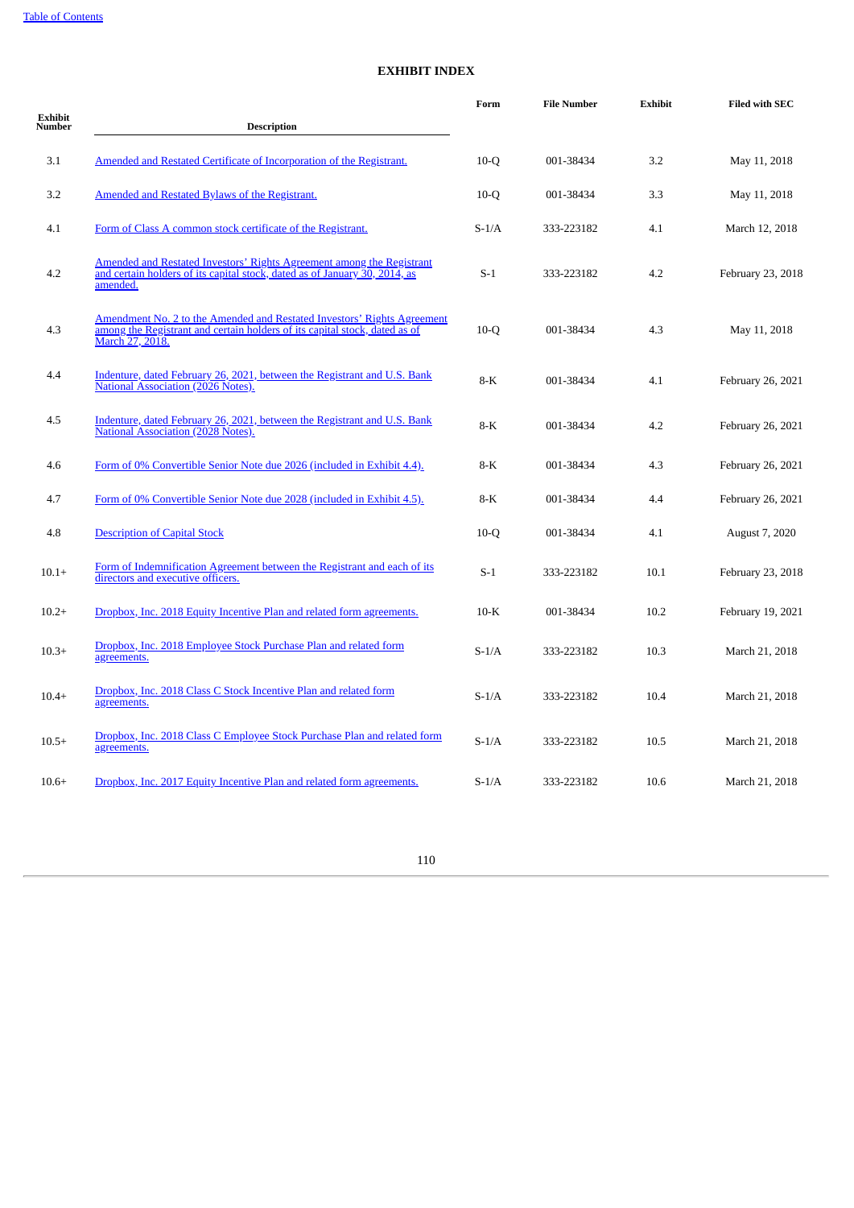# EXHIBIT INDEX

| Exhibit Number | Description | Form | File Number | Exhibit | Filed with SEC |
|---|---|---|---|---|---|
| 3.1 | Amended and Restated Certificate of Incorporation of the Registrant. | 10-Q | 001-38434 | 3.2 | May 11, 2018 |
| 3.2 | Amended and Restated Bylaws of the Registrant. | 10-Q | 001-38434 | 3.3 | May 11, 2018 |
| 4.1 | Form of Class A common stock certificate of the Registrant. | S-1/A | 333-223182 | 4.1 | March 12, 2018 |
| 4.2 | Amended and Restated Investors' Rights Agreement among the Registrant and certain holders of its capital stock, dated as of January 30, 2014, as amended. | S-1 | 333-223182 | 4.2 | February 23, 2018 |
| 4.3 | Amendment No. 2 to the Amended and Restated Investors' Rights Agreement among the Registrant and certain holders of its capital stock, dated as of March 27, 2018. | 10-Q | 001-38434 | 4.3 | May 11, 2018 |
| 4.4 | Indenture, dated February 26, 2021, between the Registrant and U.S. Bank National Association (2026 Notes). | 8-K | 001-38434 | 4.1 | February 26, 2021 |
| 4.5 | Indenture, dated February 26, 2021, between the Registrant and U.S. Bank National Association (2028 Notes). | 8-K | 001-38434 | 4.2 | February 26, 2021 |
| 4.6 | Form of 0% Convertible Senior Note due 2026 (included in Exhibit 4.4). | 8-K | 001-38434 | 4.3 | February 26, 2021 |
| 4.7 | Form of 0% Convertible Senior Note due 2028 (included in Exhibit 4.5). | 8-K | 001-38434 | 4.4 | February 26, 2021 |
| 4.8 | Description of Capital Stock | 10-Q | 001-38434 | 4.1 | August 7, 2020 |
| 10.1+ | Form of Indemnification Agreement between the Registrant and each of its directors and executive officers. | S-1 | 333-223182 | 10.1 | February 23, 2018 |
| 10.2+ | Dropbox, Inc. 2018 Equity Incentive Plan and related form agreements. | 10-K | 001-38434 | 10.2 | February 19, 2021 |
| 10.3+ | Dropbox, Inc. 2018 Employee Stock Purchase Plan and related form agreements. | S-1/A | 333-223182 | 10.3 | March 21, 2018 |
| 10.4+ | Dropbox, Inc. 2018 Class C Stock Incentive Plan and related form agreements. | S-1/A | 333-223182 | 10.4 | March 21, 2018 |
| 10.5+ | Dropbox, Inc. 2018 Class C Employee Stock Purchase Plan and related form agreements. | S-1/A | 333-223182 | 10.5 | March 21, 2018 |
| 10.6+ | Dropbox, Inc. 2017 Equity Incentive Plan and related form agreements. | S-1/A | 333-223182 | 10.6 | March 21, 2018 |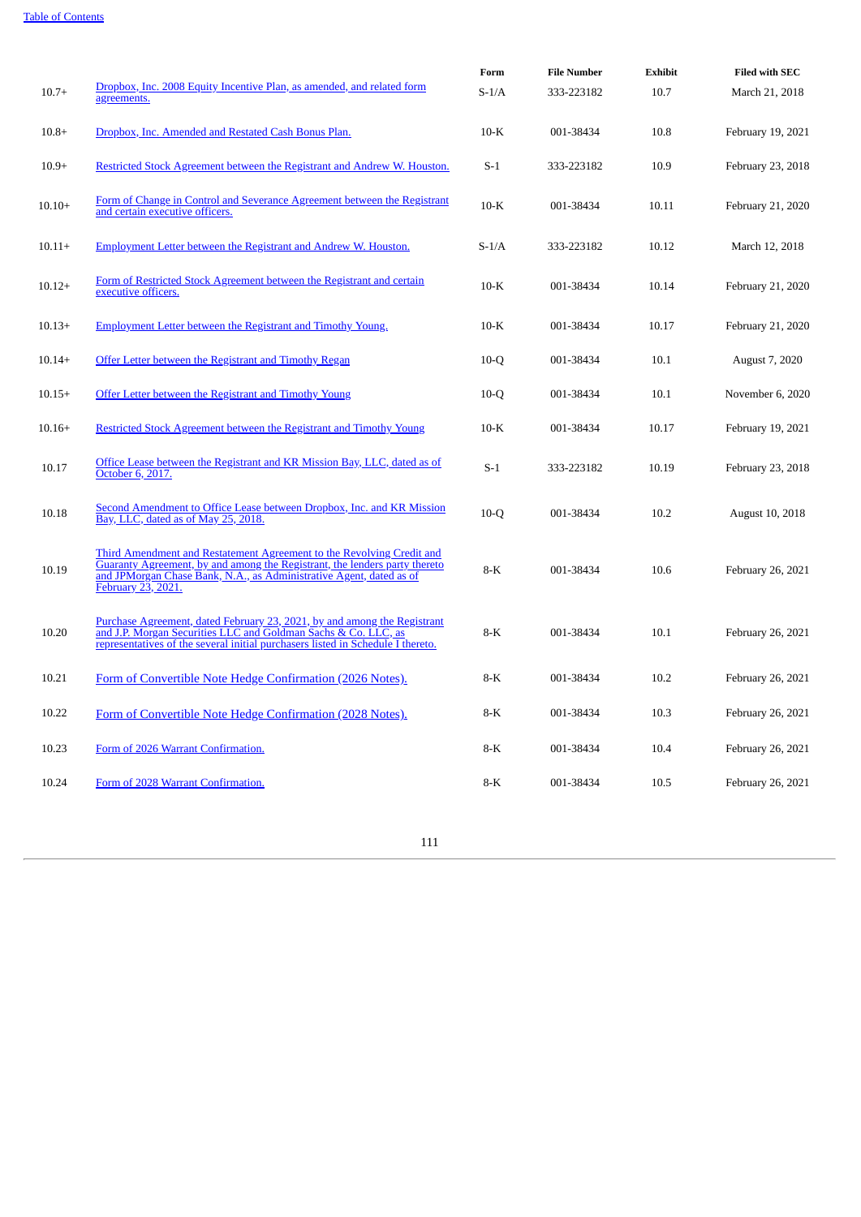|  |  | Form | File Number | Exhibit | Filed with SEC |
|---|---|---|---|---|---|
| 10.7+ | Dropbox, Inc. 2008 Equity Incentive Plan, as amended, and related form agreements. | S-1/A | 333-223182 | 10.7 | March 21, 2018 |
| 10.8+ | Dropbox, Inc. Amended and Restated Cash Bonus Plan. | 10-K | 001-38434 | 10.8 | February 19, 2021 |
| 10.9+ | Restricted Stock Agreement between the Registrant and Andrew W. Houston. | S-1 | 333-223182 | 10.9 | February 23, 2018 |
| 10.10+ | Form of Change in Control and Severance Agreement between the Registrant and certain executive officers. | 10-K | 001-38434 | 10.11 | February 21, 2020 |
| 10.11+ | Employment Letter between the Registrant and Andrew W. Houston. | S-1/A | 333-223182 | 10.12 | March 12, 2018 |
| 10.12+ | Form of Restricted Stock Agreement between the Registrant and certain executive officers. | 10-K | 001-38434 | 10.14 | February 21, 2020 |
| 10.13+ | Employment Letter between the Registrant and Timothy Young. | 10-K | 001-38434 | 10.17 | February 21, 2020 |
| 10.14+ | Offer Letter between the Registrant and Timothy Regan | 10-Q | 001-38434 | 10.1 | August 7, 2020 |
| 10.15+ | Offer Letter between the Registrant and Timothy Young | 10-Q | 001-38434 | 10.1 | November 6, 2020 |
| 10.16+ | Restricted Stock Agreement between the Registrant and Timothy Young | 10-K | 001-38434 | 10.17 | February 19, 2021 |
| 10.17 | Office Lease between the Registrant and KR Mission Bay, LLC, dated as of October 6, 2017. | S-1 | 333-223182 | 10.19 | February 23, 2018 |
| 10.18 | Second Amendment to Office Lease between Dropbox, Inc. and KR Mission Bay, LLC, dated as of May 25, 2018. | 10-Q | 001-38434 | 10.2 | August 10, 2018 |
| 10.19 | Third Amendment and Restatement Agreement to the Revolving Credit and Guaranty Agreement, by and among the Registrant, the lenders party thereto and JPMorgan Chase Bank, N.A., as Administrative Agent, dated as of February 23, 2021. | 8-K | 001-38434 | 10.6 | February 26, 2021 |
| 10.20 | Purchase Agreement, dated February 23, 2021, by and among the Registrant and J.P. Morgan Securities LLC and Goldman Sachs & Co. LLC, as representatives of the several initial purchasers listed in Schedule I thereto. | 8-K | 001-38434 | 10.1 | February 26, 2021 |
| 10.21 | Form of Convertible Note Hedge Confirmation (2026 Notes). | 8-K | 001-38434 | 10.2 | February 26, 2021 |
| 10.22 | Form of Convertible Note Hedge Confirmation (2028 Notes). | 8-K | 001-38434 | 10.3 | February 26, 2021 |
| 10.23 | Form of 2026 Warrant Confirmation. | 8-K | 001-38434 | 10.4 | February 26, 2021 |
| 10.24 | Form of 2028 Warrant Confirmation. | 8-K | 001-38434 | 10.5 | February 26, 2021 |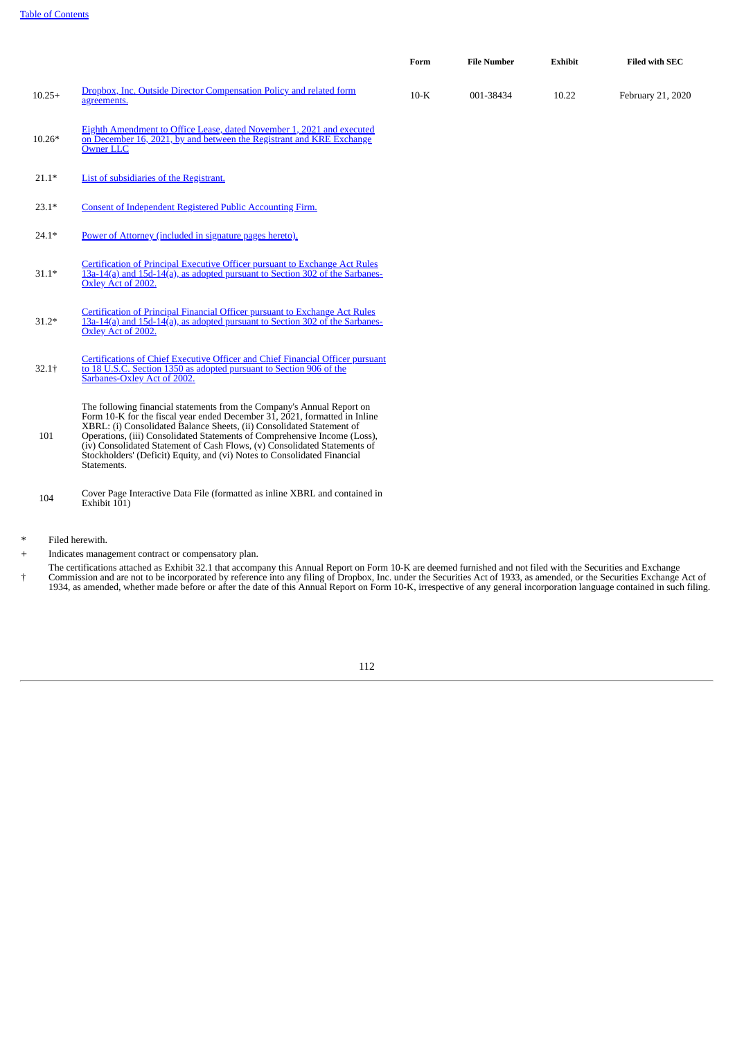| | | Form | File Number | Exhibit | Filed with SEC |
|---|---|---|---|---|---|
| 10.25+ | Dropbox, Inc. Outside Director Compensation Policy and related form agreements. | 10-K | 001-38434 | 10.22 | February 21, 2020 |
| 10.26* | Eighth Amendment to Office Lease, dated November 1, 2021 and executed on December 16, 2021, by and between the Registrant and KRE Exchange Owner LLC | | | | |
| 21.1* | List of subsidiaries of the Registrant. | | | | |
| 23.1* | Consent of Independent Registered Public Accounting Firm. | | | | |
| 24.1* | Power of Attorney (included in signature pages hereto). | | | | |
| 31.1* | Certification of Principal Executive Officer pursuant to Exchange Act Rules 13a-14(a) and 15d-14(a), as adopted pursuant to Section 302 of the Sarbanes-Oxley Act of 2002. | | | | |
| 31.2* | Certification of Principal Financial Officer pursuant to Exchange Act Rules 13a-14(a) and 15d-14(a), as adopted pursuant to Section 302 of the Sarbanes-Oxley Act of 2002. | | | | |
| 32.1† | Certifications of Chief Executive Officer and Chief Financial Officer pursuant to 18 U.S.C. Section 1350 as adopted pursuant to Section 906 of the Sarbanes-Oxley Act of 2002. | | | | |
| 101 | The following financial statements from the Company's Annual Report on Form 10-K for the fiscal year ended December 31, 2021, formatted in Inline XBRL: (i) Consolidated Balance Sheets, (ii) Consolidated Statement of Operations, (iii) Consolidated Statements of Comprehensive Income (Loss), (iv) Consolidated Statement of Cash Flows, (v) Consolidated Statements of Stockholders' (Deficit) Equity, and (vi) Notes to Consolidated Financial Statements. | | | | |
| 104 | Cover Page Interactive Data File (formatted as inline XBRL and contained in Exhibit 101) | | | | |

\* Filed herewith.

\+ Indicates management contract or compensatory plan.

† The certifications attached as Exhibit 32.1 that accompany this Annual Report on Form 10-K are deemed furnished and not filed with the Securities and Exchange Commission and are not to be incorporated by reference into any filing of Dropbox, Inc. under the Securities Act of 1933, as amended, or the Securities Exchange Act of 1934, as amended, whether made before or after the date of this Annual Report on Form 10-K, irrespective of any general incorporation language contained in such filing.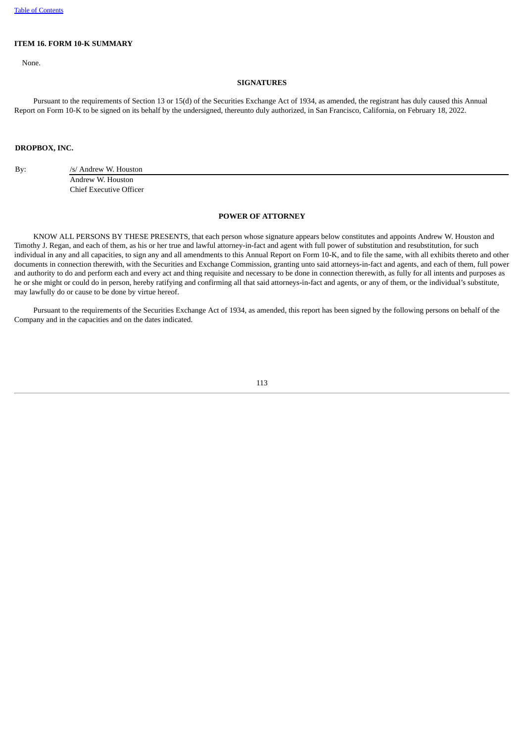## ITEM 16. FORM 10-K SUMMARY

None.

## SIGNATURES

Pursuant to the requirements of Section 13 or 15(d) of the Securities Exchange Act of 1934, as amended, the registrant has duly caused this Annual Report on Form 10-K to be signed on its behalf by the undersigned, thereunto duly authorized, in San Francisco, California, on February 18, 2022.

**DROPBOX, INC.**

| By: | /s/ Andrew W. Houston |
|---|---|
| | Andrew W. Houston |
| | Chief Executive Officer |

## POWER OF ATTORNEY

KNOW ALL PERSONS BY THESE PRESENTS, that each person whose signature appears below constitutes and appoints Andrew W. Houston and Timothy J. Regan, and each of them, as his or her true and lawful attorney-in-fact and agent with full power of substitution and resubstitution, for such individual in any and all capacities, to sign any and all amendments to this Annual Report on Form 10-K, and to file the same, with all exhibits thereto and other documents in connection therewith, with the Securities and Exchange Commission, granting unto said attorneys-in-fact and agents, and each of them, full power and authority to do and perform each and every act and thing requisite and necessary to be done in connection therewith, as fully for all intents and purposes as he or she might or could do in person, hereby ratifying and confirming all that said attorneys-in-fact and agents, or any of them, or the individual's substitute, may lawfully do or cause to be done by virtue hereof.

Pursuant to the requirements of the Securities Exchange Act of 1934, as amended, this report has been signed by the following persons on behalf of the Company and in the capacities and on the dates indicated.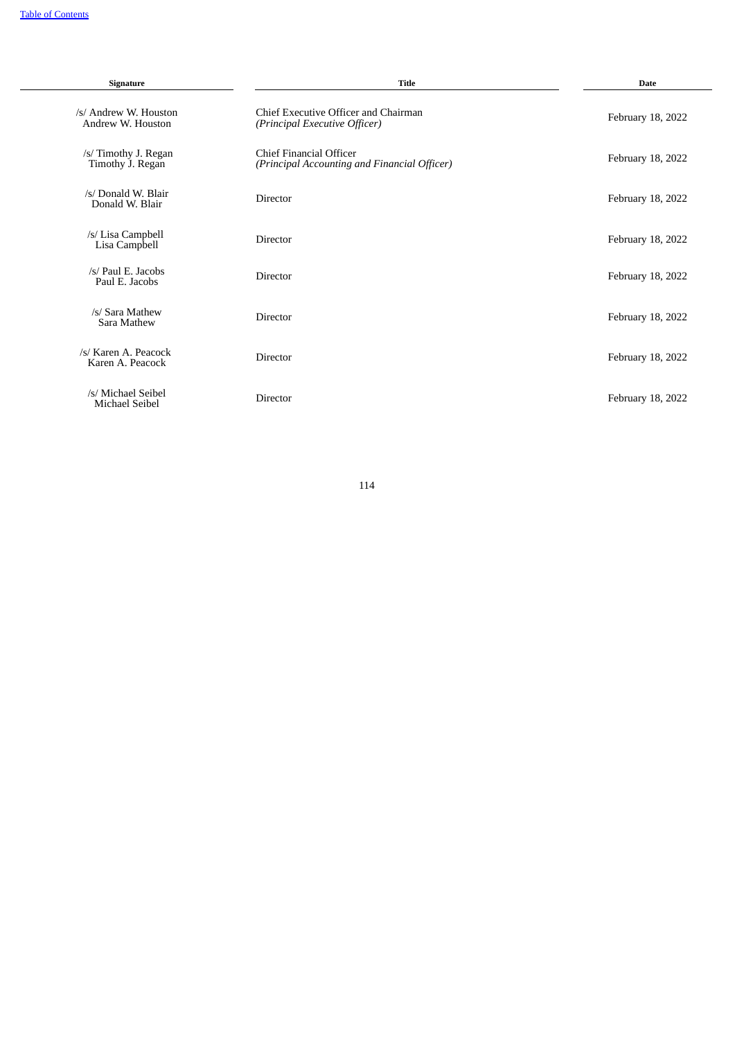| Signature | Title | Date |
|---|---|---|
| /s/ Andrew W. Houston<br>Andrew W. Houston | Chief Executive Officer and Chairman<br>*(Principal Executive Officer)* | February 18, 2022 |
| /s/ Timothy J. Regan<br>Timothy J. Regan | Chief Financial Officer<br>*(Principal Accounting and Financial Officer)* | February 18, 2022 |
| /s/ Donald W. Blair<br>Donald W. Blair | Director | February 18, 2022 |
| /s/ Lisa Campbell<br>Lisa Campbell | Director | February 18, 2022 |
| /s/ Paul E. Jacobs<br>Paul E. Jacobs | Director | February 18, 2022 |
| /s/ Sara Mathew<br>Sara Mathew | Director | February 18, 2022 |
| /s/ Karen A. Peacock<br>Karen A. Peacock | Director | February 18, 2022 |
| /s/ Michael Seibel<br>Michael Seibel | Director | February 18, 2022 |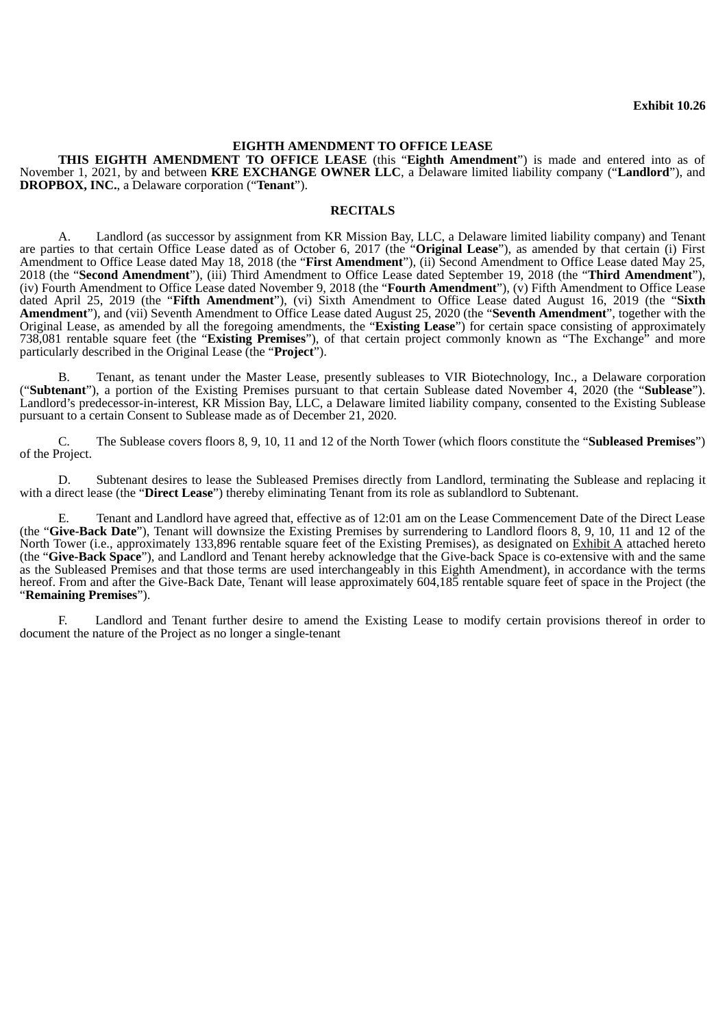**Exhibit 10.26**

**EIGHTH AMENDMENT TO OFFICE LEASE**

**THIS EIGHTH AMENDMENT TO OFFICE LEASE** (this "**Eighth Amendment**") is made and entered into as of November 1, 2021, by and between **KRE EXCHANGE OWNER LLC**, a Delaware limited liability company ("**Landlord**"), and **DROPBOX, INC.**, a Delaware corporation ("**Tenant**").

**RECITALS**

A. Landlord (as successor by assignment from KR Mission Bay, LLC, a Delaware limited liability company) and Tenant are parties to that certain Office Lease dated as of October 6, 2017 (the "**Original Lease**"), as amended by that certain (i) First Amendment to Office Lease dated May 18, 2018 (the "**First Amendment**"), (ii) Second Amendment to Office Lease dated May 25, 2018 (the "**Second Amendment**"), (iii) Third Amendment to Office Lease dated September 19, 2018 (the "**Third Amendment**"), (iv) Fourth Amendment to Office Lease dated November 9, 2018 (the "**Fourth Amendment**"), (v) Fifth Amendment to Office Lease dated April 25, 2019 (the "**Fifth Amendment**"), (vi) Sixth Amendment to Office Lease dated August 16, 2019 (the "**Sixth Amendment**"), and (vii) Seventh Amendment to Office Lease dated August 25, 2020 (the "**Seventh Amendment**", together with the Original Lease, as amended by all the foregoing amendments, the "**Existing Lease**") for certain space consisting of approximately 738,081 rentable square feet (the "**Existing Premises**"), of that certain project commonly known as "The Exchange" and more particularly described in the Original Lease (the "**Project**").

B. Tenant, as tenant under the Master Lease, presently subleases to VIR Biotechnology, Inc., a Delaware corporation ("**Subtenant**"), a portion of the Existing Premises pursuant to that certain Sublease dated November 4, 2020 (the "**Sublease**"). Landlord's predecessor-in-interest, KR Mission Bay, LLC, a Delaware limited liability company, consented to the Existing Sublease pursuant to a certain Consent to Sublease made as of December 21, 2020.

C. The Sublease covers floors 8, 9, 10, 11 and 12 of the North Tower (which floors constitute the "**Subleased Premises**") of the Project.

D. Subtenant desires to lease the Subleased Premises directly from Landlord, terminating the Sublease and replacing it with a direct lease (the "**Direct Lease**") thereby eliminating Tenant from its role as sublandlord to Subtenant.

E. Tenant and Landlord have agreed that, effective as of 12:01 am on the Lease Commencement Date of the Direct Lease (the "**Give-Back Date**"), Tenant will downsize the Existing Premises by surrendering to Landlord floors 8, 9, 10, 11 and 12 of the North Tower (i.e., approximately 133,896 rentable square feet of the Existing Premises), as designated on Exhibit A attached hereto (the "**Give-Back Space**"), and Landlord and Tenant hereby acknowledge that the Give-back Space is co-extensive with and the same as the Subleased Premises and that those terms are used interchangeably in this Eighth Amendment), in accordance with the terms hereof. From and after the Give-Back Date, Tenant will lease approximately 604,185 rentable square feet of space in the Project (the "**Remaining Premises**").

F. Landlord and Tenant further desire to amend the Existing Lease to modify certain provisions thereof in order to document the nature of the Project as no longer a single-tenant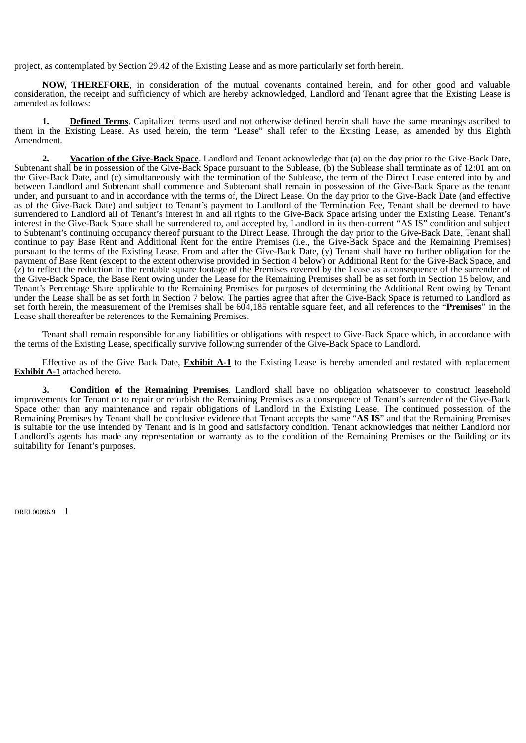project, as contemplated by Section 29.42 of the Existing Lease and as more particularly set forth herein.

**NOW, THEREFORE**, in consideration of the mutual covenants contained herein, and for other good and valuable consideration, the receipt and sufficiency of which are hereby acknowledged, Landlord and Tenant agree that the Existing Lease is amended as follows:

**1. Defined Terms**. Capitalized terms used and not otherwise defined herein shall have the same meanings ascribed to them in the Existing Lease. As used herein, the term "Lease" shall refer to the Existing Lease, as amended by this Eighth Amendment.

**2. Vacation of the Give-Back Space**. Landlord and Tenant acknowledge that (a) on the day prior to the Give-Back Date, Subtenant shall be in possession of the Give-Back Space pursuant to the Sublease, (b) the Sublease shall terminate as of 12:01 am on the Give-Back Date, and (c) simultaneously with the termination of the Sublease, the term of the Direct Lease entered into by and between Landlord and Subtenant shall commence and Subtenant shall remain in possession of the Give-Back Space as the tenant under, and pursuant to and in accordance with the terms of, the Direct Lease. On the day prior to the Give-Back Date (and effective as of the Give-Back Date) and subject to Tenant's payment to Landlord of the Termination Fee, Tenant shall be deemed to have surrendered to Landlord all of Tenant's interest in and all rights to the Give-Back Space arising under the Existing Lease. Tenant's interest in the Give-Back Space shall be surrendered to, and accepted by, Landlord in its then-current "AS IS" condition and subject to Subtenant's continuing occupancy thereof pursuant to the Direct Lease. Through the day prior to the Give-Back Date, Tenant shall continue to pay Base Rent and Additional Rent for the entire Premises (i.e., the Give-Back Space and the Remaining Premises) pursuant to the terms of the Existing Lease. From and after the Give-Back Date, (y) Tenant shall have no further obligation for the payment of Base Rent (except to the extent otherwise provided in Section 4 below) or Additional Rent for the Give-Back Space, and (z) to reflect the reduction in the rentable square footage of the Premises covered by the Lease as a consequence of the surrender of the Give-Back Space, the Base Rent owing under the Lease for the Remaining Premises shall be as set forth in Section 15 below, and Tenant's Percentage Share applicable to the Remaining Premises for purposes of determining the Additional Rent owing by Tenant under the Lease shall be as set forth in Section 7 below. The parties agree that after the Give-Back Space is returned to Landlord as set forth herein, the measurement of the Premises shall be 604,185 rentable square feet, and all references to the "**Premises**" in the Lease shall thereafter be references to the Remaining Premises.

Tenant shall remain responsible for any liabilities or obligations with respect to Give-Back Space which, in accordance with the terms of the Existing Lease, specifically survive following surrender of the Give-Back Space to Landlord.

Effective as of the Give Back Date, **Exhibit A-1** to the Existing Lease is hereby amended and restated with replacement **Exhibit A-1** attached hereto.

**3. Condition of the Remaining Premises**. Landlord shall have no obligation whatsoever to construct leasehold improvements for Tenant or to repair or refurbish the Remaining Premises as a consequence of Tenant's surrender of the Give-Back Space other than any maintenance and repair obligations of Landlord in the Existing Lease. The continued possession of the Remaining Premises by Tenant shall be conclusive evidence that Tenant accepts the same "**AS IS**" and that the Remaining Premises is suitable for the use intended by Tenant and is in good and satisfactory condition. Tenant acknowledges that neither Landlord nor Landlord's agents has made any representation or warranty as to the condition of the Remaining Premises or the Building or its suitability for Tenant's purposes.

DREL00096.9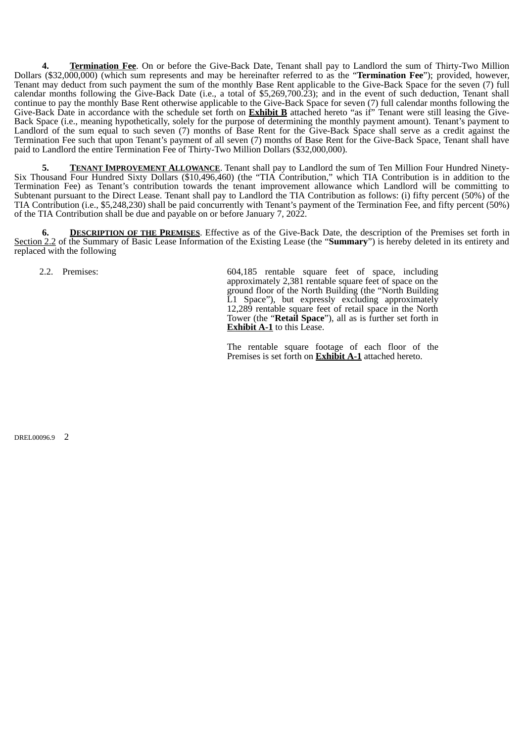**4. <u>Termination Fee</u>**. On or before the Give-Back Date, Tenant shall pay to Landlord the sum of Thirty-Two Million Dollars ($32,000,000) (which sum represents and may be hereinafter referred to as the "**Termination Fee**"); provided, however, Tenant may deduct from such payment the sum of the monthly Base Rent applicable to the Give-Back Space for the seven (7) full calendar months following the Give-Back Date (i.e., a total of $5,269,700.23); and in the event of such deduction, Tenant shall continue to pay the monthly Base Rent otherwise applicable to the Give-Back Space for seven (7) full calendar months following the Give-Back Date in accordance with the schedule set forth on **<u>Exhibit B</u>** attached hereto "as if" Tenant were still leasing the Give-Back Space (i.e., meaning hypothetically, solely for the purpose of determining the monthly payment amount). Tenant's payment to Landlord of the sum equal to such seven (7) months of Base Rent for the Give-Back Space shall serve as a credit against the Termination Fee such that upon Tenant's payment of all seven (7) months of Base Rent for the Give-Back Space, Tenant shall have paid to Landlord the entire Termination Fee of Thirty-Two Million Dollars ($32,000,000).

**5. <u>TENANT IMPROVEMENT ALLOWANCE</u>**. Tenant shall pay to Landlord the sum of Ten Million Four Hundred Ninety-Six Thousand Four Hundred Sixty Dollars ($10,496,460) (the "TIA Contribution," which TIA Contribution is in addition to the Termination Fee) as Tenant's contribution towards the tenant improvement allowance which Landlord will be committing to Subtenant pursuant to the Direct Lease. Tenant shall pay to Landlord the TIA Contribution as follows: (i) fifty percent (50%) of the TIA Contribution (i.e., $5,248,230) shall be paid concurrently with Tenant's payment of the Termination Fee, and fifty percent (50%) of the TIA Contribution shall be due and payable on or before January 7, 2022.

**6. <u>DESCRIPTION OF THE PREMISES</u>**. Effective as of the Give-Back Date, the description of the Premises set forth in <u>Section 2.2</u> of the Summary of Basic Lease Information of the Existing Lease (the "**Summary**") is hereby deleted in its entirety and replaced with the following

2.2. Premises:

604,185 rentable square feet of space, including approximately 2,381 rentable square feet of space on the ground floor of the North Building (the "North Building L1 Space"), but expressly excluding approximately 12,289 rentable square feet of retail space in the North Tower (the "**Retail Space**"), all as is further set forth in **<u>Exhibit A-1</u>** to this Lease.

The rentable square footage of each floor of the Premises is set forth on **<u>Exhibit A-1</u>** attached hereto.

DREL00096.9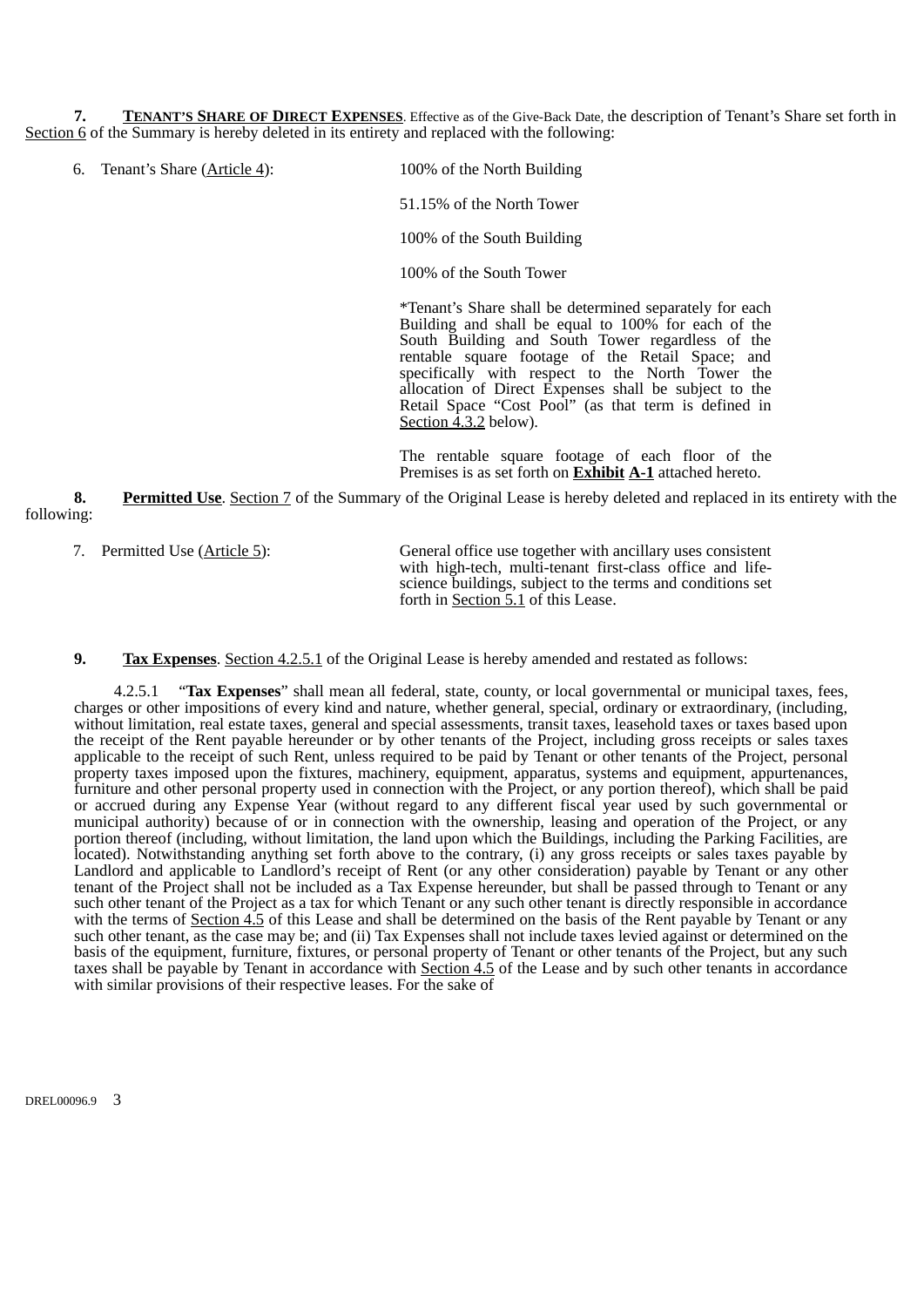**7. TENANT'S SHARE OF DIRECT EXPENSES**. Effective as of the Give-Back Date, the description of Tenant's Share set forth in Section 6 of the Summary is hereby deleted in its entirety and replaced with the following:

| 6. Tenant's Share (Article 4): | 100% of the North Building |
|---|---|
| | 51.15% of the North Tower |
| | 100% of the South Building |
| | 100% of the South Tower |
| | *Tenant's Share shall be determined separately for each Building and shall be equal to 100% for each of the South Building and South Tower regardless of the rentable square footage of the Retail Space; and specifically with respect to the North Tower the allocation of Direct Expenses shall be subject to the Retail Space "Cost Pool" (as that term is defined in Section 4.3.2 below). |
| | The rentable square footage of each floor of the Premises is as set forth on **Exhibit A-1** attached hereto. |

**8. Permitted Use**. Section 7 of the Summary of the Original Lease is hereby deleted and replaced in its entirety with the following:

| 7. Permitted Use (Article 5): | General office use together with ancillary uses consistent with high-tech, multi-tenant first-class office and life-science buildings, subject to the terms and conditions set forth in Section 5.1 of this Lease. |
|---|---|

**9. Tax Expenses**. Section 4.2.5.1 of the Original Lease is hereby amended and restated as follows:

4.2.5.1 "**Tax Expenses**" shall mean all federal, state, county, or local governmental or municipal taxes, fees, charges or other impositions of every kind and nature, whether general, special, ordinary or extraordinary, (including, without limitation, real estate taxes, general and special assessments, transit taxes, leasehold taxes or taxes based upon the receipt of the Rent payable hereunder or by other tenants of the Project, including gross receipts or sales taxes applicable to the receipt of such Rent, unless required to be paid by Tenant or other tenants of the Project, personal property taxes imposed upon the fixtures, machinery, equipment, apparatus, systems and equipment, appurtenances, furniture and other personal property used in connection with the Project, or any portion thereof), which shall be paid or accrued during any Expense Year (without regard to any different fiscal year used by such governmental or municipal authority) because of or in connection with the ownership, leasing and operation of the Project, or any portion thereof (including, without limitation, the land upon which the Buildings, including the Parking Facilities, are located). Notwithstanding anything set forth above to the contrary, (i) any gross receipts or sales taxes payable by Landlord and applicable to Landlord's receipt of Rent (or any other consideration) payable by Tenant or any other tenant of the Project shall not be included as a Tax Expense hereunder, but shall be passed through to Tenant or any such other tenant of the Project as a tax for which Tenant or any such other tenant is directly responsible in accordance with the terms of Section 4.5 of this Lease and shall be determined on the basis of the Rent payable by Tenant or any such other tenant, as the case may be; and (ii) Tax Expenses shall not include taxes levied against or determined on the basis of the equipment, furniture, fixtures, or personal property of Tenant or other tenants of the Project, but any such taxes shall be payable by Tenant in accordance with Section 4.5 of the Lease and by such other tenants in accordance with similar provisions of their respective leases. For the sake of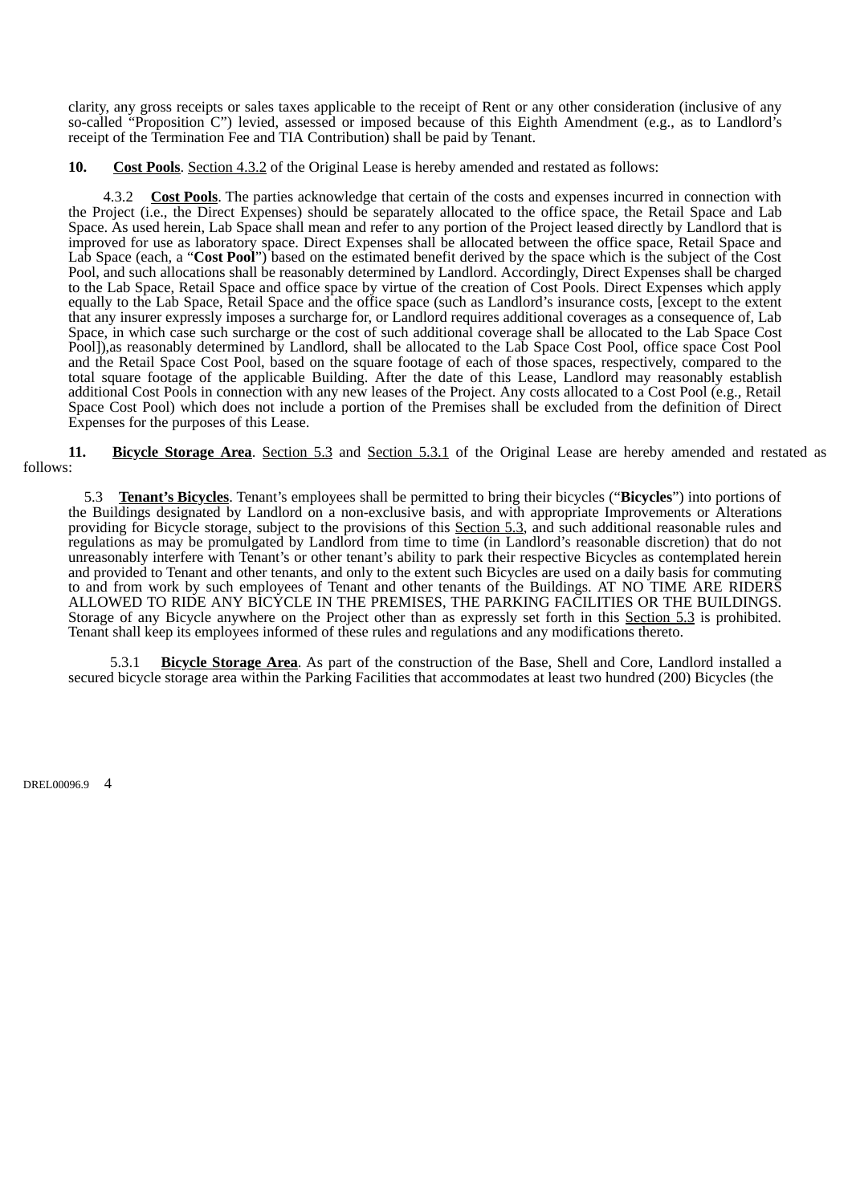clarity, any gross receipts or sales taxes applicable to the receipt of Rent or any other consideration (inclusive of any so-called "Proposition C") levied, assessed or imposed because of this Eighth Amendment (e.g., as to Landlord's receipt of the Termination Fee and TIA Contribution) shall be paid by Tenant.

**10.** **<u>Cost Pools</u>**. <u>Section 4.3.2</u> of the Original Lease is hereby amended and restated as follows:

4.3.2 **<u>Cost Pools</u>**. The parties acknowledge that certain of the costs and expenses incurred in connection with the Project (i.e., the Direct Expenses) should be separately allocated to the office space, the Retail Space and Lab Space. As used herein, Lab Space shall mean and refer to any portion of the Project leased directly by Landlord that is improved for use as laboratory space. Direct Expenses shall be allocated between the office space, Retail Space and Lab Space (each, a "**Cost Pool**") based on the estimated benefit derived by the space which is the subject of the Cost Pool, and such allocations shall be reasonably determined by Landlord. Accordingly, Direct Expenses shall be charged to the Lab Space, Retail Space and office space by virtue of the creation of Cost Pools. Direct Expenses which apply equally to the Lab Space, Retail Space and the office space (such as Landlord's insurance costs, [except to the extent that any insurer expressly imposes a surcharge for, or Landlord requires additional coverages as a consequence of, Lab Space, in which case such surcharge or the cost of such additional coverage shall be allocated to the Lab Space Cost Pool]),as reasonably determined by Landlord, shall be allocated to the Lab Space Cost Pool, office space Cost Pool and the Retail Space Cost Pool, based on the square footage of each of those spaces, respectively, compared to the total square footage of the applicable Building. After the date of this Lease, Landlord may reasonably establish additional Cost Pools in connection with any new leases of the Project. Any costs allocated to a Cost Pool (e.g., Retail Space Cost Pool) which does not include a portion of the Premises shall be excluded from the definition of Direct Expenses for the purposes of this Lease.

**11.** **<u>Bicycle Storage Area</u>**. <u>Section 5.3</u> and <u>Section 5.3.1</u> of the Original Lease are hereby amended and restated as follows:

5.3 **<u>Tenant's Bicycles</u>**. Tenant's employees shall be permitted to bring their bicycles ("**Bicycles**") into portions of the Buildings designated by Landlord on a non-exclusive basis, and with appropriate Improvements or Alterations providing for Bicycle storage, subject to the provisions of this <u>Section 5.3</u>, and such additional reasonable rules and regulations as may be promulgated by Landlord from time to time (in Landlord's reasonable discretion) that do not unreasonably interfere with Tenant's or other tenant's ability to park their respective Bicycles as contemplated herein and provided to Tenant and other tenants, and only to the extent such Bicycles are used on a daily basis for commuting to and from work by such employees of Tenant and other tenants of the Buildings. AT NO TIME ARE RIDERS ALLOWED TO RIDE ANY BICYCLE IN THE PREMISES, THE PARKING FACILITIES OR THE BUILDINGS. Storage of any Bicycle anywhere on the Project other than as expressly set forth in this <u>Section 5.3</u> is prohibited. Tenant shall keep its employees informed of these rules and regulations and any modifications thereto.

5.3.1 **<u>Bicycle Storage Area</u>**. As part of the construction of the Base, Shell and Core, Landlord installed a secured bicycle storage area within the Parking Facilities that accommodates at least two hundred (200) Bicycles (the

DREL00096.9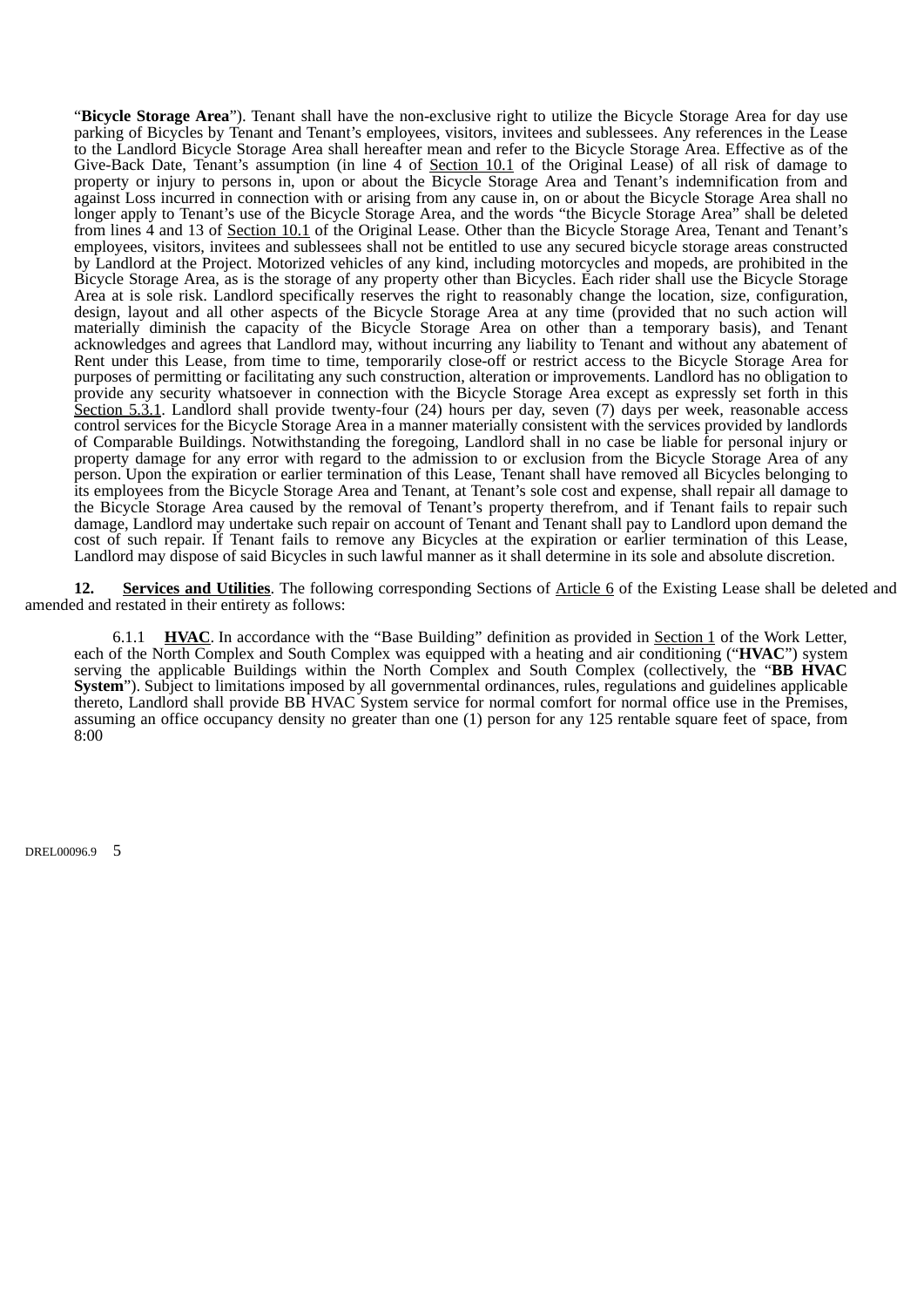“**Bicycle Storage Area**”). Tenant shall have the non-exclusive right to utilize the Bicycle Storage Area for day use parking of Bicycles by Tenant and Tenant’s employees, visitors, invitees and sublessees. Any references in the Lease to the Landlord Bicycle Storage Area shall hereafter mean and refer to the Bicycle Storage Area. Effective as of the Give-Back Date, Tenant’s assumption (in line 4 of Section 10.1 of the Original Lease) of all risk of damage to property or injury to persons in, upon or about the Bicycle Storage Area and Tenant’s indemnification from and against Loss incurred in connection with or arising from any cause in, on or about the Bicycle Storage Area shall no longer apply to Tenant’s use of the Bicycle Storage Area, and the words “the Bicycle Storage Area” shall be deleted from lines 4 and 13 of Section 10.1 of the Original Lease. Other than the Bicycle Storage Area, Tenant and Tenant’s employees, visitors, invitees and sublessees shall not be entitled to use any secured bicycle storage areas constructed by Landlord at the Project. Motorized vehicles of any kind, including motorcycles and mopeds, are prohibited in the Bicycle Storage Area, as is the storage of any property other than Bicycles. Each rider shall use the Bicycle Storage Area at is sole risk. Landlord specifically reserves the right to reasonably change the location, size, configuration, design, layout and all other aspects of the Bicycle Storage Area at any time (provided that no such action will materially diminish the capacity of the Bicycle Storage Area on other than a temporary basis), and Tenant acknowledges and agrees that Landlord may, without incurring any liability to Tenant and without any abatement of Rent under this Lease, from time to time, temporarily close-off or restrict access to the Bicycle Storage Area for purposes of permitting or facilitating any such construction, alteration or improvements. Landlord has no obligation to provide any security whatsoever in connection with the Bicycle Storage Area except as expressly set forth in this Section 5.3.1. Landlord shall provide twenty-four (24) hours per day, seven (7) days per week, reasonable access control services for the Bicycle Storage Area in a manner materially consistent with the services provided by landlords of Comparable Buildings. Notwithstanding the foregoing, Landlord shall in no case be liable for personal injury or property damage for any error with regard to the admission to or exclusion from the Bicycle Storage Area of any person. Upon the expiration or earlier termination of this Lease, Tenant shall have removed all Bicycles belonging to its employees from the Bicycle Storage Area and Tenant, at Tenant’s sole cost and expense, shall repair all damage to the Bicycle Storage Area caused by the removal of Tenant’s property therefrom, and if Tenant fails to repair such damage, Landlord may undertake such repair on account of Tenant and Tenant shall pay to Landlord upon demand the cost of such repair. If Tenant fails to remove any Bicycles at the expiration or earlier termination of this Lease, Landlord may dispose of said Bicycles in such lawful manner as it shall determine in its sole and absolute discretion.

**12. Services and Utilities**. The following corresponding Sections of Article 6 of the Existing Lease shall be deleted and amended and restated in their entirety as follows:

6.1.1 **HVAC**. In accordance with the “Base Building” definition as provided in Section 1 of the Work Letter, each of the North Complex and South Complex was equipped with a heating and air conditioning (“**HVAC**”) system serving the applicable Buildings within the North Complex and South Complex (collectively, the “**BB HVAC System**”). Subject to limitations imposed by all governmental ordinances, rules, regulations and guidelines applicable thereto, Landlord shall provide BB HVAC System service for normal comfort for normal office use in the Premises, assuming an office occupancy density no greater than one (1) person for any 125 rentable square feet of space, from 8:00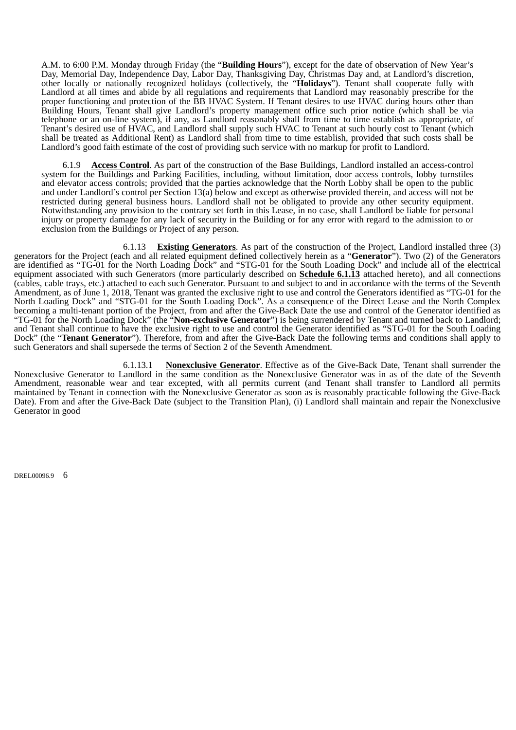A.M. to 6:00 P.M. Monday through Friday (the "**Building Hours**"), except for the date of observation of New Year's Day, Memorial Day, Independence Day, Labor Day, Thanksgiving Day, Christmas Day and, at Landlord's discretion, other locally or nationally recognized holidays (collectively, the "**Holidays**"). Tenant shall cooperate fully with Landlord at all times and abide by all regulations and requirements that Landlord may reasonably prescribe for the proper functioning and protection of the BB HVAC System. If Tenant desires to use HVAC during hours other than Building Hours, Tenant shall give Landlord's property management office such prior notice (which shall be via telephone or an on-line system), if any, as Landlord reasonably shall from time to time establish as appropriate, of Tenant's desired use of HVAC, and Landlord shall supply such HVAC to Tenant at such hourly cost to Tenant (which shall be treated as Additional Rent) as Landlord shall from time to time establish, provided that such costs shall be Landlord's good faith estimate of the cost of providing such service with no markup for profit to Landlord.

6.1.9 **Access Control**. As part of the construction of the Base Buildings, Landlord installed an access-control system for the Buildings and Parking Facilities, including, without limitation, door access controls, lobby turnstiles and elevator access controls; provided that the parties acknowledge that the North Lobby shall be open to the public and under Landlord's control per Section 13(a) below and except as otherwise provided therein, and access will not be restricted during general business hours. Landlord shall not be obligated to provide any other security equipment. Notwithstanding any provision to the contrary set forth in this Lease, in no case, shall Landlord be liable for personal injury or property damage for any lack of security in the Building or for any error with regard to the admission to or exclusion from the Buildings or Project of any person.

6.1.13 **Existing Generators**. As part of the construction of the Project, Landlord installed three (3) generators for the Project (each and all related equipment defined collectively herein as a "**Generator**"). Two (2) of the Generators are identified as "TG-01 for the North Loading Dock" and "STG-01 for the South Loading Dock" and include all of the electrical equipment associated with such Generators (more particularly described on **Schedule 6.1.13** attached hereto), and all connections (cables, cable trays, etc.) attached to each such Generator. Pursuant to and subject to and in accordance with the terms of the Seventh Amendment, as of June 1, 2018, Tenant was granted the exclusive right to use and control the Generators identified as "TG-01 for the North Loading Dock" and "STG-01 for the South Loading Dock". As a consequence of the Direct Lease and the North Complex becoming a multi-tenant portion of the Project, from and after the Give-Back Date the use and control of the Generator identified as "TG-01 for the North Loading Dock" (the "**Non-exclusive Generator**") is being surrendered by Tenant and turned back to Landlord; and Tenant shall continue to have the exclusive right to use and control the Generator identified as "STG-01 for the South Loading Dock" (the "**Tenant Generator**"). Therefore, from and after the Give-Back Date the following terms and conditions shall apply to such Generators and shall supersede the terms of Section 2 of the Seventh Amendment.

6.1.13.1 **Nonexclusive Generator**. Effective as of the Give-Back Date, Tenant shall surrender the Nonexclusive Generator to Landlord in the same condition as the Nonexclusive Generator was in as of the date of the Seventh Amendment, reasonable wear and tear excepted, with all permits current (and Tenant shall transfer to Landlord all permits maintained by Tenant in connection with the Nonexclusive Generator as soon as is reasonably practicable following the Give-Back Date). From and after the Give-Back Date (subject to the Transition Plan), (i) Landlord shall maintain and repair the Nonexclusive Generator in good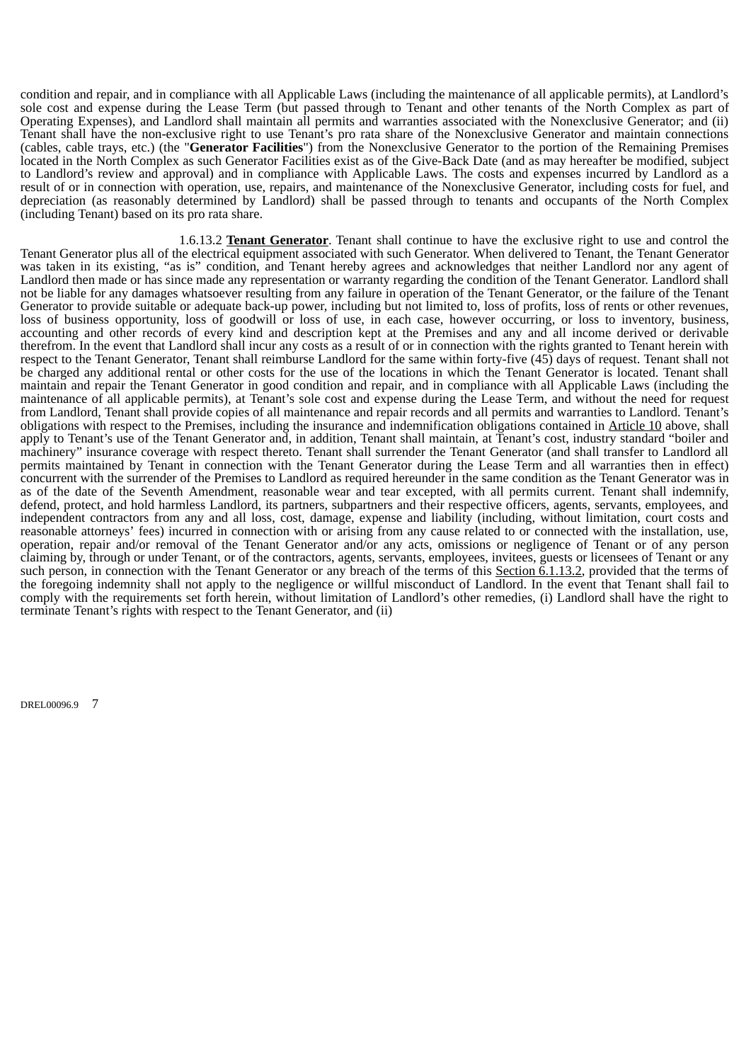condition and repair, and in compliance with all Applicable Laws (including the maintenance of all applicable permits), at Landlord's sole cost and expense during the Lease Term (but passed through to Tenant and other tenants of the North Complex as part of Operating Expenses), and Landlord shall maintain all permits and warranties associated with the Nonexclusive Generator; and (ii) Tenant shall have the non-exclusive right to use Tenant's pro rata share of the Nonexclusive Generator and maintain connections (cables, cable trays, etc.) (the "**Generator Facilities**") from the Nonexclusive Generator to the portion of the Remaining Premises located in the North Complex as such Generator Facilities exist as of the Give-Back Date (and as may hereafter be modified, subject to Landlord's review and approval) and in compliance with Applicable Laws. The costs and expenses incurred by Landlord as a result of or in connection with operation, use, repairs, and maintenance of the Nonexclusive Generator, including costs for fuel, and depreciation (as reasonably determined by Landlord) shall be passed through to tenants and occupants of the North Complex (including Tenant) based on its pro rata share.

1.6.13.2 **Tenant Generator**. Tenant shall continue to have the exclusive right to use and control the Tenant Generator plus all of the electrical equipment associated with such Generator. When delivered to Tenant, the Tenant Generator was taken in its existing, "as is" condition, and Tenant hereby agrees and acknowledges that neither Landlord nor any agent of Landlord then made or has since made any representation or warranty regarding the condition of the Tenant Generator. Landlord shall not be liable for any damages whatsoever resulting from any failure in operation of the Tenant Generator, or the failure of the Tenant Generator to provide suitable or adequate back-up power, including but not limited to, loss of profits, loss of rents or other revenues, loss of business opportunity, loss of goodwill or loss of use, in each case, however occurring, or loss to inventory, business, accounting and other records of every kind and description kept at the Premises and any and all income derived or derivable therefrom. In the event that Landlord shall incur any costs as a result of or in connection with the rights granted to Tenant herein with respect to the Tenant Generator, Tenant shall reimburse Landlord for the same within forty-five (45) days of request. Tenant shall not be charged any additional rental or other costs for the use of the locations in which the Tenant Generator is located. Tenant shall maintain and repair the Tenant Generator in good condition and repair, and in compliance with all Applicable Laws (including the maintenance of all applicable permits), at Tenant's sole cost and expense during the Lease Term, and without the need for request from Landlord, Tenant shall provide copies of all maintenance and repair records and all permits and warranties to Landlord. Tenant's obligations with respect to the Premises, including the insurance and indemnification obligations contained in Article 10 above, shall apply to Tenant's use of the Tenant Generator and, in addition, Tenant shall maintain, at Tenant's cost, industry standard "boiler and machinery" insurance coverage with respect thereto. Tenant shall surrender the Tenant Generator (and shall transfer to Landlord all permits maintained by Tenant in connection with the Tenant Generator during the Lease Term and all warranties then in effect) concurrent with the surrender of the Premises to Landlord as required hereunder in the same condition as the Tenant Generator was in as of the date of the Seventh Amendment, reasonable wear and tear excepted, with all permits current. Tenant shall indemnify, defend, protect, and hold harmless Landlord, its partners, subpartners and their respective officers, agents, servants, employees, and independent contractors from any and all loss, cost, damage, expense and liability (including, without limitation, court costs and reasonable attorneys' fees) incurred in connection with or arising from any cause related to or connected with the installation, use, operation, repair and/or removal of the Tenant Generator and/or any acts, omissions or negligence of Tenant or of any person claiming by, through or under Tenant, or of the contractors, agents, servants, employees, invitees, guests or licensees of Tenant or any such person, in connection with the Tenant Generator or any breach of the terms of this Section 6.1.13.2, provided that the terms of the foregoing indemnity shall not apply to the negligence or willful misconduct of Landlord. In the event that Tenant shall fail to comply with the requirements set forth herein, without limitation of Landlord's other remedies, (i) Landlord shall have the right to terminate Tenant's rights with respect to the Tenant Generator, and (ii)

DREL00096.9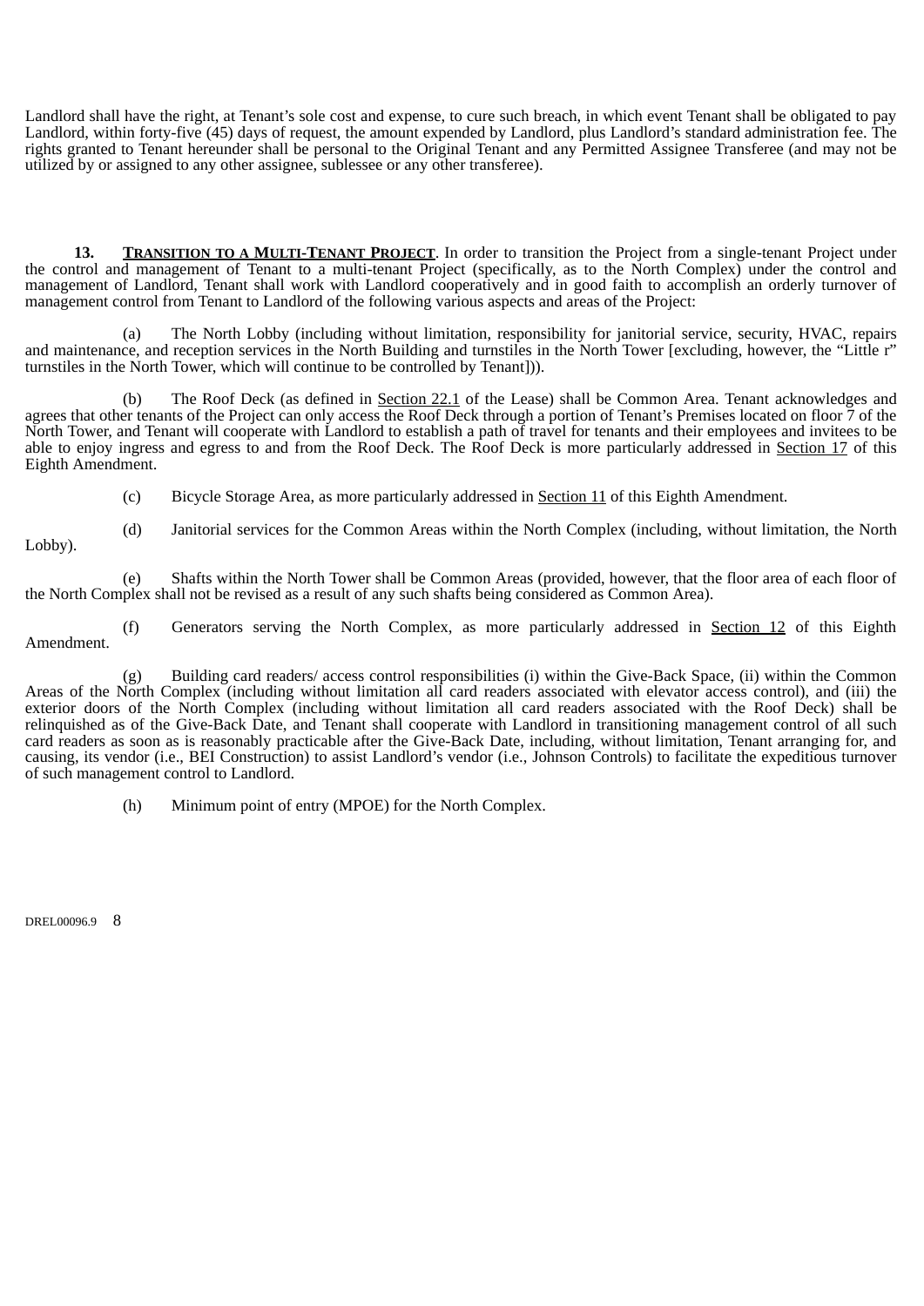Landlord shall have the right, at Tenant's sole cost and expense, to cure such breach, in which event Tenant shall be obligated to pay Landlord, within forty-five (45) days of request, the amount expended by Landlord, plus Landlord's standard administration fee. The rights granted to Tenant hereunder shall be personal to the Original Tenant and any Permitted Assignee Transferee (and may not be utilized by or assigned to any other assignee, sublessee or any other transferee).

**13. TRANSITION TO A MULTI-TENANT PROJECT**. In order to transition the Project from a single-tenant Project under the control and management of Tenant to a multi-tenant Project (specifically, as to the North Complex) under the control and management of Landlord, Tenant shall work with Landlord cooperatively and in good faith to accomplish an orderly turnover of management control from Tenant to Landlord of the following various aspects and areas of the Project:

(a) The North Lobby (including without limitation, responsibility for janitorial service, security, HVAC, repairs and maintenance, and reception services in the North Building and turnstiles in the North Tower [excluding, however, the "Little r" turnstiles in the North Tower, which will continue to be controlled by Tenant])).

(b) The Roof Deck (as defined in Section 22.1 of the Lease) shall be Common Area. Tenant acknowledges and agrees that other tenants of the Project can only access the Roof Deck through a portion of Tenant's Premises located on floor 7 of the North Tower, and Tenant will cooperate with Landlord to establish a path of travel for tenants and their employees and invitees to be able to enjoy ingress and egress to and from the Roof Deck. The Roof Deck is more particularly addressed in Section 17 of this Eighth Amendment.

(c) Bicycle Storage Area, as more particularly addressed in Section 11 of this Eighth Amendment.

(d) Janitorial services for the Common Areas within the North Complex (including, without limitation, the North Lobby).

(e) Shafts within the North Tower shall be Common Areas (provided, however, that the floor area of each floor of the North Complex shall not be revised as a result of any such shafts being considered as Common Area).

(f) Generators serving the North Complex, as more particularly addressed in Section 12 of this Eighth Amendment.

(g) Building card readers/ access control responsibilities (i) within the Give-Back Space, (ii) within the Common Areas of the North Complex (including without limitation all card readers associated with elevator access control), and (iii) the exterior doors of the North Complex (including without limitation all card readers associated with the Roof Deck) shall be relinquished as of the Give-Back Date, and Tenant shall cooperate with Landlord in transitioning management control of all such card readers as soon as is reasonably practicable after the Give-Back Date, including, without limitation, Tenant arranging for, and causing, its vendor (i.e., BEI Construction) to assist Landlord's vendor (i.e., Johnson Controls) to facilitate the expeditious turnover of such management control to Landlord.

(h) Minimum point of entry (MPOE) for the North Complex.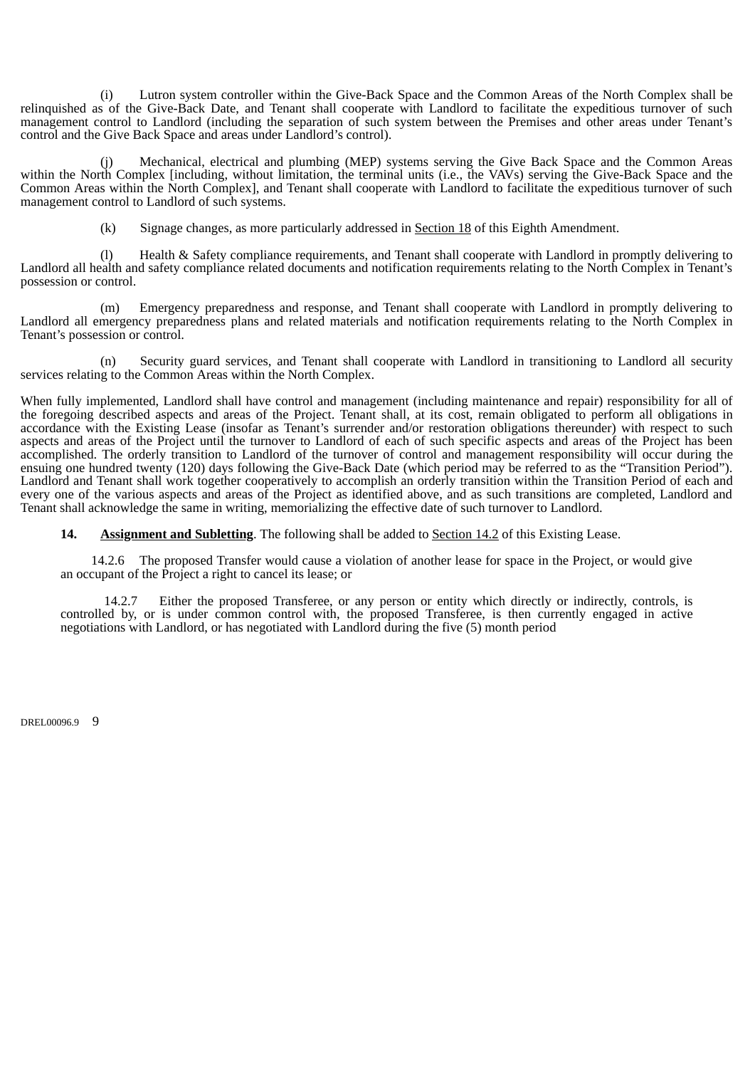(i) Lutron system controller within the Give-Back Space and the Common Areas of the North Complex shall be relinquished as of the Give-Back Date, and Tenant shall cooperate with Landlord to facilitate the expeditious turnover of such management control to Landlord (including the separation of such system between the Premises and other areas under Tenant's control and the Give Back Space and areas under Landlord's control).

(j) Mechanical, electrical and plumbing (MEP) systems serving the Give Back Space and the Common Areas within the North Complex [including, without limitation, the terminal units (i.e., the VAVs) serving the Give-Back Space and the Common Areas within the North Complex], and Tenant shall cooperate with Landlord to facilitate the expeditious turnover of such management control to Landlord of such systems.

(k) Signage changes, as more particularly addressed in Section 18 of this Eighth Amendment.

(l) Health & Safety compliance requirements, and Tenant shall cooperate with Landlord in promptly delivering to Landlord all health and safety compliance related documents and notification requirements relating to the North Complex in Tenant's possession or control.

(m) Emergency preparedness and response, and Tenant shall cooperate with Landlord in promptly delivering to Landlord all emergency preparedness plans and related materials and notification requirements relating to the North Complex in Tenant's possession or control.

(n) Security guard services, and Tenant shall cooperate with Landlord in transitioning to Landlord all security services relating to the Common Areas within the North Complex.

When fully implemented, Landlord shall have control and management (including maintenance and repair) responsibility for all of the foregoing described aspects and areas of the Project. Tenant shall, at its cost, remain obligated to perform all obligations in accordance with the Existing Lease (insofar as Tenant's surrender and/or restoration obligations thereunder) with respect to such aspects and areas of the Project until the turnover to Landlord of each of such specific aspects and areas of the Project has been accomplished. The orderly transition to Landlord of the turnover of control and management responsibility will occur during the ensuing one hundred twenty (120) days following the Give-Back Date (which period may be referred to as the "Transition Period"). Landlord and Tenant shall work together cooperatively to accomplish an orderly transition within the Transition Period of each and every one of the various aspects and areas of the Project as identified above, and as such transitions are completed, Landlord and Tenant shall acknowledge the same in writing, memorializing the effective date of such turnover to Landlord.

**14. Assignment and Subletting**. The following shall be added to Section 14.2 of this Existing Lease.

14.2.6 The proposed Transfer would cause a violation of another lease for space in the Project, or would give an occupant of the Project a right to cancel its lease; or

14.2.7 Either the proposed Transferee, or any person or entity which directly or indirectly, controls, is controlled by, or is under common control with, the proposed Transferee, is then currently engaged in active negotiations with Landlord, or has negotiated with Landlord during the five (5) month period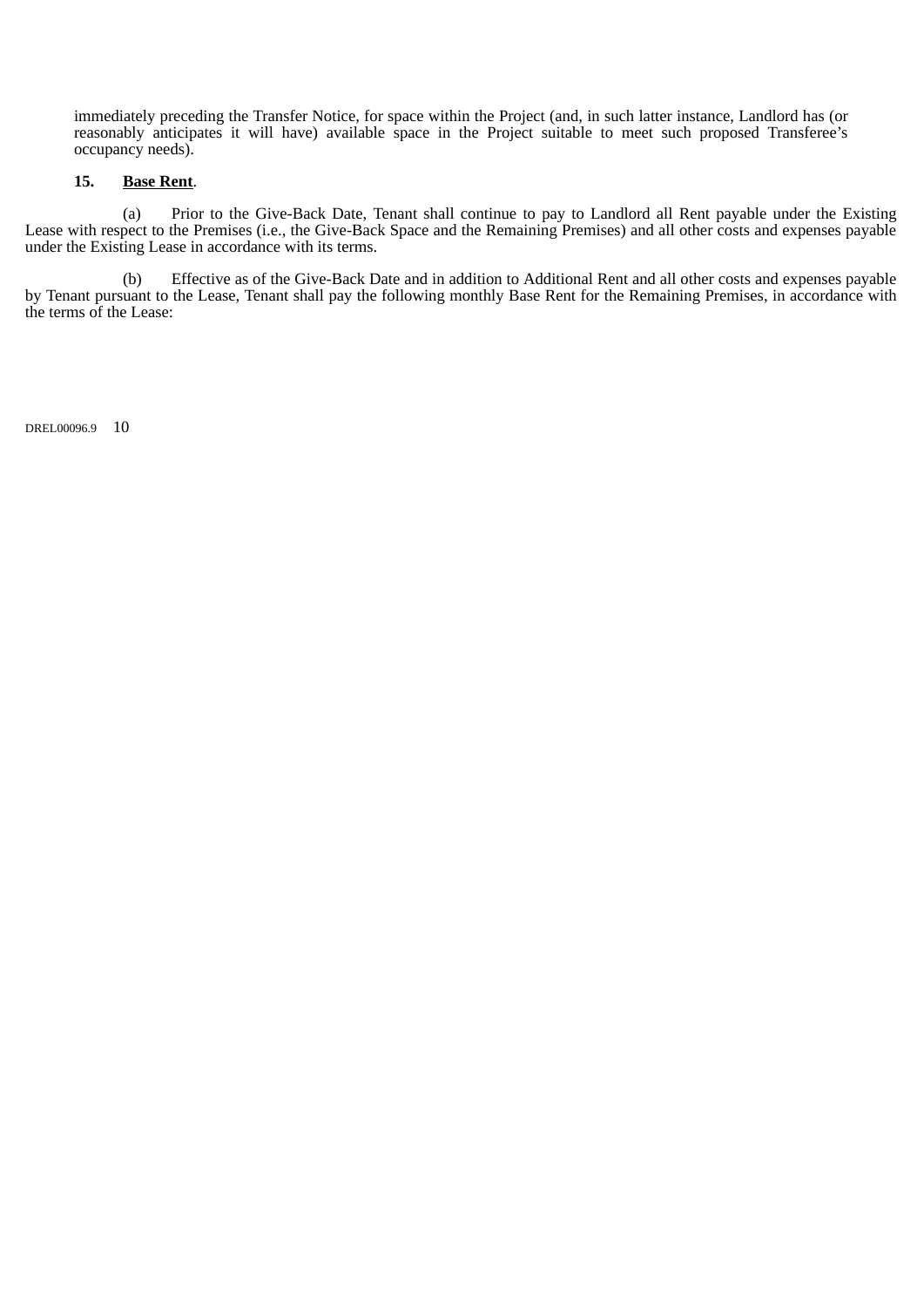immediately preceding the Transfer Notice, for space within the Project (and, in such latter instance, Landlord has (or reasonably anticipates it will have) available space in the Project suitable to meet such proposed Transferee's occupancy needs).

**15. Base Rent**.

(a) Prior to the Give-Back Date, Tenant shall continue to pay to Landlord all Rent payable under the Existing Lease with respect to the Premises (i.e., the Give-Back Space and the Remaining Premises) and all other costs and expenses payable under the Existing Lease in accordance with its terms.

(b) Effective as of the Give-Back Date and in addition to Additional Rent and all other costs and expenses payable by Tenant pursuant to the Lease, Tenant shall pay the following monthly Base Rent for the Remaining Premises, in accordance with the terms of the Lease: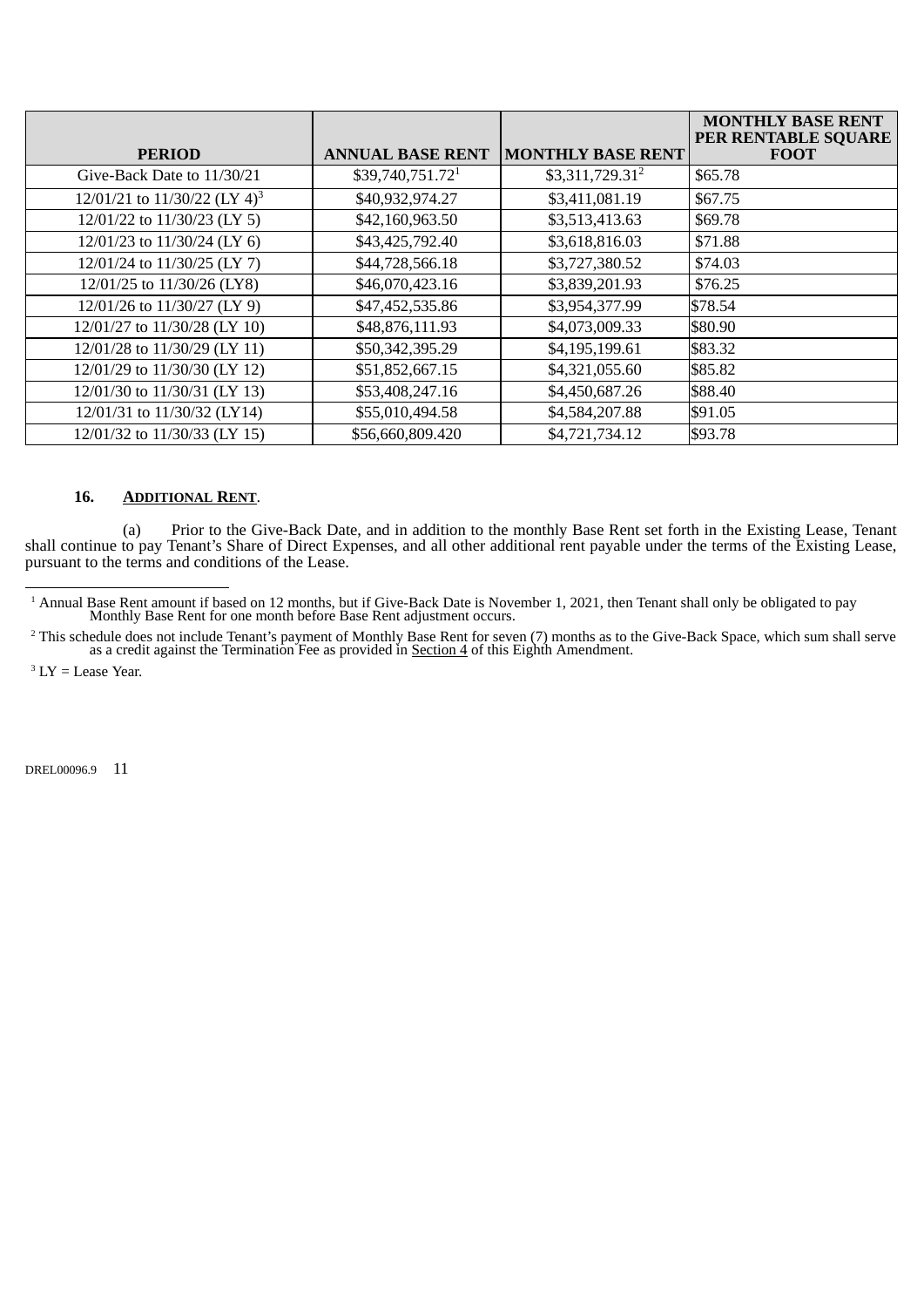| PERIOD | ANNUAL BASE RENT | MONTHLY BASE RENT | MONTHLY BASE RENT PER RENTABLE SQUARE FOOT |
|---|---|---|---|
| Give-Back Date to 11/30/21 | $39,740,751.72[1] | $3,311,729.31[2] | $65.78 |
| 12/01/21 to 11/30/22 (LY 4)[3] | $40,932,974.27 | $3,411,081.19 | $67.75 |
| 12/01/22 to 11/30/23 (LY 5) | $42,160,963.50 | $3,513,413.63 | $69.78 |
| 12/01/23 to 11/30/24 (LY 6) | $43,425,792.40 | $3,618,816.03 | $71.88 |
| 12/01/24 to 11/30/25 (LY 7) | $44,728,566.18 | $3,727,380.52 | $74.03 |
| 12/01/25 to 11/30/26 (LY8) | $46,070,423.16 | $3,839,201.93 | $76.25 |
| 12/01/26 to 11/30/27 (LY 9) | $47,452,535.86 | $3,954,377.99 | $78.54 |
| 12/01/27 to 11/30/28 (LY 10) | $48,876,111.93 | $4,073,009.33 | $80.90 |
| 12/01/28 to 11/30/29 (LY 11) | $50,342,395.29 | $4,195,199.61 | $83.32 |
| 12/01/29 to 11/30/30 (LY 12) | $51,852,667.15 | $4,321,055.60 | $85.82 |
| 12/01/30 to 11/30/31 (LY 13) | $53,408,247.16 | $4,450,687.26 | $88.40 |
| 12/01/31 to 11/30/32 (LY14) | $55,010,494.58 | $4,584,207.88 | $91.05 |
| 12/01/32 to 11/30/33 (LY 15) | $56,660,809.420 | $4,721,734.12 | $93.78 |

**16. ADDITIONAL RENT.**

(a) Prior to the Give-Back Date, and in addition to the monthly Base Rent set forth in the Existing Lease, Tenant shall continue to pay Tenant's Share of Direct Expenses, and all other additional rent payable under the terms of the Existing Lease, pursuant to the terms and conditions of the Lease.

[1] Annual Base Rent amount if based on 12 months, but if Give-Back Date is November 1, 2021, then Tenant shall only be obligated to pay Monthly Base Rent for one month before Base Rent adjustment occurs.

[2] This schedule does not include Tenant's payment of Monthly Base Rent for seven (7) months as to the Give-Back Space, which sum shall serve as a credit against the Termination Fee as provided in Section 4 of this Eighth Amendment.

[3] LY = Lease Year.

DREL00096.9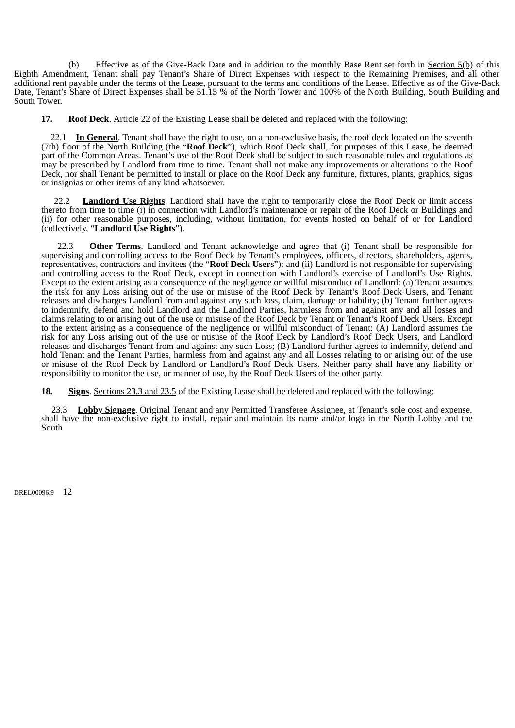(b) Effective as of the Give-Back Date and in addition to the monthly Base Rent set forth in Section 5(b) of this Eighth Amendment, Tenant shall pay Tenant's Share of Direct Expenses with respect to the Remaining Premises, and all other additional rent payable under the terms of the Lease, pursuant to the terms and conditions of the Lease. Effective as of the Give-Back Date, Tenant's Share of Direct Expenses shall be 51.15 % of the North Tower and 100% of the North Building, South Building and South Tower.

**17. Roof Deck**. Article 22 of the Existing Lease shall be deleted and replaced with the following:

22.1 **In General**. Tenant shall have the right to use, on a non-exclusive basis, the roof deck located on the seventh (7th) floor of the North Building (the "**Roof Deck**"), which Roof Deck shall, for purposes of this Lease, be deemed part of the Common Areas. Tenant's use of the Roof Deck shall be subject to such reasonable rules and regulations as may be prescribed by Landlord from time to time. Tenant shall not make any improvements or alterations to the Roof Deck, nor shall Tenant be permitted to install or place on the Roof Deck any furniture, fixtures, plants, graphics, signs or insignias or other items of any kind whatsoever.

22.2 **Landlord Use Rights**. Landlord shall have the right to temporarily close the Roof Deck or limit access thereto from time to time (i) in connection with Landlord's maintenance or repair of the Roof Deck or Buildings and (ii) for other reasonable purposes, including, without limitation, for events hosted on behalf of or for Landlord (collectively, "**Landlord Use Rights**").

22.3 **Other Terms**. Landlord and Tenant acknowledge and agree that (i) Tenant shall be responsible for supervising and controlling access to the Roof Deck by Tenant's employees, officers, directors, shareholders, agents, representatives, contractors and invitees (the "**Roof Deck Users**"); and (ii) Landlord is not responsible for supervising and controlling access to the Roof Deck, except in connection with Landlord's exercise of Landlord's Use Rights. Except to the extent arising as a consequence of the negligence or willful misconduct of Landlord: (a) Tenant assumes the risk for any Loss arising out of the use or misuse of the Roof Deck by Tenant's Roof Deck Users, and Tenant releases and discharges Landlord from and against any such loss, claim, damage or liability; (b) Tenant further agrees to indemnify, defend and hold Landlord and the Landlord Parties, harmless from and against any and all losses and claims relating to or arising out of the use or misuse of the Roof Deck by Tenant or Tenant's Roof Deck Users. Except to the extent arising as a consequence of the negligence or willful misconduct of Tenant: (A) Landlord assumes the risk for any Loss arising out of the use or misuse of the Roof Deck by Landlord's Roof Deck Users, and Landlord releases and discharges Tenant from and against any such Loss; (B) Landlord further agrees to indemnify, defend and hold Tenant and the Tenant Parties, harmless from and against any and all Losses relating to or arising out of the use or misuse of the Roof Deck by Landlord or Landlord's Roof Deck Users. Neither party shall have any liability or responsibility to monitor the use, or manner of use, by the Roof Deck Users of the other party.

**18. Signs**. Sections 23.3 and 23.5 of the Existing Lease shall be deleted and replaced with the following:

23.3 **Lobby Signage**. Original Tenant and any Permitted Transferee Assignee, at Tenant's sole cost and expense, shall have the non-exclusive right to install, repair and maintain its name and/or logo in the North Lobby and the South

DREL00096.9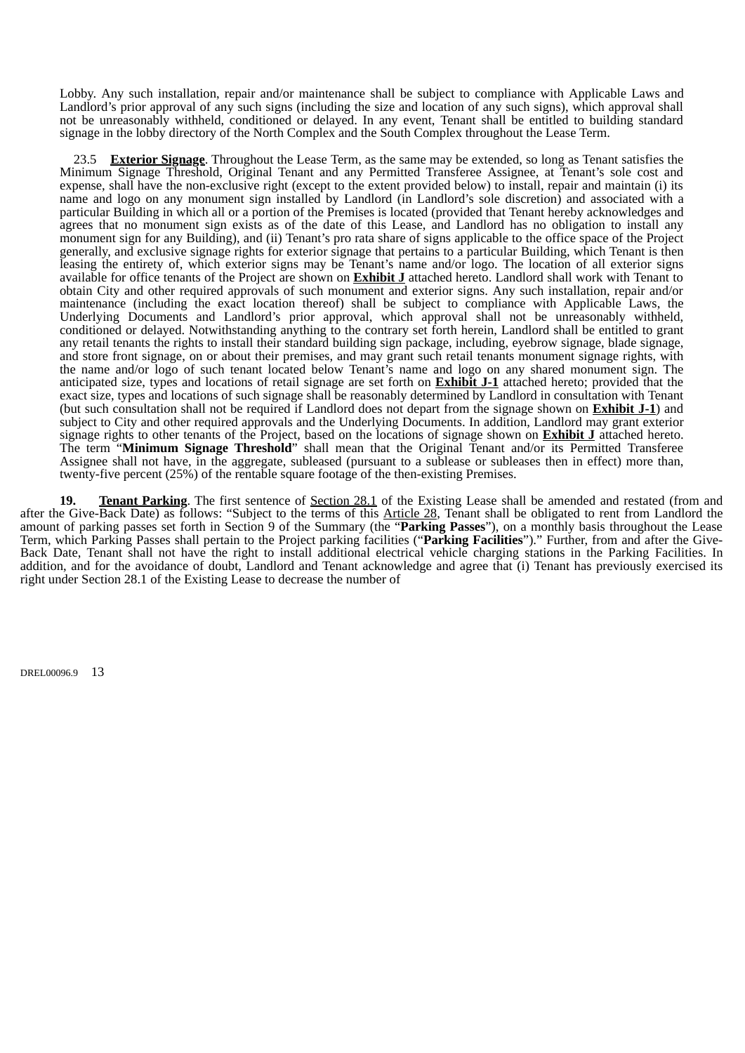Lobby. Any such installation, repair and/or maintenance shall be subject to compliance with Applicable Laws and Landlord's prior approval of any such signs (including the size and location of any such signs), which approval shall not be unreasonably withheld, conditioned or delayed. In any event, Tenant shall be entitled to building standard signage in the lobby directory of the North Complex and the South Complex throughout the Lease Term.

23.5 **Exterior Signage**. Throughout the Lease Term, as the same may be extended, so long as Tenant satisfies the Minimum Signage Threshold, Original Tenant and any Permitted Transferee Assignee, at Tenant's sole cost and expense, shall have the non-exclusive right (except to the extent provided below) to install, repair and maintain (i) its name and logo on any monument sign installed by Landlord (in Landlord's sole discretion) and associated with a particular Building in which all or a portion of the Premises is located (provided that Tenant hereby acknowledges and agrees that no monument sign exists as of the date of this Lease, and Landlord has no obligation to install any monument sign for any Building), and (ii) Tenant's pro rata share of signs applicable to the office space of the Project generally, and exclusive signage rights for exterior signage that pertains to a particular Building, which Tenant is then leasing the entirety of, which exterior signs may be Tenant's name and/or logo. The location of all exterior signs available for office tenants of the Project are shown on **Exhibit J** attached hereto. Landlord shall work with Tenant to obtain City and other required approvals of such monument and exterior signs. Any such installation, repair and/or maintenance (including the exact location thereof) shall be subject to compliance with Applicable Laws, the Underlying Documents and Landlord's prior approval, which approval shall not be unreasonably withheld, conditioned or delayed. Notwithstanding anything to the contrary set forth herein, Landlord shall be entitled to grant any retail tenants the rights to install their standard building sign package, including, eyebrow signage, blade signage, and store front signage, on or about their premises, and may grant such retail tenants monument signage rights, with the name and/or logo of such tenant located below Tenant's name and logo on any shared monument sign. The anticipated size, types and locations of retail signage are set forth on **Exhibit J-1** attached hereto; provided that the exact size, types and locations of such signage shall be reasonably determined by Landlord in consultation with Tenant (but such consultation shall not be required if Landlord does not depart from the signage shown on **Exhibit J-1**) and subject to City and other required approvals and the Underlying Documents. In addition, Landlord may grant exterior signage rights to other tenants of the Project, based on the locations of signage shown on **Exhibit J** attached hereto. The term "**Minimum Signage Threshold**" shall mean that the Original Tenant and/or its Permitted Transferee Assignee shall not have, in the aggregate, subleased (pursuant to a sublease or subleases then in effect) more than, twenty-five percent (25%) of the rentable square footage of the then-existing Premises.

**19. Tenant Parking**. The first sentence of Section 28.1 of the Existing Lease shall be amended and restated (from and after the Give-Back Date) as follows: "Subject to the terms of this Article 28, Tenant shall be obligated to rent from Landlord the amount of parking passes set forth in Section 9 of the Summary (the "**Parking Passes**"), on a monthly basis throughout the Lease Term, which Parking Passes shall pertain to the Project parking facilities ("**Parking Facilities**")." Further, from and after the Give-Back Date, Tenant shall not have the right to install additional electrical vehicle charging stations in the Parking Facilities. In addition, and for the avoidance of doubt, Landlord and Tenant acknowledge and agree that (i) Tenant has previously exercised its right under Section 28.1 of the Existing Lease to decrease the number of

DREL00096.9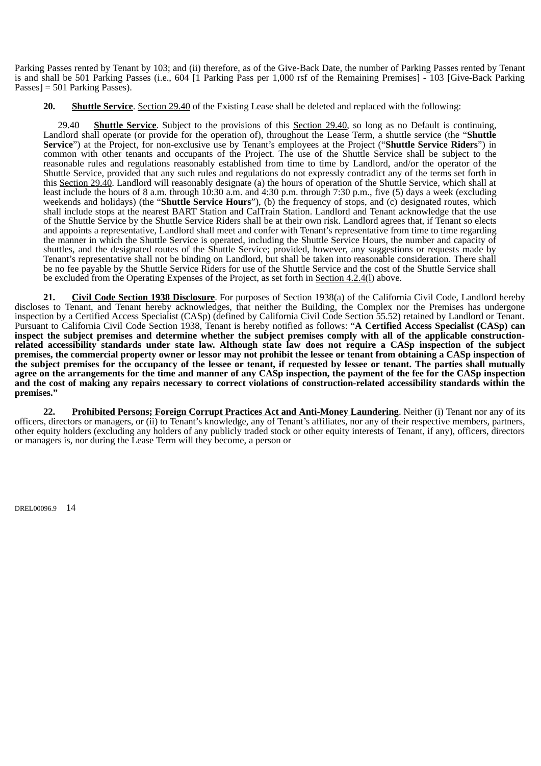Parking Passes rented by Tenant by 103; and (ii) therefore, as of the Give-Back Date, the number of Parking Passes rented by Tenant is and shall be 501 Parking Passes (i.e., 604 [1 Parking Pass per 1,000 rsf of the Remaining Premises] - 103 [Give-Back Parking Passes] = 501 Parking Passes).

**20. Shuttle Service**. Section 29.40 of the Existing Lease shall be deleted and replaced with the following:

> 29.40 **Shuttle Service**. Subject to the provisions of this Section 29.40, so long as no Default is continuing, Landlord shall operate (or provide for the operation of), throughout the Lease Term, a shuttle service (the "**Shuttle Service**") at the Project, for non-exclusive use by Tenant's employees at the Project ("**Shuttle Service Riders**") in common with other tenants and occupants of the Project. The use of the Shuttle Service shall be subject to the reasonable rules and regulations reasonably established from time to time by Landlord, and/or the operator of the Shuttle Service, provided that any such rules and regulations do not expressly contradict any of the terms set forth in this Section 29.40. Landlord will reasonably designate (a) the hours of operation of the Shuttle Service, which shall at least include the hours of 8 a.m. through 10:30 a.m. and 4:30 p.m. through 7:30 p.m., five (5) days a week (excluding weekends and holidays) (the "**Shuttle Service Hours**"), (b) the frequency of stops, and (c) designated routes, which shall include stops at the nearest BART Station and CalTrain Station. Landlord and Tenant acknowledge that the use of the Shuttle Service by the Shuttle Service Riders shall be at their own risk. Landlord agrees that, if Tenant so elects and appoints a representative, Landlord shall meet and confer with Tenant's representative from time to time regarding the manner in which the Shuttle Service is operated, including the Shuttle Service Hours, the number and capacity of shuttles, and the designated routes of the Shuttle Service; provided, however, any suggestions or requests made by Tenant's representative shall not be binding on Landlord, but shall be taken into reasonable consideration. There shall be no fee payable by the Shuttle Service Riders for use of the Shuttle Service and the cost of the Shuttle Service shall be excluded from the Operating Expenses of the Project, as set forth in Section 4.2.4(l) above.

**21. Civil Code Section 1938 Disclosure**. For purposes of Section 1938(a) of the California Civil Code, Landlord hereby discloses to Tenant, and Tenant hereby acknowledges, that neither the Building, the Complex nor the Premises has undergone inspection by a Certified Access Specialist (CASp) (defined by California Civil Code Section 55.52) retained by Landlord or Tenant. Pursuant to California Civil Code Section 1938, Tenant is hereby notified as follows: "**A Certified Access Specialist (CASp) can inspect the subject premises and determine whether the subject premises comply with all of the applicable construction-related accessibility standards under state law. Although state law does not require a CASp inspection of the subject premises, the commercial property owner or lessor may not prohibit the lessee or tenant from obtaining a CASp inspection of the subject premises for the occupancy of the lessee or tenant, if requested by lessee or tenant. The parties shall mutually agree on the arrangements for the time and manner of any CASp inspection, the payment of the fee for the CASp inspection and the cost of making any repairs necessary to correct violations of construction-related accessibility standards within the premises.**"

**22. Prohibited Persons; Foreign Corrupt Practices Act and Anti-Money Laundering**. Neither (i) Tenant nor any of its officers, directors or managers, or (ii) to Tenant's knowledge, any of Tenant's affiliates, nor any of their respective members, partners, other equity holders (excluding any holders of any publicly traded stock or other equity interests of Tenant, if any), officers, directors or managers is, nor during the Lease Term will they become, a person or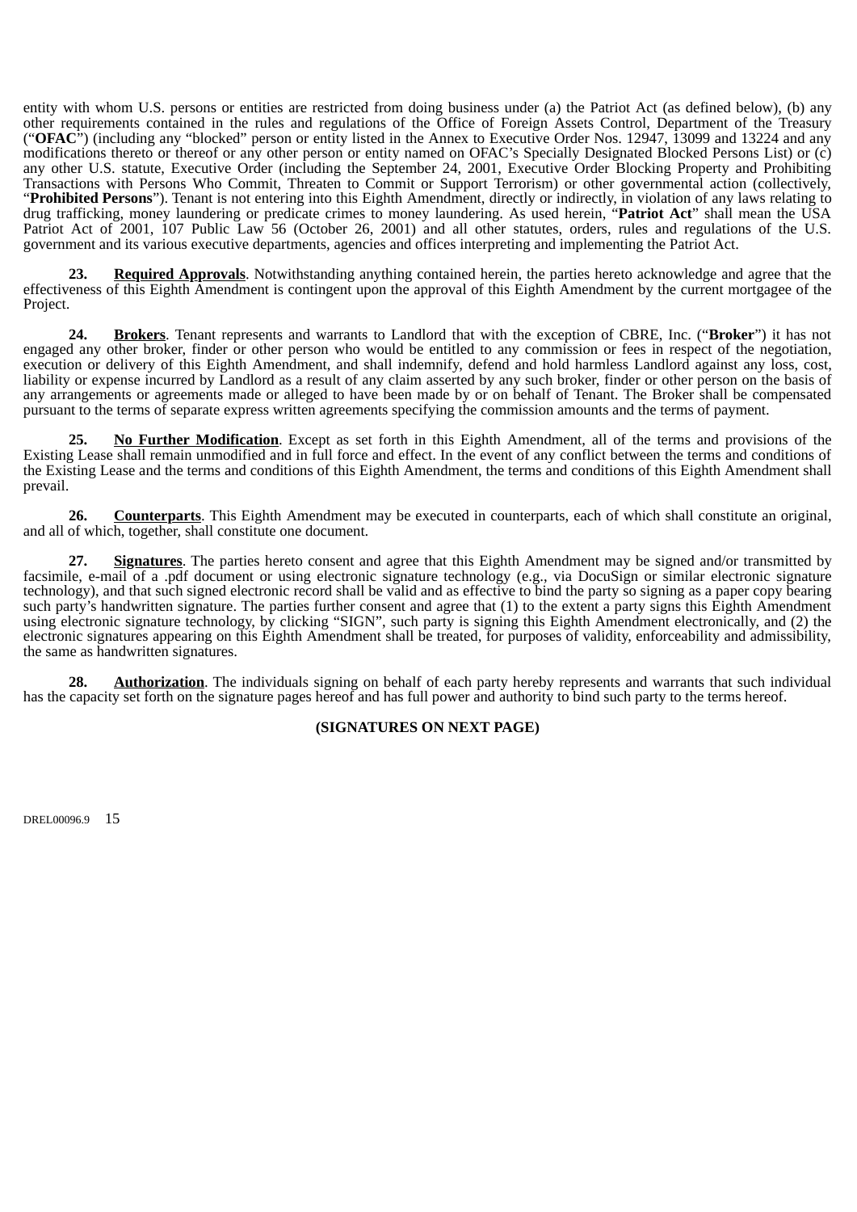entity with whom U.S. persons or entities are restricted from doing business under (a) the Patriot Act (as defined below), (b) any other requirements contained in the rules and regulations of the Office of Foreign Assets Control, Department of the Treasury ("**OFAC**") (including any "blocked" person or entity listed in the Annex to Executive Order Nos. 12947, 13099 and 13224 and any modifications thereto or thereof or any other person or entity named on OFAC's Specially Designated Blocked Persons List) or (c) any other U.S. statute, Executive Order (including the September 24, 2001, Executive Order Blocking Property and Prohibiting Transactions with Persons Who Commit, Threaten to Commit or Support Terrorism) or other governmental action (collectively, "**Prohibited Persons**"). Tenant is not entering into this Eighth Amendment, directly or indirectly, in violation of any laws relating to drug trafficking, money laundering or predicate crimes to money laundering. As used herein, "**Patriot Act**" shall mean the USA Patriot Act of 2001, 107 Public Law 56 (October 26, 2001) and all other statutes, orders, rules and regulations of the U.S. government and its various executive departments, agencies and offices interpreting and implementing the Patriot Act.

**23. <u>Required Approvals</u>**. Notwithstanding anything contained herein, the parties hereto acknowledge and agree that the effectiveness of this Eighth Amendment is contingent upon the approval of this Eighth Amendment by the current mortgagee of the Project.

**24. <u>Brokers</u>**. Tenant represents and warrants to Landlord that with the exception of CBRE, Inc. ("**Broker**") it has not engaged any other broker, finder or other person who would be entitled to any commission or fees in respect of the negotiation, execution or delivery of this Eighth Amendment, and shall indemnify, defend and hold harmless Landlord against any loss, cost, liability or expense incurred by Landlord as a result of any claim asserted by any such broker, finder or other person on the basis of any arrangements or agreements made or alleged to have been made by or on behalf of Tenant. The Broker shall be compensated pursuant to the terms of separate express written agreements specifying the commission amounts and the terms of payment.

**25. <u>No Further Modification</u>**. Except as set forth in this Eighth Amendment, all of the terms and provisions of the Existing Lease shall remain unmodified and in full force and effect. In the event of any conflict between the terms and conditions of the Existing Lease and the terms and conditions of this Eighth Amendment, the terms and conditions of this Eighth Amendment shall prevail.

**26. <u>Counterparts</u>**. This Eighth Amendment may be executed in counterparts, each of which shall constitute an original, and all of which, together, shall constitute one document.

**27. <u>Signatures</u>**. The parties hereto consent and agree that this Eighth Amendment may be signed and/or transmitted by facsimile, e-mail of a .pdf document or using electronic signature technology (e.g., via DocuSign or similar electronic signature technology), and that such signed electronic record shall be valid and as effective to bind the party so signing as a paper copy bearing such party's handwritten signature. The parties further consent and agree that (1) to the extent a party signs this Eighth Amendment using electronic signature technology, by clicking "SIGN", such party is signing this Eighth Amendment electronically, and (2) the electronic signatures appearing on this Eighth Amendment shall be treated, for purposes of validity, enforceability and admissibility, the same as handwritten signatures.

**28. <u>Authorization</u>**. The individuals signing on behalf of each party hereby represents and warrants that such individual has the capacity set forth on the signature pages hereof and has full power and authority to bind such party to the terms hereof.

**(SIGNATURES ON NEXT PAGE)**

DREL00096.9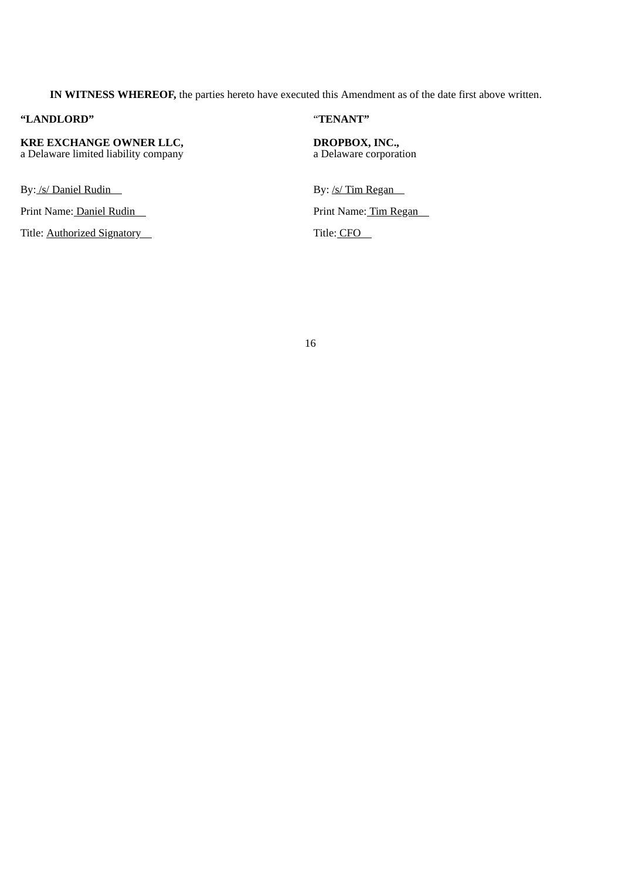**IN WITNESS WHEREOF,** the parties hereto have executed this Amendment as of the date first above written.

| **"LANDLORD"** | **"TENANT"** |
| --- | --- |
| **KRE EXCHANGE OWNER LLC,** a Delaware limited liability company | **DROPBOX, INC.,** a Delaware corporation |
| By: /s/ Daniel Rudin | By: /s/ Tim Regan |
| Print Name: Daniel Rudin | Print Name: Tim Regan |
| Title: Authorized Signatory | Title: CFO |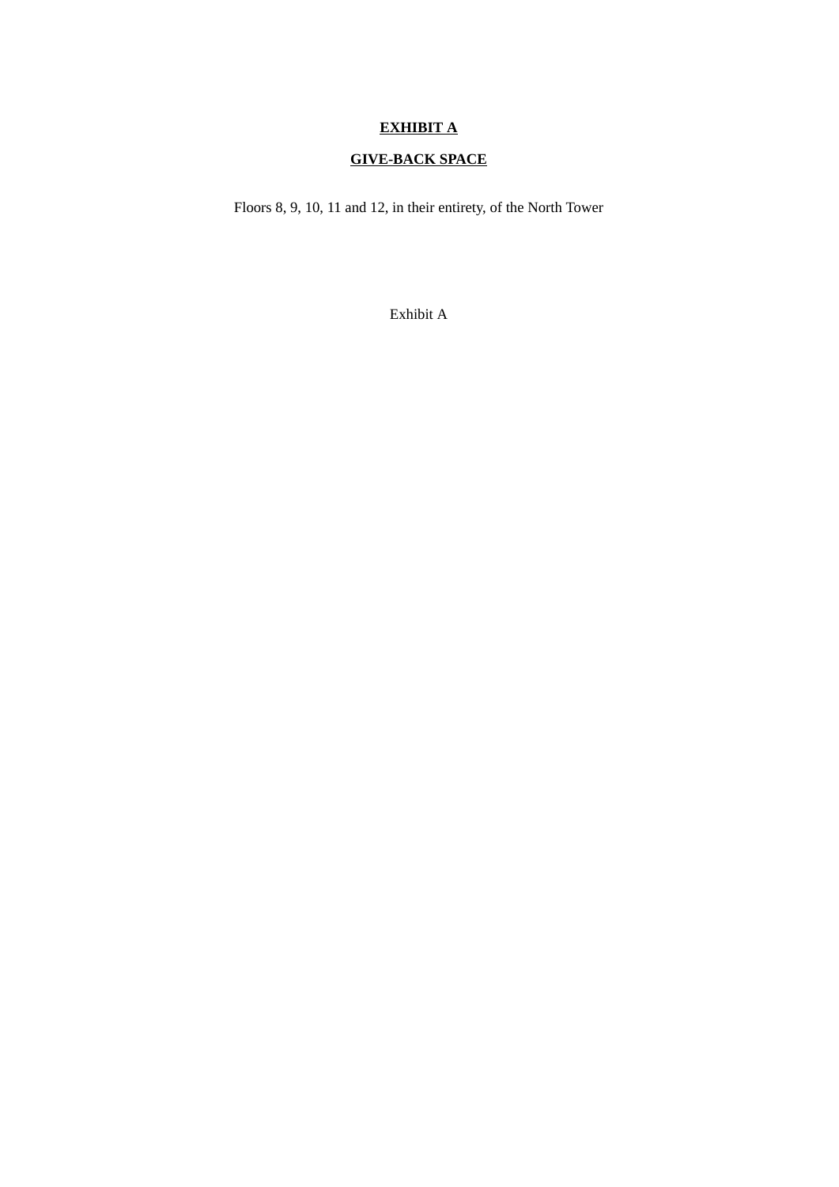**EXHIBIT A**

**GIVE-BACK SPACE**

Floors 8, 9, 10, 11 and 12, in their entirety, of the North Tower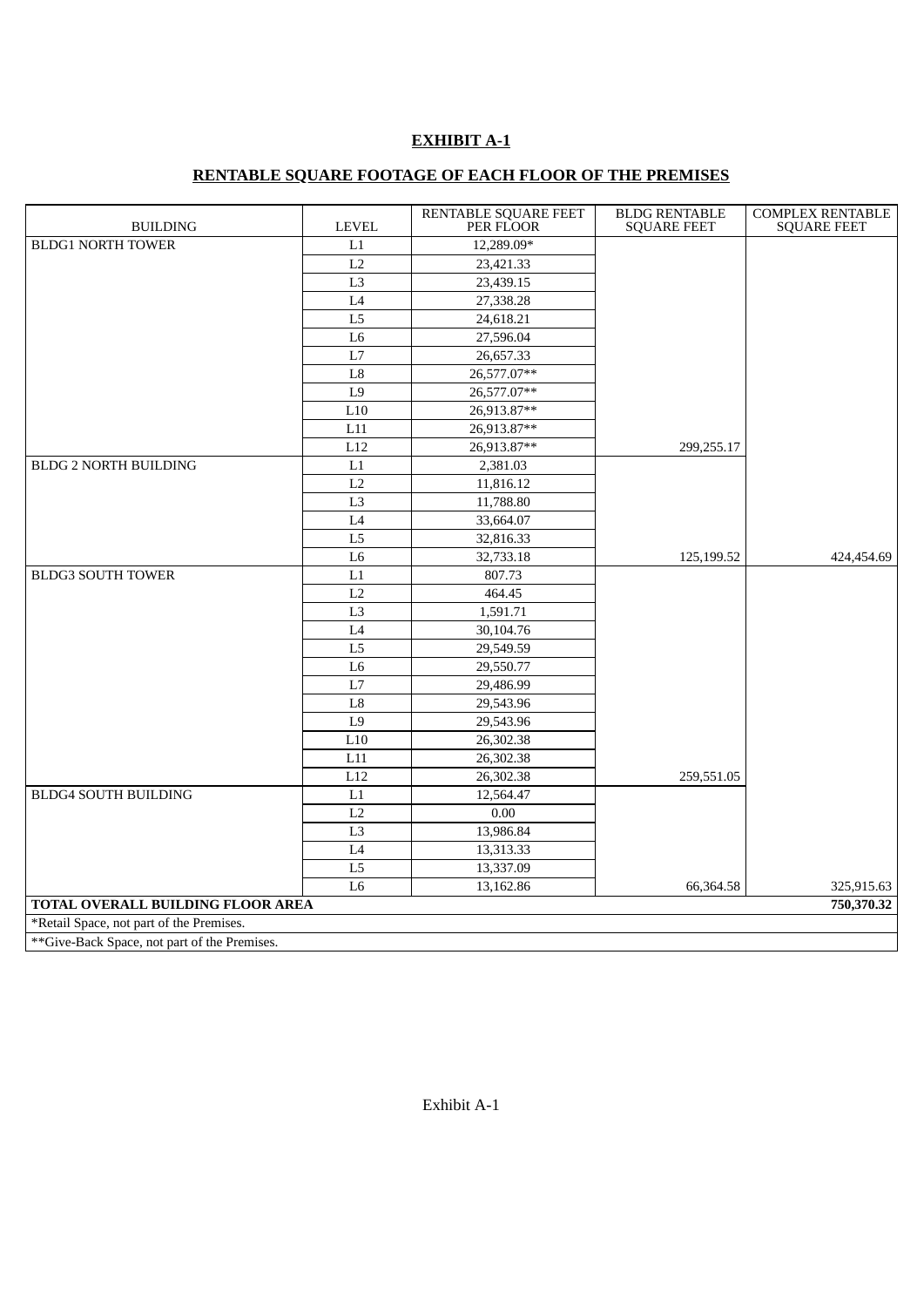**EXHIBIT A-1**

**RENTABLE SQUARE FOOTAGE OF EACH FLOOR OF THE PREMISES**

| BUILDING | LEVEL | RENTABLE SQUARE FEET PER FLOOR | BLDG RENTABLE SQUARE FEET | COMPLEX RENTABLE SQUARE FEET |
|---|---|---|---|---|
| BLDG1 NORTH TOWER | L1 | 12,289.09* | | |
| | L2 | 23,421.33 | | |
| | L3 | 23,439.15 | | |
| | L4 | 27,338.28 | | |
| | L5 | 24,618.21 | | |
| | L6 | 27,596.04 | | |
| | L7 | 26,657.33 | | |
| | L8 | 26,577.07** | | |
| | L9 | 26,577.07** | | |
| | L10 | 26,913.87** | | |
| | L11 | 26,913.87** | | |
| | L12 | 26,913.87** | 299,255.17 | |
| BLDG 2 NORTH BUILDING | L1 | 2,381.03 | | |
| | L2 | 11,816.12 | | |
| | L3 | 11,788.80 | | |
| | L4 | 33,664.07 | | |
| | L5 | 32,816.33 | | |
| | L6 | 32,733.18 | 125,199.52 | 424,454.69 |
| BLDG3 SOUTH TOWER | L1 | 807.73 | | |
| | L2 | 464.45 | | |
| | L3 | 1,591.71 | | |
| | L4 | 30,104.76 | | |
| | L5 | 29,549.59 | | |
| | L6 | 29,550.77 | | |
| | L7 | 29,486.99 | | |
| | L8 | 29,543.96 | | |
| | L9 | 29,543.96 | | |
| | L10 | 26,302.38 | | |
| | L11 | 26,302.38 | | |
| | L12 | 26,302.38 | 259,551.05 | |
| BLDG4 SOUTH BUILDING | L1 | 12,564.47 | | |
| | L2 | 0.00 | | |
| | L3 | 13,986.84 | | |
| | L4 | 13,313.33 | | |
| | L5 | 13,337.09 | | |
| | L6 | 13,162.86 | 66,364.58 | 325,915.63 |
| **TOTAL OVERALL BUILDING FLOOR AREA** | | | | **750,370.32** |
| *Retail Space, not part of the Premises. | | | | |
| **Give-Back Space, not part of the Premises. | | | | |

Exhibit A-1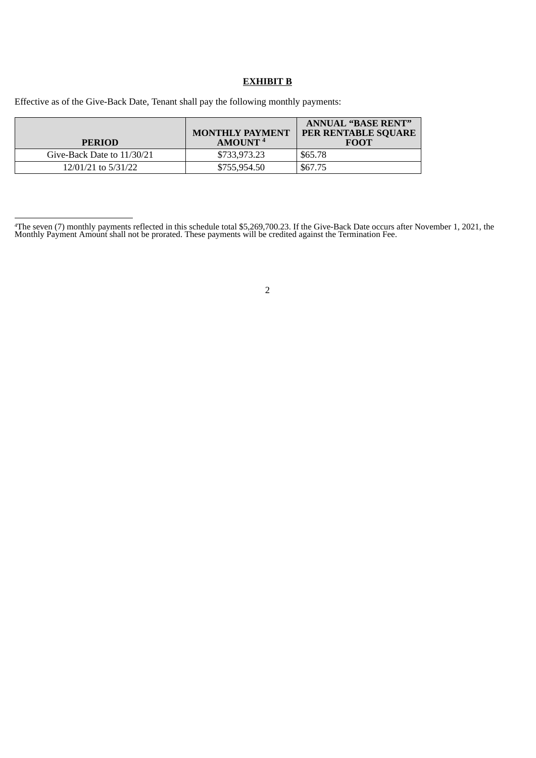**EXHIBIT B**

Effective as of the Give-Back Date, Tenant shall pay the following monthly payments:

| PERIOD | MONTHLY PAYMENT AMOUNT [4] | ANNUAL "BASE RENT" PER RENTABLE SQUARE FOOT |
|---|---|---|
| Give-Back Date to 11/30/21 | $733,973.23 | $65.78 |
| 12/01/21 to 5/31/22 | $755,954.50 | $67.75 |

[4] The seven (7) monthly payments reflected in this schedule total $5,269,700.23. If the Give-Back Date occurs after November 1, 2021, the Monthly Payment Amount shall not be prorated. These payments will be credited against the Termination Fee.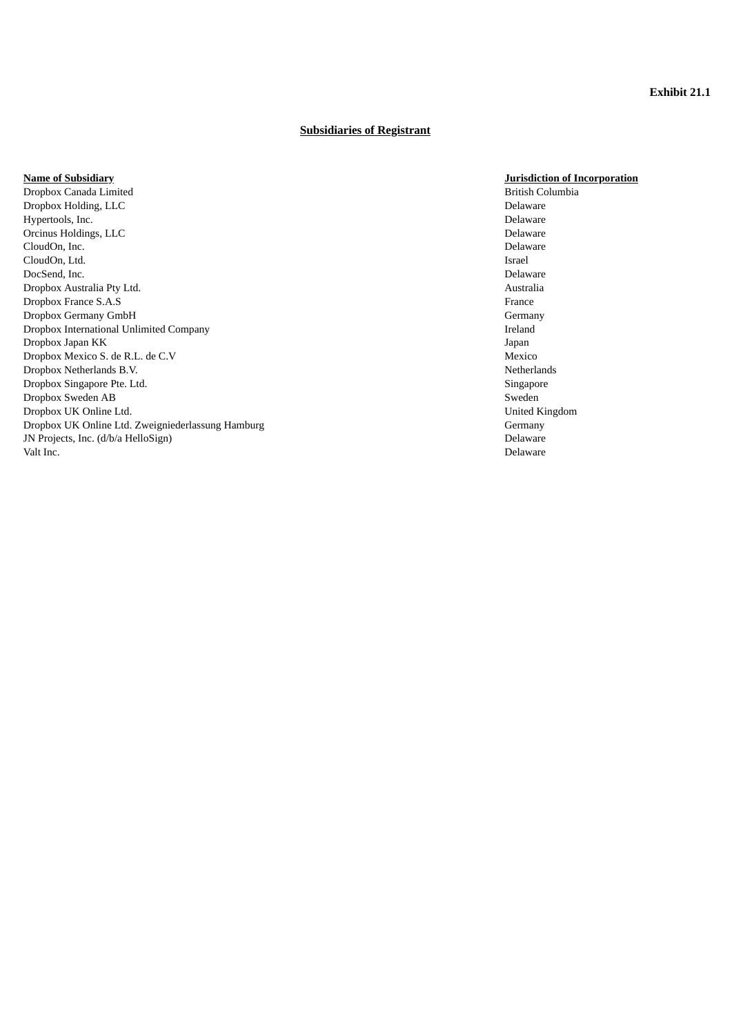**Exhibit 21.1**

**Subsidiaries of Registrant**

| Name of Subsidiary | Jurisdiction of Incorporation |
| --- | --- |
| Dropbox Canada Limited | British Columbia |
| Dropbox Holding, LLC | Delaware |
| Hypertools, Inc. | Delaware |
| Orcinus Holdings, LLC | Delaware |
| CloudOn, Inc. | Delaware |
| CloudOn, Ltd. | Israel |
| DocSend, Inc. | Delaware |
| Dropbox Australia Pty Ltd. | Australia |
| Dropbox France S.A.S | France |
| Dropbox Germany GmbH | Germany |
| Dropbox International Unlimited Company | Ireland |
| Dropbox Japan KK | Japan |
| Dropbox Mexico S. de R.L. de C.V | Mexico |
| Dropbox Netherlands B.V. | Netherlands |
| Dropbox Singapore Pte. Ltd. | Singapore |
| Dropbox Sweden AB | Sweden |
| Dropbox UK Online Ltd. | United Kingdom |
| Dropbox UK Online Ltd. Zweigniederlassung Hamburg | Germany |
| JN Projects, Inc. (d/b/a HelloSign) | Delaware |
| Valt Inc. | Delaware |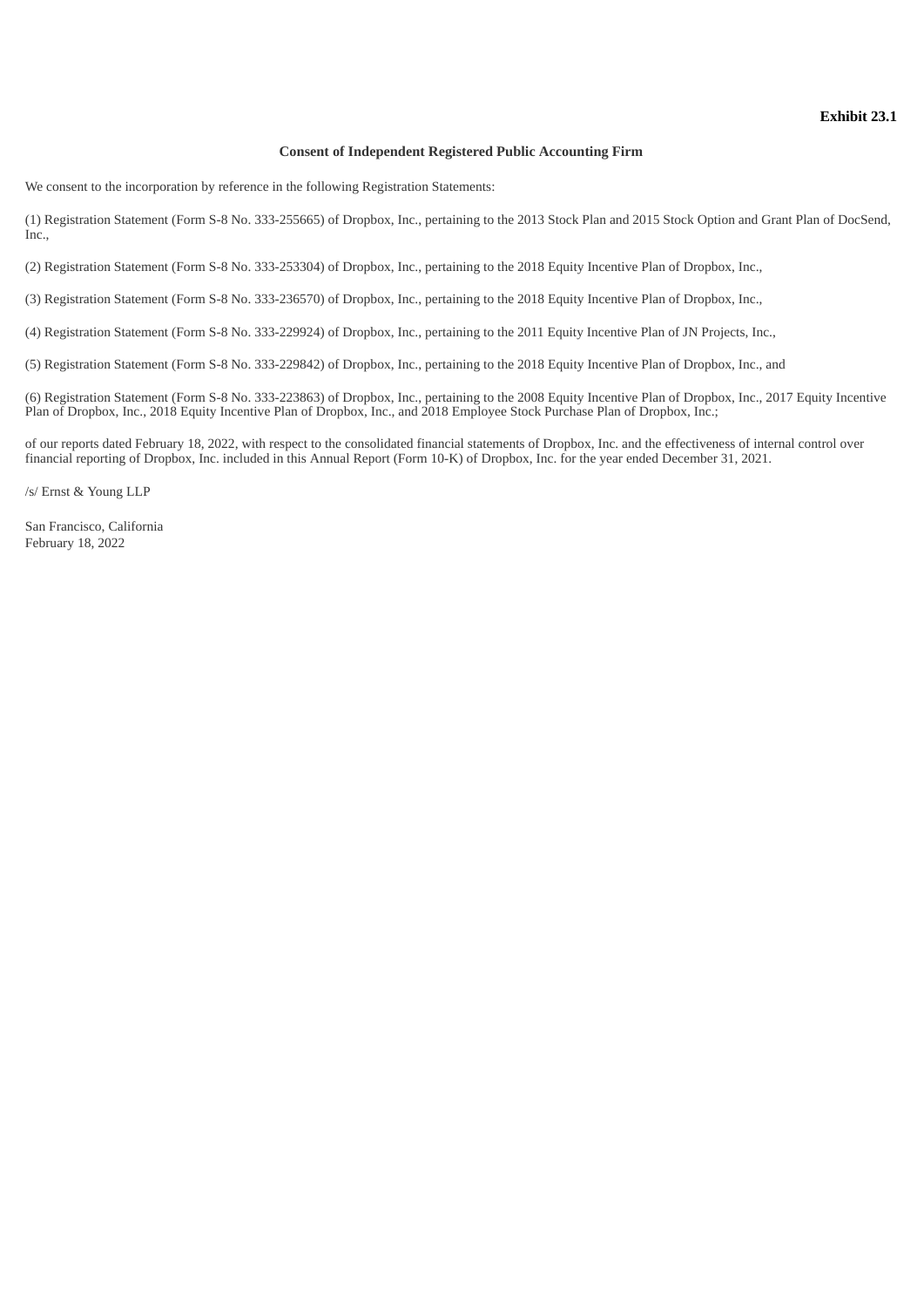**Exhibit 23.1**

**Consent of Independent Registered Public Accounting Firm**

We consent to the incorporation by reference in the following Registration Statements:

(1) Registration Statement (Form S-8 No. 333-255665) of Dropbox, Inc., pertaining to the 2013 Stock Plan and 2015 Stock Option and Grant Plan of DocSend, Inc.,

(2) Registration Statement (Form S-8 No. 333-253304) of Dropbox, Inc., pertaining to the 2018 Equity Incentive Plan of Dropbox, Inc.,

(3) Registration Statement (Form S-8 No. 333-236570) of Dropbox, Inc., pertaining to the 2018 Equity Incentive Plan of Dropbox, Inc.,

(4) Registration Statement (Form S-8 No. 333-229924) of Dropbox, Inc., pertaining to the 2011 Equity Incentive Plan of JN Projects, Inc.,

(5) Registration Statement (Form S-8 No. 333-229842) of Dropbox, Inc., pertaining to the 2018 Equity Incentive Plan of Dropbox, Inc., and

(6) Registration Statement (Form S-8 No. 333-223863) of Dropbox, Inc., pertaining to the 2008 Equity Incentive Plan of Dropbox, Inc., 2017 Equity Incentive Plan of Dropbox, Inc., 2018 Equity Incentive Plan of Dropbox, Inc., and 2018 Employee Stock Purchase Plan of Dropbox, Inc.;

of our reports dated February 18, 2022, with respect to the consolidated financial statements of Dropbox, Inc. and the effectiveness of internal control over financial reporting of Dropbox, Inc. included in this Annual Report (Form 10-K) of Dropbox, Inc. for the year ended December 31, 2021.

/s/ Ernst & Young LLP

San Francisco, California
February 18, 2022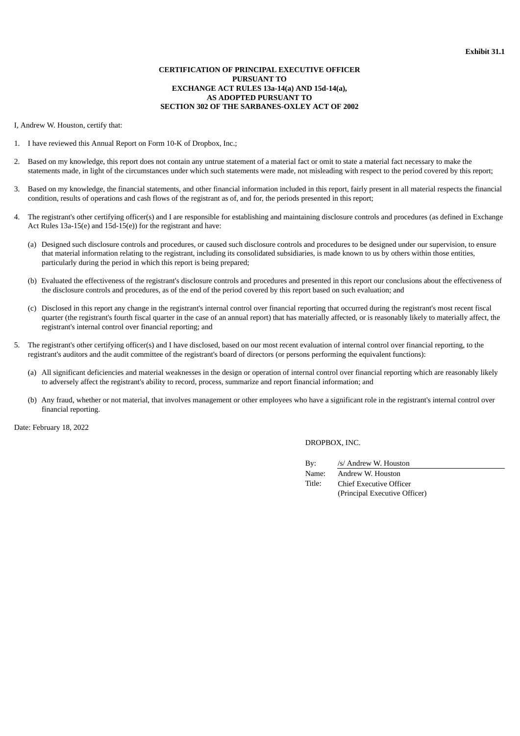**Exhibit 31.1**

**CERTIFICATION OF PRINCIPAL EXECUTIVE OFFICER
PURSUANT TO
EXCHANGE ACT RULES 13a-14(a) AND 15d-14(a),
AS ADOPTED PURSUANT TO
SECTION 302 OF THE SARBANES-OXLEY ACT OF 2002**

I, Andrew W. Houston, certify that:

1. I have reviewed this Annual Report on Form 10-K of Dropbox, Inc.;

2. Based on my knowledge, this report does not contain any untrue statement of a material fact or omit to state a material fact necessary to make the statements made, in light of the circumstances under which such statements were made, not misleading with respect to the period covered by this report;

3. Based on my knowledge, the financial statements, and other financial information included in this report, fairly present in all material respects the financial condition, results of operations and cash flows of the registrant as of, and for, the periods presented in this report;

4. The registrant's other certifying officer(s) and I are responsible for establishing and maintaining disclosure controls and procedures (as defined in Exchange Act Rules 13a-15(e) and 15d-15(e)) for the registrant and have:

   (a) Designed such disclosure controls and procedures, or caused such disclosure controls and procedures to be designed under our supervision, to ensure that material information relating to the registrant, including its consolidated subsidiaries, is made known to us by others within those entities, particularly during the period in which this report is being prepared;

   (b) Evaluated the effectiveness of the registrant's disclosure controls and procedures and presented in this report our conclusions about the effectiveness of the disclosure controls and procedures, as of the end of the period covered by this report based on such evaluation; and

   (c) Disclosed in this report any change in the registrant's internal control over financial reporting that occurred during the registrant's most recent fiscal quarter (the registrant's fourth fiscal quarter in the case of an annual report) that has materially affected, or is reasonably likely to materially affect, the registrant's internal control over financial reporting; and

5. The registrant's other certifying officer(s) and I have disclosed, based on our most recent evaluation of internal control over financial reporting, to the registrant's auditors and the audit committee of the registrant's board of directors (or persons performing the equivalent functions):

   (a) All significant deficiencies and material weaknesses in the design or operation of internal control over financial reporting which are reasonably likely to adversely affect the registrant's ability to record, process, summarize and report financial information; and

   (b) Any fraud, whether or not material, that involves management or other employees who have a significant role in the registrant's internal control over financial reporting.

Date: February 18, 2022

DROPBOX, INC.

| | |
|---|---|
| By: | /s/ Andrew W. Houston |
| Name: | Andrew W. Houston |
| Title: | Chief Executive Officer (Principal Executive Officer) |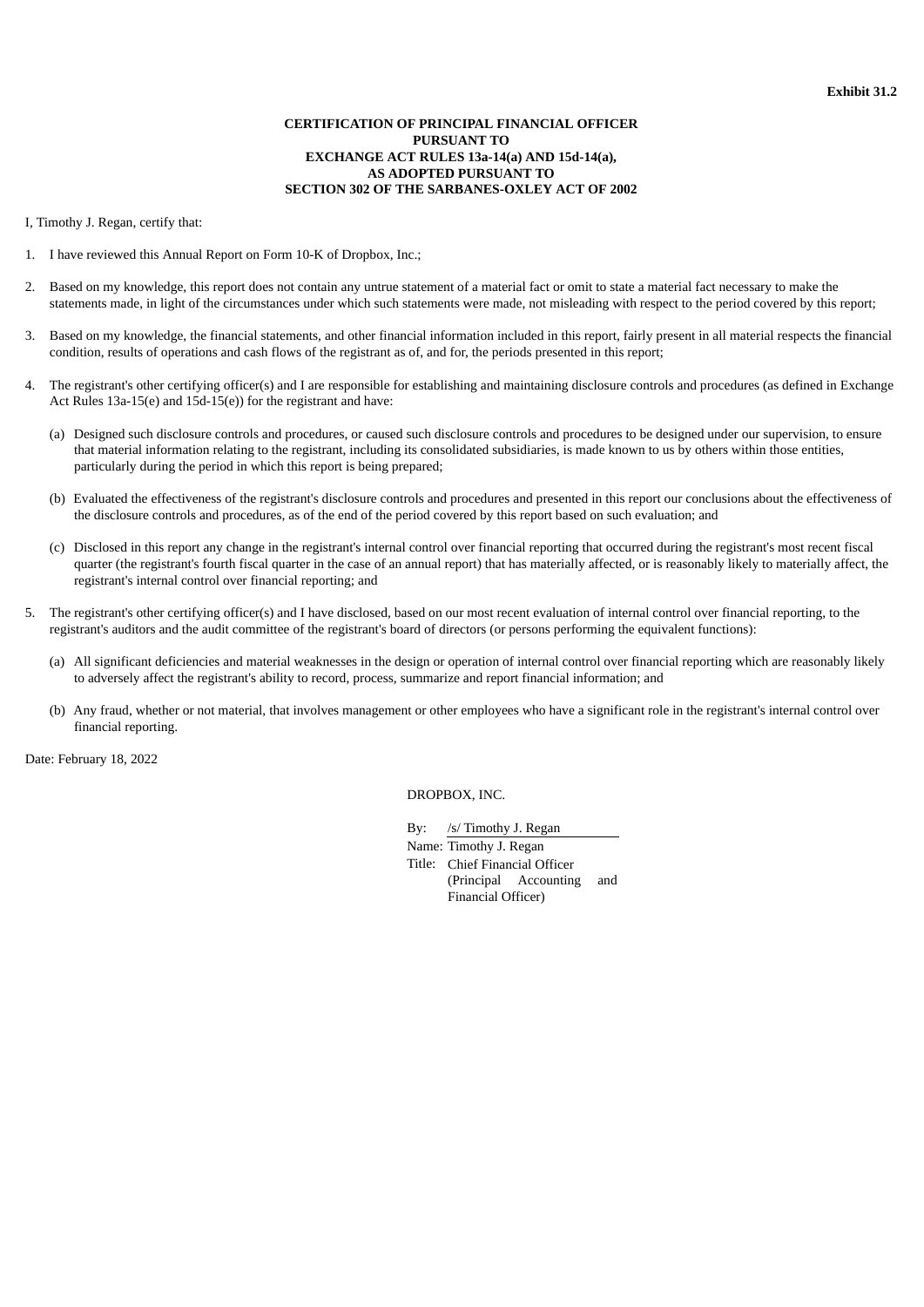**Exhibit 31.2**

**CERTIFICATION OF PRINCIPAL FINANCIAL OFFICER
PURSUANT TO
EXCHANGE ACT RULES 13a-14(a) AND 15d-14(a),
AS ADOPTED PURSUANT TO
SECTION 302 OF THE SARBANES-OXLEY ACT OF 2002**

I, Timothy J. Regan, certify that:

1. I have reviewed this Annual Report on Form 10-K of Dropbox, Inc.;

2. Based on my knowledge, this report does not contain any untrue statement of a material fact or omit to state a material fact necessary to make the statements made, in light of the circumstances under which such statements were made, not misleading with respect to the period covered by this report;

3. Based on my knowledge, the financial statements, and other financial information included in this report, fairly present in all material respects the financial condition, results of operations and cash flows of the registrant as of, and for, the periods presented in this report;

4. The registrant's other certifying officer(s) and I are responsible for establishing and maintaining disclosure controls and procedures (as defined in Exchange Act Rules 13a-15(e) and 15d-15(e)) for the registrant and have:

   (a) Designed such disclosure controls and procedures, or caused such disclosure controls and procedures to be designed under our supervision, to ensure that material information relating to the registrant, including its consolidated subsidiaries, is made known to us by others within those entities, particularly during the period in which this report is being prepared;

   (b) Evaluated the effectiveness of the registrant's disclosure controls and procedures and presented in this report our conclusions about the effectiveness of the disclosure controls and procedures, as of the end of the period covered by this report based on such evaluation; and

   (c) Disclosed in this report any change in the registrant's internal control over financial reporting that occurred during the registrant's most recent fiscal quarter (the registrant's fourth fiscal quarter in the case of an annual report) that has materially affected, or is reasonably likely to materially affect, the registrant's internal control over financial reporting; and

5. The registrant's other certifying officer(s) and I have disclosed, based on our most recent evaluation of internal control over financial reporting, to the registrant's auditors and the audit committee of the registrant's board of directors (or persons performing the equivalent functions):

   (a) All significant deficiencies and material weaknesses in the design or operation of internal control over financial reporting which are reasonably likely to adversely affect the registrant's ability to record, process, summarize and report financial information; and

   (b) Any fraud, whether or not material, that involves management or other employees who have a significant role in the registrant's internal control over financial reporting.

Date: February 18, 2022

DROPBOX, INC.

By: /s/ Timothy J. Regan
Name: Timothy J. Regan
Title: Chief Financial Officer
(Principal Accounting and Financial Officer)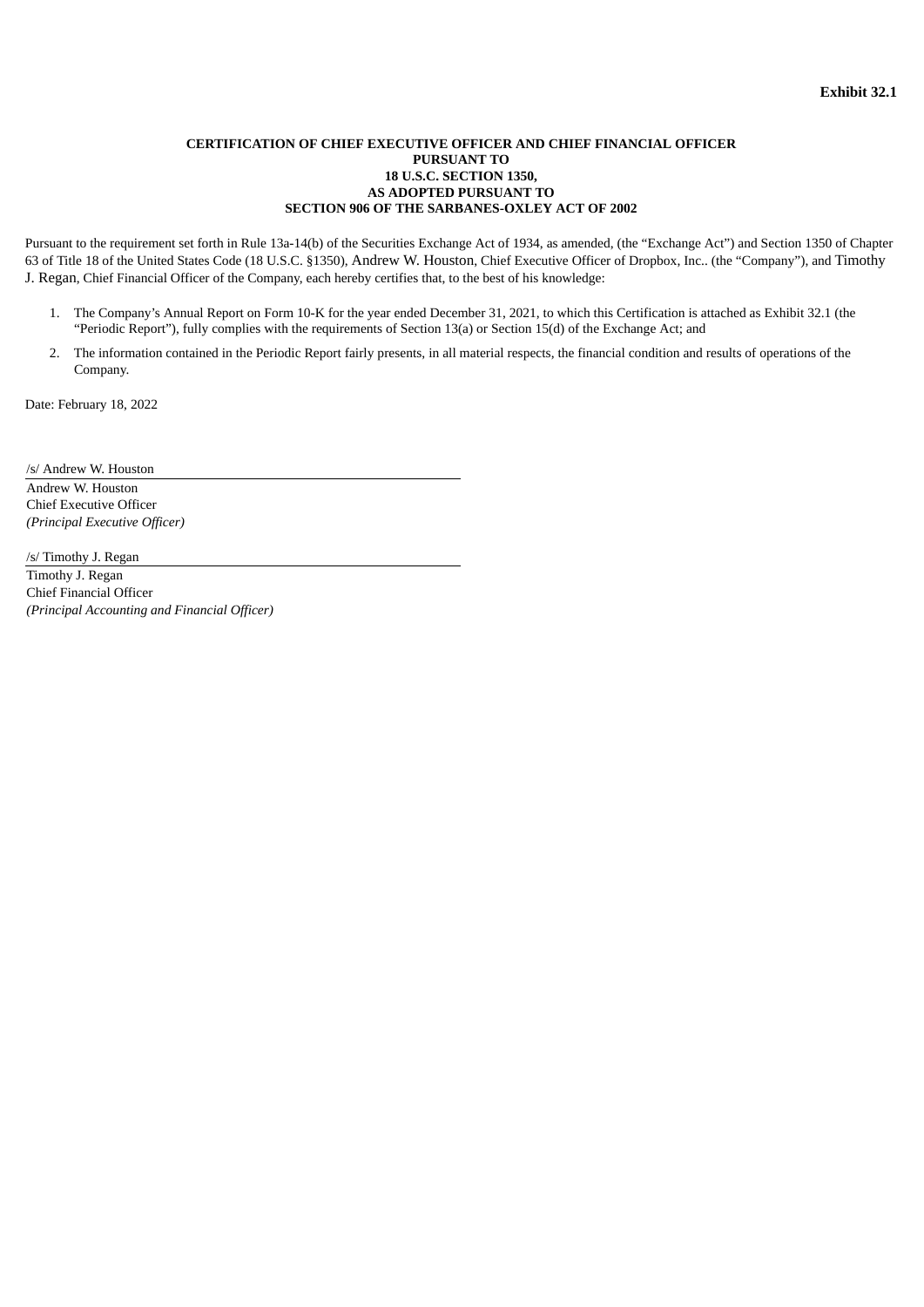**Exhibit 32.1**

**CERTIFICATION OF CHIEF EXECUTIVE OFFICER AND CHIEF FINANCIAL OFFICER
PURSUANT TO
18 U.S.C. SECTION 1350,
AS ADOPTED PURSUANT TO
SECTION 906 OF THE SARBANES-OXLEY ACT OF 2002**

Pursuant to the requirement set forth in Rule 13a-14(b) of the Securities Exchange Act of 1934, as amended, (the “Exchange Act”) and Section 1350 of Chapter 63 of Title 18 of the United States Code (18 U.S.C. §1350), Andrew W. Houston, Chief Executive Officer of Dropbox, Inc.. (the “Company”), and Timothy J. Regan, Chief Financial Officer of the Company, each hereby certifies that, to the best of his knowledge:

1. The Company’s Annual Report on Form 10-K for the year ended December 31, 2021, to which this Certification is attached as Exhibit 32.1 (the “Periodic Report”), fully complies with the requirements of Section 13(a) or Section 15(d) of the Exchange Act; and
2. The information contained in the Periodic Report fairly presents, in all material respects, the financial condition and results of operations of the Company.

Date: February 18, 2022

/s/ Andrew W. Houston

Andrew W. Houston
Chief Executive Officer
*(Principal Executive Officer)*

/s/ Timothy J. Regan

Timothy J. Regan
Chief Financial Officer
*(Principal Accounting and Financial Officer)*